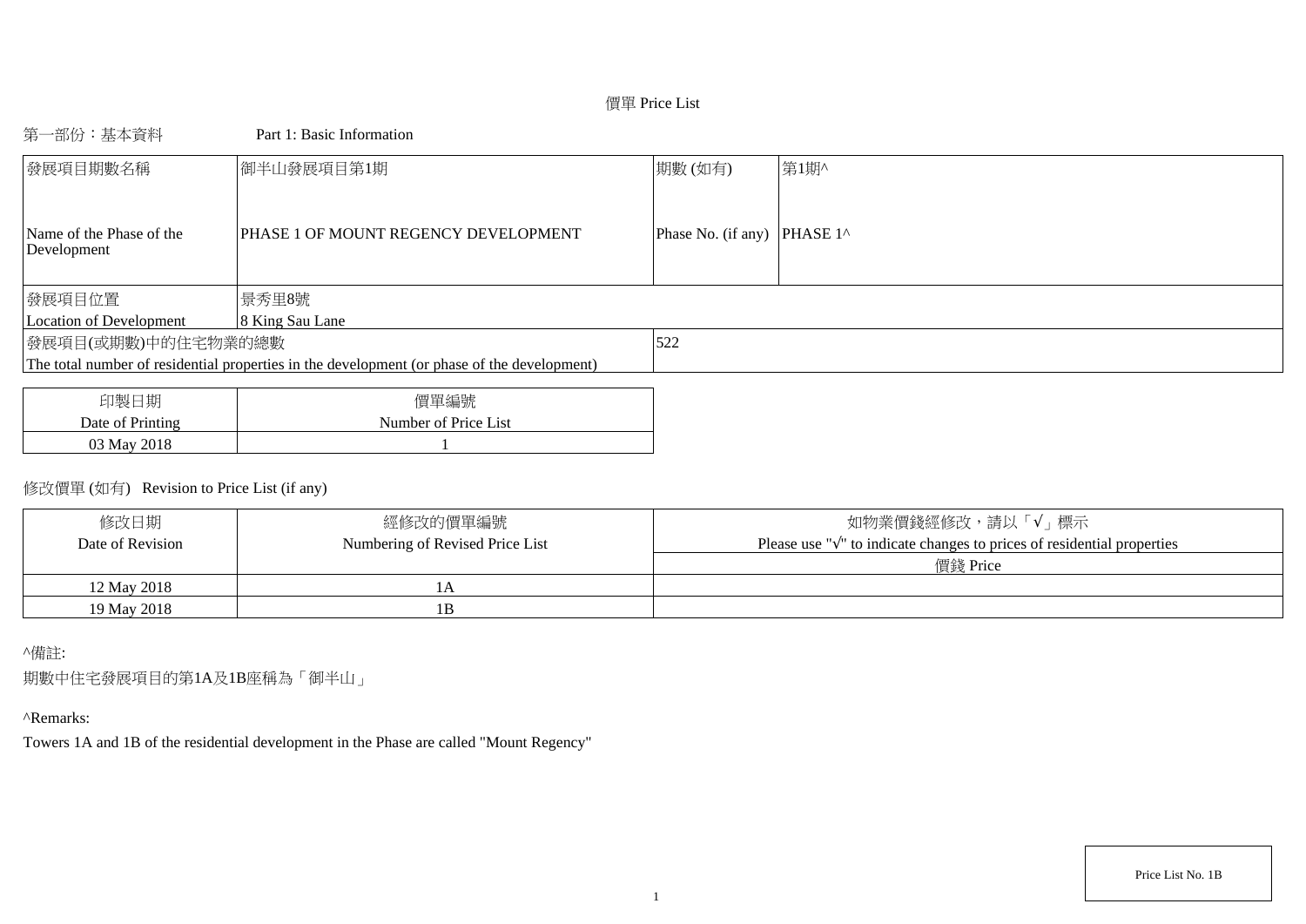# 價單 Price List

## 第一部份：基本資料 Part 1: Basic Information

| 發展項目期數名稱<br>Name of the Phase of the Development | 御半山發展項目第1期<br>PHASE 1 OF MOUNT REGENCY DEVELOPMENT | 期數 (如有)<br>Phase No. (if any) | 第1期^<br>PHASE 1^ |
|---|---|---|---|
| 發展項目位置<br>Location of Development | 景秀里8號<br>8 King Sau Lane | | |
| 發展項目(或期數)中的住宅物業的總數<br>The total number of residential properties in the development (or phase of the development) | | 522 | |

| 印製日期<br>Date of Printing | 價單編號<br>Number of Price List |
|---|---|
| 03 May 2018 | 1 |

修改價單 (如有) Revision to Price List (if any)

| 修改日期<br>Date of Revision | 經修改的價單編號<br>Numbering of Revised Price List | 如物業價錢經修改，請以「√」標示<br>Please use "√" to indicate changes to prices of residential properties<br>價錢 Price |
|---|---|---|
| 12 May 2018 | 1A | |
| 19 May 2018 | 1B | |

^備註:

期數中住宅發展項目的第1A及1B座稱為「御半山」

^Remarks:

Towers 1A and 1B of the residential development in the Phase are called "Mount Regency"

Price List No. 1B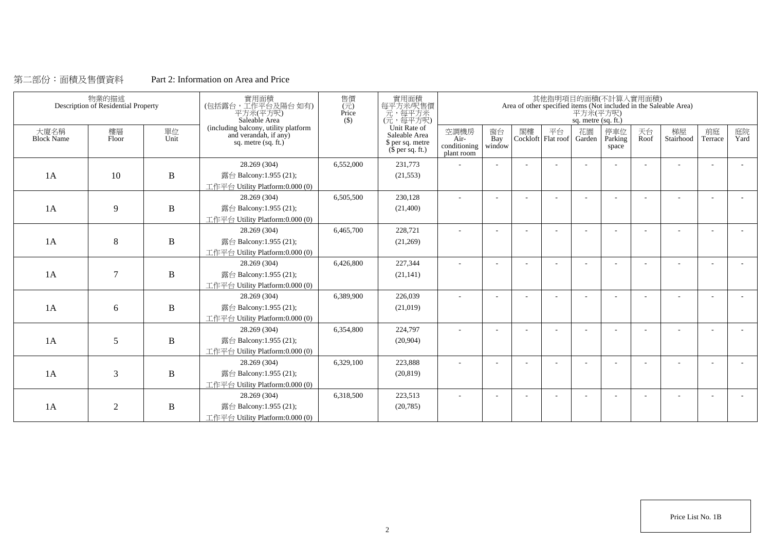第二部份：面積及售價資料　　Part 2: Information on Area and Price

| 物業的描述 Description of Residential Property | | | 實用面積 (包括露台，工作平台及陽台 如有) 平方米(平方呎) Saleable Area (including balcony, utility platform and verandah, if any) sq. metre (sq. ft.) | 售價 (元) Price ($) | 實用面積 每平方米/呎售價 元，每平方米 (元，每平方呎) Unit Rate of Saleable Area $ per sq. metre ($ per sq. ft.) | 其他指明項目的面積(不計算入實用面積) Area of other specified items (Not included in the Saleable Area) 平方米(平方呎) sq. metre (sq. ft.) | | | | | | | | | |
|---|---|---|---|---|---|---|---|---|---|---|---|---|---|---|---|
| 大廈名稱 Block Name | 樓層 Floor | 單位 Unit | | | | 空調機房 Air-conditioning plant room | 窗台 Bay window | 閣樓 Cockloft | 平台 Flat roof | 花園 Garden | 停車位 Parking space | 天台 Roof | 梯屋 Stairhood | 前庭 Terrace | 庭院 Yard |
| 1A | 10 | B | 28.269 (304) 露台 Balcony:1.955 (21); 工作平台 Utility Platform:0.000 (0) | 6,552,000 | 231,773 (21,553) | - | - | - | - | - | - | - | - | - | - |
| 1A | 9 | B | 28.269 (304) 露台 Balcony:1.955 (21); 工作平台 Utility Platform:0.000 (0) | 6,505,500 | 230,128 (21,400) | - | - | - | - | - | - | - | - | - | - |
| 1A | 8 | B | 28.269 (304) 露台 Balcony:1.955 (21); 工作平台 Utility Platform:0.000 (0) | 6,465,700 | 228,721 (21,269) | - | - | - | - | - | - | - | - | - | - |
| 1A | 7 | B | 28.269 (304) 露台 Balcony:1.955 (21); 工作平台 Utility Platform:0.000 (0) | 6,426,800 | 227,344 (21,141) | - | - | - | - | - | - | - | - | - | - |
| 1A | 6 | B | 28.269 (304) 露台 Balcony:1.955 (21); 工作平台 Utility Platform:0.000 (0) | 6,389,900 | 226,039 (21,019) | - | - | - | - | - | - | - | - | - | - |
| 1A | 5 | B | 28.269 (304) 露台 Balcony:1.955 (21); 工作平台 Utility Platform:0.000 (0) | 6,354,800 | 224,797 (20,904) | - | - | - | - | - | - | - | - | - | - |
| 1A | 3 | B | 28.269 (304) 露台 Balcony:1.955 (21); 工作平台 Utility Platform:0.000 (0) | 6,329,100 | 223,888 (20,819) | - | - | - | - | - | - | - | - | - | - |
| 1A | 2 | B | 28.269 (304) 露台 Balcony:1.955 (21); 工作平台 Utility Platform:0.000 (0) | 6,318,500 | 223,513 (20,785) | - | - | - | - | - | - | - | - | - | - |

Price List No. 1B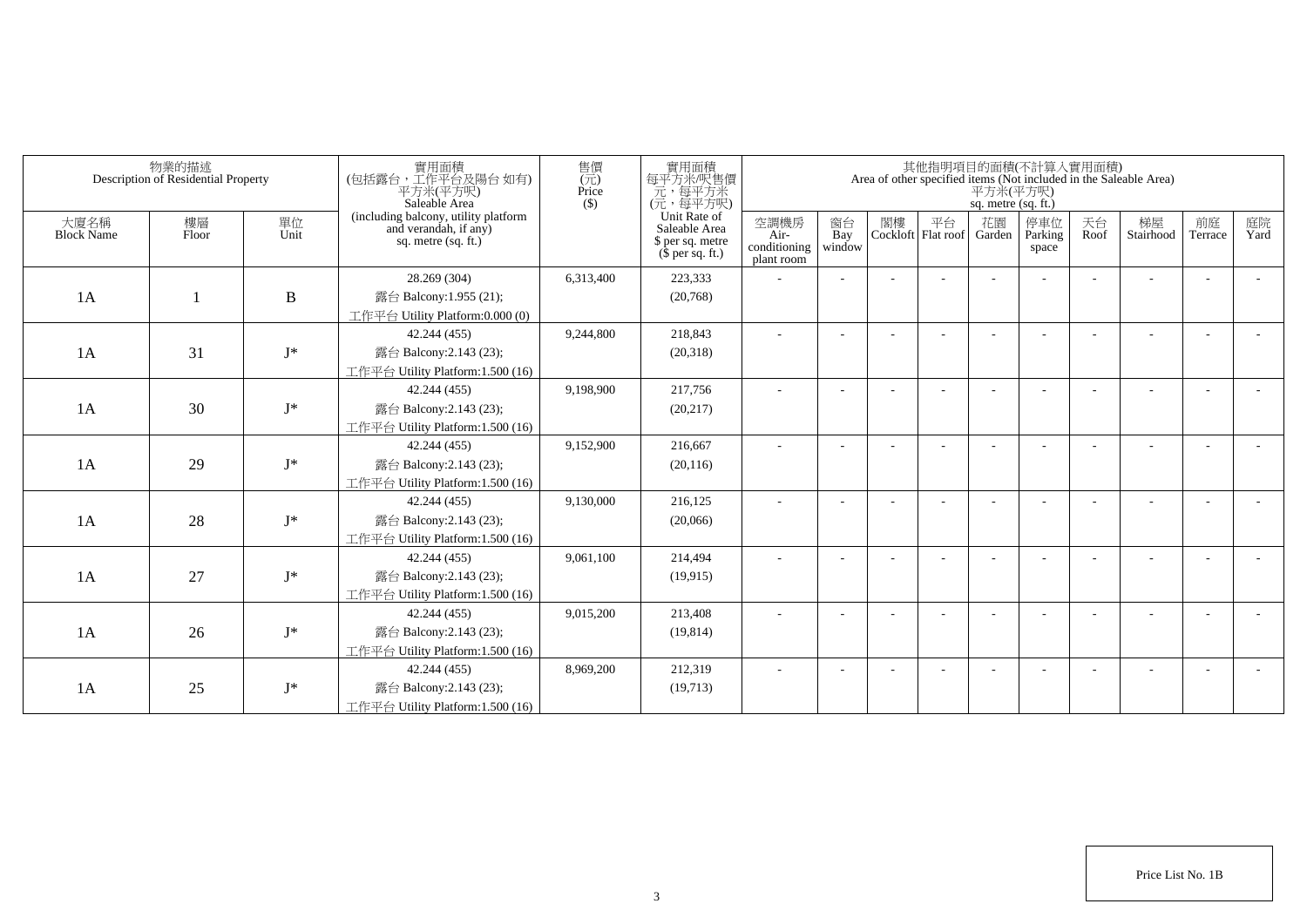| 物業的描述 Description of Residential Property | | | 實用面積 (包括露台，工作平台及陽台 如有) 平方米(平方呎) Saleable Area (including balcony, utility platform and verandah, if any) sq. metre (sq. ft.) | 售價 (元) Price ($) | 實用面積 每平方米/呎售價 元，每平方米 (元，每平方呎) Unit Rate of Saleable Area $ per sq. metre ($ per sq. ft.) | 其他指明項目的面積(不計算入實用面積) Area of other specified items (Not included in the Saleable Area) 平方米(平方呎) sq. metre (sq. ft.) | | | | | | | | | |
|---|---|---|---|---|---|---|---|---|---|---|---|---|---|---|---|
| 大廈名稱 Block Name | 樓層 Floor | 單位 Unit | | | | 空調機房 Air-conditioning plant room | 窗台 Bay window | 閣樓 Cockloft | 平台 Flat roof | 花園 Garden | 停車位 Parking space | 天台 Roof | 梯屋 Stairhood | 前庭 Terrace | 庭院 Yard |
| 1A | 1 | B | 28.269 (304) 露台 Balcony:1.955 (21); 工作平台 Utility Platform:0.000 (0) | 6,313,400 | 223,333 (20,768) | - | - | - | - | - | - | - | - | - | - |
| 1A | 31 | J* | 42.244 (455) 露台 Balcony:2.143 (23); 工作平台 Utility Platform:1.500 (16) | 9,244,800 | 218,843 (20,318) | - | - | - | - | - | - | - | - | - | - |
| 1A | 30 | J* | 42.244 (455) 露台 Balcony:2.143 (23); 工作平台 Utility Platform:1.500 (16) | 9,198,900 | 217,756 (20,217) | - | - | - | - | - | - | - | - | - | - |
| 1A | 29 | J* | 42.244 (455) 露台 Balcony:2.143 (23); 工作平台 Utility Platform:1.500 (16) | 9,152,900 | 216,667 (20,116) | - | - | - | - | - | - | - | - | - | - |
| 1A | 28 | J* | 42.244 (455) 露台 Balcony:2.143 (23); 工作平台 Utility Platform:1.500 (16) | 9,130,000 | 216,125 (20,066) | - | - | - | - | - | - | - | - | - | - |
| 1A | 27 | J* | 42.244 (455) 露台 Balcony:2.143 (23); 工作平台 Utility Platform:1.500 (16) | 9,061,100 | 214,494 (19,915) | - | - | - | - | - | - | - | - | - | - |
| 1A | 26 | J* | 42.244 (455) 露台 Balcony:2.143 (23); 工作平台 Utility Platform:1.500 (16) | 9,015,200 | 213,408 (19,814) | - | - | - | - | - | - | - | - | - | - |
| 1A | 25 | J* | 42.244 (455) 露台 Balcony:2.143 (23); 工作平台 Utility Platform:1.500 (16) | 8,969,200 | 212,319 (19,713) | - | - | - | - | - | - | - | - | - | - |

Price List No. 1B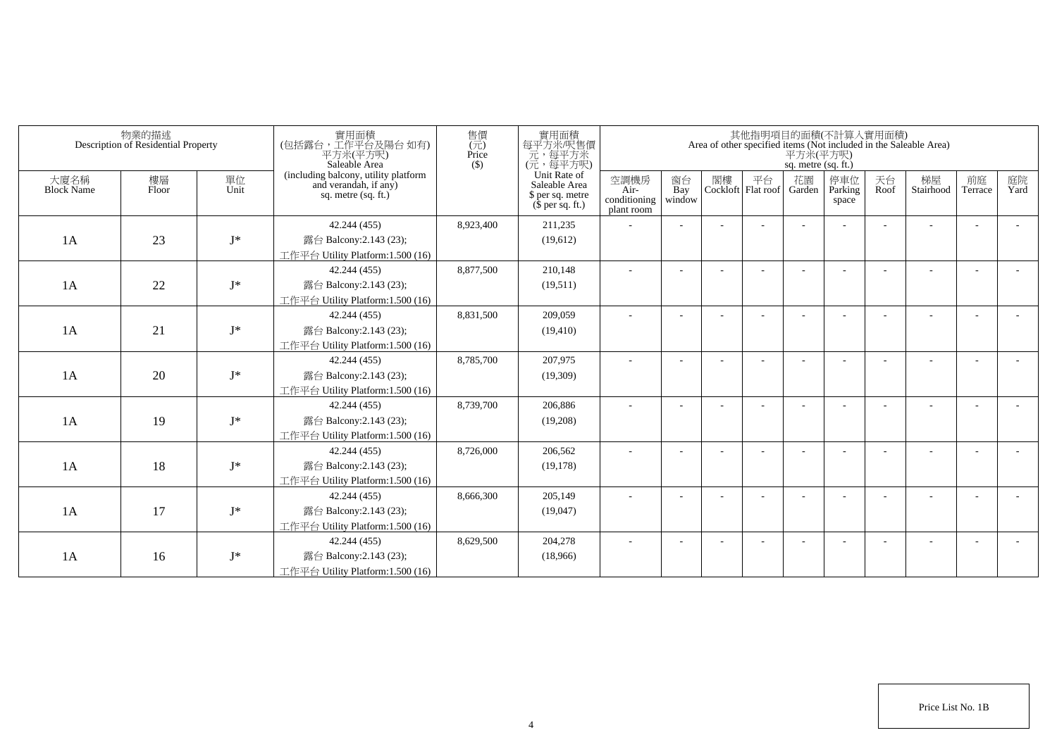| 物業的描述 Description of Residential Property | | | 實用面積 (包括露台，工作平台及陽台 如有) 平方米(平方呎) Saleable Area (including balcony, utility platform and verandah, if any) sq. metre (sq. ft.) | 售價 (元) Price ($) | 實用面積 每平方米/呎售價 元，每平方米 (元，每平方呎) Unit Rate of Saleable Area $ per sq. metre ($ per sq. ft.) | 其他指明項目的面積(不計算入實用面積) Area of other specified items (Not included in the Saleable Area) 平方米(平方呎) sq. metre (sq. ft.) | | | | | | | | | |
|---|---|---|---|---|---|---|---|---|---|---|---|---|---|---|---|
| 大廈名稱 Block Name | 樓層 Floor | 單位 Unit | | | | 空調機房 Air-conditioning plant room | 窗台 Bay window | 閣樓 Cockloft | 平台 Flat roof | 花園 Garden | 停車位 Parking space | 天台 Roof | 梯屋 Stairhood | 前庭 Terrace | 庭院 Yard |
| 1A | 23 | J* | 42.244 (455) 露台 Balcony:2.143 (23); 工作平台 Utility Platform:1.500 (16) | 8,923,400 | 211,235 (19,612) | - | - | - | - | - | - | - | - | - | - |
| 1A | 22 | J* | 42.244 (455) 露台 Balcony:2.143 (23); 工作平台 Utility Platform:1.500 (16) | 8,877,500 | 210,148 (19,511) | - | - | - | - | - | - | - | - | - | - |
| 1A | 21 | J* | 42.244 (455) 露台 Balcony:2.143 (23); 工作平台 Utility Platform:1.500 (16) | 8,831,500 | 209,059 (19,410) | - | - | - | - | - | - | - | - | - | - |
| 1A | 20 | J* | 42.244 (455) 露台 Balcony:2.143 (23); 工作平台 Utility Platform:1.500 (16) | 8,785,700 | 207,975 (19,309) | - | - | - | - | - | - | - | - | - | - |
| 1A | 19 | J* | 42.244 (455) 露台 Balcony:2.143 (23); 工作平台 Utility Platform:1.500 (16) | 8,739,700 | 206,886 (19,208) | - | - | - | - | - | - | - | - | - | - |
| 1A | 18 | J* | 42.244 (455) 露台 Balcony:2.143 (23); 工作平台 Utility Platform:1.500 (16) | 8,726,000 | 206,562 (19,178) | - | - | - | - | - | - | - | - | - | - |
| 1A | 17 | J* | 42.244 (455) 露台 Balcony:2.143 (23); 工作平台 Utility Platform:1.500 (16) | 8,666,300 | 205,149 (19,047) | - | - | - | - | - | - | - | - | - | - |
| 1A | 16 | J* | 42.244 (455) 露台 Balcony:2.143 (23); 工作平台 Utility Platform:1.500 (16) | 8,629,500 | 204,278 (18,966) | - | - | - | - | - | - | - | - | - | - |

Price List No. 1B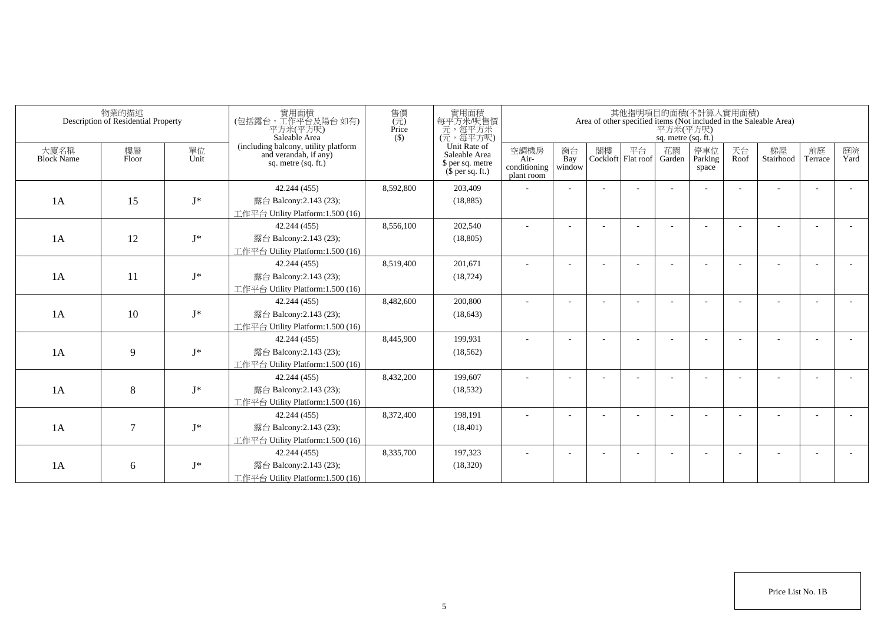| 物業的描述 Description of Residential Property | | | 實用面積 (包括露台，工作平台及陽台 如有) 平方米(平方呎) Saleable Area (including balcony, utility platform and verandah, if any) sq. metre (sq. ft.) | 售價 (元) Price ($) | 實用面積 每平方米/呎售價 元，每平方米 (元，每平方呎) Unit Rate of Saleable Area $ per sq. metre ($ per sq. ft.) | 其他指明項目的面積(不計算入實用面積) Area of other specified items (Not included in the Saleable Area) 平方米(平方呎) sq. metre (sq. ft.) | | | | | | | | | |
|---|---|---|---|---|---|---|---|---|---|---|---|---|---|---|---|
| 大廈名稱 Block Name | 樓層 Floor | 單位 Unit | | | | 空調機房 Air-conditioning plant room | 窗台 Bay window | 閣樓 Cockloft | 平台 Flat roof | 花園 Garden | 停車位 Parking space | 天台 Roof | 梯屋 Stairhood | 前庭 Terrace | 庭院 Yard |
| 1A | 15 | J* | 42.244 (455) 露台 Balcony:2.143 (23); 工作平台 Utility Platform:1.500 (16) | 8,592,800 | 203,409 (18,885) | - | - | - | - | - | - | - | - | - | - |
| 1A | 12 | J* | 42.244 (455) 露台 Balcony:2.143 (23); 工作平台 Utility Platform:1.500 (16) | 8,556,100 | 202,540 (18,805) | - | - | - | - | - | - | - | - | - | - |
| 1A | 11 | J* | 42.244 (455) 露台 Balcony:2.143 (23); 工作平台 Utility Platform:1.500 (16) | 8,519,400 | 201,671 (18,724) | - | - | - | - | - | - | - | - | - | - |
| 1A | 10 | J* | 42.244 (455) 露台 Balcony:2.143 (23); 工作平台 Utility Platform:1.500 (16) | 8,482,600 | 200,800 (18,643) | - | - | - | - | - | - | - | - | - | - |
| 1A | 9 | J* | 42.244 (455) 露台 Balcony:2.143 (23); 工作平台 Utility Platform:1.500 (16) | 8,445,900 | 199,931 (18,562) | - | - | - | - | - | - | - | - | - | - |
| 1A | 8 | J* | 42.244 (455) 露台 Balcony:2.143 (23); 工作平台 Utility Platform:1.500 (16) | 8,432,200 | 199,607 (18,532) | - | - | - | - | - | - | - | - | - | - |
| 1A | 7 | J* | 42.244 (455) 露台 Balcony:2.143 (23); 工作平台 Utility Platform:1.500 (16) | 8,372,400 | 198,191 (18,401) | - | - | - | - | - | - | - | - | - | - |
| 1A | 6 | J* | 42.244 (455) 露台 Balcony:2.143 (23); 工作平台 Utility Platform:1.500 (16) | 8,335,700 | 197,323 (18,320) | - | - | - | - | - | - | - | - | - | - |

Price List No. 1B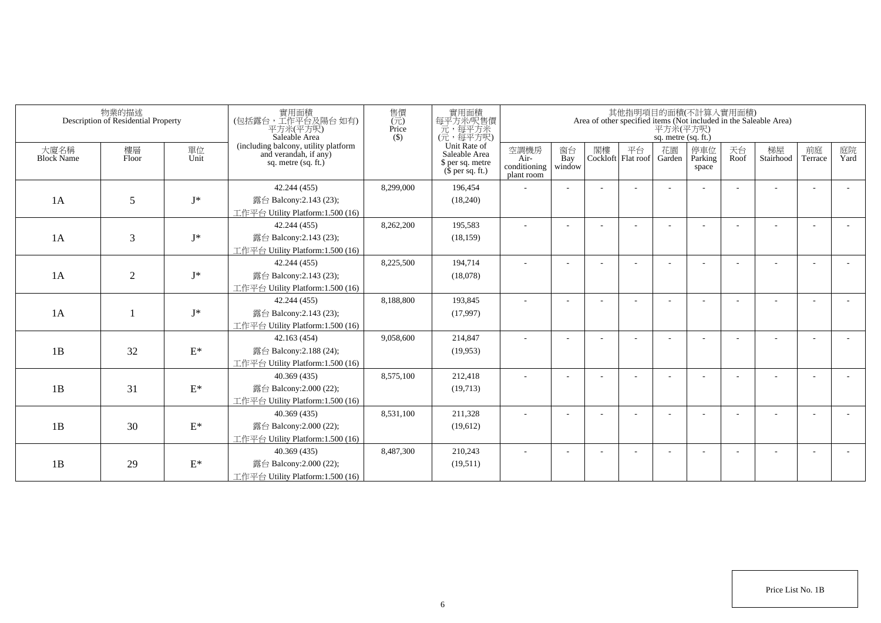| 物業的描述 Description of Residential Property | | | 實用面積 (包括露台，工作平台及陽台 如有) 平方米(平方呎) Saleable Area (including balcony, utility platform and verandah, if any) sq. metre (sq. ft.) | 售價 (元) Price ($) | 實用面積 每平方米/呎售價 元，每平方米 (元，每平方呎) Unit Rate of Saleable Area $ per sq. metre ($ per sq. ft.) | 其他指明項目的面積(不計算入實用面積) Area of other specified items (Not included in the Saleable Area) 平方米(平方呎) sq. metre (sq. ft.) | | | | | | | | | |
|---|---|---|---|---|---|---|---|---|---|---|---|---|---|---|---|
| 大廈名稱 Block Name | 樓層 Floor | 單位 Unit | | | | 空調機房 Air-conditioning plant room | 窗台 Bay window | 閣樓 Cockloft | 平台 Flat roof | 花園 Garden | 停車位 Parking space | 天台 Roof | 梯屋 Stairhood | 前庭 Terrace | 庭院 Yard |
| 1A | 5 | J* | 42.244 (455) 露台 Balcony:2.143 (23); 工作平台 Utility Platform:1.500 (16) | 8,299,000 | 196,454 (18,240) | - | - | - | - | - | - | - | - | - | - |
| 1A | 3 | J* | 42.244 (455) 露台 Balcony:2.143 (23); 工作平台 Utility Platform:1.500 (16) | 8,262,200 | 195,583 (18,159) | - | - | - | - | - | - | - | - | - | - |
| 1A | 2 | J* | 42.244 (455) 露台 Balcony:2.143 (23); 工作平台 Utility Platform:1.500 (16) | 8,225,500 | 194,714 (18,078) | - | - | - | - | - | - | - | - | - | - |
| 1A | 1 | J* | 42.244 (455) 露台 Balcony:2.143 (23); 工作平台 Utility Platform:1.500 (16) | 8,188,800 | 193,845 (17,997) | - | - | - | - | - | - | - | - | - | - |
| 1B | 32 | E* | 42.163 (454) 露台 Balcony:2.188 (24); 工作平台 Utility Platform:1.500 (16) | 9,058,600 | 214,847 (19,953) | - | - | - | - | - | - | - | - | - | - |
| 1B | 31 | E* | 40.369 (435) 露台 Balcony:2.000 (22); 工作平台 Utility Platform:1.500 (16) | 8,575,100 | 212,418 (19,713) | - | - | - | - | - | - | - | - | - | - |
| 1B | 30 | E* | 40.369 (435) 露台 Balcony:2.000 (22); 工作平台 Utility Platform:1.500 (16) | 8,531,100 | 211,328 (19,612) | - | - | - | - | - | - | - | - | - | - |
| 1B | 29 | E* | 40.369 (435) 露台 Balcony:2.000 (22); 工作平台 Utility Platform:1.500 (16) | 8,487,300 | 210,243 (19,511) | - | - | - | - | - | - | - | - | - | - |

Price List No. 1B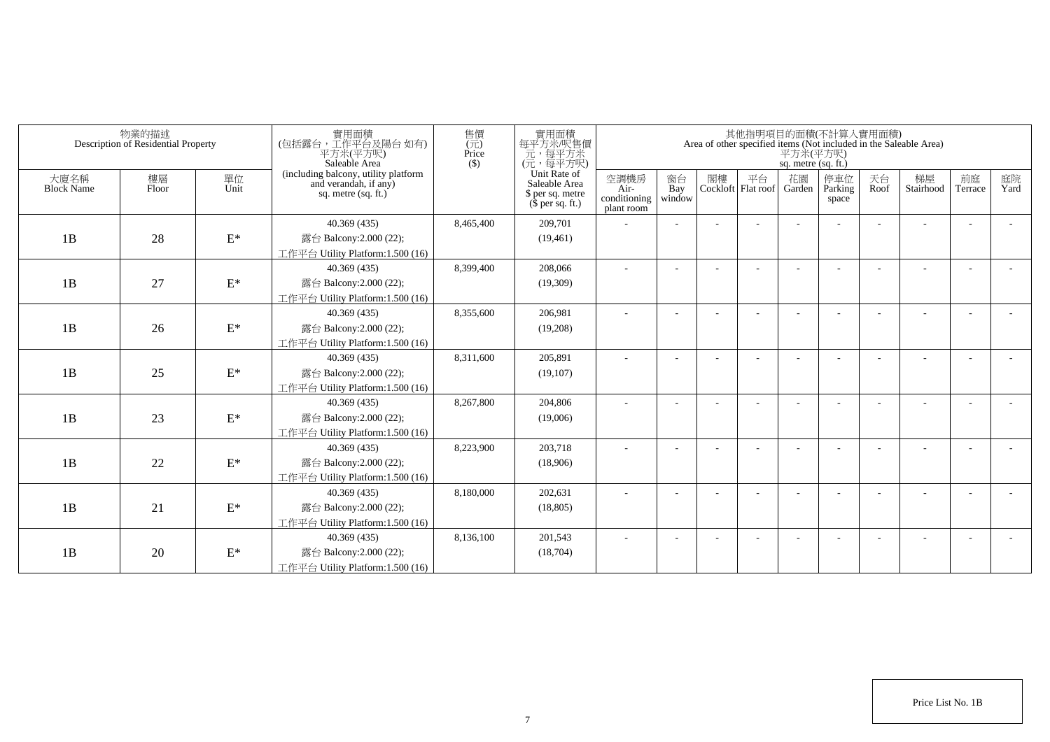| 物業的描述 Description of Residential Property | | | 實用面積 (包括露台，工作平台及陽台 如有) 平方米(平方呎) Saleable Area (including balcony, utility platform and verandah, if any) sq. metre (sq. ft.) | 售價 (元) Price ($) | 實用面積 每平方米/呎售價 元，每平方米 (元，每平方呎) Unit Rate of Saleable Area $ per sq. metre ($ per sq. ft.) | 其他指明項目的面積(不計算入實用面積) Area of other specified items (Not included in the Saleable Area) 平方米(平方呎) sq. metre (sq. ft.) | | | | | | | | | |
|---|---|---|---|---|---|---|---|---|---|---|---|---|---|---|---|
| 大廈名稱 Block Name | 樓層 Floor | 單位 Unit | | | | 空調機房 Air-conditioning plant room | 窗台 Bay window | 閣樓 Cockloft | 平台 Flat roof | 花園 Garden | 停車位 Parking space | 天台 Roof | 梯屋 Stairhood | 前庭 Terrace | 庭院 Yard |
| 1B | 28 | E* | 40.369 (435) 露台 Balcony:2.000 (22); 工作平台 Utility Platform:1.500 (16) | 8,465,400 | 209,701 (19,461) | - | - | - | - | - | - | - | - | - | - |
| 1B | 27 | E* | 40.369 (435) 露台 Balcony:2.000 (22); 工作平台 Utility Platform:1.500 (16) | 8,399,400 | 208,066 (19,309) | - | - | - | - | - | - | - | - | - | - |
| 1B | 26 | E* | 40.369 (435) 露台 Balcony:2.000 (22); 工作平台 Utility Platform:1.500 (16) | 8,355,600 | 206,981 (19,208) | - | - | - | - | - | - | - | - | - | - |
| 1B | 25 | E* | 40.369 (435) 露台 Balcony:2.000 (22); 工作平台 Utility Platform:1.500 (16) | 8,311,600 | 205,891 (19,107) | - | - | - | - | - | - | - | - | - | - |
| 1B | 23 | E* | 40.369 (435) 露台 Balcony:2.000 (22); 工作平台 Utility Platform:1.500 (16) | 8,267,800 | 204,806 (19,006) | - | - | - | - | - | - | - | - | - | - |
| 1B | 22 | E* | 40.369 (435) 露台 Balcony:2.000 (22); 工作平台 Utility Platform:1.500 (16) | 8,223,900 | 203,718 (18,906) | - | - | - | - | - | - | - | - | - | - |
| 1B | 21 | E* | 40.369 (435) 露台 Balcony:2.000 (22); 工作平台 Utility Platform:1.500 (16) | 8,180,000 | 202,631 (18,805) | - | - | - | - | - | - | - | - | - | - |
| 1B | 20 | E* | 40.369 (435) 露台 Balcony:2.000 (22); 工作平台 Utility Platform:1.500 (16) | 8,136,100 | 201,543 (18,704) | - | - | - | - | - | - | - | - | - | - |

Price List No. 1B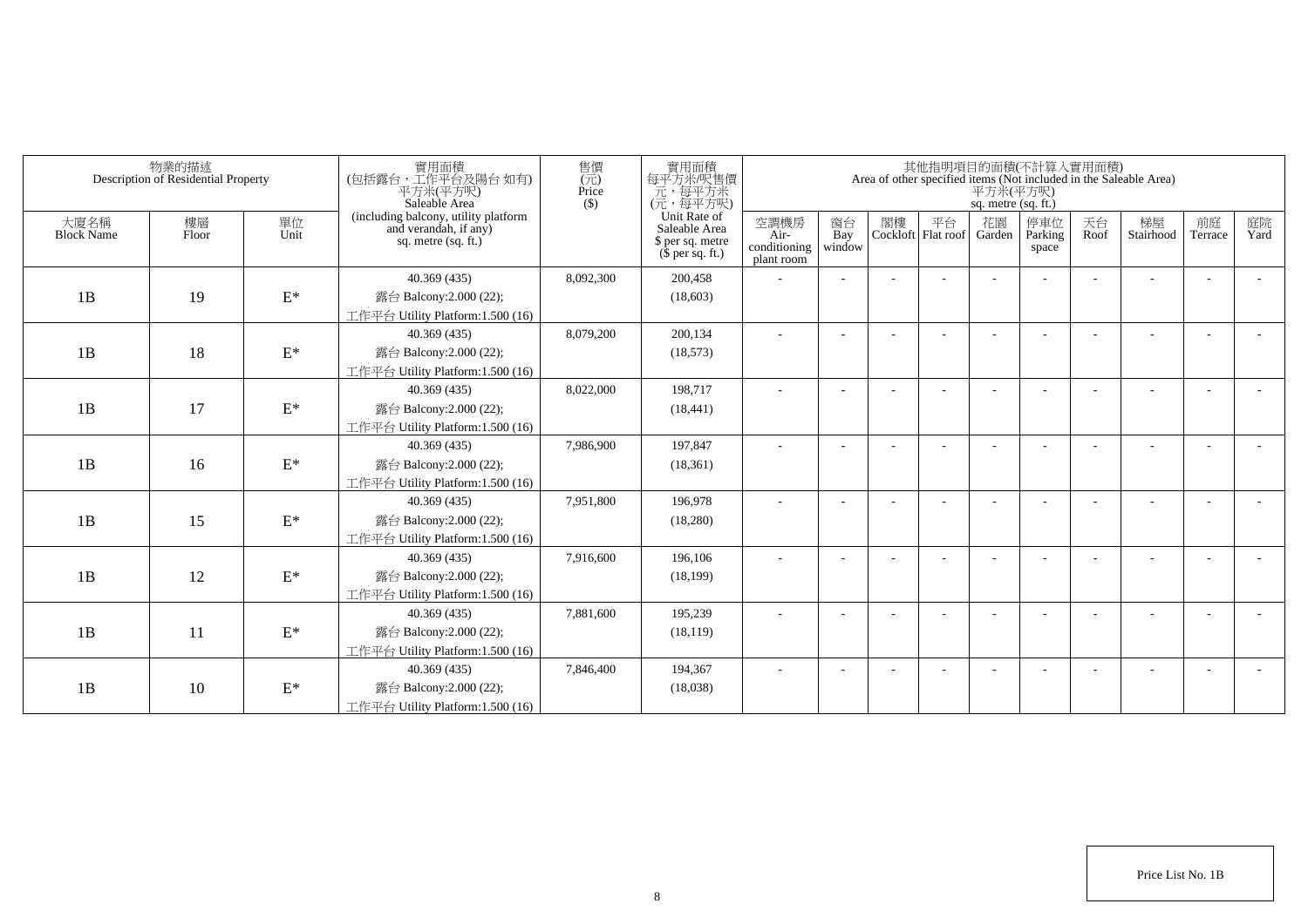| 物業的描述 Description of Residential Property | | | 實用面積 (包括露台，工作平台及陽台 如有) 平方米(平方呎) Saleable Area (including balcony, utility platform and verandah, if any) sq. metre (sq. ft.) | 售價 (元) Price ($) | 實用面積 每平方米/呎售價 元，每平方米 (元，每平方呎) Unit Rate of Saleable Area $ per sq. metre ($ per sq. ft.) | 其他指明項目的面積(不計算入實用面積) Area of other specified items (Not included in the Saleable Area) 平方米(平方呎) sq. metre (sq. ft.) | | | | | | | | | |
|---|---|---|---|---|---|---|---|---|---|---|---|---|---|---|---|
| 大廈名稱 Block Name | 樓層 Floor | 單位 Unit | | | | 空調機房 Air-conditioning plant room | 窗台 Bay window | 閣樓 Cockloft | 平台 Flat roof | 花園 Garden | 停車位 Parking space | 天台 Roof | 梯屋 Stairhood | 前庭 Terrace | 庭院 Yard |
| 1B | 19 | E* | 40.369 (435) 露台 Balcony:2.000 (22); 工作平台 Utility Platform:1.500 (16) | 8,092,300 | 200,458 (18,603) | - | - | - | - | - | - | - | - | - | - |
| 1B | 18 | E* | 40.369 (435) 露台 Balcony:2.000 (22); 工作平台 Utility Platform:1.500 (16) | 8,079,200 | 200,134 (18,573) | - | - | - | - | - | - | - | - | - | - |
| 1B | 17 | E* | 40.369 (435) 露台 Balcony:2.000 (22); 工作平台 Utility Platform:1.500 (16) | 8,022,000 | 198,717 (18,441) | - | - | - | - | - | - | - | - | - | - |
| 1B | 16 | E* | 40.369 (435) 露台 Balcony:2.000 (22); 工作平台 Utility Platform:1.500 (16) | 7,986,900 | 197,847 (18,361) | - | - | - | - | - | - | - | - | - | - |
| 1B | 15 | E* | 40.369 (435) 露台 Balcony:2.000 (22); 工作平台 Utility Platform:1.500 (16) | 7,951,800 | 196,978 (18,280) | - | - | - | - | - | - | - | - | - | - |
| 1B | 12 | E* | 40.369 (435) 露台 Balcony:2.000 (22); 工作平台 Utility Platform:1.500 (16) | 7,916,600 | 196,106 (18,199) | - | - | - | - | - | - | - | - | - | - |
| 1B | 11 | E* | 40.369 (435) 露台 Balcony:2.000 (22); 工作平台 Utility Platform:1.500 (16) | 7,881,600 | 195,239 (18,119) | - | - | - | - | - | - | - | - | - | - |
| 1B | 10 | E* | 40.369 (435) 露台 Balcony:2.000 (22); 工作平台 Utility Platform:1.500 (16) | 7,846,400 | 194,367 (18,038) | - | - | - | - | - | - | - | - | - | - |

Price List No. 1B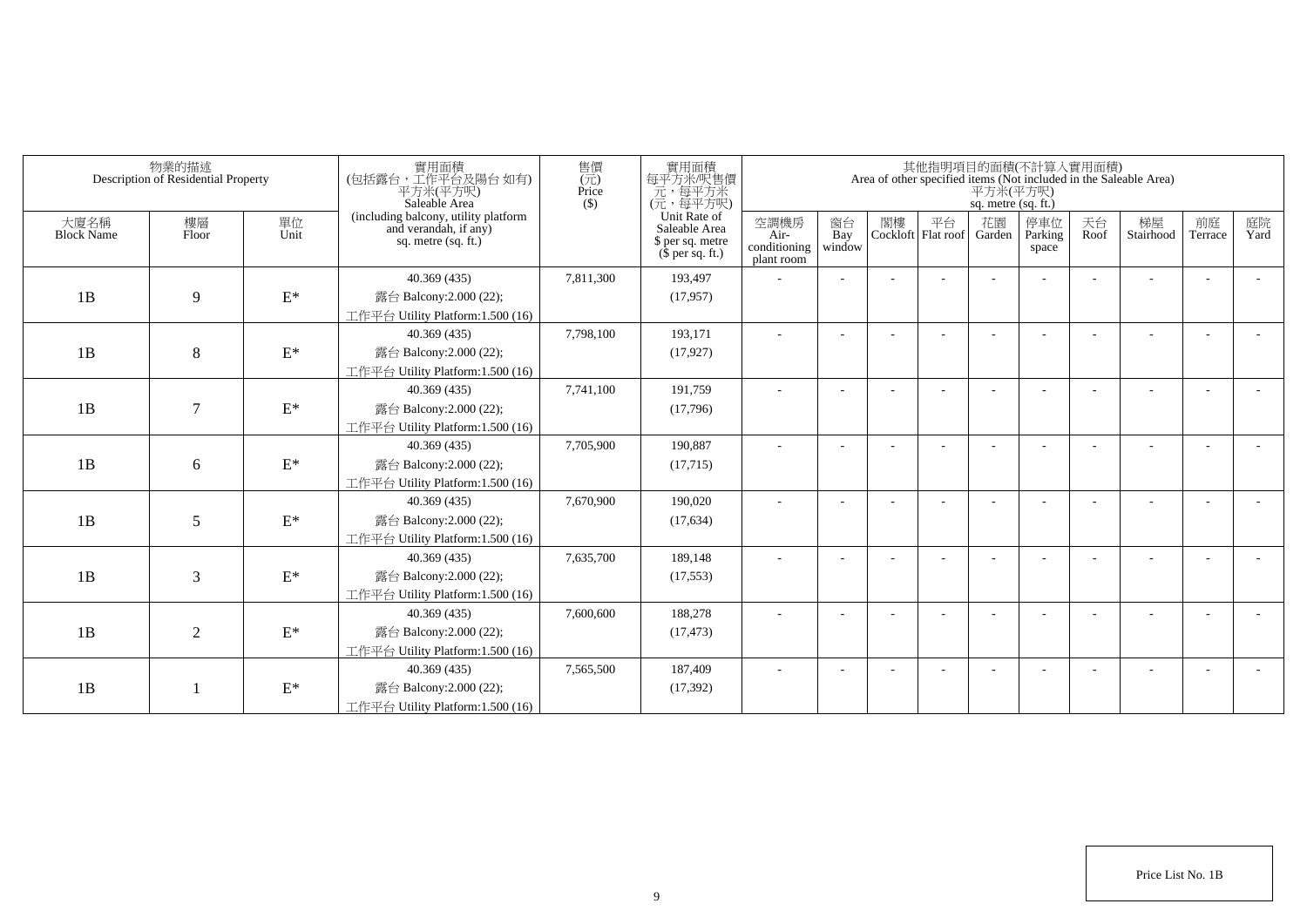| 物業的描述 Description of Residential Property | | | 實用面積 (包括露台，工作平台及陽台 如有) 平方米(平方呎) Saleable Area (including balcony, utility platform and verandah, if any) sq. metre (sq. ft.) | 售價 (元) Price ($) | 實用面積 每平方米/呎售價 元，每平方米 (元，每平方呎) Unit Rate of Saleable Area $ per sq. metre ($ per sq. ft.) | 其他指明項目的面積(不計算入實用面積) Area of other specified items (Not included in the Saleable Area) 平方米(平方呎) sq. metre (sq. ft.) | | | | | | | | | |
|---|---|---|---|---|---|---|---|---|---|---|---|---|---|---|---|
| 大廈名稱 Block Name | 樓層 Floor | 單位 Unit | | | | 空調機房 Air-conditioning plant room | 窗台 Bay window | 閣樓 Cockloft | 平台 Flat roof | 花園 Garden | 停車位 Parking space | 天台 Roof | 梯屋 Stairhood | 前庭 Terrace | 庭院 Yard |
| 1B | 9 | E* | 40.369 (435)<br>露台 Balcony:2.000 (22);<br>工作平台 Utility Platform:1.500 (16) | 7,811,300 | 193,497<br>(17,957) | - | - | - | - | - | - | - | - | - | - |
| 1B | 8 | E* | 40.369 (435)<br>露台 Balcony:2.000 (22);<br>工作平台 Utility Platform:1.500 (16) | 7,798,100 | 193,171<br>(17,927) | - | - | - | - | - | - | - | - | - | - |
| 1B | 7 | E* | 40.369 (435)<br>露台 Balcony:2.000 (22);<br>工作平台 Utility Platform:1.500 (16) | 7,741,100 | 191,759<br>(17,796) | - | - | - | - | - | - | - | - | - | - |
| 1B | 6 | E* | 40.369 (435)<br>露台 Balcony:2.000 (22);<br>工作平台 Utility Platform:1.500 (16) | 7,705,900 | 190,887<br>(17,715) | - | - | - | - | - | - | - | - | - | - |
| 1B | 5 | E* | 40.369 (435)<br>露台 Balcony:2.000 (22);<br>工作平台 Utility Platform:1.500 (16) | 7,670,900 | 190,020<br>(17,634) | - | - | - | - | - | - | - | - | - | - |
| 1B | 3 | E* | 40.369 (435)<br>露台 Balcony:2.000 (22);<br>工作平台 Utility Platform:1.500 (16) | 7,635,700 | 189,148<br>(17,553) | - | - | - | - | - | - | - | - | - | - |
| 1B | 2 | E* | 40.369 (435)<br>露台 Balcony:2.000 (22);<br>工作平台 Utility Platform:1.500 (16) | 7,600,600 | 188,278<br>(17,473) | - | - | - | - | - | - | - | - | - | - |
| 1B | 1 | E* | 40.369 (435)<br>露台 Balcony:2.000 (22);<br>工作平台 Utility Platform:1.500 (16) | 7,565,500 | 187,409<br>(17,392) | - | - | - | - | - | - | - | - | - | - |

Price List No. 1B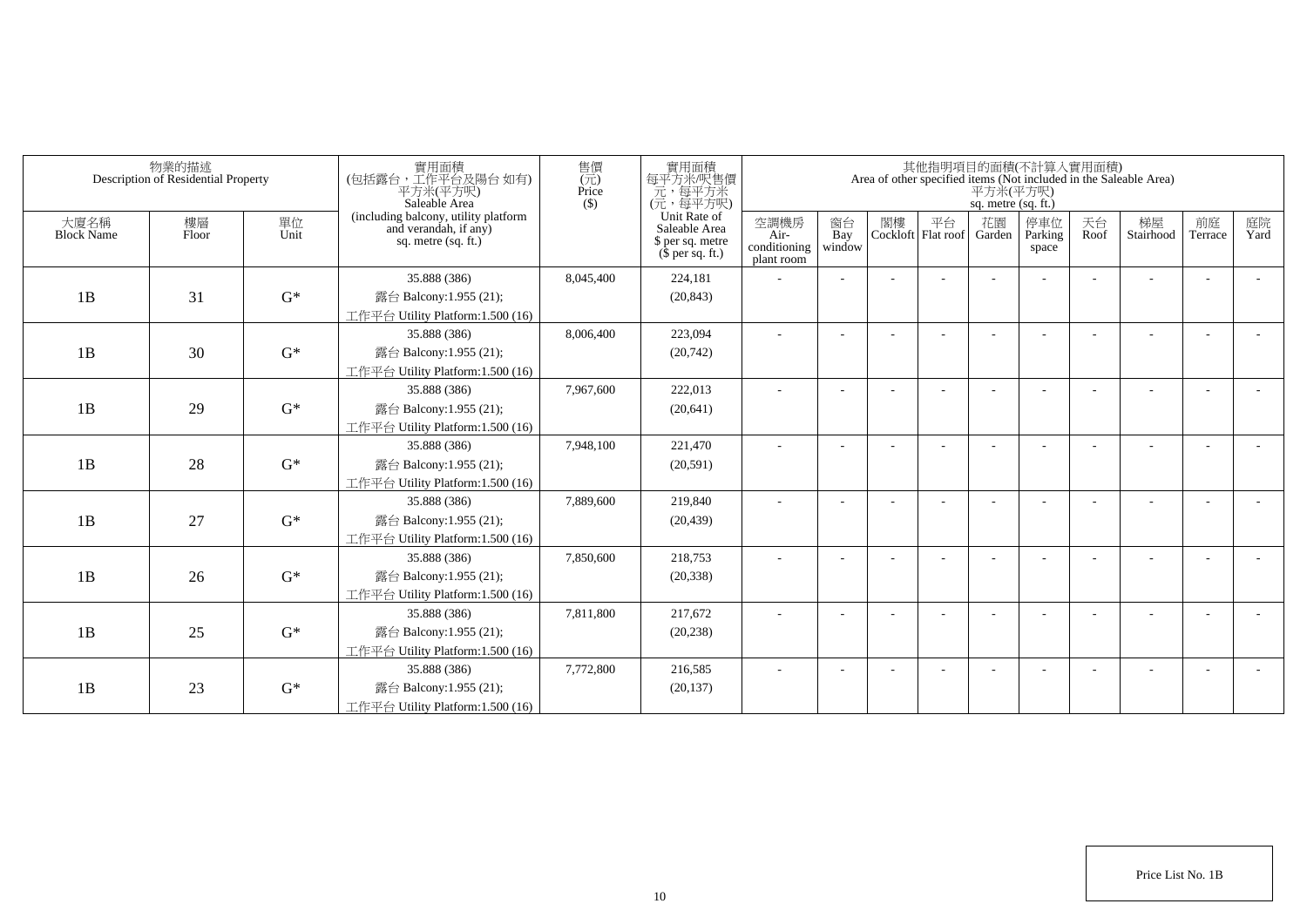| 物業的描述 Description of Residential Property | | | 實用面積 (包括露台，工作平台及陽台 如有) 平方米(平方呎) Saleable Area (including balcony, utility platform and verandah, if any) sq. metre (sq. ft.) | 售價 (元) Price ($) | 實用面積 每平方米/呎售價 元，每平方米 (元，每平方呎) Unit Rate of Saleable Area $ per sq. metre ($ per sq. ft.) | 其他指明項目的面積(不計算入實用面積) Area of other specified items (Not included in the Saleable Area) 平方米(平方呎) sq. metre (sq. ft.) | | | | | | | | | |
|---|---|---|---|---|---|---|---|---|---|---|---|---|---|---|---|
| 大廈名稱 Block Name | 樓層 Floor | 單位 Unit | | | | 空調機房 Air-conditioning plant room | 窗台 Bay window | 閣樓 Cockloft | 平台 Flat roof | 花園 Garden | 停車位 Parking space | 天台 Roof | 梯屋 Stairhood | 前庭 Terrace | 庭院 Yard |
| 1B | 31 | G* | 35.888 (386) 露台 Balcony:1.955 (21); 工作平台 Utility Platform:1.500 (16) | 8,045,400 | 224,181 (20,843) | - | - | - | - | - | - | - | - | - | - |
| 1B | 30 | G* | 35.888 (386) 露台 Balcony:1.955 (21); 工作平台 Utility Platform:1.500 (16) | 8,006,400 | 223,094 (20,742) | - | - | - | - | - | - | - | - | - | - |
| 1B | 29 | G* | 35.888 (386) 露台 Balcony:1.955 (21); 工作平台 Utility Platform:1.500 (16) | 7,967,600 | 222,013 (20,641) | - | - | - | - | - | - | - | - | - | - |
| 1B | 28 | G* | 35.888 (386) 露台 Balcony:1.955 (21); 工作平台 Utility Platform:1.500 (16) | 7,948,100 | 221,470 (20,591) | - | - | - | - | - | - | - | - | - | - |
| 1B | 27 | G* | 35.888 (386) 露台 Balcony:1.955 (21); 工作平台 Utility Platform:1.500 (16) | 7,889,600 | 219,840 (20,439) | - | - | - | - | - | - | - | - | - | - |
| 1B | 26 | G* | 35.888 (386) 露台 Balcony:1.955 (21); 工作平台 Utility Platform:1.500 (16) | 7,850,600 | 218,753 (20,338) | - | - | - | - | - | - | - | - | - | - |
| 1B | 25 | G* | 35.888 (386) 露台 Balcony:1.955 (21); 工作平台 Utility Platform:1.500 (16) | 7,811,800 | 217,672 (20,238) | - | - | - | - | - | - | - | - | - | - |
| 1B | 23 | G* | 35.888 (386) 露台 Balcony:1.955 (21); 工作平台 Utility Platform:1.500 (16) | 7,772,800 | 216,585 (20,137) | - | - | - | - | - | - | - | - | - | - |

Price List No. 1B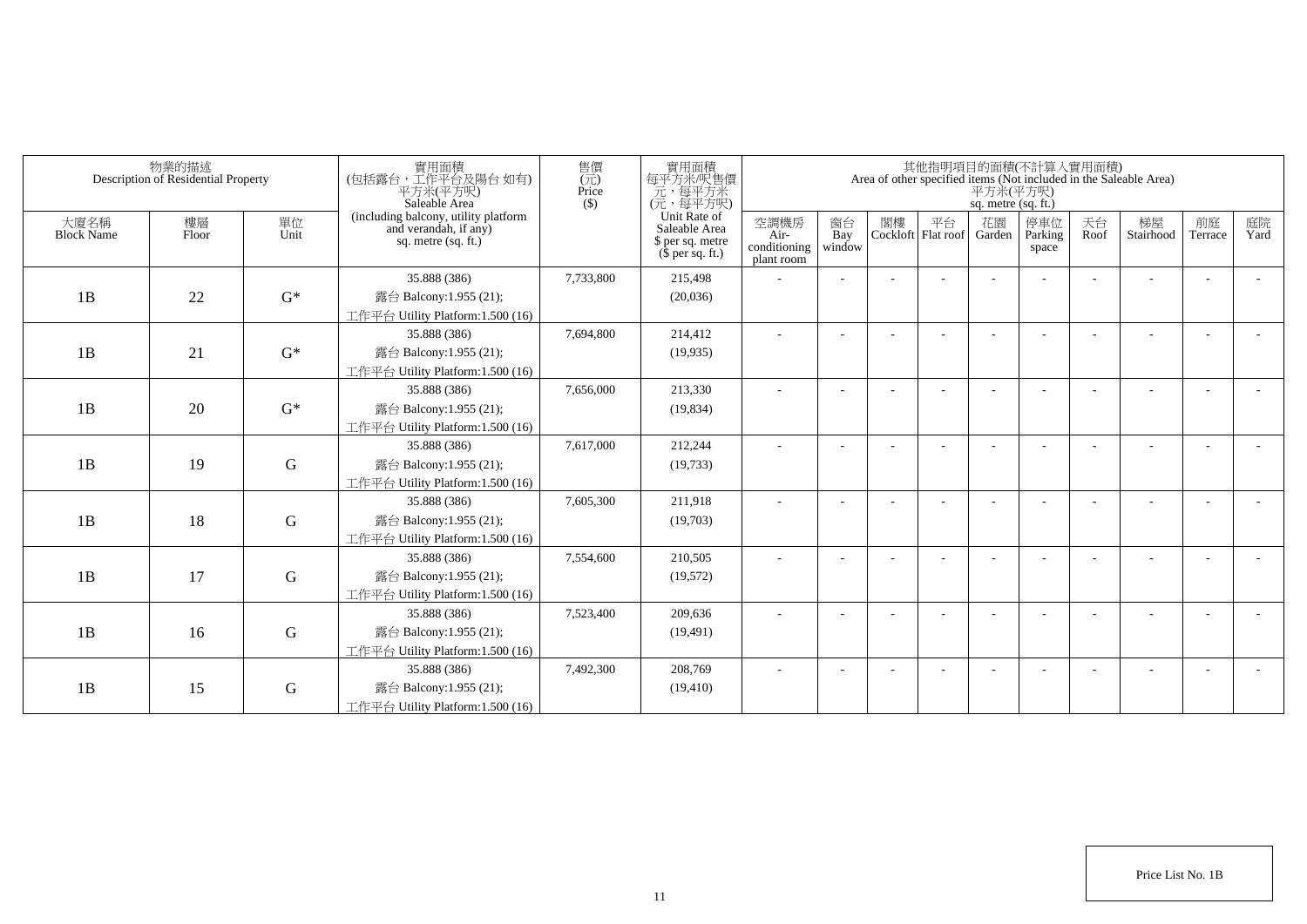| 物業的描述 Description of Residential Property | | | 實用面積 (包括露台，工作平台及陽台 如有) 平方米(平方呎) Saleable Area (including balcony, utility platform and verandah, if any) sq. metre (sq. ft.) | 售價 (元) Price ($) | 實用面積 每平方米/呎售價 元，每平方米 (元，每平方呎) Unit Rate of Saleable Area $ per sq. metre ($ per sq. ft.) | 其他指明項目的面積(不計算入實用面積) Area of other specified items (Not included in the Saleable Area) 平方米(平方呎) sq. metre (sq. ft.) | | | | | | | | | |
|---|---|---|---|---|---|---|---|---|---|---|---|---|---|---|---|
| 大廈名稱 Block Name | 樓層 Floor | 單位 Unit | | | | 空調機房 Air-conditioning plant room | 窗台 Bay window | 閣樓 Cockloft | 平台 Flat roof | 花園 Garden | 停車位 Parking space | 天台 Roof | 梯屋 Stairhood | 前庭 Terrace | 庭院 Yard |
| 1B | 22 | G* | 35.888 (386) 露台 Balcony:1.955 (21); 工作平台 Utility Platform:1.500 (16) | 7,733,800 | 215,498 (20,036) | - | - | - | - | - | - | - | - | - | - |
| 1B | 21 | G* | 35.888 (386) 露台 Balcony:1.955 (21); 工作平台 Utility Platform:1.500 (16) | 7,694,800 | 214,412 (19,935) | - | - | - | - | - | - | - | - | - | - |
| 1B | 20 | G* | 35.888 (386) 露台 Balcony:1.955 (21); 工作平台 Utility Platform:1.500 (16) | 7,656,000 | 213,330 (19,834) | - | - | - | - | - | - | - | - | - | - |
| 1B | 19 | G | 35.888 (386) 露台 Balcony:1.955 (21); 工作平台 Utility Platform:1.500 (16) | 7,617,000 | 212,244 (19,733) | - | - | - | - | - | - | - | - | - | - |
| 1B | 18 | G | 35.888 (386) 露台 Balcony:1.955 (21); 工作平台 Utility Platform:1.500 (16) | 7,605,300 | 211,918 (19,703) | - | - | - | - | - | - | - | - | - | - |
| 1B | 17 | G | 35.888 (386) 露台 Balcony:1.955 (21); 工作平台 Utility Platform:1.500 (16) | 7,554,600 | 210,505 (19,572) | - | - | - | - | - | - | - | - | - | - |
| 1B | 16 | G | 35.888 (386) 露台 Balcony:1.955 (21); 工作平台 Utility Platform:1.500 (16) | 7,523,400 | 209,636 (19,491) | - | - | - | - | - | - | - | - | - | - |
| 1B | 15 | G | 35.888 (386) 露台 Balcony:1.955 (21); 工作平台 Utility Platform:1.500 (16) | 7,492,300 | 208,769 (19,410) | - | - | - | - | - | - | - | - | - | - |

Price List No. 1B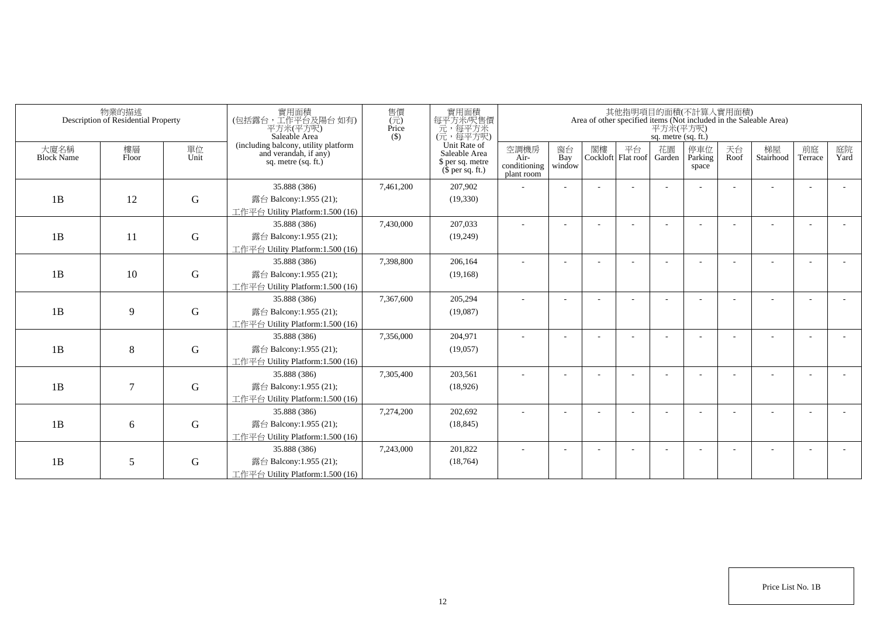| 物業的描述 Description of Residential Property | | | 實用面積 (包括露台，工作平台及陽台 如有) 平方米(平方呎) Saleable Area (including balcony, utility platform and verandah, if any) sq. metre (sq. ft.) | 售價 (元) Price ($) | 實用面積 每平方米/呎售價 元，每平方米 (元，每平方呎) Unit Rate of Saleable Area $ per sq. metre ($ per sq. ft.) | 其他指明項目的面積(不計算入實用面積) Area of other specified items (Not included in the Saleable Area) 平方米(平方呎) sq. metre (sq. ft.) | | | | | | | | | |
|---|---|---|---|---|---|---|---|---|---|---|---|---|---|---|---|
| 大廈名稱 Block Name | 樓層 Floor | 單位 Unit | | | | 空調機房 Air-conditioning plant room | 窗台 Bay window | 閣樓 Cockloft | 平台 Flat roof | 花園 Garden | 停車位 Parking space | 天台 Roof | 梯屋 Stairhood | 前庭 Terrace | 庭院 Yard |
| 1B | 12 | G | 35.888 (386) 露台 Balcony:1.955 (21); 工作平台 Utility Platform:1.500 (16) | 7,461,200 | 207,902 (19,330) | - | - | - | - | - | - | - | - | - | - |
| 1B | 11 | G | 35.888 (386) 露台 Balcony:1.955 (21); 工作平台 Utility Platform:1.500 (16) | 7,430,000 | 207,033 (19,249) | - | - | - | - | - | - | - | - | - | - |
| 1B | 10 | G | 35.888 (386) 露台 Balcony:1.955 (21); 工作平台 Utility Platform:1.500 (16) | 7,398,800 | 206,164 (19,168) | - | - | - | - | - | - | - | - | - | - |
| 1B | 9 | G | 35.888 (386) 露台 Balcony:1.955 (21); 工作平台 Utility Platform:1.500 (16) | 7,367,600 | 205,294 (19,087) | - | - | - | - | - | - | - | - | - | - |
| 1B | 8 | G | 35.888 (386) 露台 Balcony:1.955 (21); 工作平台 Utility Platform:1.500 (16) | 7,356,000 | 204,971 (19,057) | - | - | - | - | - | - | - | - | - | - |
| 1B | 7 | G | 35.888 (386) 露台 Balcony:1.955 (21); 工作平台 Utility Platform:1.500 (16) | 7,305,400 | 203,561 (18,926) | - | - | - | - | - | - | - | - | - | - |
| 1B | 6 | G | 35.888 (386) 露台 Balcony:1.955 (21); 工作平台 Utility Platform:1.500 (16) | 7,274,200 | 202,692 (18,845) | - | - | - | - | - | - | - | - | - | - |
| 1B | 5 | G | 35.888 (386) 露台 Balcony:1.955 (21); 工作平台 Utility Platform:1.500 (16) | 7,243,000 | 201,822 (18,764) | - | - | - | - | - | - | - | - | - | - |

Price List No. 1B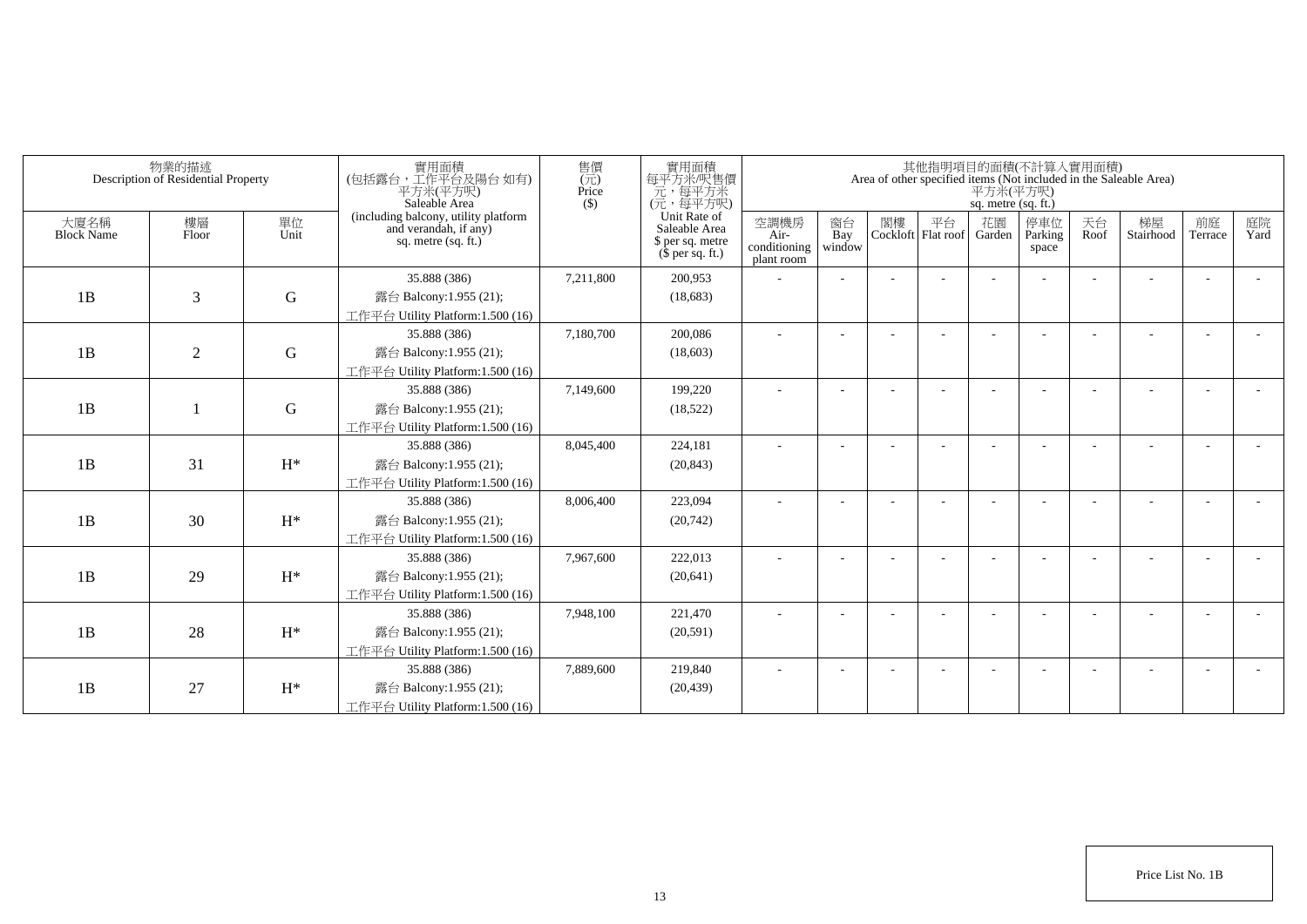| 物業的描述 Description of Residential Property | | | 實用面積 (包括露台，工作平台及陽台 如有) 平方米(平方呎) Saleable Area (including balcony, utility platform and verandah, if any) sq. metre (sq. ft.) | 售價 (元) Price ($) | 實用面積 每平方米/呎售價 元，每平方米 (元，每平方呎) Unit Rate of Saleable Area $ per sq. metre ($ per sq. ft.) | 其他指明項目的面積(不計算入實用面積) Area of other specified items (Not included in the Saleable Area) 平方米(平方呎) sq. metre (sq. ft.) | | | | | | | | | |
|---|---|---|---|---|---|---|---|---|---|---|---|---|---|---|---|
| 大廈名稱 Block Name | 樓層 Floor | 單位 Unit | | | | 空調機房 Air-conditioning plant room | 窗台 Bay window | 閣樓 Cockloft | 平台 Flat roof | 花園 Garden | 停車位 Parking space | 天台 Roof | 梯屋 Stairhood | 前庭 Terrace | 庭院 Yard |
| 1B | 3 | G | 35.888 (386) 露台 Balcony:1.955 (21); 工作平台 Utility Platform:1.500 (16) | 7,211,800 | 200,953 (18,683) | - | - | - | - | - | - | - | - | - | - |
| 1B | 2 | G | 35.888 (386) 露台 Balcony:1.955 (21); 工作平台 Utility Platform:1.500 (16) | 7,180,700 | 200,086 (18,603) | - | - | - | - | - | - | - | - | - | - |
| 1B | 1 | G | 35.888 (386) 露台 Balcony:1.955 (21); 工作平台 Utility Platform:1.500 (16) | 7,149,600 | 199,220 (18,522) | - | - | - | - | - | - | - | - | - | - |
| 1B | 31 | H* | 35.888 (386) 露台 Balcony:1.955 (21); 工作平台 Utility Platform:1.500 (16) | 8,045,400 | 224,181 (20,843) | - | - | - | - | - | - | - | - | - | - |
| 1B | 30 | H* | 35.888 (386) 露台 Balcony:1.955 (21); 工作平台 Utility Platform:1.500 (16) | 8,006,400 | 223,094 (20,742) | - | - | - | - | - | - | - | - | - | - |
| 1B | 29 | H* | 35.888 (386) 露台 Balcony:1.955 (21); 工作平台 Utility Platform:1.500 (16) | 7,967,600 | 222,013 (20,641) | - | - | - | - | - | - | - | - | - | - |
| 1B | 28 | H* | 35.888 (386) 露台 Balcony:1.955 (21); 工作平台 Utility Platform:1.500 (16) | 7,948,100 | 221,470 (20,591) | - | - | - | - | - | - | - | - | - | - |
| 1B | 27 | H* | 35.888 (386) 露台 Balcony:1.955 (21); 工作平台 Utility Platform:1.500 (16) | 7,889,600 | 219,840 (20,439) | - | - | - | - | - | - | - | - | - | - |

Price List No. 1B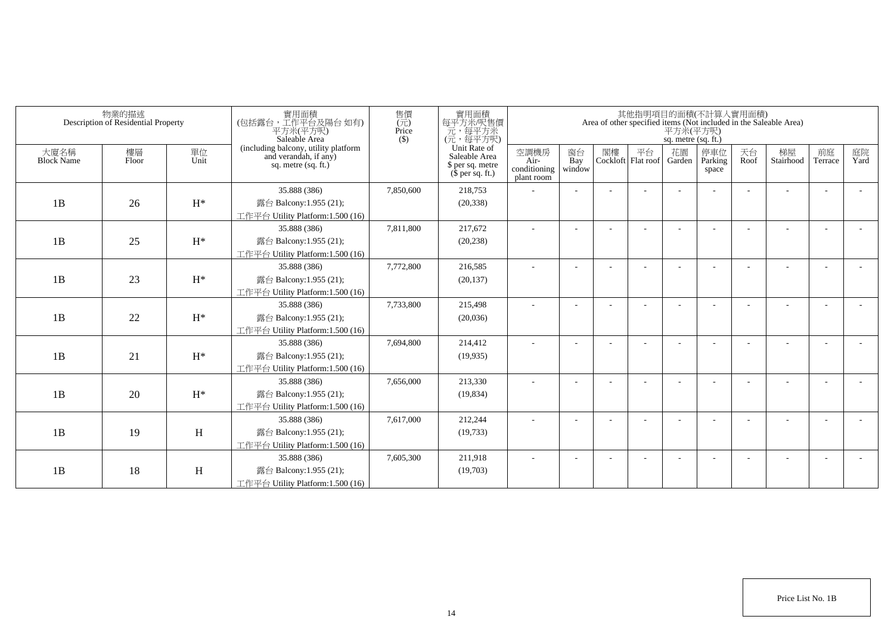| 物業的描述 Description of Residential Property | | | 實用面積 (包括露台，工作平台及陽台 如有) 平方米(平方呎) Saleable Area (including balcony, utility platform and verandah, if any) sq. metre (sq. ft.) | 售價 (元) Price ($) | 實用面積 每平方米/呎售價 元，每平方米 (元，每平方呎) Unit Rate of Saleable Area $ per sq. metre ($ per sq. ft.) | 其他指明項目的面積(不計算入實用面積) Area of other specified items (Not included in the Saleable Area) 平方米(平方呎) sq. metre (sq. ft.) | | | | | | | | | |
|---|---|---|---|---|---|---|---|---|---|---|---|---|---|---|---|
| 大廈名稱 Block Name | 樓層 Floor | 單位 Unit | | | | 空調機房 Air-conditioning plant room | 窗台 Bay window | 閣樓 Cockloft | 平台 Flat roof | 花園 Garden | 停車位 Parking space | 天台 Roof | 梯屋 Stairhood | 前庭 Terrace | 庭院 Yard |
| 1B | 26 | H* | 35.888 (386) 露台 Balcony:1.955 (21); 工作平台 Utility Platform:1.500 (16) | 7,850,600 | 218,753 (20,338) | - | - | - | - | - | - | - | - | - | - |
| 1B | 25 | H* | 35.888 (386) 露台 Balcony:1.955 (21); 工作平台 Utility Platform:1.500 (16) | 7,811,800 | 217,672 (20,238) | - | - | - | - | - | - | - | - | - | - |
| 1B | 23 | H* | 35.888 (386) 露台 Balcony:1.955 (21); 工作平台 Utility Platform:1.500 (16) | 7,772,800 | 216,585 (20,137) | - | - | - | - | - | - | - | - | - | - |
| 1B | 22 | H* | 35.888 (386) 露台 Balcony:1.955 (21); 工作平台 Utility Platform:1.500 (16) | 7,733,800 | 215,498 (20,036) | - | - | - | - | - | - | - | - | - | - |
| 1B | 21 | H* | 35.888 (386) 露台 Balcony:1.955 (21); 工作平台 Utility Platform:1.500 (16) | 7,694,800 | 214,412 (19,935) | - | - | - | - | - | - | - | - | - | - |
| 1B | 20 | H* | 35.888 (386) 露台 Balcony:1.955 (21); 工作平台 Utility Platform:1.500 (16) | 7,656,000 | 213,330 (19,834) | - | - | - | - | - | - | - | - | - | - |
| 1B | 19 | H | 35.888 (386) 露台 Balcony:1.955 (21); 工作平台 Utility Platform:1.500 (16) | 7,617,000 | 212,244 (19,733) | - | - | - | - | - | - | - | - | - | - |
| 1B | 18 | H | 35.888 (386) 露台 Balcony:1.955 (21); 工作平台 Utility Platform:1.500 (16) | 7,605,300 | 211,918 (19,703) | - | - | - | - | - | - | - | - | - | - |

Price List No. 1B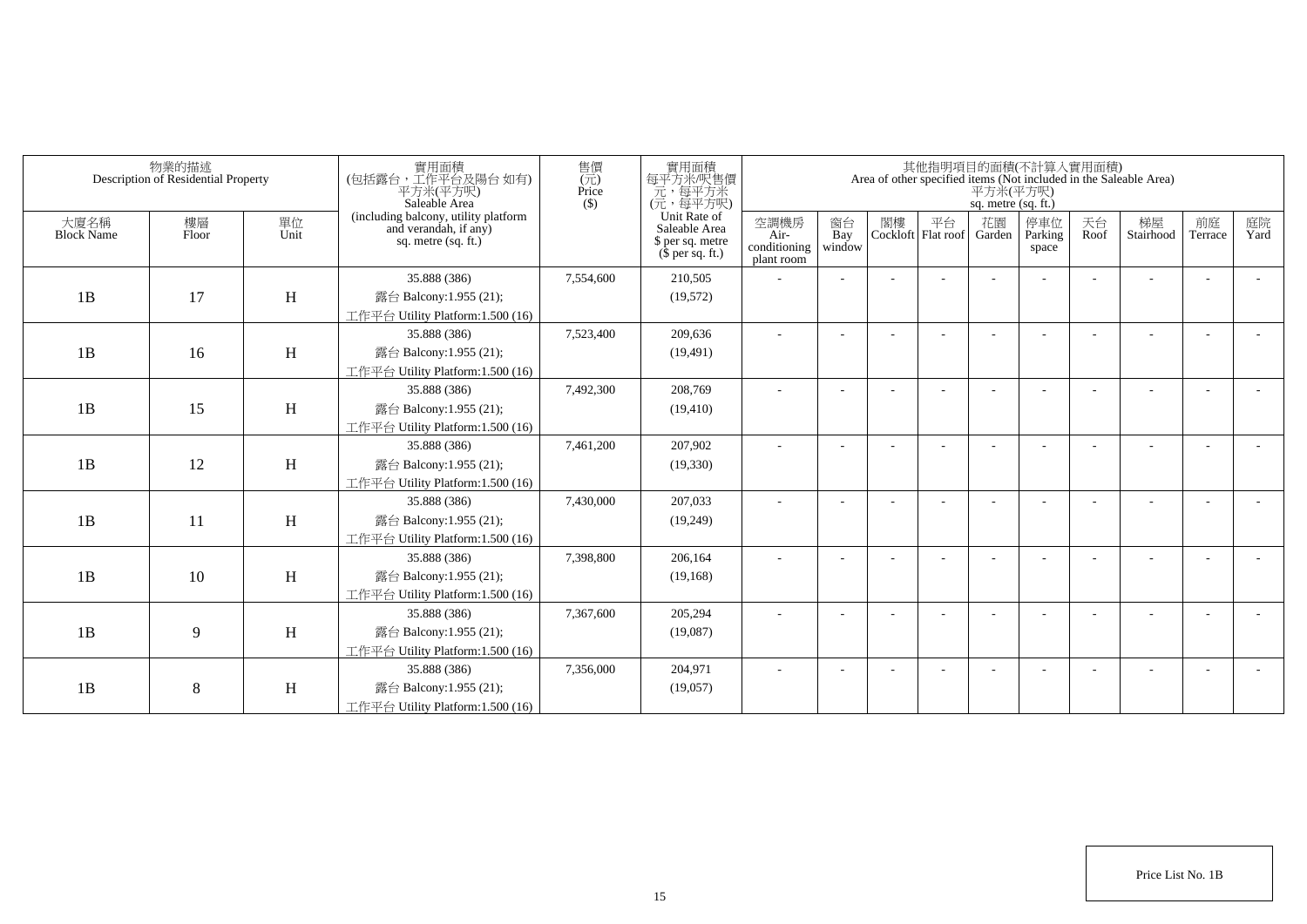| 物業的描述 Description of Residential Property | | | 實用面積 (包括露台，工作平台及陽台 如有) 平方米(平方呎) Saleable Area (including balcony, utility platform and verandah, if any) sq. metre (sq. ft.) | 售價 (元) Price ($) | 實用面積 每平方米/呎售價 元，每平方米 (元，每平方呎) Unit Rate of Saleable Area $ per sq. metre ($ per sq. ft.) | 其他指明項目的面積(不計算入實用面積) Area of other specified items (Not included in the Saleable Area) 平方米(平方呎) sq. metre (sq. ft.) | | | | | | | | | |
|---|---|---|---|---|---|---|---|---|---|---|---|---|---|---|---|
| 大廈名稱 Block Name | 樓層 Floor | 單位 Unit | | | | 空調機房 Air-conditioning plant room | 窗台 Bay window | 閣樓 Cockloft | 平台 Flat roof | 花園 Garden | 停車位 Parking space | 天台 Roof | 梯屋 Stairhood | 前庭 Terrace | 庭院 Yard |
| 1B | 17 | H | 35.888 (386) 露台 Balcony:1.955 (21); 工作平台 Utility Platform:1.500 (16) | 7,554,600 | 210,505 (19,572) | - | - | - | - | - | - | - | - | - | - |
| 1B | 16 | H | 35.888 (386) 露台 Balcony:1.955 (21); 工作平台 Utility Platform:1.500 (16) | 7,523,400 | 209,636 (19,491) | - | - | - | - | - | - | - | - | - | - |
| 1B | 15 | H | 35.888 (386) 露台 Balcony:1.955 (21); 工作平台 Utility Platform:1.500 (16) | 7,492,300 | 208,769 (19,410) | - | - | - | - | - | - | - | - | - | - |
| 1B | 12 | H | 35.888 (386) 露台 Balcony:1.955 (21); 工作平台 Utility Platform:1.500 (16) | 7,461,200 | 207,902 (19,330) | - | - | - | - | - | - | - | - | - | - |
| 1B | 11 | H | 35.888 (386) 露台 Balcony:1.955 (21); 工作平台 Utility Platform:1.500 (16) | 7,430,000 | 207,033 (19,249) | - | - | - | - | - | - | - | - | - | - |
| 1B | 10 | H | 35.888 (386) 露台 Balcony:1.955 (21); 工作平台 Utility Platform:1.500 (16) | 7,398,800 | 206,164 (19,168) | - | - | - | - | - | - | - | - | - | - |
| 1B | 9 | H | 35.888 (386) 露台 Balcony:1.955 (21); 工作平台 Utility Platform:1.500 (16) | 7,367,600 | 205,294 (19,087) | - | - | - | - | - | - | - | - | - | - |
| 1B | 8 | H | 35.888 (386) 露台 Balcony:1.955 (21); 工作平台 Utility Platform:1.500 (16) | 7,356,000 | 204,971 (19,057) | - | - | - | - | - | - | - | - | - | - |

Price List No. 1B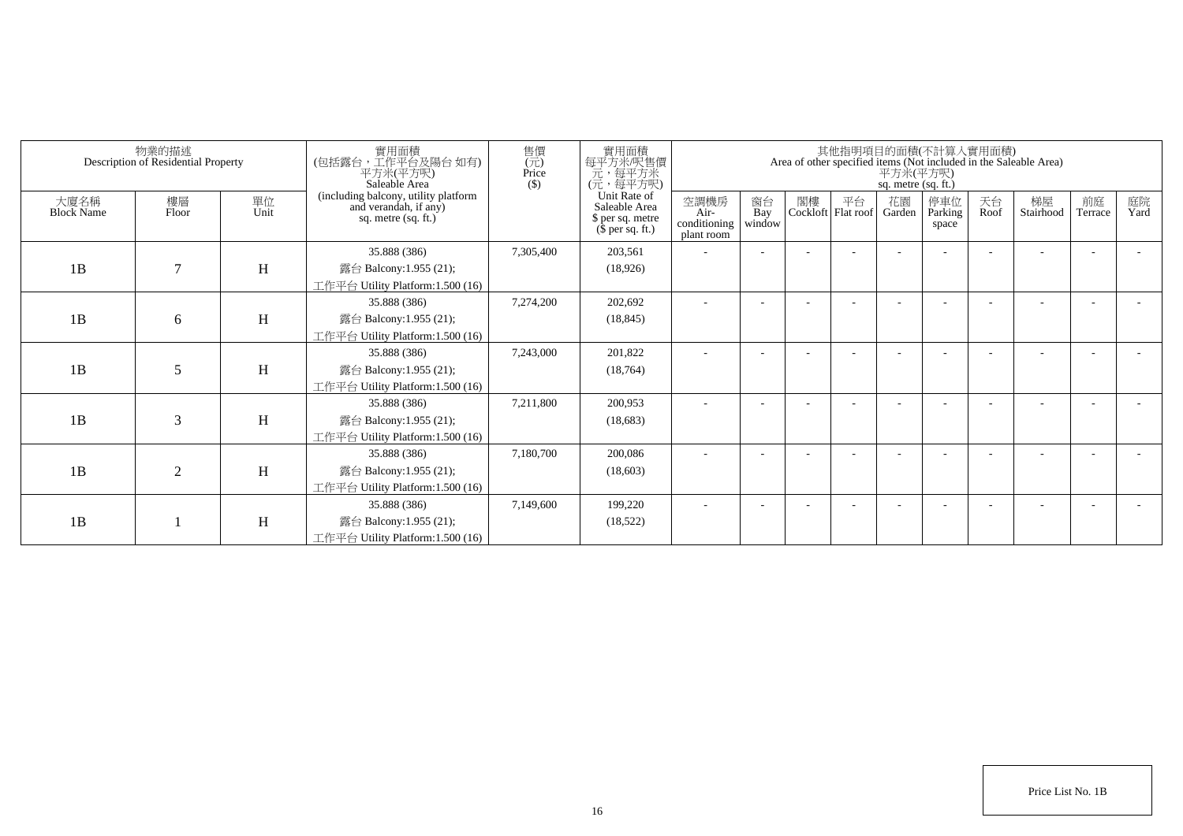| 物業的描述 Description of Residential Property | | | 實用面積 (包括露台，工作平台及陽台 如有) 平方米(平方呎) Saleable Area (including balcony, utility platform and verandah, if any) sq. metre (sq. ft.) | 售價 (元) Price ($) | 實用面積 每平方米/呎售價 元，每平方米 (元，每平方呎) Unit Rate of Saleable Area $ per sq. metre ($ per sq. ft.) | 其他指明項目的面積(不計算入實用面積) Area of other specified items (Not included in the Saleable Area) 平方米(平方呎) sq. metre (sq. ft.) | | | | | | | | | |
|---|---|---|---|---|---|---|---|---|---|---|---|---|---|---|---|
| 大廈名稱 Block Name | 樓層 Floor | 單位 Unit | | | | 空調機房 Air-conditioning plant room | 窗台 Bay window | 閣樓 Cockloft | 平台 Flat roof | 花園 Garden | 停車位 Parking space | 天台 Roof | 梯屋 Stairhood | 前庭 Terrace | 庭院 Yard |
| 1B | 7 | H | 35.888 (386) 露台 Balcony:1.955 (21); 工作平台 Utility Platform:1.500 (16) | 7,305,400 | 203,561 (18,926) | - | - | - | - | - | - | - | - | - | - |
| 1B | 6 | H | 35.888 (386) 露台 Balcony:1.955 (21); 工作平台 Utility Platform:1.500 (16) | 7,274,200 | 202,692 (18,845) | - | - | - | - | - | - | - | - | - | - |
| 1B | 5 | H | 35.888 (386) 露台 Balcony:1.955 (21); 工作平台 Utility Platform:1.500 (16) | 7,243,000 | 201,822 (18,764) | - | - | - | - | - | - | - | - | - | - |
| 1B | 3 | H | 35.888 (386) 露台 Balcony:1.955 (21); 工作平台 Utility Platform:1.500 (16) | 7,211,800 | 200,953 (18,683) | - | - | - | - | - | - | - | - | - | - |
| 1B | 2 | H | 35.888 (386) 露台 Balcony:1.955 (21); 工作平台 Utility Platform:1.500 (16) | 7,180,700 | 200,086 (18,603) | - | - | - | - | - | - | - | - | - | - |
| 1B | 1 | H | 35.888 (386) 露台 Balcony:1.955 (21); 工作平台 Utility Platform:1.500 (16) | 7,149,600 | 199,220 (18,522) | - | - | - | - | - | - | - | - | - | - |

Price List No. 1B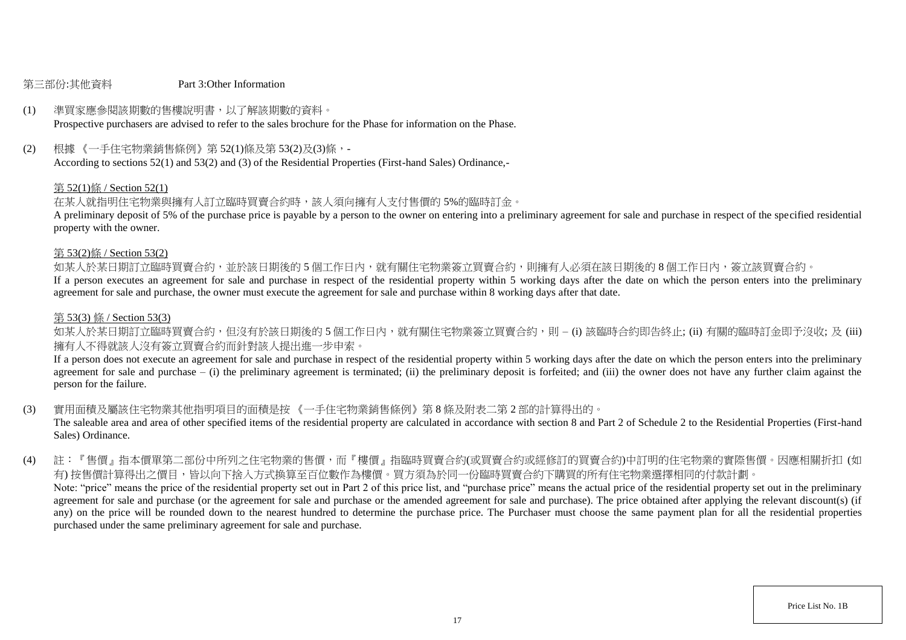第三部份:其他資料 Part 3:Other Information

(1) 準買家應參閱該期數的售樓說明書，以了解該期數的資料。
Prospective purchasers are advised to refer to the sales brochure for the Phase for information on the Phase.

(2) 根據 《一手住宅物業銷售條例》第 52(1)條及第 53(2)及(3)條，-
According to sections 52(1) and 53(2) and (3) of the Residential Properties (First-hand Sales) Ordinance,-

第 52(1)條 / Section 52(1)

在某人就指明住宅物業與擁有人訂立臨時買賣合約時，該人須向擁有人支付售價的 5%的臨時訂金。
A preliminary deposit of 5% of the purchase price is payable by a person to the owner on entering into a preliminary agreement for sale and purchase in respect of the specified residential property with the owner.

第 53(2)條 / Section 53(2)

如某人於某日期訂立臨時買賣合約，並於該日期後的 5 個工作日內，就有關住宅物業簽立買賣合約，則擁有人必須在該日期後的 8 個工作日內，簽立該買賣合約。
If a person executes an agreement for sale and purchase in respect of the residential property within 5 working days after the date on which the person enters into the preliminary agreement for sale and purchase, the owner must execute the agreement for sale and purchase within 8 working days after that date.

第 53(3) 條 / Section 53(3)

如某人於某日期訂立臨時買賣合約，但沒有於該日期後的 5 個工作日內，就有關住宅物業簽立買賣合約，則 – (i) 該臨時合約即告終止; (ii) 有關的臨時訂金即予沒收; 及 (iii) 擁有人不得就該人沒有簽立買賣合約而針對該人提出進一步申索。
If a person does not execute an agreement for sale and purchase in respect of the residential property within 5 working days after the date on which the person enters into the preliminary agreement for sale and purchase – (i) the preliminary agreement is terminated; (ii) the preliminary deposit is forfeited; and (iii) the owner does not have any further claim against the person for the failure.

(3) 實用面積及屬該住宅物業其他指明項目的面積是按 《一手住宅物業銷售條例》第 8 條及附表二第 2 部的計算得出的。
The saleable area and area of other specified items of the residential property are calculated in accordance with section 8 and Part 2 of Schedule 2 to the Residential Properties (First-hand Sales) Ordinance.

(4) 註：『售價』指本價單第二部份中所列之住宅物業的售價，而『樓價』指臨時買賣合約(或買賣合約或經修訂的買賣合約)中訂明的住宅物業的實際售價。因應相關折扣 (如有) 按售價計算得出之價目，皆以向下捨入方式換算至百位數作為樓價。買方須為於同一份臨時買賣合約下購買的所有住宅物業選擇相同的付款計劃。
Note: "price" means the price of the residential property set out in Part 2 of this price list, and "purchase price" means the actual price of the residential property set out in the preliminary agreement for sale and purchase (or the agreement for sale and purchase or the amended agreement for sale and purchase). The price obtained after applying the relevant discount(s) (if any) on the price will be rounded down to the nearest hundred to determine the purchase price. The Purchaser must choose the same payment plan for all the residential properties purchased under the same preliminary agreement for sale and purchase.

Price List No. 1B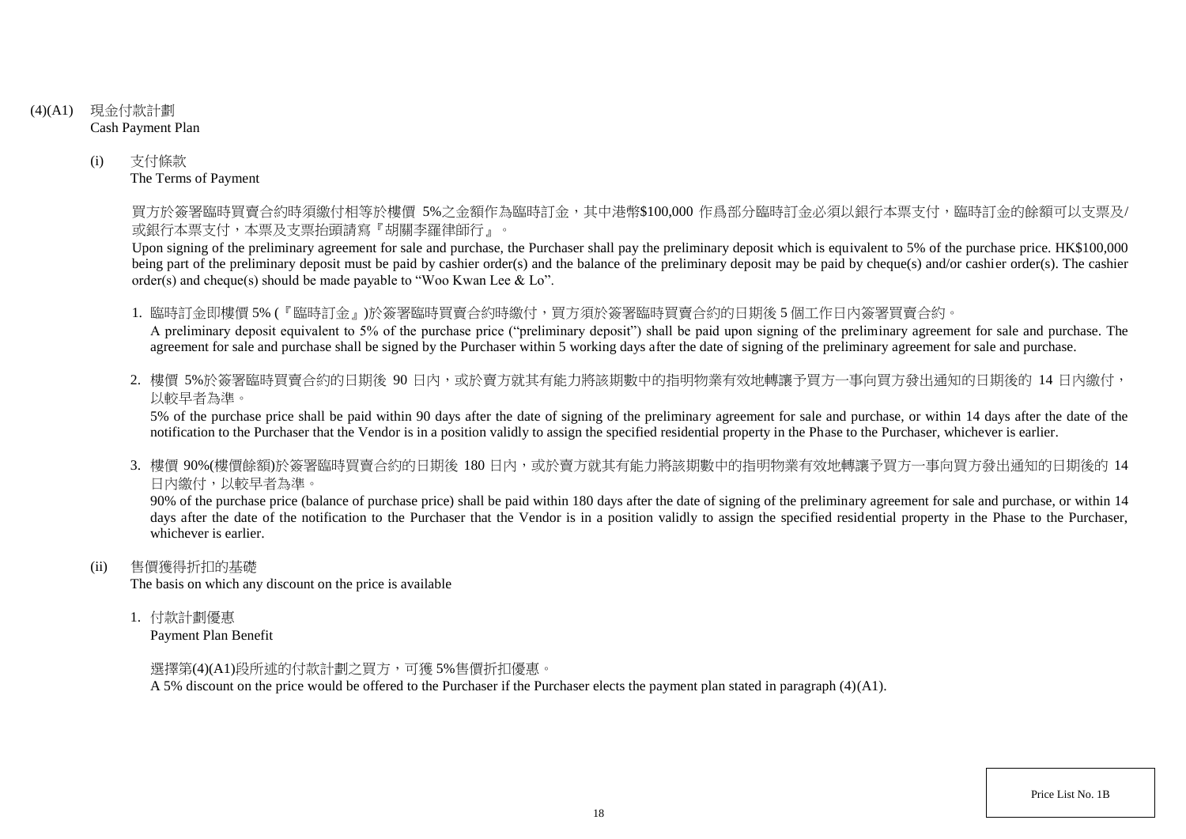(4)(A1) 現金付款計劃
Cash Payment Plan

(i) 支付條款
The Terms of Payment

買方於簽署臨時買賣合約時須繳付相等於樓價 5%之金額作為臨時訂金，其中港幣$100,000 作爲部分臨時訂金必須以銀行本票支付，臨時訂金的餘額可以支票及/或銀行本票支付，本票及支票抬頭請寫『胡關李羅律師行』。
Upon signing of the preliminary agreement for sale and purchase, the Purchaser shall pay the preliminary deposit which is equivalent to 5% of the purchase price. HK$100,000 being part of the preliminary deposit must be paid by cashier order(s) and the balance of the preliminary deposit may be paid by cheque(s) and/or cashier order(s). The cashier order(s) and cheque(s) should be made payable to "Woo Kwan Lee & Lo".

1. 臨時訂金即樓價 5% (『臨時訂金』)於簽署臨時買賣合約時繳付，買方須於簽署臨時買賣合約的日期後 5 個工作日內簽署買賣合約。
A preliminary deposit equivalent to 5% of the purchase price ("preliminary deposit") shall be paid upon signing of the preliminary agreement for sale and purchase. The agreement for sale and purchase shall be signed by the Purchaser within 5 working days after the date of signing of the preliminary agreement for sale and purchase.

2. 樓價 5%於簽署臨時買賣合約的日期後 90 日內，或於賣方就其有能力將該期數中的指明物業有效地轉讓予買方一事向買方發出通知的日期後的 14 日內繳付，以較早者為準。
5% of the purchase price shall be paid within 90 days after the date of signing of the preliminary agreement for sale and purchase, or within 14 days after the date of the notification to the Purchaser that the Vendor is in a position validly to assign the specified residential property in the Phase to the Purchaser, whichever is earlier.

3. 樓價 90%(樓價餘額)於簽署臨時買賣合約的日期後 180 日內，或於賣方就其有能力將該期數中的指明物業有效地轉讓予買方一事向買方發出通知的日期後的 14 日內繳付，以較早者為準。
90% of the purchase price (balance of purchase price) shall be paid within 180 days after the date of signing of the preliminary agreement for sale and purchase, or within 14 days after the date of the notification to the Purchaser that the Vendor is in a position validly to assign the specified residential property in the Phase to the Purchaser, whichever is earlier.

(ii) 售價獲得折扣的基礎
The basis on which any discount on the price is available

1. 付款計劃優惠
Payment Plan Benefit

選擇第(4)(A1)段所述的付款計劃之買方，可獲 5%售價折扣優惠。
A 5% discount on the price would be offered to the Purchaser if the Purchaser elects the payment plan stated in paragraph (4)(A1).

Price List No. 1B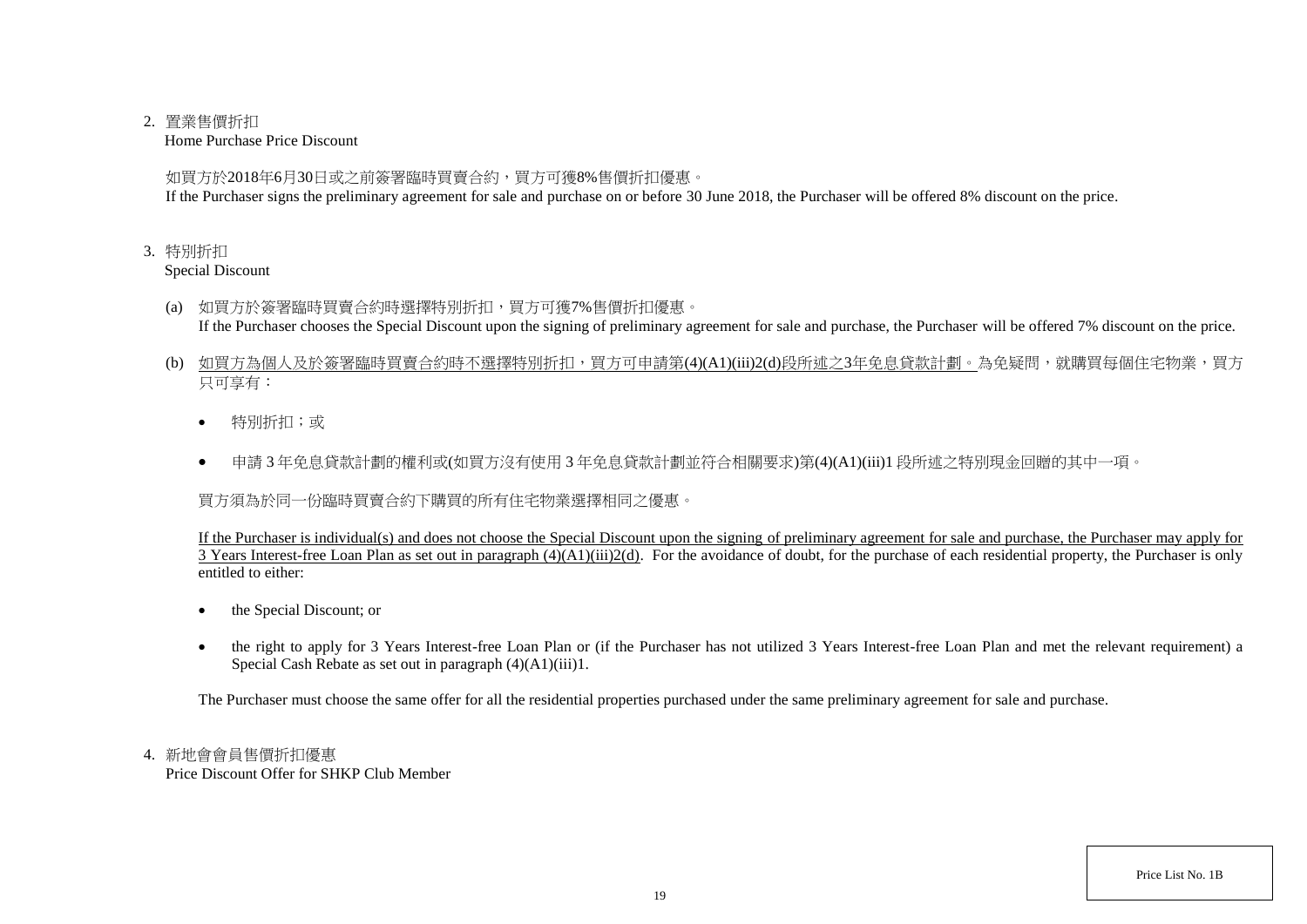2. 置業售價折扣
   Home Purchase Price Discount

   如買方於2018年6月30日或之前簽署臨時買賣合約，買方可獲8%售價折扣優惠。
   If the Purchaser signs the preliminary agreement for sale and purchase on or before 30 June 2018, the Purchaser will be offered 8% discount on the price.

3. 特別折扣
   Special Discount

   (a) 如買方於簽署臨時買賣合約時選擇特別折扣，買方可獲7%售價折扣優惠。
   If the Purchaser chooses the Special Discount upon the signing of preliminary agreement for sale and purchase, the Purchaser will be offered 7% discount on the price.

   (b) <u>如買方為個人及於簽署臨時買賣合約時不選擇特別折扣，買方可申請第(4)(A1)(iii)2(d)段所述之3年免息貸款計劃。</u>為免疑問，就購買每個住宅物業，買方只可享有：

   - 特別折扣；或
   - 申請 3 年免息貸款計劃的權利或(如買方沒有使用 3 年免息貸款計劃並符合相關要求)第(4)(A1)(iii)1 段所述之特別現金回贈的其中一項。

   買方須為於同一份臨時買賣合約下購買的所有住宅物業選擇相同之優惠。

   <u>If the Purchaser is individual(s) and does not choose the Special Discount upon the signing of preliminary agreement for sale and purchase, the Purchaser may apply for 3 Years Interest-free Loan Plan as set out in paragraph (4)(A1)(iii)2(d).</u> For the avoidance of doubt, for the purchase of each residential property, the Purchaser is only entitled to either:

   - the Special Discount; or
   - the right to apply for 3 Years Interest-free Loan Plan or (if the Purchaser has not utilized 3 Years Interest-free Loan Plan and met the relevant requirement) a Special Cash Rebate as set out in paragraph (4)(A1)(iii)1.

   The Purchaser must choose the same offer for all the residential properties purchased under the same preliminary agreement for sale and purchase.

4. 新地會會員售價折扣優惠
   Price Discount Offer for SHKP Club Member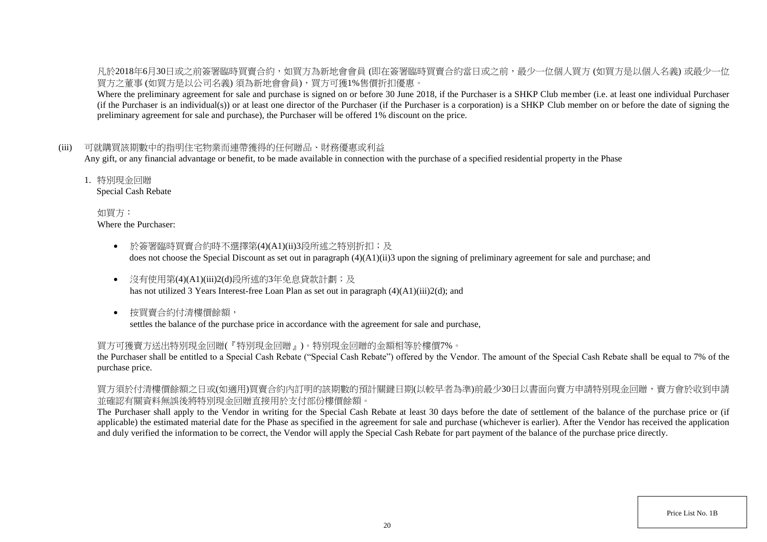凡於2018年6月30日或之前簽署臨時買賣合約，如買方為新地會會員 (即在簽署臨時買賣合約當日或之前，最少一位個人買方 (如買方是以個人名義) 或最少一位買方之董事 (如買方是以公司名義) 須為新地會會員)，買方可獲1%售價折扣優惠。

Where the preliminary agreement for sale and purchase is signed on or before 30 June 2018, if the Purchaser is a SHKP Club member (i.e. at least one individual Purchaser (if the Purchaser is an individual(s)) or at least one director of the Purchaser (if the Purchaser is a corporation) is a SHKP Club member on or before the date of signing the preliminary agreement for sale and purchase), the Purchaser will be offered 1% discount on the price.

(iii) 可就購買該期數中的指明住宅物業而連帶獲得的任何贈品、財務優惠或利益

Any gift, or any financial advantage or benefit, to be made available in connection with the purchase of a specified residential property in the Phase

1. 特別現金回贈

Special Cash Rebate

如買方：

Where the Purchaser:

- 於簽署臨時買賣合約時不選擇第(4)(A1)(ii)3段所述之特別折扣；及
  does not choose the Special Discount as set out in paragraph (4)(A1)(ii)3 upon the signing of preliminary agreement for sale and purchase; and
- 沒有使用第(4)(A1)(iii)2(d)段所述的3年免息貸款計劃；及
  has not utilized 3 Years Interest-free Loan Plan as set out in paragraph (4)(A1)(iii)2(d); and
- 按買賣合約付清樓價餘額，
  settles the balance of the purchase price in accordance with the agreement for sale and purchase,

買方可獲賣方送出特別現金回贈(『特別現金回贈』)。特別現金回贈的金額相等於樓價7%。

the Purchaser shall be entitled to a Special Cash Rebate ("Special Cash Rebate") offered by the Vendor. The amount of the Special Cash Rebate shall be equal to 7% of the purchase price.

買方須於付清樓價餘額之日或(如適用)買賣合約內訂明的該期數的預計關鍵日期(以較早者為準)前最少30日以書面向賣方申請特別現金回贈，賣方會於收到申請並確認有關資料無誤後將特別現金回贈直接用於支付部份樓價餘額。

The Purchaser shall apply to the Vendor in writing for the Special Cash Rebate at least 30 days before the date of settlement of the balance of the purchase price or (if applicable) the estimated material date for the Phase as specified in the agreement for sale and purchase (whichever is earlier). After the Vendor has received the application and duly verified the information to be correct, the Vendor will apply the Special Cash Rebate for part payment of the balance of the purchase price directly.

Price List No. 1B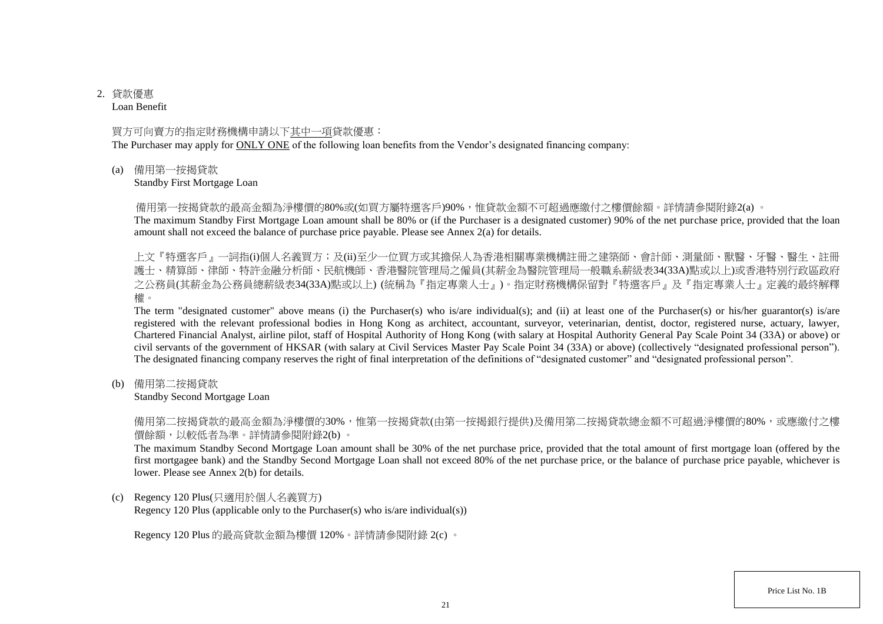2. 貸款優惠
Loan Benefit

買方可向賣方的指定財務機構申請以下<u>其中一項</u>貸款優惠：
The Purchaser may apply for <u>ONLY ONE</u> of the following loan benefits from the Vendor's designated financing company:

(a) 備用第一按揭貸款
Standby First Mortgage Loan

備用第一按揭貸款的最高金額為淨樓價的80%或(如買方屬特選客戶)90%，惟貸款金額不可超過應繳付之樓價餘額。詳情請參閱附錄2(a) 。
The maximum Standby First Mortgage Loan amount shall be 80% or (if the Purchaser is a designated customer) 90% of the net purchase price, provided that the loan amount shall not exceed the balance of purchase price payable. Please see Annex 2(a) for details.

上文『特選客戶』一詞指(i)個人名義買方；及(ii)至少一位買方或其擔保人為香港相關專業機構註冊之建築師、會計師、測量師、獸醫、牙醫、醫生、註冊護士、精算師、律師、特許金融分析師、民航機師、香港醫院管理局之僱員(其薪金為醫院管理局一般職系薪級表34(33A)點或以上)或香港特別行政區政府之公務員(其薪金為公務員總薪級表34(33A)點或以上) (統稱為『指定專業人士』)。指定財務機構保留對『特選客戶』及『指定專業人士』定義的最終解釋權。
The term "designated customer" above means (i) the Purchaser(s) who is/are individual(s); and (ii) at least one of the Purchaser(s) or his/her guarantor(s) is/are registered with the relevant professional bodies in Hong Kong as architect, accountant, surveyor, veterinarian, dentist, doctor, registered nurse, actuary, lawyer, Chartered Financial Analyst, airline pilot, staff of Hospital Authority of Hong Kong (with salary at Hospital Authority General Pay Scale Point 34 (33A) or above) or civil servants of the government of HKSAR (with salary at Civil Services Master Pay Scale Point 34 (33A) or above) (collectively "designated professional person"). The designated financing company reserves the right of final interpretation of the definitions of "designated customer" and "designated professional person".

(b) 備用第二按揭貸款
Standby Second Mortgage Loan

備用第二按揭貸款的最高金額為淨樓價的30%，惟第一按揭貸款(由第一按揭銀行提供)及備用第二按揭貸款總金額不可超過淨樓價的80%，或應繳付之樓價餘額，以較低者為準。詳情請參閱附錄2(b) 。
The maximum Standby Second Mortgage Loan amount shall be 30% of the net purchase price, provided that the total amount of first mortgage loan (offered by the first mortgagee bank) and the Standby Second Mortgage Loan shall not exceed 80% of the net purchase price, or the balance of purchase price payable, whichever is lower. Please see Annex 2(b) for details.

(c) Regency 120 Plus(只適用於個人名義買方)
Regency 120 Plus (applicable only to the Purchaser(s) who is/are individual(s))

Regency 120 Plus 的最高貸款金額為樓價 120%。詳情請參閱附錄 2(c) 。

Price List No. 1B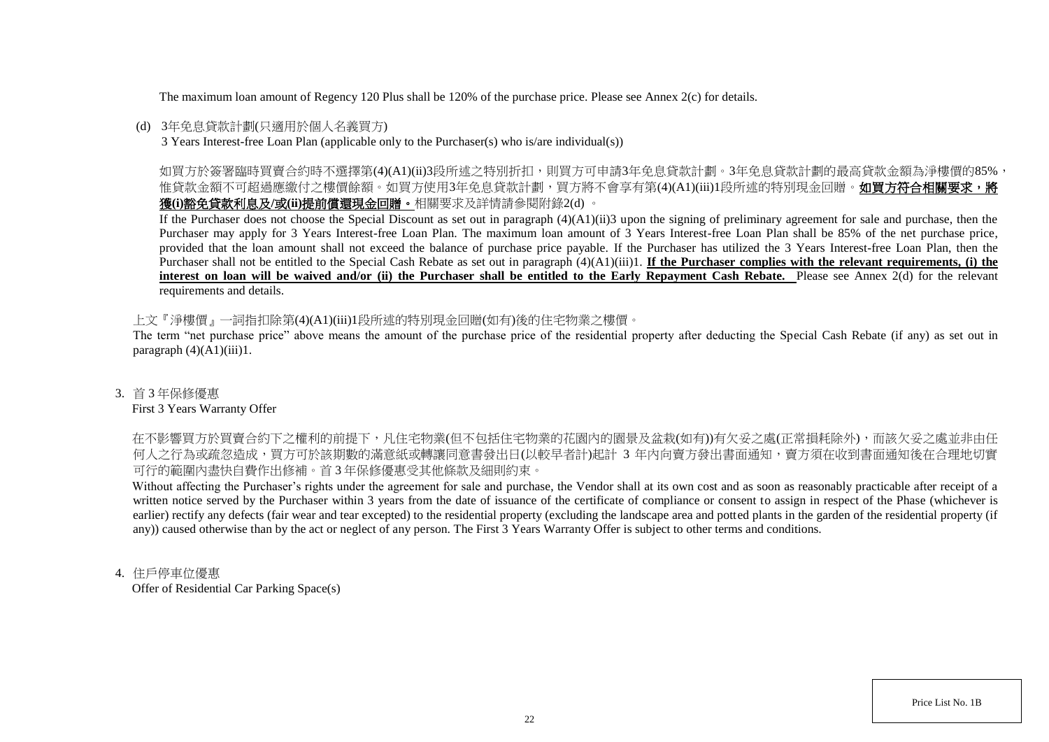The maximum loan amount of Regency 120 Plus shall be 120% of the purchase price. Please see Annex 2(c) for details.

(d) 3年免息貸款計劃(只適用於個人名義買方)
3 Years Interest-free Loan Plan (applicable only to the Purchaser(s) who is/are individual(s))

如買方於簽署臨時買賣合約時不選擇第(4)(A1)(ii)3段所述之特別折扣，則買方可申請3年免息貸款計劃。3年免息貸款計劃的最高貸款金額為淨樓價的85%，惟貸款金額不可超過應繳付之樓價餘額。如買方使用3年免息貸款計劃，買方將不會享有第(4)(A1)(iii)1段所述的特別現金回贈。**如買方符合相關要求，將獲(i)豁免貸款利息及/或(ii)提前償還現金回贈。**相關要求及詳情請參閱附錄2(d) 。

If the Purchaser does not choose the Special Discount as set out in paragraph (4)(A1)(ii)3 upon the signing of preliminary agreement for sale and purchase, then the Purchaser may apply for 3 Years Interest-free Loan Plan. The maximum loan amount of 3 Years Interest-free Loan Plan shall be 85% of the net purchase price, provided that the loan amount shall not exceed the balance of purchase price payable. If the Purchaser has utilized the 3 Years Interest-free Loan Plan, then the Purchaser shall not be entitled to the Special Cash Rebate as set out in paragraph (4)(A1)(iii)1. **If the Purchaser complies with the relevant requirements, (i) the interest on loan will be waived and/or (ii) the Purchaser shall be entitled to the Early Repayment Cash Rebate.** Please see Annex 2(d) for the relevant requirements and details.

上文『淨樓價』一詞指扣除第(4)(A1)(iii)1段所述的特別現金回贈(如有)後的住宅物業之樓價。

The term "net purchase price" above means the amount of the purchase price of the residential property after deducting the Special Cash Rebate (if any) as set out in paragraph (4)(A1)(iii)1.

3. 首 3 年保修優惠
First 3 Years Warranty Offer

在不影響買方於買賣合約下之權利的前提下，凡住宅物業(但不包括住宅物業的花園內的園景及盆栽(如有))有欠妥之處(正常損耗除外)，而該欠妥之處並非由任何人之行為或疏忽造成，買方可於該期數的滿意紙或轉讓同意書發出日(以較早者計)起計 3 年內向賣方發出書面通知，賣方須在收到書面通知後在合理地切實可行的範圍內盡快自費作出修補。首 3 年保修優惠受其他條款及細則約束。

Without affecting the Purchaser's rights under the agreement for sale and purchase, the Vendor shall at its own cost and as soon as reasonably practicable after receipt of a written notice served by the Purchaser within 3 years from the date of issuance of the certificate of compliance or consent to assign in respect of the Phase (whichever is earlier) rectify any defects (fair wear and tear excepted) to the residential property (excluding the landscape area and potted plants in the garden of the residential property (if any)) caused otherwise than by the act or neglect of any person. The First 3 Years Warranty Offer is subject to other terms and conditions.

4. 住戶停車位優惠
Offer of Residential Car Parking Space(s)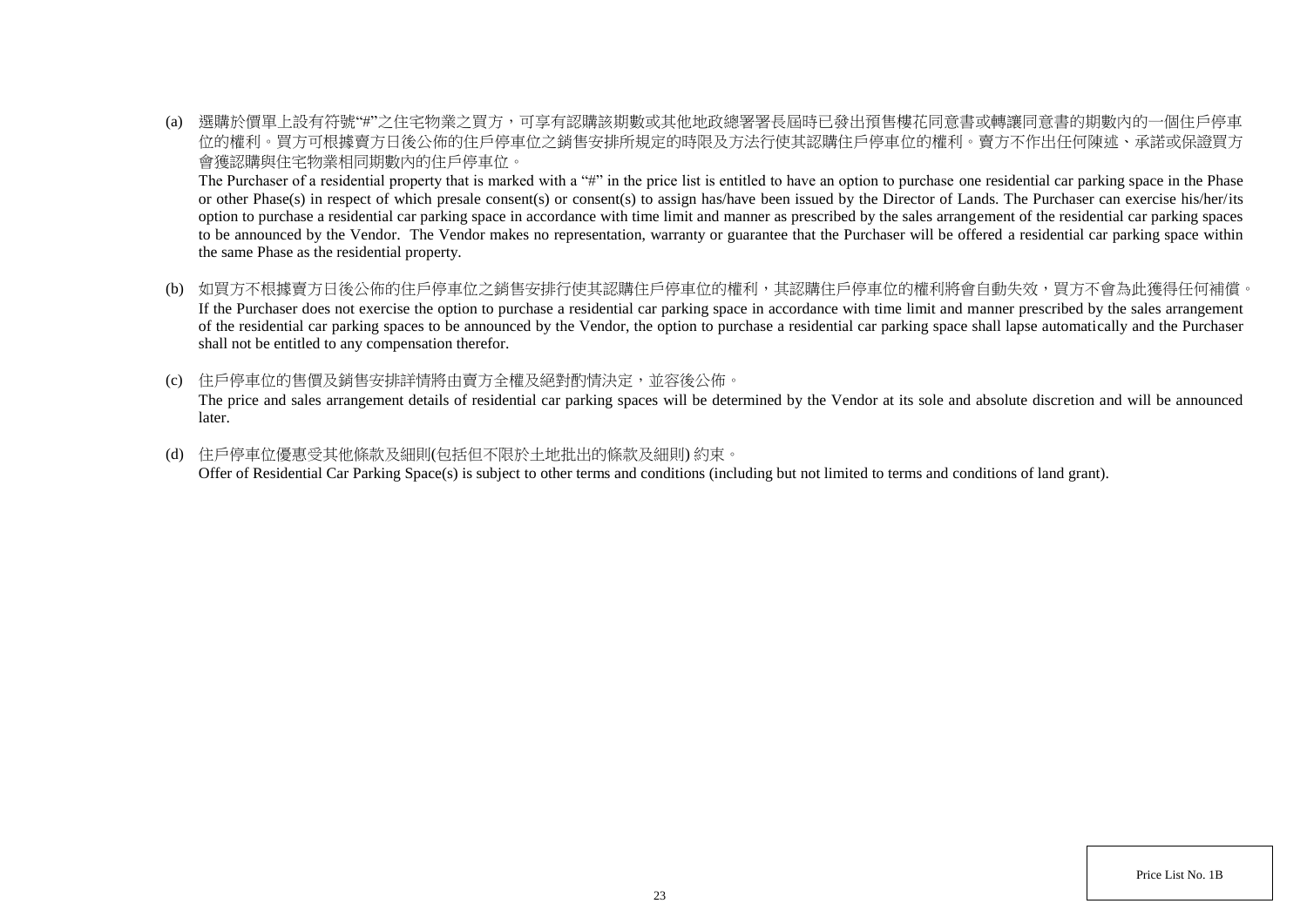(a) 選購於價單上設有符號"#"之住宅物業之買方，可享有認購該期數或其他地政總署署長屆時已發出預售樓花同意書或轉讓同意書的期數內的一個住戶停車位的權利。買方可根據賣方日後公佈的住戶停車位之銷售安排所規定的時限及方法行使其認購住戶停車位的權利。賣方不作出任何陳述、承諾或保證買方會獲認購與住宅物業相同期數內的住戶停車位。

The Purchaser of a residential property that is marked with a "#" in the price list is entitled to have an option to purchase one residential car parking space in the Phase or other Phase(s) in respect of which presale consent(s) or consent(s) to assign has/have been issued by the Director of Lands. The Purchaser can exercise his/her/its option to purchase a residential car parking space in accordance with time limit and manner as prescribed by the sales arrangement of the residential car parking spaces to be announced by the Vendor. The Vendor makes no representation, warranty or guarantee that the Purchaser will be offered a residential car parking space within the same Phase as the residential property.

(b) 如買方不根據賣方日後公佈的住戶停車位之銷售安排行使其認購住戶停車位的權利，其認購住戶停車位的權利將會自動失效，買方不會為此獲得任何補償。

If the Purchaser does not exercise the option to purchase a residential car parking space in accordance with time limit and manner prescribed by the sales arrangement of the residential car parking spaces to be announced by the Vendor, the option to purchase a residential car parking space shall lapse automatically and the Purchaser shall not be entitled to any compensation therefor.

(c) 住戶停車位的售價及銷售安排詳情將由賣方全權及絕對酌情決定，並容後公佈。

The price and sales arrangement details of residential car parking spaces will be determined by the Vendor at its sole and absolute discretion and will be announced later.

(d) 住戶停車位優惠受其他條款及細則(包括但不限於土地批出的條款及細則) 約束。

Offer of Residential Car Parking Space(s) is subject to other terms and conditions (including but not limited to terms and conditions of land grant).

Price List No. 1B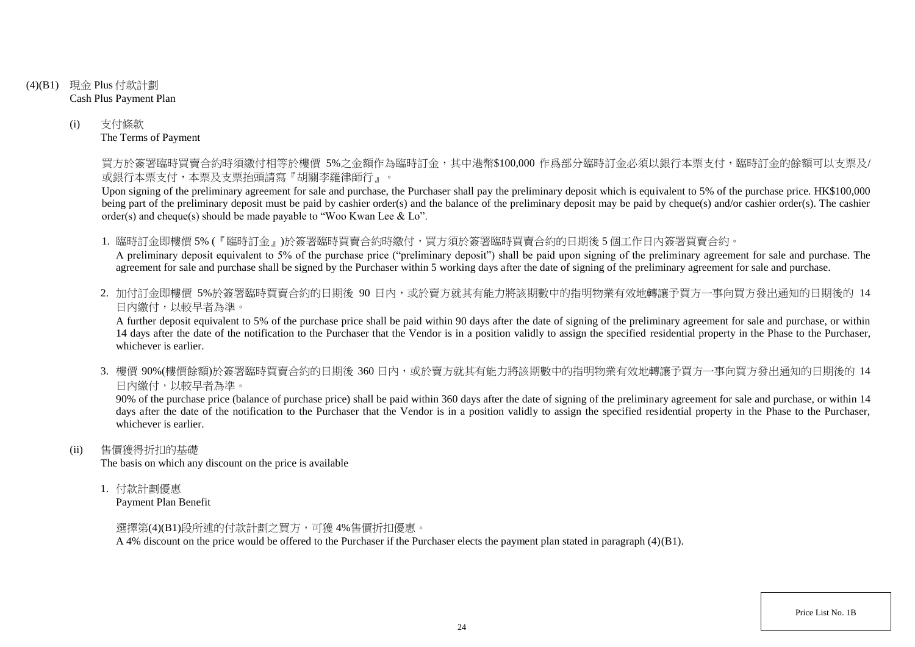(4)(B1) 現金 Plus 付款計劃
Cash Plus Payment Plan

(i) 支付條款
The Terms of Payment

買方於簽署臨時買賣合約時須繳付相等於樓價 5%之金額作為臨時訂金，其中港幣$100,000 作爲部分臨時訂金必須以銀行本票支付，臨時訂金的餘額可以支票及/或銀行本票支付，本票及支票抬頭請寫『胡關李羅律師行』。

Upon signing of the preliminary agreement for sale and purchase, the Purchaser shall pay the preliminary deposit which is equivalent to 5% of the purchase price. HK$100,000 being part of the preliminary deposit must be paid by cashier order(s) and the balance of the preliminary deposit may be paid by cheque(s) and/or cashier order(s). The cashier order(s) and cheque(s) should be made payable to "Woo Kwan Lee & Lo".

1. 臨時訂金即樓價 5% (『臨時訂金』)於簽署臨時買賣合約時繳付，買方須於簽署臨時買賣合約的日期後 5 個工作日內簽署買賣合約。
A preliminary deposit equivalent to 5% of the purchase price ("preliminary deposit") shall be paid upon signing of the preliminary agreement for sale and purchase. The agreement for sale and purchase shall be signed by the Purchaser within 5 working days after the date of signing of the preliminary agreement for sale and purchase.

2. 加付訂金即樓價 5%於簽署臨時買賣合約的日期後 90 日內，或於賣方就其有能力將該期數中的指明物業有效地轉讓予買方一事向買方發出通知的日期後的 14 日內繳付，以較早者為準。
A further deposit equivalent to 5% of the purchase price shall be paid within 90 days after the date of signing of the preliminary agreement for sale and purchase, or within 14 days after the date of the notification to the Purchaser that the Vendor is in a position validly to assign the specified residential property in the Phase to the Purchaser, whichever is earlier.

3. 樓價 90%(樓價餘額)於簽署臨時買賣合約的日期後 360 日內，或於賣方就其有能力將該期數中的指明物業有效地轉讓予買方一事向買方發出通知的日期後的 14 日內繳付，以較早者為準。
90% of the purchase price (balance of purchase price) shall be paid within 360 days after the date of signing of the preliminary agreement for sale and purchase, or within 14 days after the date of the notification to the Purchaser that the Vendor is in a position validly to assign the specified residential property in the Phase to the Purchaser, whichever is earlier.

(ii) 售價獲得折扣的基礎
The basis on which any discount on the price is available

1. 付款計劃優惠
Payment Plan Benefit

選擇第(4)(B1)段所述的付款計劃之買方，可獲 4%售價折扣優惠。
A 4% discount on the price would be offered to the Purchaser if the Purchaser elects the payment plan stated in paragraph (4)(B1).

Price List No. 1B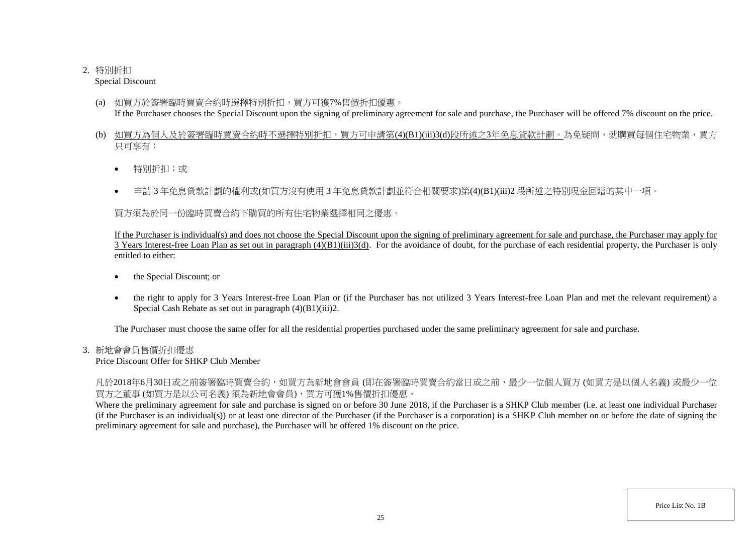2. 特別折扣
Special Discount

(a) 如買方於簽署臨時買賣合約時選擇特別折扣，買方可獲7%售價折扣優惠。
If the Purchaser chooses the Special Discount upon the signing of preliminary agreement for sale and purchase, the Purchaser will be offered 7% discount on the price.

(b) 如買方為個人及於簽署臨時買賣合約時不選擇特別折扣，買方可申請第(4)(B1)(iii)3(d)段所述之3年免息貸款計劃。為免疑問，就購買每個住宅物業，買方只可享有：

- 特別折扣；或
- 申請 3 年免息貸款計劃的權利或(如買方沒有使用 3 年免息貸款計劃並符合相關要求)第(4)(B1)(iii)2 段所述之特別現金回贈的其中一項。

買方須為於同一份臨時買賣合約下購買的所有住宅物業選擇相同之優惠。

If the Purchaser is individual(s) and does not choose the Special Discount upon the signing of preliminary agreement for sale and purchase, the Purchaser may apply for 3 Years Interest-free Loan Plan as set out in paragraph (4)(B1)(iii)3(d). For the avoidance of doubt, for the purchase of each residential property, the Purchaser is only entitled to either:

- the Special Discount; or
- the right to apply for 3 Years Interest-free Loan Plan or (if the Purchaser has not utilized 3 Years Interest-free Loan Plan and met the relevant requirement) a Special Cash Rebate as set out in paragraph (4)(B1)(iii)2.

The Purchaser must choose the same offer for all the residential properties purchased under the same preliminary agreement for sale and purchase.

3. 新地會會員售價折扣優惠
Price Discount Offer for SHKP Club Member

凡於2018年6月30日或之前簽署臨時買賣合約，如買方為新地會會員 (即在簽署臨時買賣合約當日或之前，最少一位個人買方 (如買方是以個人名義) 或最少一位買方之董事 (如買方是以公司名義) 須為新地會會員)，買方可獲1%售價折扣優惠。
Where the preliminary agreement for sale and purchase is signed on or before 30 June 2018, if the Purchaser is a SHKP Club member (i.e. at least one individual Purchaser (if the Purchaser is an individual(s)) or at least one director of the Purchaser (if the Purchaser is a corporation) is a SHKP Club member on or before the date of signing the preliminary agreement for sale and purchase), the Purchaser will be offered 1% discount on the price.

Price List No. 1B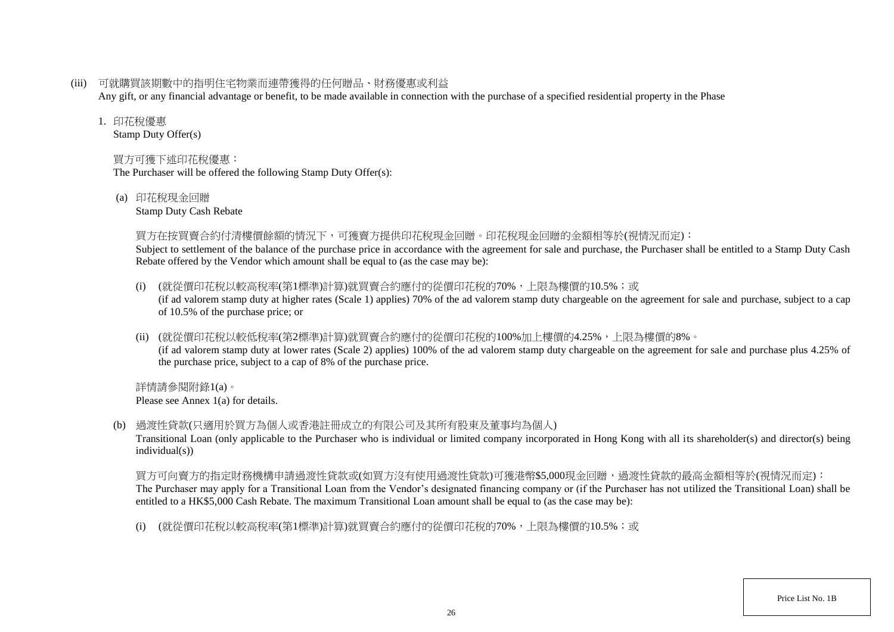(iii) 可就購買該期數中的指明住宅物業而連帶獲得的任何贈品、財務優惠或利益
Any gift, or any financial advantage or benefit, to be made available in connection with the purchase of a specified residential property in the Phase

1. 印花稅優惠
Stamp Duty Offer(s)

買方可獲下述印花稅優惠：
The Purchaser will be offered the following Stamp Duty Offer(s):

(a) 印花稅現金回贈
Stamp Duty Cash Rebate

買方在按買賣合約付清樓價餘額的情況下，可獲賣方提供印花稅現金回贈。印花稅現金回贈的金額相等於(視情況而定)：
Subject to settlement of the balance of the purchase price in accordance with the agreement for sale and purchase, the Purchaser shall be entitled to a Stamp Duty Cash Rebate offered by the Vendor which amount shall be equal to (as the case may be):

(i) (就從價印花稅以較高稅率(第1標準)計算)就買賣合約應付的從價印花稅的70%，上限為樓價的10.5%；或
(if ad valorem stamp duty at higher rates (Scale 1) applies) 70% of the ad valorem stamp duty chargeable on the agreement for sale and purchase, subject to a cap of 10.5% of the purchase price; or

(ii) (就從價印花稅以較低稅率(第2標準)計算)就買賣合約應付的從價印花稅的100%加上樓價的4.25%，上限為樓價的8%。
(if ad valorem stamp duty at lower rates (Scale 2) applies) 100% of the ad valorem stamp duty chargeable on the agreement for sale and purchase plus 4.25% of the purchase price, subject to a cap of 8% of the purchase price.

詳情請參閱附錄1(a)。
Please see Annex 1(a) for details.

(b) 過渡性貸款(只適用於買方為個人或香港註冊成立的有限公司及其所有股東及董事均為個人)
Transitional Loan (only applicable to the Purchaser who is individual or limited company incorporated in Hong Kong with all its shareholder(s) and director(s) being individual(s))

買方可向賣方的指定財務機構申請過渡性貸款或(如買方沒有使用過渡性貸款)可獲港幣$5,000現金回贈，過渡性貸款的最高金額相等於(視情況而定)：
The Purchaser may apply for a Transitional Loan from the Vendor's designated financing company or (if the Purchaser has not utilized the Transitional Loan) shall be entitled to a HK$5,000 Cash Rebate. The maximum Transitional Loan amount shall be equal to (as the case may be):

(i) (就從價印花稅以較高稅率(第1標準)計算)就買賣合約應付的從價印花稅的70%，上限為樓價的10.5%；或

Price List No. 1B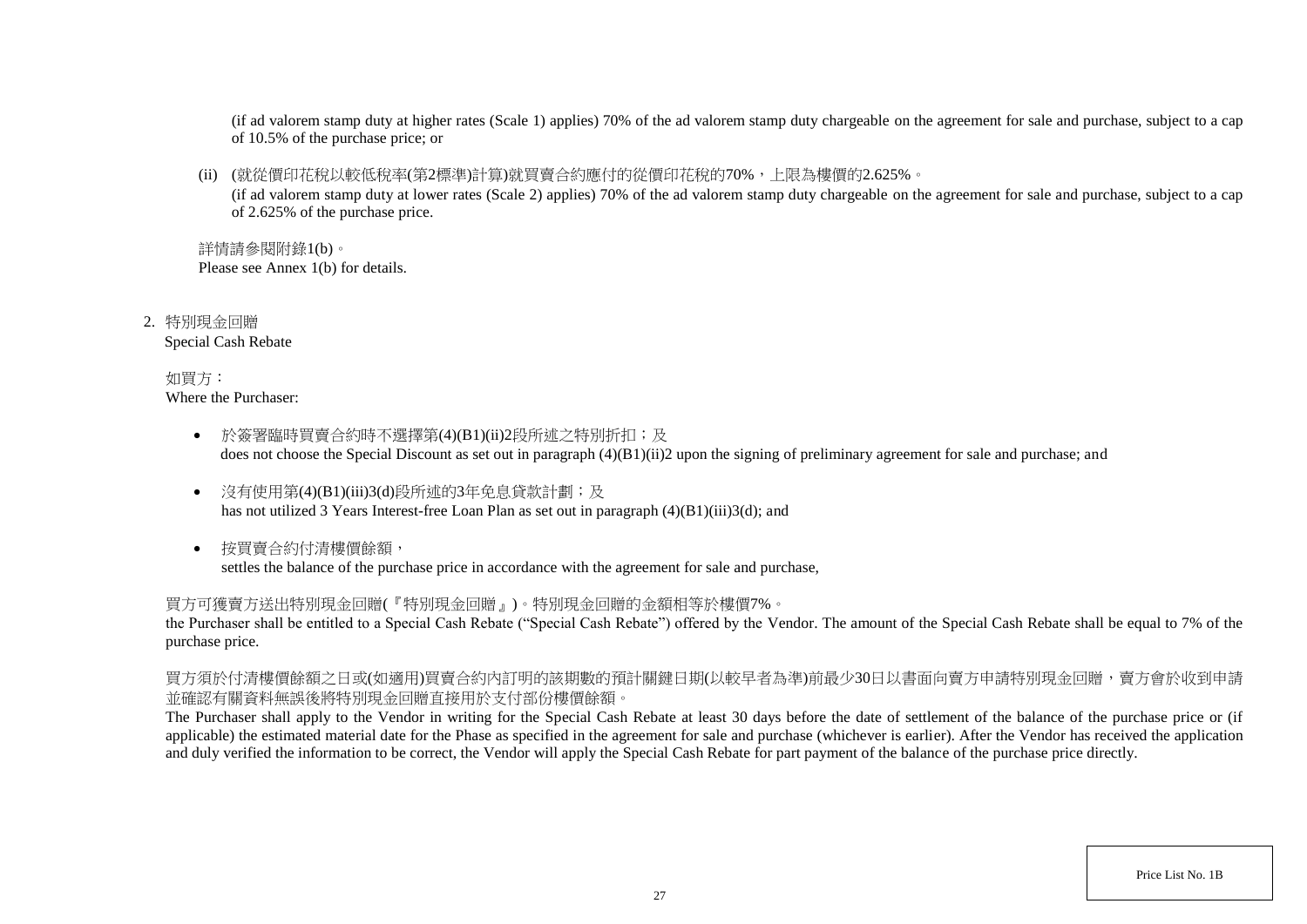(if ad valorem stamp duty at higher rates (Scale 1) applies) 70% of the ad valorem stamp duty chargeable on the agreement for sale and purchase, subject to a cap of 10.5% of the purchase price; or

(ii) (就從價印花稅以較低稅率(第2標準)計算)就買賣合約應付的從價印花稅的70%，上限為樓價的2.625%。
(if ad valorem stamp duty at lower rates (Scale 2) applies) 70% of the ad valorem stamp duty chargeable on the agreement for sale and purchase, subject to a cap of 2.625% of the purchase price.

詳情請參閱附錄1(b)。
Please see Annex 1(b) for details.

2. 特別現金回贈
Special Cash Rebate

如買方：
Where the Purchaser:

- 於簽署臨時買賣合約時不選擇第(4)(B1)(ii)2段所述之特別折扣；及
does not choose the Special Discount as set out in paragraph (4)(B1)(ii)2 upon the signing of preliminary agreement for sale and purchase; and

- 沒有使用第(4)(B1)(iii)3(d)段所述的3年免息貸款計劃；及
has not utilized 3 Years Interest-free Loan Plan as set out in paragraph (4)(B1)(iii)3(d); and

- 按買賣合約付清樓價餘額，
settles the balance of the purchase price in accordance with the agreement for sale and purchase,

買方可獲賣方送出特別現金回贈(『特別現金回贈』)。特別現金回贈的金額相等於樓價7%。
the Purchaser shall be entitled to a Special Cash Rebate ("Special Cash Rebate") offered by the Vendor. The amount of the Special Cash Rebate shall be equal to 7% of the purchase price.

買方須於付清樓價餘額之日或(如適用)買賣合約內訂明的該期數的預計關鍵日期(以較早者為準)前最少30日以書面向賣方申請特別現金回贈，賣方會於收到申請並確認有關資料無誤後將特別現金回贈直接用於支付部份樓價餘額。
The Purchaser shall apply to the Vendor in writing for the Special Cash Rebate at least 30 days before the date of settlement of the balance of the purchase price or (if applicable) the estimated material date for the Phase as specified in the agreement for sale and purchase (whichever is earlier). After the Vendor has received the application and duly verified the information to be correct, the Vendor will apply the Special Cash Rebate for part payment of the balance of the purchase price directly.

Price List No. 1B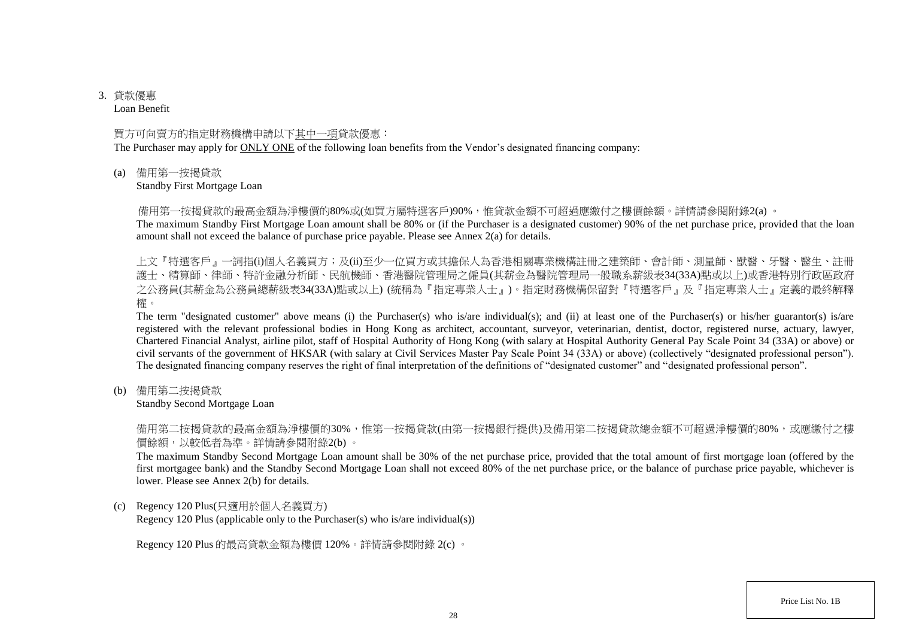3. 貸款優惠
Loan Benefit

買方可向賣方的指定財務機構申請以下其中一項貸款優惠：
The Purchaser may apply for ONLY ONE of the following loan benefits from the Vendor's designated financing company:

(a) 備用第一按揭貸款
Standby First Mortgage Loan

備用第一按揭貸款的最高金額為淨樓價的80%或(如買方屬特選客戶)90%，惟貸款金額不可超過應繳付之樓價餘額。詳情請參閱附錄2(a) 。
The maximum Standby First Mortgage Loan amount shall be 80% or (if the Purchaser is a designated customer) 90% of the net purchase price, provided that the loan amount shall not exceed the balance of purchase price payable. Please see Annex 2(a) for details.

上文『特選客戶』一詞指(i)個人名義買方；及(ii)至少一位買方或其擔保人為香港相關專業機構註冊之建築師、會計師、測量師、獸醫、牙醫、醫生、註冊護士、精算師、律師、特許金融分析師、民航機師、香港醫院管理局之僱員(其薪金為醫院管理局一般職系薪級表34(33A)點或以上)或香港特別行政區政府之公務員(其薪金為公務員總薪級表34(33A)點或以上) (統稱為『指定專業人士』)。指定財務機構保留對『特選客戶』及『指定專業人士』定義的最終解釋權。
The term "designated customer" above means (i) the Purchaser(s) who is/are individual(s); and (ii) at least one of the Purchaser(s) or his/her guarantor(s) is/are registered with the relevant professional bodies in Hong Kong as architect, accountant, surveyor, veterinarian, dentist, doctor, registered nurse, actuary, lawyer, Chartered Financial Analyst, airline pilot, staff of Hospital Authority of Hong Kong (with salary at Hospital Authority General Pay Scale Point 34 (33A) or above) or civil servants of the government of HKSAR (with salary at Civil Services Master Pay Scale Point 34 (33A) or above) (collectively "designated professional person"). The designated financing company reserves the right of final interpretation of the definitions of "designated customer" and "designated professional person".

(b) 備用第二按揭貸款
Standby Second Mortgage Loan

備用第二按揭貸款的最高金額為淨樓價的30%，惟第一按揭貸款(由第一按揭銀行提供)及備用第二按揭貸款總金額不可超過淨樓價的80%，或應繳付之樓價餘額，以較低者為準。詳情請參閱附錄2(b) 。
The maximum Standby Second Mortgage Loan amount shall be 30% of the net purchase price, provided that the total amount of first mortgage loan (offered by the first mortgagee bank) and the Standby Second Mortgage Loan shall not exceed 80% of the net purchase price, or the balance of purchase price payable, whichever is lower. Please see Annex 2(b) for details.

(c) Regency 120 Plus(只適用於個人名義買方)
Regency 120 Plus (applicable only to the Purchaser(s) who is/are individual(s))

Regency 120 Plus 的最高貸款金額為樓價 120%。詳情請參閱附錄 2(c) 。

Price List No. 1B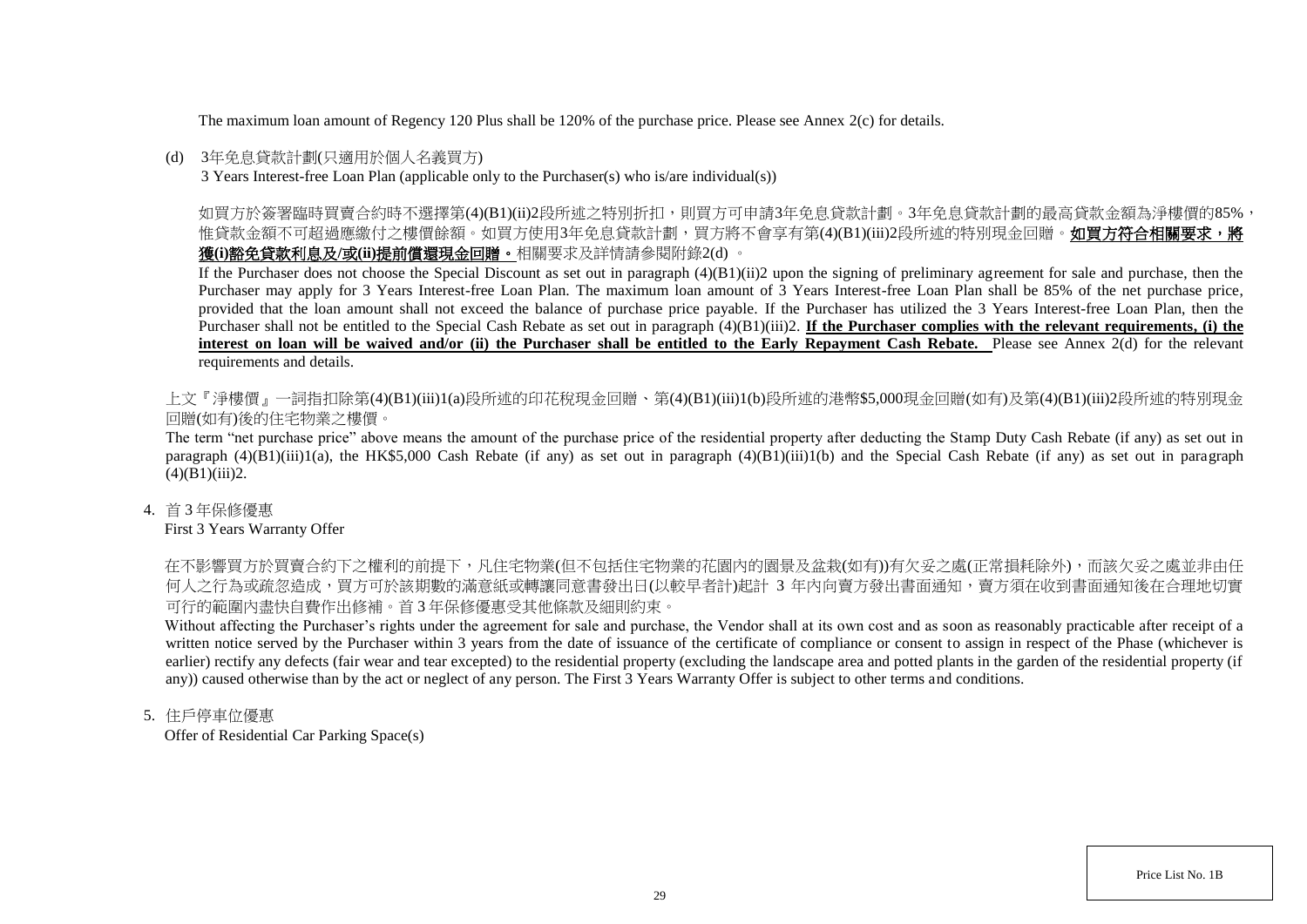The maximum loan amount of Regency 120 Plus shall be 120% of the purchase price. Please see Annex 2(c) for details.

(d) 3年免息貸款計劃(只適用於個人名義買方)

3 Years Interest-free Loan Plan (applicable only to the Purchaser(s) who is/are individual(s))

如買方於簽署臨時買賣合約時不選擇第(4)(B1)(ii)2段所述之特別折扣，則買方可申請3年免息貸款計劃。3年免息貸款計劃的最高貸款金額為淨樓價的85%，惟貸款金額不可超過應繳付之樓價餘額。如買方使用3年免息貸款計劃，買方將不會享有第(4)(B1)(iii)2段所述的特別現金回贈。**如買方符合相關要求，將獲(i)豁免貸款利息及/或(ii)提前償還現金回贈。**相關要求及詳情請參閱附錄2(d) 。

If the Purchaser does not choose the Special Discount as set out in paragraph (4)(B1)(ii)2 upon the signing of preliminary agreement for sale and purchase, then the Purchaser may apply for 3 Years Interest-free Loan Plan. The maximum loan amount of 3 Years Interest-free Loan Plan shall be 85% of the net purchase price, provided that the loan amount shall not exceed the balance of purchase price payable. If the Purchaser has utilized the 3 Years Interest-free Loan Plan, then the Purchaser shall not be entitled to the Special Cash Rebate as set out in paragraph (4)(B1)(iii)2. **If the Purchaser complies with the relevant requirements, (i) the interest on loan will be waived and/or (ii) the Purchaser shall be entitled to the Early Repayment Cash Rebate.** Please see Annex 2(d) for the relevant requirements and details.

上文『淨樓價』一詞指扣除第(4)(B1)(iii)1(a)段所述的印花稅現金回贈、第(4)(B1)(iii)1(b)段所述的港幣$5,000現金回贈(如有)及第(4)(B1)(iii)2段所述的特別現金回贈(如有)後的住宅物業之樓價。

The term "net purchase price" above means the amount of the purchase price of the residential property after deducting the Stamp Duty Cash Rebate (if any) as set out in paragraph (4)(B1)(iii)1(a), the HK$5,000 Cash Rebate (if any) as set out in paragraph (4)(B1)(iii)1(b) and the Special Cash Rebate (if any) as set out in paragraph (4)(B1)(iii)2.

4. 首 3 年保修優惠

First 3 Years Warranty Offer

在不影響買方於買賣合約下之權利的前提下，凡住宅物業(但不包括住宅物業的花園內的園景及盆栽(如有))有欠妥之處(正常損耗除外)，而該欠妥之處並非由任何人之行為或疏忽造成，買方可於該期數的滿意紙或轉讓同意書發出日(以較早者計)起計 3 年內向賣方發出書面通知，賣方須在收到書面通知後在合理地切實可行的範圍內盡快自費作出修補。首 3 年保修優惠受其他條款及細則約束。

Without affecting the Purchaser's rights under the agreement for sale and purchase, the Vendor shall at its own cost and as soon as reasonably practicable after receipt of a written notice served by the Purchaser within 3 years from the date of issuance of the certificate of compliance or consent to assign in respect of the Phase (whichever is earlier) rectify any defects (fair wear and tear excepted) to the residential property (excluding the landscape area and potted plants in the garden of the residential property (if any)) caused otherwise than by the act or neglect of any person. The First 3 Years Warranty Offer is subject to other terms and conditions.

5. 住戶停車位優惠

Offer of Residential Car Parking Space(s)

Price List No. 1B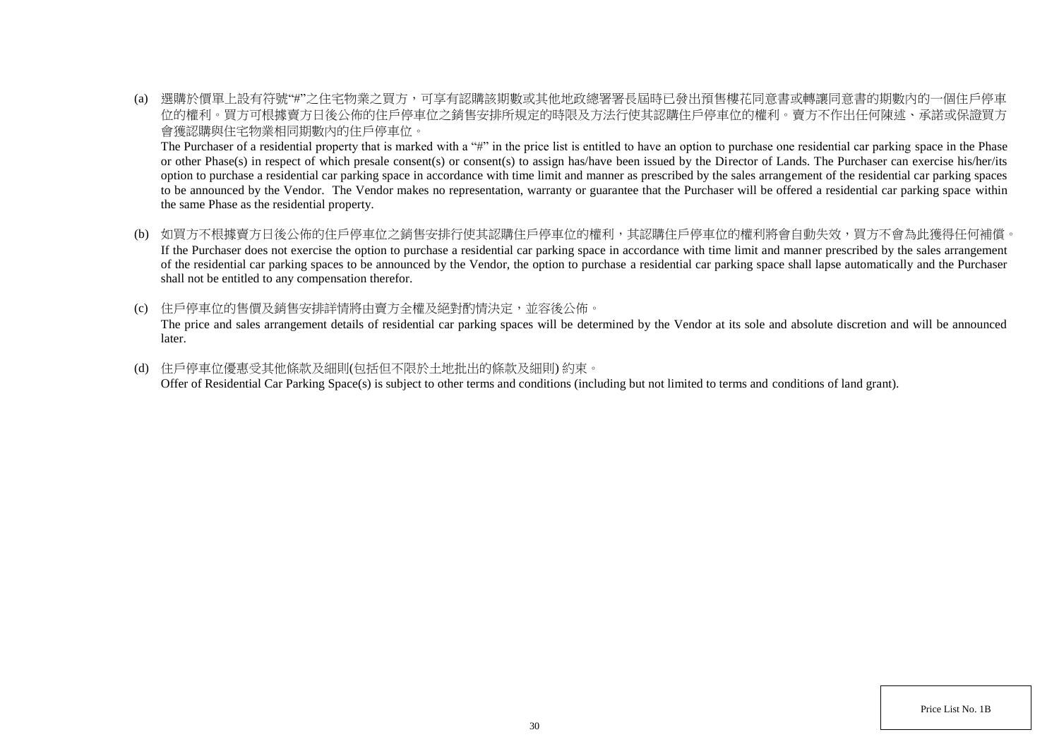(a) 選購於價單上設有符號"#"之住宅物業之買方，可享有認購該期數或其他地政總署署長屆時已發出預售樓花同意書或轉讓同意書的期數內的一個住戶停車位的權利。買方可根據賣方日後公佈的住戶停車位之銷售安排所規定的時限及方法行使其認購住戶停車位的權利。賣方不作出任何陳述、承諾或保證買方會獲認購與住宅物業相同期數內的住戶停車位。

The Purchaser of a residential property that is marked with a "#" in the price list is entitled to have an option to purchase one residential car parking space in the Phase or other Phase(s) in respect of which presale consent(s) or consent(s) to assign has/have been issued by the Director of Lands. The Purchaser can exercise his/her/its option to purchase a residential car parking space in accordance with time limit and manner as prescribed by the sales arrangement of the residential car parking spaces to be announced by the Vendor. The Vendor makes no representation, warranty or guarantee that the Purchaser will be offered a residential car parking space within the same Phase as the residential property.

(b) 如買方不根據賣方日後公佈的住戶停車位之銷售安排行使其認購住戶停車位的權利，其認購住戶停車位的權利將會自動失效，買方不會為此獲得任何補償。

If the Purchaser does not exercise the option to purchase a residential car parking space in accordance with time limit and manner prescribed by the sales arrangement of the residential car parking spaces to be announced by the Vendor, the option to purchase a residential car parking space shall lapse automatically and the Purchaser shall not be entitled to any compensation therefor.

(c) 住戶停車位的售價及銷售安排詳情將由賣方全權及絕對酌情決定，並容後公佈。

The price and sales arrangement details of residential car parking spaces will be determined by the Vendor at its sole and absolute discretion and will be announced later.

(d) 住戶停車位優惠受其他條款及細則(包括但不限於土地批出的條款及細則) 約束。

Offer of Residential Car Parking Space(s) is subject to other terms and conditions (including but not limited to terms and conditions of land grant).

Price List No. 1B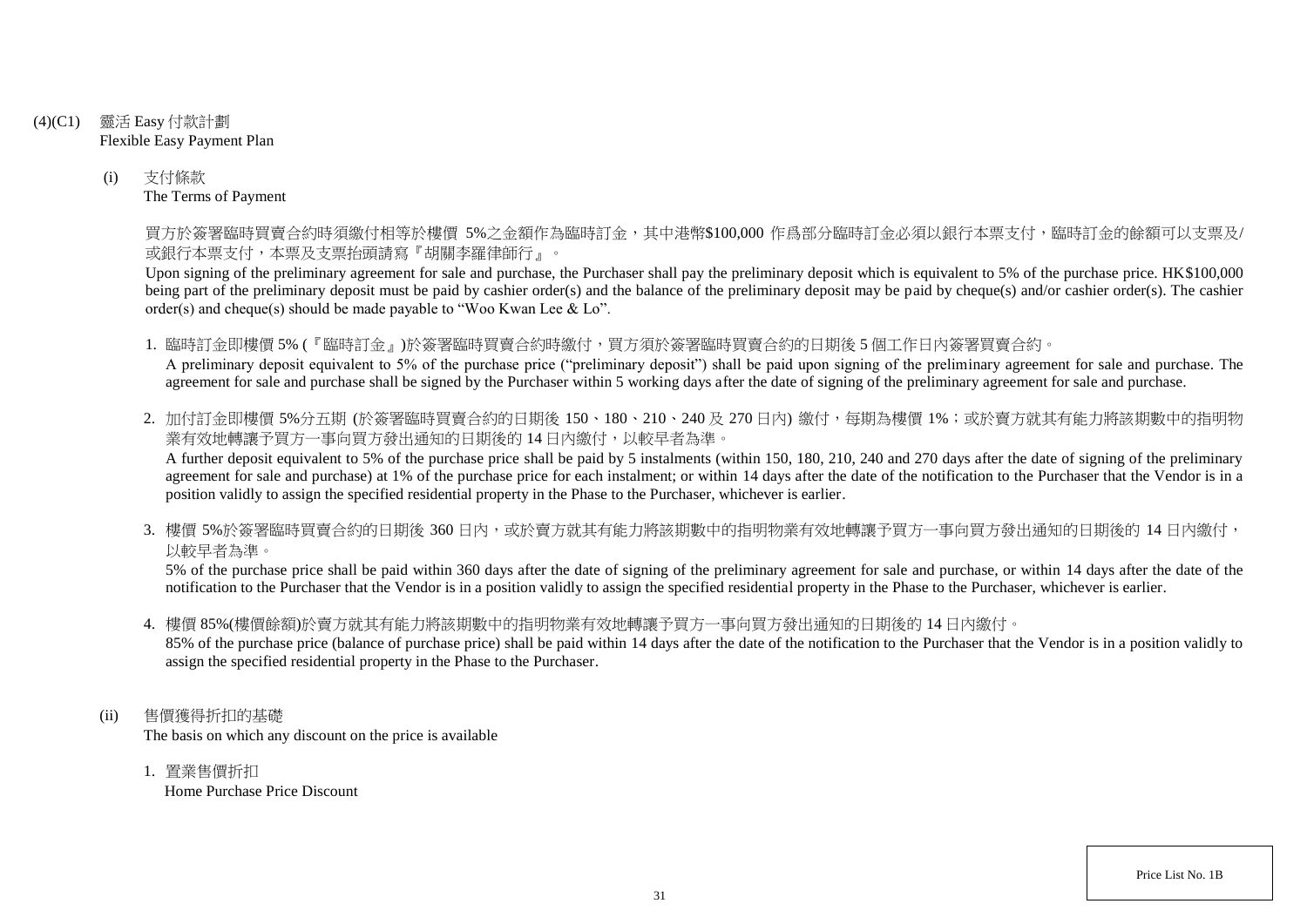(4)(C1) 靈活 Easy 付款計劃
Flexible Easy Payment Plan

(i) 支付條款
The Terms of Payment

買方於簽署臨時買賣合約時須繳付相等於樓價 5%之金額作為臨時訂金，其中港幣$100,000 作爲部分臨時訂金必須以銀行本票支付，臨時訂金的餘額可以支票及/或銀行本票支付，本票及支票抬頭請寫『胡關李羅律師行』。

Upon signing of the preliminary agreement for sale and purchase, the Purchaser shall pay the preliminary deposit which is equivalent to 5% of the purchase price. HK$100,000 being part of the preliminary deposit must be paid by cashier order(s) and the balance of the preliminary deposit may be paid by cheque(s) and/or cashier order(s). The cashier order(s) and cheque(s) should be made payable to "Woo Kwan Lee & Lo".

1. 臨時訂金即樓價 5% (『臨時訂金』)於簽署臨時買賣合約時繳付，買方須於簽署臨時買賣合約的日期後 5 個工作日內簽署買賣合約。
A preliminary deposit equivalent to 5% of the purchase price ("preliminary deposit") shall be paid upon signing of the preliminary agreement for sale and purchase. The agreement for sale and purchase shall be signed by the Purchaser within 5 working days after the date of signing of the preliminary agreement for sale and purchase.

2. 加付訂金即樓價 5%分五期 (於簽署臨時買賣合約的日期後 150、180、210、240 及 270 日內) 繳付，每期為樓價 1%；或於賣方就其有能力將該期數中的指明物業有效地轉讓予買方一事向買方發出通知的日期後的 14 日內繳付，以較早者為準。
A further deposit equivalent to 5% of the purchase price shall be paid by 5 instalments (within 150, 180, 210, 240 and 270 days after the date of signing of the preliminary agreement for sale and purchase) at 1% of the purchase price for each instalment; or within 14 days after the date of the notification to the Purchaser that the Vendor is in a position validly to assign the specified residential property in the Phase to the Purchaser, whichever is earlier.

3. 樓價 5%於簽署臨時買賣合約的日期後 360 日內，或於賣方就其有能力將該期數中的指明物業有效地轉讓予買方一事向買方發出通知的日期後的 14 日內繳付，以較早者為準。
5% of the purchase price shall be paid within 360 days after the date of signing of the preliminary agreement for sale and purchase, or within 14 days after the date of the notification to the Purchaser that the Vendor is in a position validly to assign the specified residential property in the Phase to the Purchaser, whichever is earlier.

4. 樓價 85%(樓價餘額)於賣方就其有能力將該期數中的指明物業有效地轉讓予買方一事向買方發出通知的日期後的 14 日內繳付。
85% of the purchase price (balance of purchase price) shall be paid within 14 days after the date of the notification to the Purchaser that the Vendor is in a position validly to assign the specified residential property in the Phase to the Purchaser.

(ii) 售價獲得折扣的基礎
The basis on which any discount on the price is available

1. 置業售價折扣
Home Purchase Price Discount

Price List No. 1B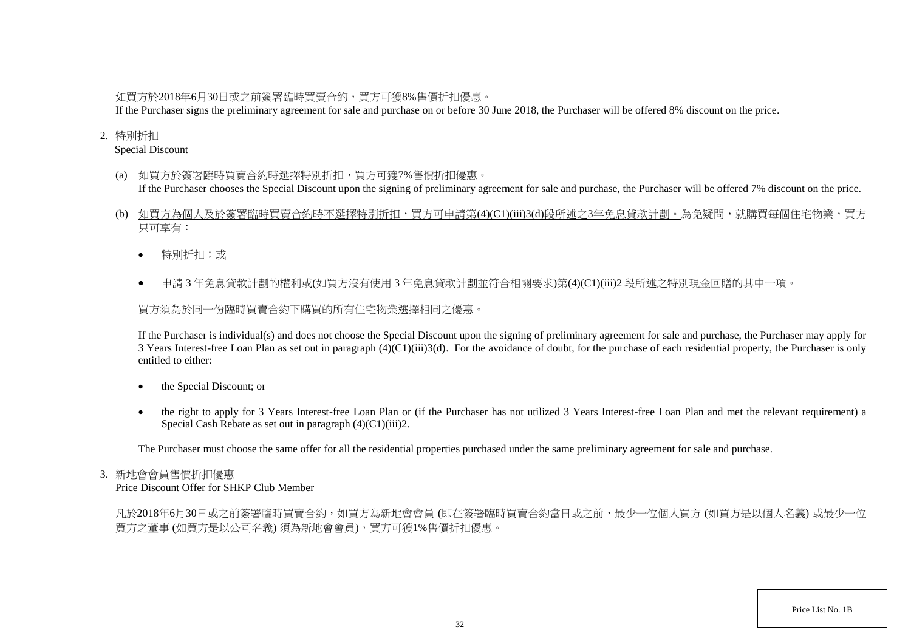如買方於2018年6月30日或之前簽署臨時買賣合約，買方可獲8%售價折扣優惠。
If the Purchaser signs the preliminary agreement for sale and purchase on or before 30 June 2018, the Purchaser will be offered 8% discount on the price.

2. 特別折扣
   Special Discount

   (a) 如買方於簽署臨時買賣合約時選擇特別折扣，買方可獲7%售價折扣優惠。
   If the Purchaser chooses the Special Discount upon the signing of preliminary agreement for sale and purchase, the Purchaser will be offered 7% discount on the price.

   (b) <u>如買方為個人及於簽署臨時買賣合約時不選擇特別折扣，買方可申請第(4)(C1)(iii)3(d)段所述之3年免息貸款計劃。</u>為免疑問，就購買每個住宅物業，買方只可享有：

   - 特別折扣；或
   - 申請 3 年免息貸款計劃的權利或(如買方沒有使用 3 年免息貸款計劃並符合相關要求)第(4)(C1)(iii)2 段所述之特別現金回贈的其中一項。

   買方須為於同一份臨時買賣合約下購買的所有住宅物業選擇相同之優惠。

   <u>If the Purchaser is individual(s) and does not choose the Special Discount upon the signing of preliminary agreement for sale and purchase, the Purchaser may apply for 3 Years Interest-free Loan Plan as set out in paragraph (4)(C1)(iii)3(d)</u>. For the avoidance of doubt, for the purchase of each residential property, the Purchaser is only entitled to either:

   - the Special Discount; or
   - the right to apply for 3 Years Interest-free Loan Plan or (if the Purchaser has not utilized 3 Years Interest-free Loan Plan and met the relevant requirement) a Special Cash Rebate as set out in paragraph (4)(C1)(iii)2.

   The Purchaser must choose the same offer for all the residential properties purchased under the same preliminary agreement for sale and purchase.

3. 新地會會員售價折扣優惠
   Price Discount Offer for SHKP Club Member

   凡於2018年6月30日或之前簽署臨時買賣合約，如買方為新地會會員 (即在簽署臨時買賣合約當日或之前，最少一位個人買方 (如買方是以個人名義) 或最少一位買方之董事 (如買方是以公司名義) 須為新地會會員)，買方可獲1%售價折扣優惠。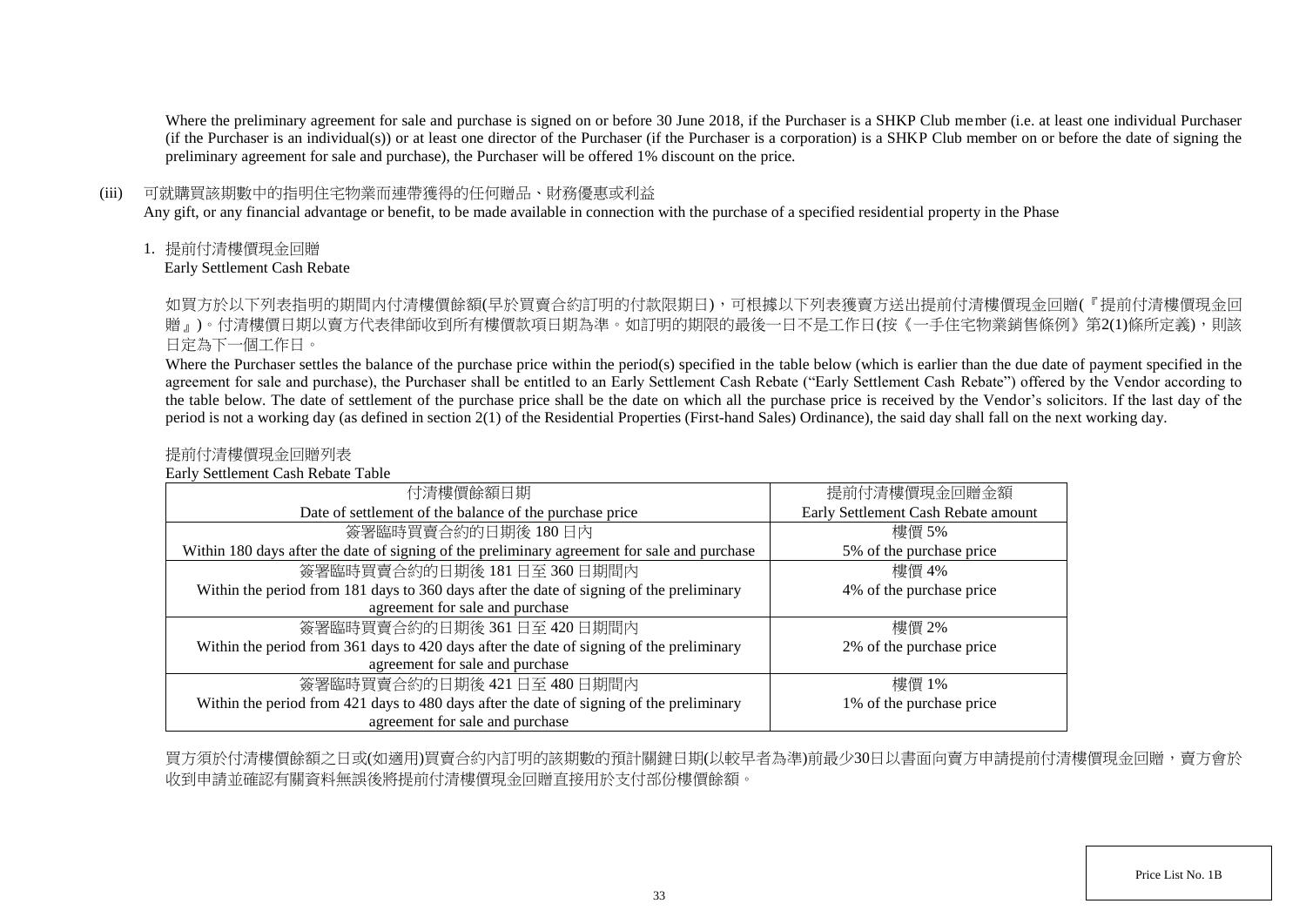Where the preliminary agreement for sale and purchase is signed on or before 30 June 2018, if the Purchaser is a SHKP Club member (i.e. at least one individual Purchaser (if the Purchaser is an individual(s)) or at least one director of the Purchaser (if the Purchaser is a corporation) is a SHKP Club member on or before the date of signing the preliminary agreement for sale and purchase), the Purchaser will be offered 1% discount on the price.

(iii) 可就購買該期數中的指明住宅物業而連帶獲得的任何贈品、財務優惠或利益
Any gift, or any financial advantage or benefit, to be made available in connection with the purchase of a specified residential property in the Phase

1. 提前付清樓價現金回贈
Early Settlement Cash Rebate

如買方於以下列表指明的期間內付清樓價餘額(早於買賣合約訂明的付款限期日)，可根據以下列表獲賣方送出提前付清樓價現金回贈(『提前付清樓價現金回贈』)。付清樓價日期以賣方代表律師收到所有樓價款項日期為準。如訂明的期限的最後一日不是工作日(按《一手住宅物業銷售條例》第2(1)條所定義)，則該日定為下一個工作日。

Where the Purchaser settles the balance of the purchase price within the period(s) specified in the table below (which is earlier than the due date of payment specified in the agreement for sale and purchase), the Purchaser shall be entitled to an Early Settlement Cash Rebate ("Early Settlement Cash Rebate") offered by the Vendor according to the table below. The date of settlement of the purchase price shall be the date on which all the purchase price is received by the Vendor's solicitors. If the last day of the period is not a working day (as defined in section 2(1) of the Residential Properties (First-hand Sales) Ordinance), the said day shall fall on the next working day.

提前付清樓價現金回贈列表
Early Settlement Cash Rebate Table

| 付清樓價餘額日期<br>Date of settlement of the balance of the purchase price | 提前付清樓價現金回贈金額<br>Early Settlement Cash Rebate amount |
|---|---|
| 簽署臨時買賣合約的日期後 180 日內<br>Within 180 days after the date of signing of the preliminary agreement for sale and purchase | 樓價 5%<br>5% of the purchase price |
| 簽署臨時買賣合約的日期後 181 日至 360 日期間內<br>Within the period from 181 days to 360 days after the date of signing of the preliminary agreement for sale and purchase | 樓價 4%<br>4% of the purchase price |
| 簽署臨時買賣合約的日期後 361 日至 420 日期間內<br>Within the period from 361 days to 420 days after the date of signing of the preliminary agreement for sale and purchase | 樓價 2%<br>2% of the purchase price |
| 簽署臨時買賣合約的日期後 421 日至 480 日期間內<br>Within the period from 421 days to 480 days after the date of signing of the preliminary agreement for sale and purchase | 樓價 1%<br>1% of the purchase price |

買方須於付清樓價餘額之日或(如適用)買賣合約內訂明的該期數的預計關鍵日期(以較早者為準)前最少30日以書面向賣方申請提前付清樓價現金回贈，賣方會於收到申請並確認有關資料無誤後將提前付清樓價現金回贈直接用於支付部份樓價餘額。

Price List No. 1B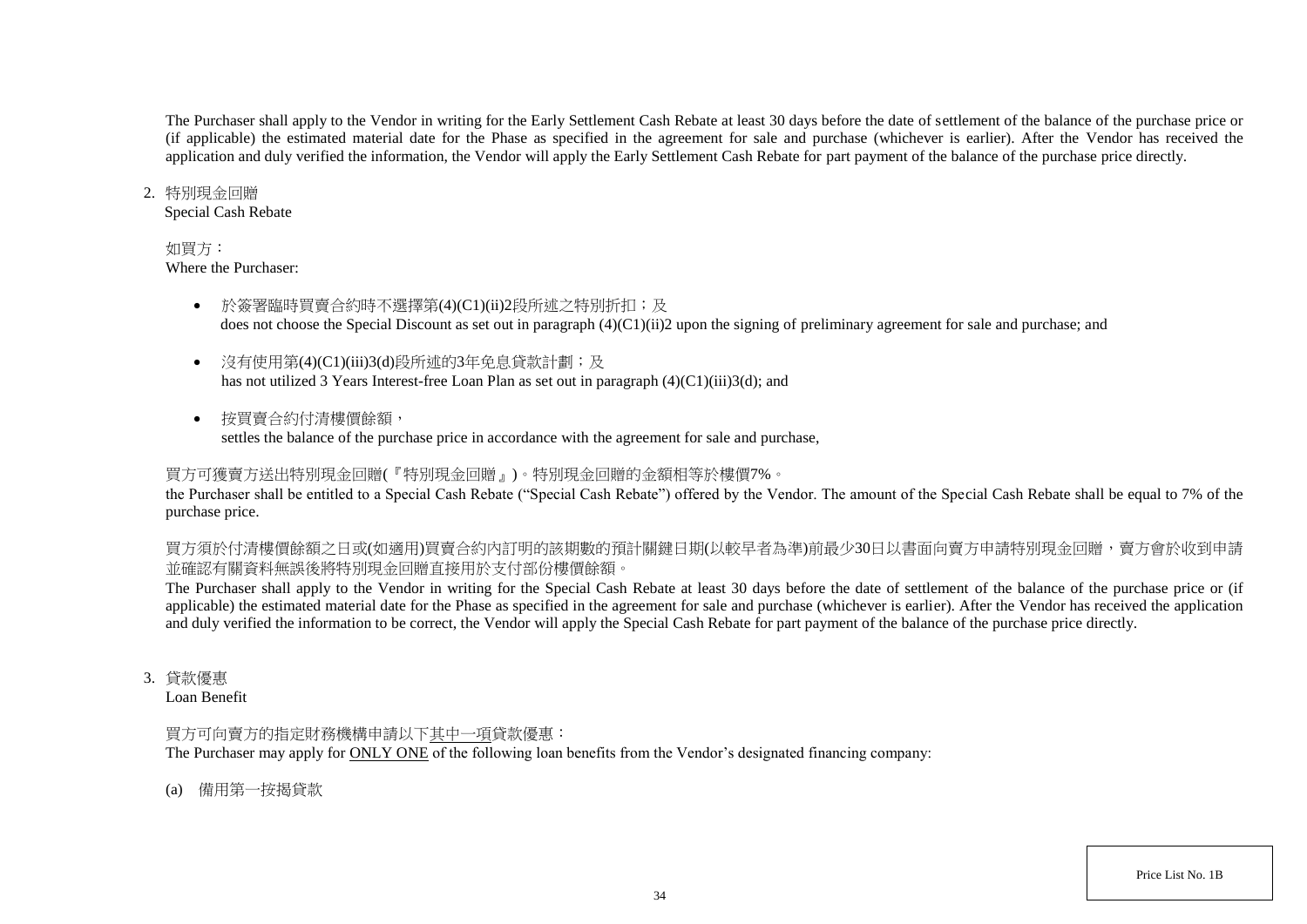The Purchaser shall apply to the Vendor in writing for the Early Settlement Cash Rebate at least 30 days before the date of settlement of the balance of the purchase price or (if applicable) the estimated material date for the Phase as specified in the agreement for sale and purchase (whichever is earlier). After the Vendor has received the application and duly verified the information, the Vendor will apply the Early Settlement Cash Rebate for part payment of the balance of the purchase price directly.

2. 特別現金回贈
Special Cash Rebate

如買方：
Where the Purchaser:

- 於簽署臨時買賣合約時不選擇第(4)(C1)(ii)2段所述之特別折扣；及
  does not choose the Special Discount as set out in paragraph (4)(C1)(ii)2 upon the signing of preliminary agreement for sale and purchase; and

- 沒有使用第(4)(C1)(iii)3(d)段所述的3年免息貸款計劃；及
  has not utilized 3 Years Interest-free Loan Plan as set out in paragraph (4)(C1)(iii)3(d); and

- 按買賣合約付清樓價餘額，
  settles the balance of the purchase price in accordance with the agreement for sale and purchase,

買方可獲賣方送出特別現金回贈(『特別現金回贈』)。特別現金回贈的金額相等於樓價7%。
the Purchaser shall be entitled to a Special Cash Rebate ("Special Cash Rebate") offered by the Vendor. The amount of the Special Cash Rebate shall be equal to 7% of the purchase price.

買方須於付清樓價餘額之日或(如適用)買賣合約內訂明的該期數的預計關鍵日期(以較早者為準)前最少30日以書面向賣方申請特別現金回贈，賣方會於收到申請並確認有關資料無誤後將特別現金回贈直接用於支付部份樓價餘額。
The Purchaser shall apply to the Vendor in writing for the Special Cash Rebate at least 30 days before the date of settlement of the balance of the purchase price or (if applicable) the estimated material date for the Phase as specified in the agreement for sale and purchase (whichever is earlier). After the Vendor has received the application and duly verified the information to be correct, the Vendor will apply the Special Cash Rebate for part payment of the balance of the purchase price directly.

3. 貸款優惠
Loan Benefit

買方可向賣方的指定財務機構申請以下<u>其中一項</u>貸款優惠：
The Purchaser may apply for <u>ONLY ONE</u> of the following loan benefits from the Vendor's designated financing company:

(a) 備用第一按揭貸款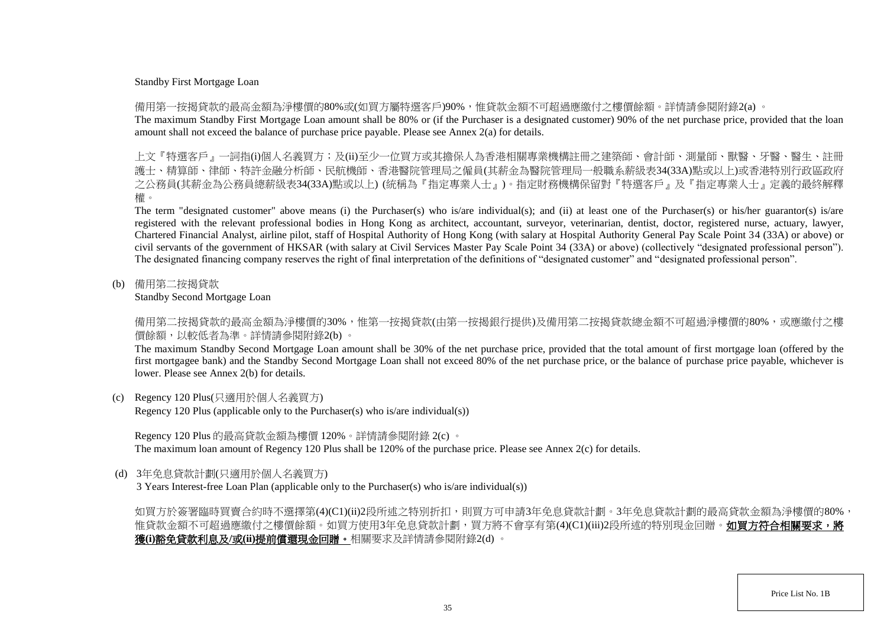Standby First Mortgage Loan

備用第一按揭貸款的最高金額為淨樓價的80%或(如買方屬特選客戶)90%，惟貸款金額不可超過應繳付之樓價餘額。詳情請參閱附錄2(a) 。
The maximum Standby First Mortgage Loan amount shall be 80% or (if the Purchaser is a designated customer) 90% of the net purchase price, provided that the loan amount shall not exceed the balance of purchase price payable. Please see Annex 2(a) for details.

上文『特選客戶』一詞指(i)個人名義買方；及(ii)至少一位買方或其擔保人為香港相關專業機構註冊之建築師、會計師、測量師、獸醫、牙醫、醫生、註冊護士、精算師、律師、特許金融分析師、民航機師、香港醫院管理局之僱員(其薪金為醫院管理局一般職系薪級表34(33A)點或以上)或香港特別行政區政府之公務員(其薪金為公務員總薪級表34(33A)點或以上) (統稱為『指定專業人士』)。指定財務機構保留對『特選客戶』及『指定專業人士』定義的最終解釋權。
The term "designated customer" above means (i) the Purchaser(s) who is/are individual(s); and (ii) at least one of the Purchaser(s) or his/her guarantor(s) is/are registered with the relevant professional bodies in Hong Kong as architect, accountant, surveyor, veterinarian, dentist, doctor, registered nurse, actuary, lawyer, Chartered Financial Analyst, airline pilot, staff of Hospital Authority of Hong Kong (with salary at Hospital Authority General Pay Scale Point 34 (33A) or above) or civil servants of the government of HKSAR (with salary at Civil Services Master Pay Scale Point 34 (33A) or above) (collectively "designated professional person"). The designated financing company reserves the right of final interpretation of the definitions of "designated customer" and "designated professional person".

(b) 備用第二按揭貸款
Standby Second Mortgage Loan

備用第二按揭貸款的最高金額為淨樓價的30%，惟第一按揭貸款(由第一按揭銀行提供)及備用第二按揭貸款總金額不可超過淨樓價的80%，或應繳付之樓價餘額，以較低者為準。詳情請參閱附錄2(b) 。
The maximum Standby Second Mortgage Loan amount shall be 30% of the net purchase price, provided that the total amount of first mortgage loan (offered by the first mortgagee bank) and the Standby Second Mortgage Loan shall not exceed 80% of the net purchase price, or the balance of purchase price payable, whichever is lower. Please see Annex 2(b) for details.

(c) Regency 120 Plus(只適用於個人名義買方)
Regency 120 Plus (applicable only to the Purchaser(s) who is/are individual(s))

Regency 120 Plus 的最高貸款金額為樓價 120%。詳情請參閱附錄 2(c) 。
The maximum loan amount of Regency 120 Plus shall be 120% of the purchase price. Please see Annex 2(c) for details.

(d) 3年免息貸款計劃(只適用於個人名義買方)
3 Years Interest-free Loan Plan (applicable only to the Purchaser(s) who is/are individual(s))

如買方於簽署臨時買賣合約時不選擇第(4)(C1)(ii)2段所述之特別折扣，則買方可申請3年免息貸款計劃。3年免息貸款計劃的最高貸款金額為淨樓價的80%，惟貸款金額不可超過應繳付之樓價餘額。如買方使用3年免息貸款計劃，買方將不會享有第(4)(C1)(iii)2段所述的特別現金回贈。**如買方符合相關要求，將獲(i)豁免貸款利息及/或(ii)提前償還現金回贈。**相關要求及詳情請參閱附錄2(d) 。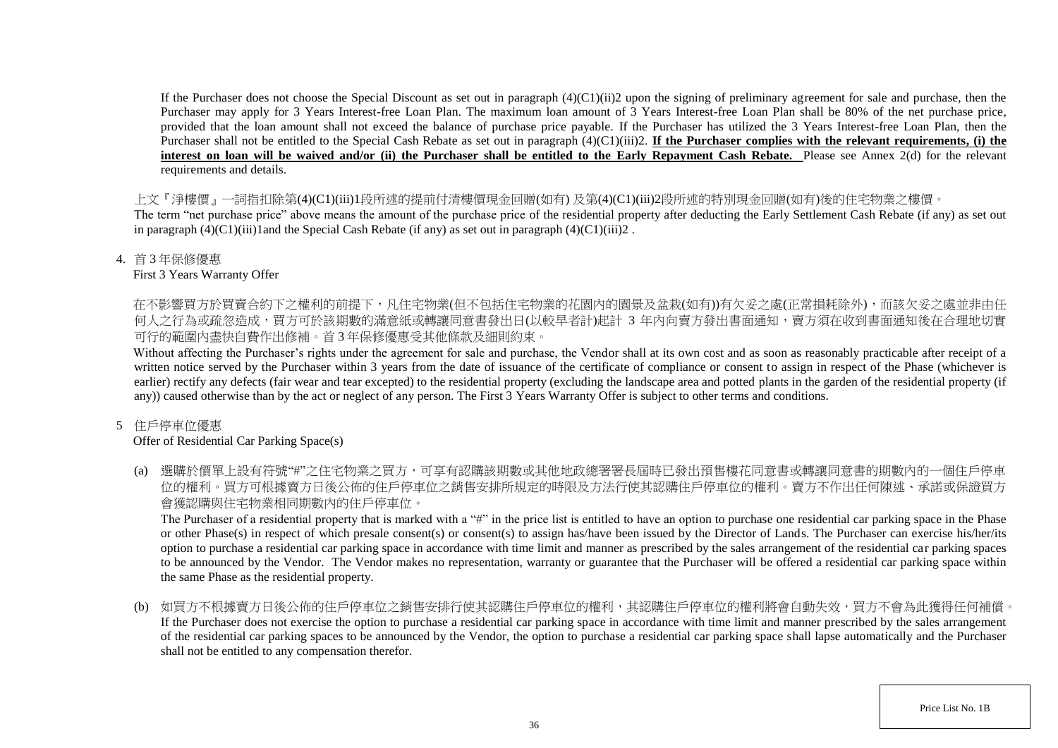If the Purchaser does not choose the Special Discount as set out in paragraph (4)(C1)(ii)2 upon the signing of preliminary agreement for sale and purchase, then the Purchaser may apply for 3 Years Interest-free Loan Plan. The maximum loan amount of 3 Years Interest-free Loan Plan shall be 80% of the net purchase price, provided that the loan amount shall not exceed the balance of purchase price payable. If the Purchaser has utilized the 3 Years Interest-free Loan Plan, then the Purchaser shall not be entitled to the Special Cash Rebate as set out in paragraph (4)(C1)(iii)2. **If the Purchaser complies with the relevant requirements, (i) the interest on loan will be waived and/or (ii) the Purchaser shall be entitled to the Early Repayment Cash Rebate.** Please see Annex 2(d) for the relevant requirements and details.

上文『淨樓價』一詞指扣除第(4)(C1)(iii)1段所述的提前付清樓價現金回贈(如有) 及第(4)(C1)(iii)2段所述的特別現金回贈(如有)後的住宅物業之樓價。
The term "net purchase price" above means the amount of the purchase price of the residential property after deducting the Early Settlement Cash Rebate (if any) as set out in paragraph (4)(C1)(iii)1and the Special Cash Rebate (if any) as set out in paragraph (4)(C1)(iii)2 .

4. 首 3 年保修優惠
First 3 Years Warranty Offer

在不影響買方於買賣合約下之權利的前提下，凡住宅物業(但不包括住宅物業的花園內的園景及盆栽(如有))有欠妥之處(正常損耗除外)，而該欠妥之處並非由任何人之行為或疏忽造成，買方可於該期數的滿意紙或轉讓同意書發出日(以較早者計)起計 3 年內向賣方發出書面通知，賣方須在收到書面通知後在合理地切實可行的範圍內盡快自費作出修補。首 3 年保修優惠受其他條款及細則約束。
Without affecting the Purchaser's rights under the agreement for sale and purchase, the Vendor shall at its own cost and as soon as reasonably practicable after receipt of a written notice served by the Purchaser within 3 years from the date of issuance of the certificate of compliance or consent to assign in respect of the Phase (whichever is earlier) rectify any defects (fair wear and tear excepted) to the residential property (excluding the landscape area and potted plants in the garden of the residential property (if any)) caused otherwise than by the act or neglect of any person. The First 3 Years Warranty Offer is subject to other terms and conditions.

5 住戶停車位優惠
Offer of Residential Car Parking Space(s)

(a) 選購於價單上設有符號"#"之住宅物業之買方，可享有認購該期數或其他地政總署署長屆時已發出預售樓花同意書或轉讓同意書的期數內的一個住戶停車位的權利。買方可根據賣方日後公佈的住戶停車位之銷售安排所規定的時限及方法行使其認購住戶停車位的權利。賣方不作出任何陳述、承諾或保證買方會獲認購與住宅物業相同期數內的住戶停車位。
The Purchaser of a residential property that is marked with a "#" in the price list is entitled to have an option to purchase one residential car parking space in the Phase or other Phase(s) in respect of which presale consent(s) or consent(s) to assign has/have been issued by the Director of Lands. The Purchaser can exercise his/her/its option to purchase a residential car parking space in accordance with time limit and manner as prescribed by the sales arrangement of the residential car parking spaces to be announced by the Vendor. The Vendor makes no representation, warranty or guarantee that the Purchaser will be offered a residential car parking space within the same Phase as the residential property.

(b) 如買方不根據賣方日後公佈的住戶停車位之銷售安排行使其認購住戶停車位的權利，其認購住戶停車位的權利將會自動失效，買方不會為此獲得任何補償。
If the Purchaser does not exercise the option to purchase a residential car parking space in accordance with time limit and manner prescribed by the sales arrangement of the residential car parking spaces to be announced by the Vendor, the option to purchase a residential car parking space shall lapse automatically and the Purchaser shall not be entitled to any compensation therefor.

Price List No. 1B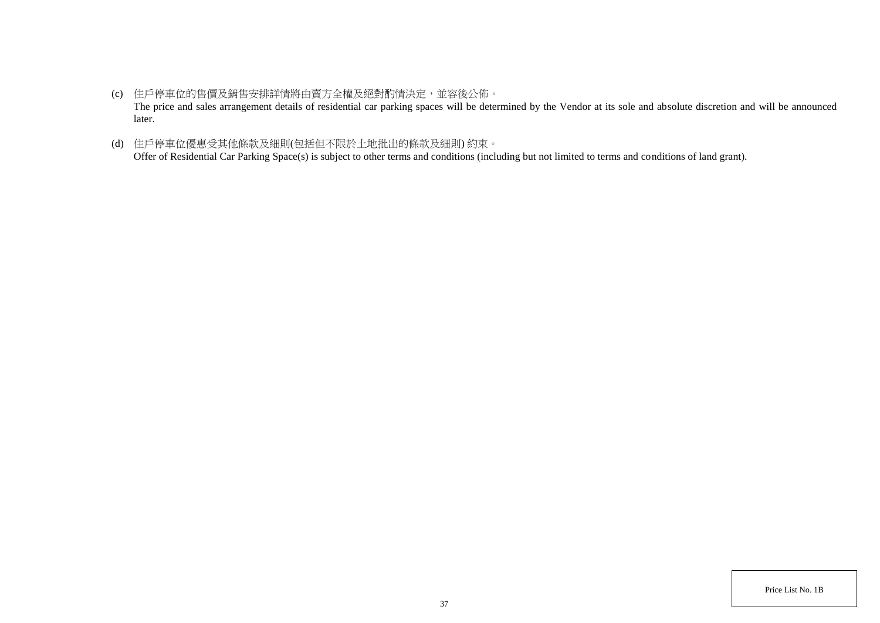(c) 住戶停車位的售價及銷售安排詳情將由賣方全權及絕對酌情決定，並容後公佈。
The price and sales arrangement details of residential car parking spaces will be determined by the Vendor at its sole and absolute discretion and will be announced later.

(d) 住戶停車位優惠受其他條款及細則(包括但不限於土地批出的條款及細則) 約束。
Offer of Residential Car Parking Space(s) is subject to other terms and conditions (including but not limited to terms and conditions of land grant).

Price List No. 1B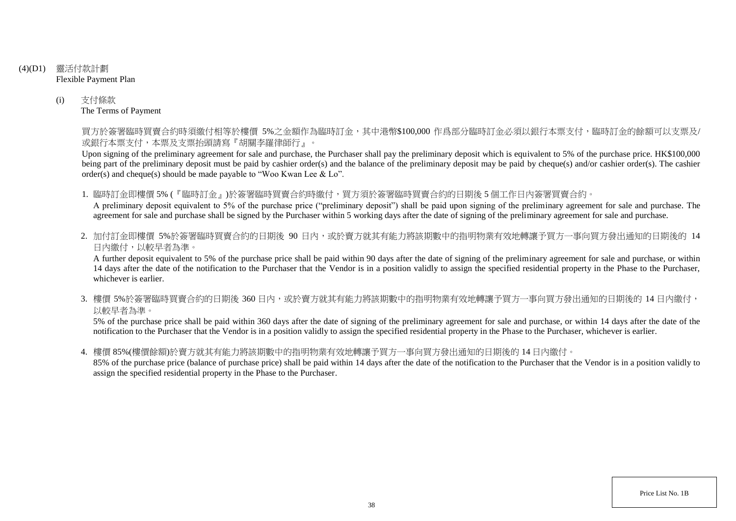(4)(D1) 靈活付款計劃
Flexible Payment Plan

(i) 支付條款
The Terms of Payment

買方於簽署臨時買賣合約時須繳付相等於樓價 5%之金額作為臨時訂金，其中港幣$100,000 作爲部分臨時訂金必須以銀行本票支付，臨時訂金的餘額可以支票及/或銀行本票支付，本票及支票抬頭請寫『胡關李羅律師行』。

Upon signing of the preliminary agreement for sale and purchase, the Purchaser shall pay the preliminary deposit which is equivalent to 5% of the purchase price. HK$100,000 being part of the preliminary deposit must be paid by cashier order(s) and the balance of the preliminary deposit may be paid by cheque(s) and/or cashier order(s). The cashier order(s) and cheque(s) should be made payable to "Woo Kwan Lee & Lo".

1. 臨時訂金即樓價 5% (『臨時訂金』)於簽署臨時買賣合約時繳付，買方須於簽署臨時買賣合約的日期後 5 個工作日內簽署買賣合約。
A preliminary deposit equivalent to 5% of the purchase price ("preliminary deposit") shall be paid upon signing of the preliminary agreement for sale and purchase. The agreement for sale and purchase shall be signed by the Purchaser within 5 working days after the date of signing of the preliminary agreement for sale and purchase.

2. 加付訂金即樓價 5%於簽署臨時買賣合約的日期後 90 日內，或於賣方就其有能力將該期數中的指明物業有效地轉讓予買方一事向買方發出通知的日期後的 14 日內繳付，以較早者為準。
A further deposit equivalent to 5% of the purchase price shall be paid within 90 days after the date of signing of the preliminary agreement for sale and purchase, or within 14 days after the date of the notification to the Purchaser that the Vendor is in a position validly to assign the specified residential property in the Phase to the Purchaser, whichever is earlier.

3. 樓價 5%於簽署臨時買賣合約的日期後 360 日內，或於賣方就其有能力將該期數中的指明物業有效地轉讓予買方一事向買方發出通知的日期後的 14 日內繳付，以較早者為準。
5% of the purchase price shall be paid within 360 days after the date of signing of the preliminary agreement for sale and purchase, or within 14 days after the date of the notification to the Purchaser that the Vendor is in a position validly to assign the specified residential property in the Phase to the Purchaser, whichever is earlier.

4. 樓價 85%(樓價餘額)於賣方就其有能力將該期數中的指明物業有效地轉讓予買方一事向買方發出通知的日期後的 14 日內繳付。
85% of the purchase price (balance of purchase price) shall be paid within 14 days after the date of the notification to the Purchaser that the Vendor is in a position validly to assign the specified residential property in the Phase to the Purchaser.

Price List No. 1B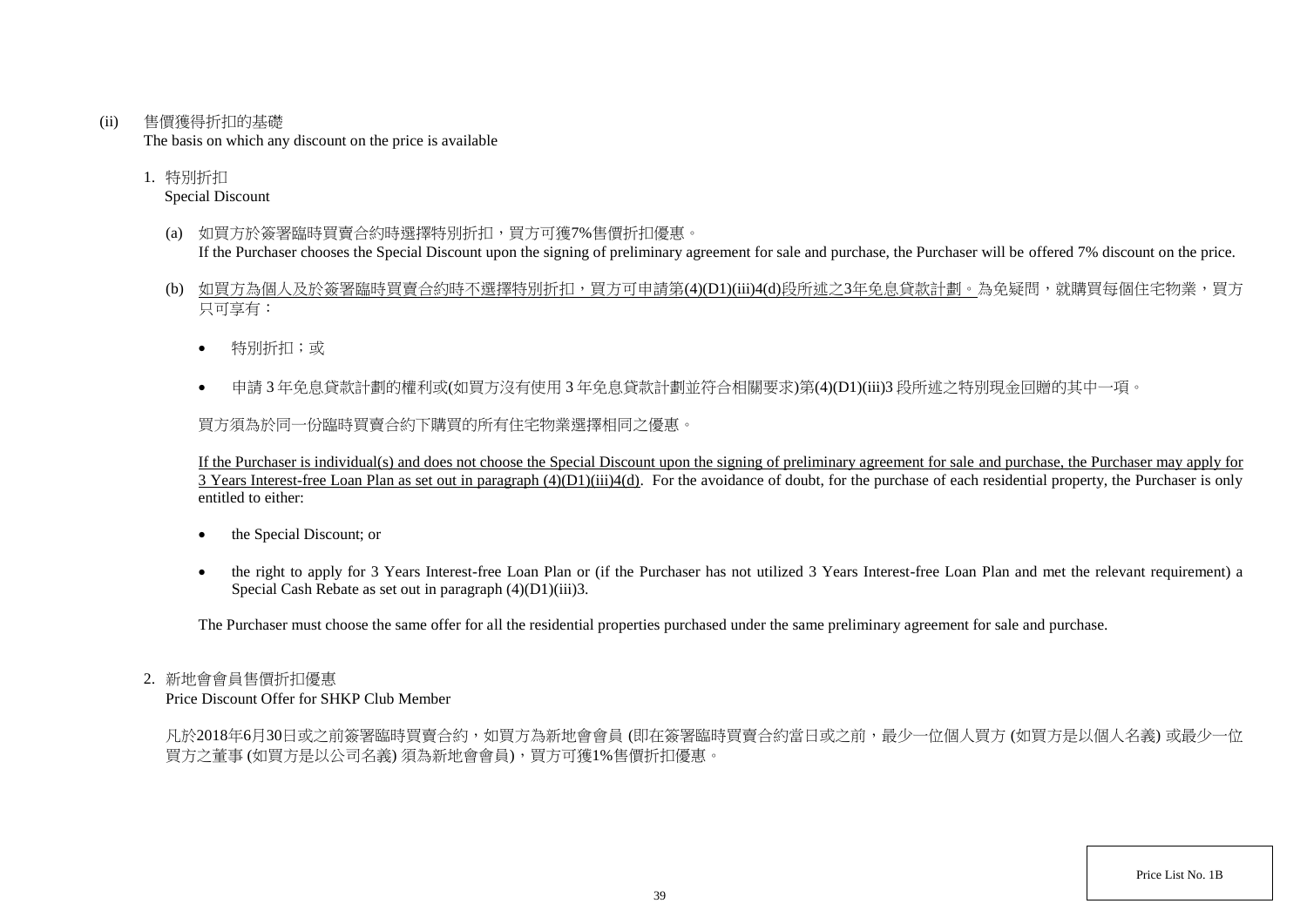(ii) 售價獲得折扣的基礎
The basis on which any discount on the price is available

1. 特別折扣
Special Discount

(a) 如買方於簽署臨時買賣合約時選擇特別折扣，買方可獲7%售價折扣優惠。
If the Purchaser chooses the Special Discount upon the signing of preliminary agreement for sale and purchase, the Purchaser will be offered 7% discount on the price.

(b) <u>如買方為個人及於簽署臨時買賣合約時不選擇特別折扣，買方可申請第(4)(D1)(iii)4(d)段所述之3年免息貸款計劃。</u>為免疑問，就購買每個住宅物業，買方只可享有：

- 特別折扣；或
- 申請 3 年免息貸款計劃的權利或(如買方沒有使用 3 年免息貸款計劃並符合相關要求)第(4)(D1)(iii)3 段所述之特別現金回贈的其中一項。

買方須為於同一份臨時買賣合約下購買的所有住宅物業選擇相同之優惠。

<u>If the Purchaser is individual(s) and does not choose the Special Discount upon the signing of preliminary agreement for sale and purchase, the Purchaser may apply for 3 Years Interest-free Loan Plan as set out in paragraph (4)(D1)(iii)4(d).</u> For the avoidance of doubt, for the purchase of each residential property, the Purchaser is only entitled to either:

- the Special Discount; or
- the right to apply for 3 Years Interest-free Loan Plan or (if the Purchaser has not utilized 3 Years Interest-free Loan Plan and met the relevant requirement) a Special Cash Rebate as set out in paragraph (4)(D1)(iii)3.

The Purchaser must choose the same offer for all the residential properties purchased under the same preliminary agreement for sale and purchase.

2. 新地會會員售價折扣優惠
Price Discount Offer for SHKP Club Member

凡於2018年6月30日或之前簽署臨時買賣合約，如買方為新地會會員 (即在簽署臨時買賣合約當日或之前，最少一位個人買方 (如買方是以個人名義) 或最少一位買方之董事 (如買方是以公司名義) 須為新地會會員)，買方可獲1%售價折扣優惠。

Price List No. 1B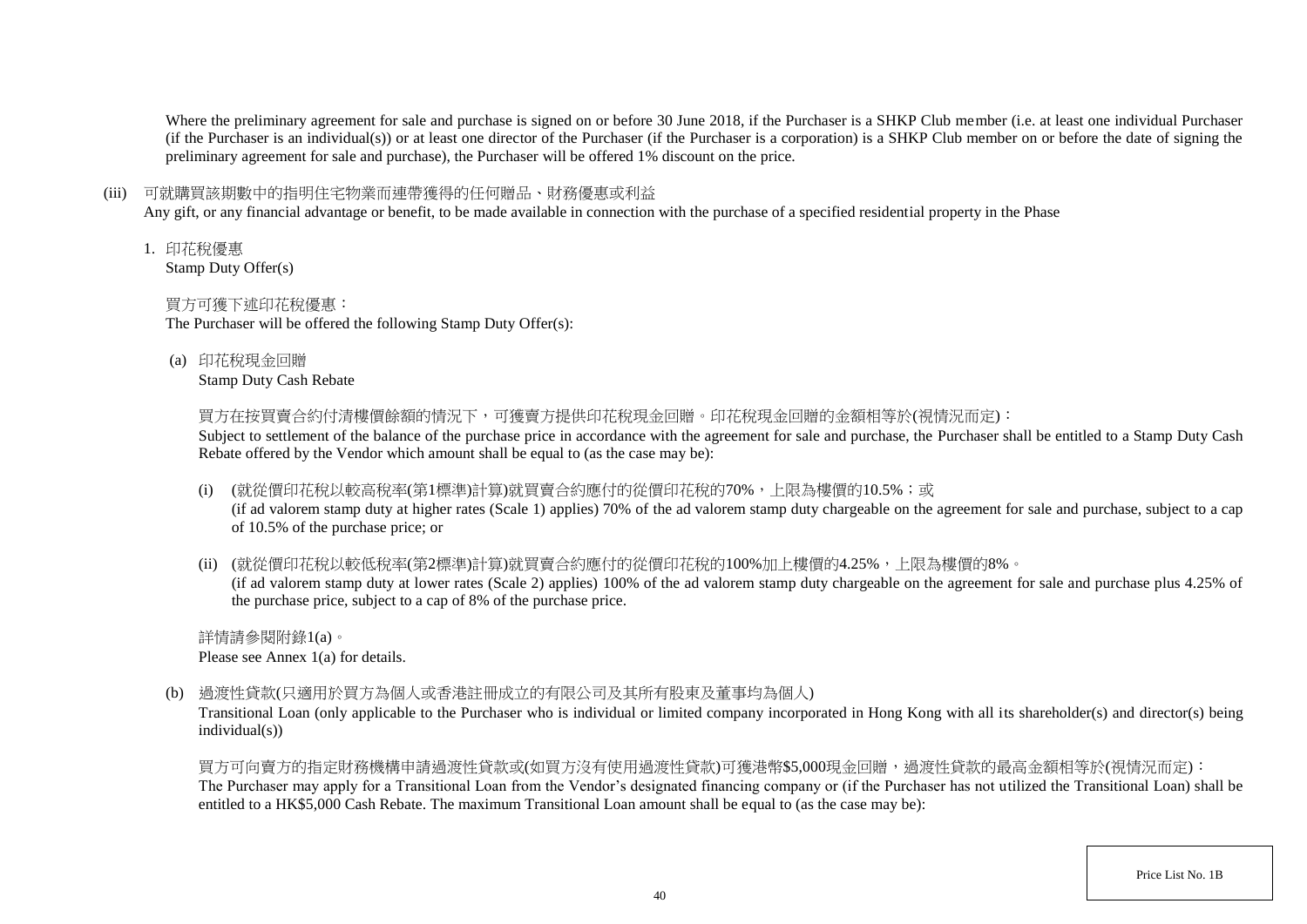Where the preliminary agreement for sale and purchase is signed on or before 30 June 2018, if the Purchaser is a SHKP Club member (i.e. at least one individual Purchaser (if the Purchaser is an individual(s)) or at least one director of the Purchaser (if the Purchaser is a corporation) is a SHKP Club member on or before the date of signing the preliminary agreement for sale and purchase), the Purchaser will be offered 1% discount on the price.

(iii) 可就購買該期數中的指明住宅物業而連帶獲得的任何贈品、財務優惠或利益
Any gift, or any financial advantage or benefit, to be made available in connection with the purchase of a specified residential property in the Phase

1. 印花稅優惠
Stamp Duty Offer(s)

買方可獲下述印花稅優惠：
The Purchaser will be offered the following Stamp Duty Offer(s):

(a) 印花稅現金回贈
Stamp Duty Cash Rebate

買方在按買賣合約付清樓價餘額的情況下，可獲賣方提供印花稅現金回贈。印花稅現金回贈的金額相等於(視情況而定)：
Subject to settlement of the balance of the purchase price in accordance with the agreement for sale and purchase, the Purchaser shall be entitled to a Stamp Duty Cash Rebate offered by the Vendor which amount shall be equal to (as the case may be):

(i) (就從價印花稅以較高稅率(第1標準)計算)就買賣合約應付的從價印花稅的70%，上限為樓價的10.5%；或
(if ad valorem stamp duty at higher rates (Scale 1) applies) 70% of the ad valorem stamp duty chargeable on the agreement for sale and purchase, subject to a cap of 10.5% of the purchase price; or

(ii) (就從價印花稅以較低稅率(第2標準)計算)就買賣合約應付的從價印花稅的100%加上樓價的4.25%，上限為樓價的8%。
(if ad valorem stamp duty at lower rates (Scale 2) applies) 100% of the ad valorem stamp duty chargeable on the agreement for sale and purchase plus 4.25% of the purchase price, subject to a cap of 8% of the purchase price.

詳情請參閱附錄1(a)。
Please see Annex 1(a) for details.

(b) 過渡性貸款(只適用於買方為個人或香港註冊成立的有限公司及其所有股東及董事均為個人)
Transitional Loan (only applicable to the Purchaser who is individual or limited company incorporated in Hong Kong with all its shareholder(s) and director(s) being individual(s))

買方可向賣方的指定財務機構申請過渡性貸款或(如買方沒有使用過渡性貸款)可獲港幣$5,000現金回贈，過渡性貸款的最高金額相等於(視情況而定)：
The Purchaser may apply for a Transitional Loan from the Vendor's designated financing company or (if the Purchaser has not utilized the Transitional Loan) shall be entitled to a HK$5,000 Cash Rebate. The maximum Transitional Loan amount shall be equal to (as the case may be):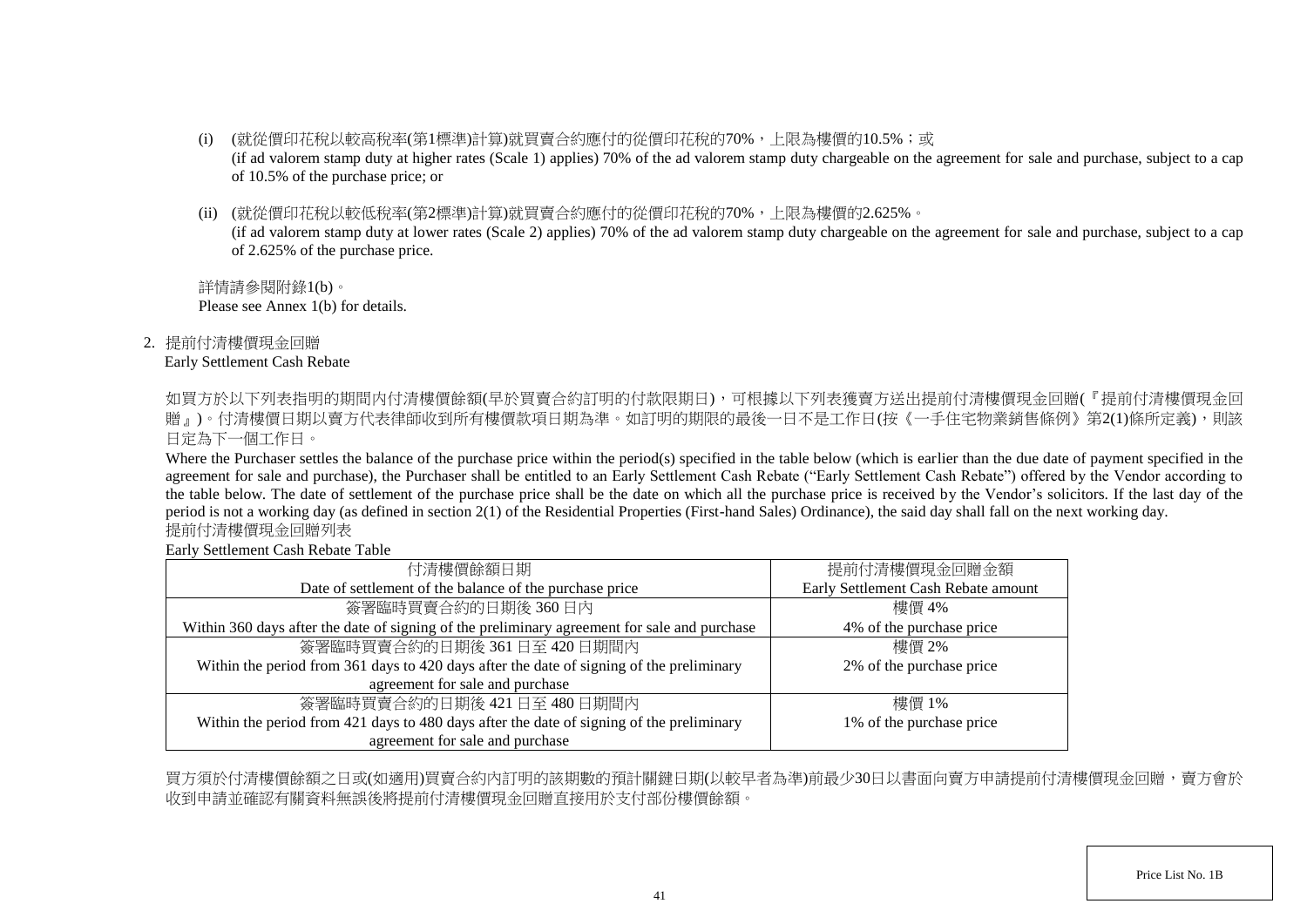(i) (就從價印花稅以較高稅率(第1標準)計算)就買賣合約應付的從價印花稅的70%，上限為樓價的10.5%；或
(if ad valorem stamp duty at higher rates (Scale 1) applies) 70% of the ad valorem stamp duty chargeable on the agreement for sale and purchase, subject to a cap of 10.5% of the purchase price; or

(ii) (就從價印花稅以較低稅率(第2標準)計算)就買賣合約應付的從價印花稅的70%，上限為樓價的2.625%。
(if ad valorem stamp duty at lower rates (Scale 2) applies) 70% of the ad valorem stamp duty chargeable on the agreement for sale and purchase, subject to a cap of 2.625% of the purchase price.

詳情請參閱附錄1(b)。
Please see Annex 1(b) for details.

2. 提前付清樓價現金回贈
Early Settlement Cash Rebate

如買方於以下列表指明的期間內付清樓價餘額(早於買賣合約訂明的付款限期日)，可根據以下列表獲賣方送出提前付清樓價現金回贈(『提前付清樓價現金回贈』)。付清樓價日期以賣方代表律師收到所有樓價款項日期為準。如訂明的期限的最後一日不是工作日(按《一手住宅物業銷售條例》第2(1)條所定義)，則該日定為下一個工作日。

Where the Purchaser settles the balance of the purchase price within the period(s) specified in the table below (which is earlier than the due date of payment specified in the agreement for sale and purchase), the Purchaser shall be entitled to an Early Settlement Cash Rebate ("Early Settlement Cash Rebate") offered by the Vendor according to the table below. The date of settlement of the purchase price shall be the date on which all the purchase price is received by the Vendor's solicitors. If the last day of the period is not a working day (as defined in section 2(1) of the Residential Properties (First-hand Sales) Ordinance), the said day shall fall on the next working day.

提前付清樓價現金回贈列表
Early Settlement Cash Rebate Table

| 付清樓價餘額日期<br>Date of settlement of the balance of the purchase price | 提前付清樓價現金回贈金額<br>Early Settlement Cash Rebate amount |
|---|---|
| 簽署臨時買賣合約的日期後 360 日內<br>Within 360 days after the date of signing of the preliminary agreement for sale and purchase | 樓價 4%<br>4% of the purchase price |
| 簽署臨時買賣合約的日期後 361 日至 420 日期間內<br>Within the period from 361 days to 420 days after the date of signing of the preliminary agreement for sale and purchase | 樓價 2%<br>2% of the purchase price |
| 簽署臨時買賣合約的日期後 421 日至 480 日期間內<br>Within the period from 421 days to 480 days after the date of signing of the preliminary agreement for sale and purchase | 樓價 1%<br>1% of the purchase price |

買方須於付清樓價餘額之日或(如適用)買賣合約內訂明的該期數的預計關鍵日期(以較早者為準)前最少30日以書面向賣方申請提前付清樓價現金回贈，賣方會於收到申請並確認有關資料無誤後將提前付清樓價現金回贈直接用於支付部份樓價餘額。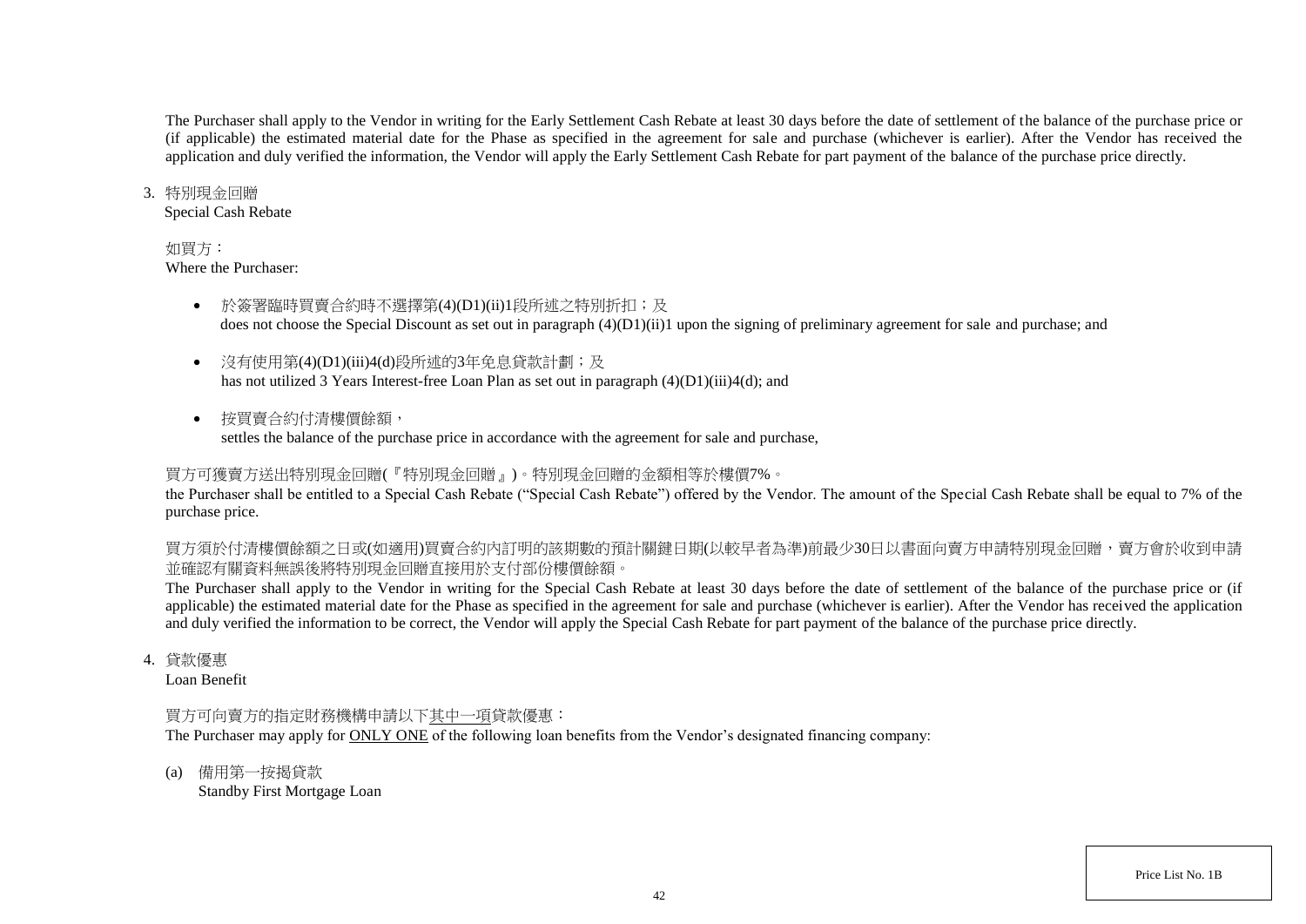The Purchaser shall apply to the Vendor in writing for the Early Settlement Cash Rebate at least 30 days before the date of settlement of the balance of the purchase price or (if applicable) the estimated material date for the Phase as specified in the agreement for sale and purchase (whichever is earlier). After the Vendor has received the application and duly verified the information, the Vendor will apply the Early Settlement Cash Rebate for part payment of the balance of the purchase price directly.

3. 特別現金回贈
   Special Cash Rebate

   如買方：
   Where the Purchaser:

   - 於簽署臨時買賣合約時不選擇第(4)(D1)(ii)1段所述之特別折扣；及
     does not choose the Special Discount as set out in paragraph (4)(D1)(ii)1 upon the signing of preliminary agreement for sale and purchase; and
   - 沒有使用第(4)(D1)(iii)4(d)段所述的3年免息貸款計劃；及
     has not utilized 3 Years Interest-free Loan Plan as set out in paragraph (4)(D1)(iii)4(d); and
   - 按買賣合約付清樓價餘額，
     settles the balance of the purchase price in accordance with the agreement for sale and purchase,

   買方可獲賣方送出特別現金回贈(『特別現金回贈』)。特別現金回贈的金額相等於樓價7%。
   the Purchaser shall be entitled to a Special Cash Rebate ("Special Cash Rebate") offered by the Vendor. The amount of the Special Cash Rebate shall be equal to 7% of the purchase price.

   買方須於付清樓價餘額之日或(如適用)買賣合約內訂明的該期數的預計關鍵日期(以較早者為準)前最少30日以書面向賣方申請特別現金回贈，賣方會於收到申請並確認有關資料無誤後將特別現金回贈直接用於支付部份樓價餘額。
   The Purchaser shall apply to the Vendor in writing for the Special Cash Rebate at least 30 days before the date of settlement of the balance of the purchase price or (if applicable) the estimated material date for the Phase as specified in the agreement for sale and purchase (whichever is earlier). After the Vendor has received the application and duly verified the information to be correct, the Vendor will apply the Special Cash Rebate for part payment of the balance of the purchase price directly.

4. 貸款優惠
   Loan Benefit

   買方可向賣方的指定財務機構申請以下其中一項貸款優惠：
   The Purchaser may apply for ONLY ONE of the following loan benefits from the Vendor's designated financing company:

   (a) 備用第一按揭貸款
       Standby First Mortgage Loan

Price List No. 1B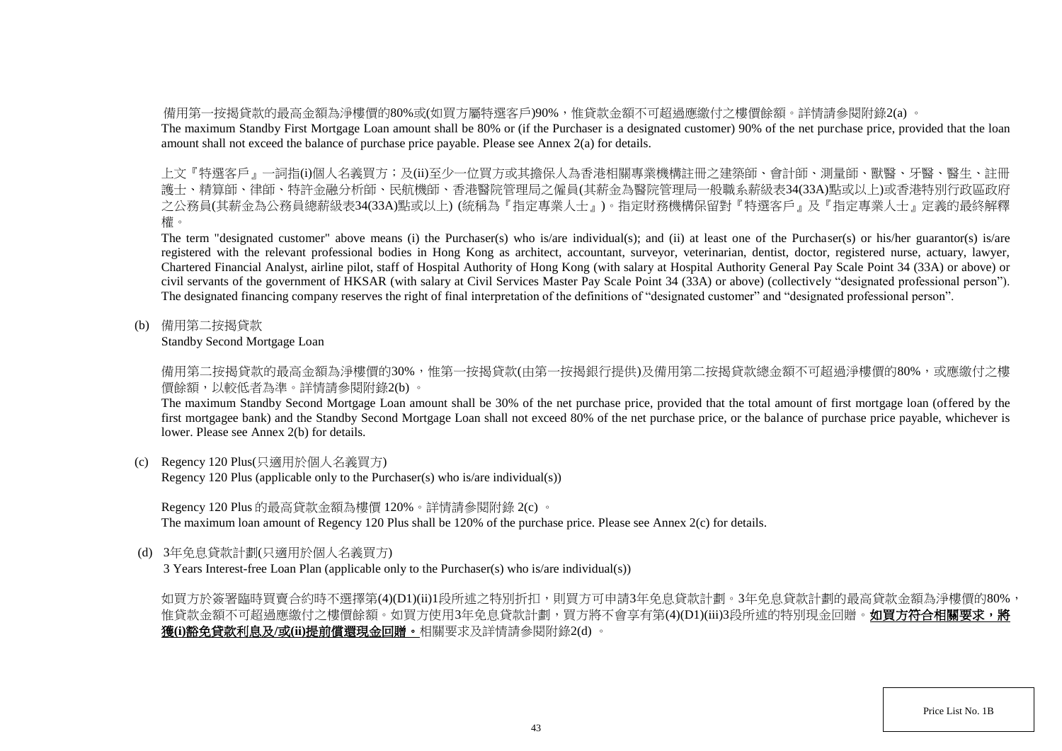備用第一按揭貸款的最高金額為淨樓價的80%或(如買方屬特選客戶)90%，惟貸款金額不可超過應繳付之樓價餘額。詳情請參閱附錄2(a) 。

The maximum Standby First Mortgage Loan amount shall be 80% or (if the Purchaser is a designated customer) 90% of the net purchase price, provided that the loan amount shall not exceed the balance of purchase price payable. Please see Annex 2(a) for details.

上文『特選客戶』一詞指(i)個人名義買方；及(ii)至少一位買方或其擔保人為香港相關專業機構註冊之建築師、會計師、測量師、獸醫、牙醫、醫生、註冊護士、精算師、律師、特許金融分析師、民航機師、香港醫院管理局之僱員(其薪金為醫院管理局一般職系薪級表34(33A)點或以上)或香港特別行政區政府之公務員(其薪金為公務員總薪級表34(33A)點或以上) (統稱為『指定專業人士』)。指定財務機構保留對『特選客戶』及『指定專業人士』定義的最終解釋權。

The term "designated customer" above means (i) the Purchaser(s) who is/are individual(s); and (ii) at least one of the Purchaser(s) or his/her guarantor(s) is/are registered with the relevant professional bodies in Hong Kong as architect, accountant, surveyor, veterinarian, dentist, doctor, registered nurse, actuary, lawyer, Chartered Financial Analyst, airline pilot, staff of Hospital Authority of Hong Kong (with salary at Hospital Authority General Pay Scale Point 34 (33A) or above) or civil servants of the government of HKSAR (with salary at Civil Services Master Pay Scale Point 34 (33A) or above) (collectively "designated professional person"). The designated financing company reserves the right of final interpretation of the definitions of "designated customer" and "designated professional person".

(b) 備用第二按揭貸款
Standby Second Mortgage Loan

備用第二按揭貸款的最高金額為淨樓價的30%，惟第一按揭貸款(由第一按揭銀行提供)及備用第二按揭貸款總金額不可超過淨樓價的80%，或應繳付之樓價餘額，以較低者為準。詳情請參閱附錄2(b) 。

The maximum Standby Second Mortgage Loan amount shall be 30% of the net purchase price, provided that the total amount of first mortgage loan (offered by the first mortgagee bank) and the Standby Second Mortgage Loan shall not exceed 80% of the net purchase price, or the balance of purchase price payable, whichever is lower. Please see Annex 2(b) for details.

(c) Regency 120 Plus(只適用於個人名義買方)
Regency 120 Plus (applicable only to the Purchaser(s) who is/are individual(s))

Regency 120 Plus 的最高貸款金額為樓價 120%。詳情請參閱附錄 2(c) 。

The maximum loan amount of Regency 120 Plus shall be 120% of the purchase price. Please see Annex 2(c) for details.

(d) 3年免息貸款計劃(只適用於個人名義買方)
3 Years Interest-free Loan Plan (applicable only to the Purchaser(s) who is/are individual(s))

如買方於簽署臨時買賣合約時不選擇第(4)(D1)(ii)1段所述之特別折扣，則買方可申請3年免息貸款計劃。3年免息貸款計劃的最高貸款金額為淨樓價的80%，惟貸款金額不可超過應繳付之樓價餘額。如買方使用3年免息貸款計劃，買方將不會享有第(4)(D1)(iii)3段所述的特別現金回贈。**如買方符合相關要求，將獲(i)豁免貸款利息及/或(ii)提前償還現金回贈。**相關要求及詳情請參閱附錄2(d) 。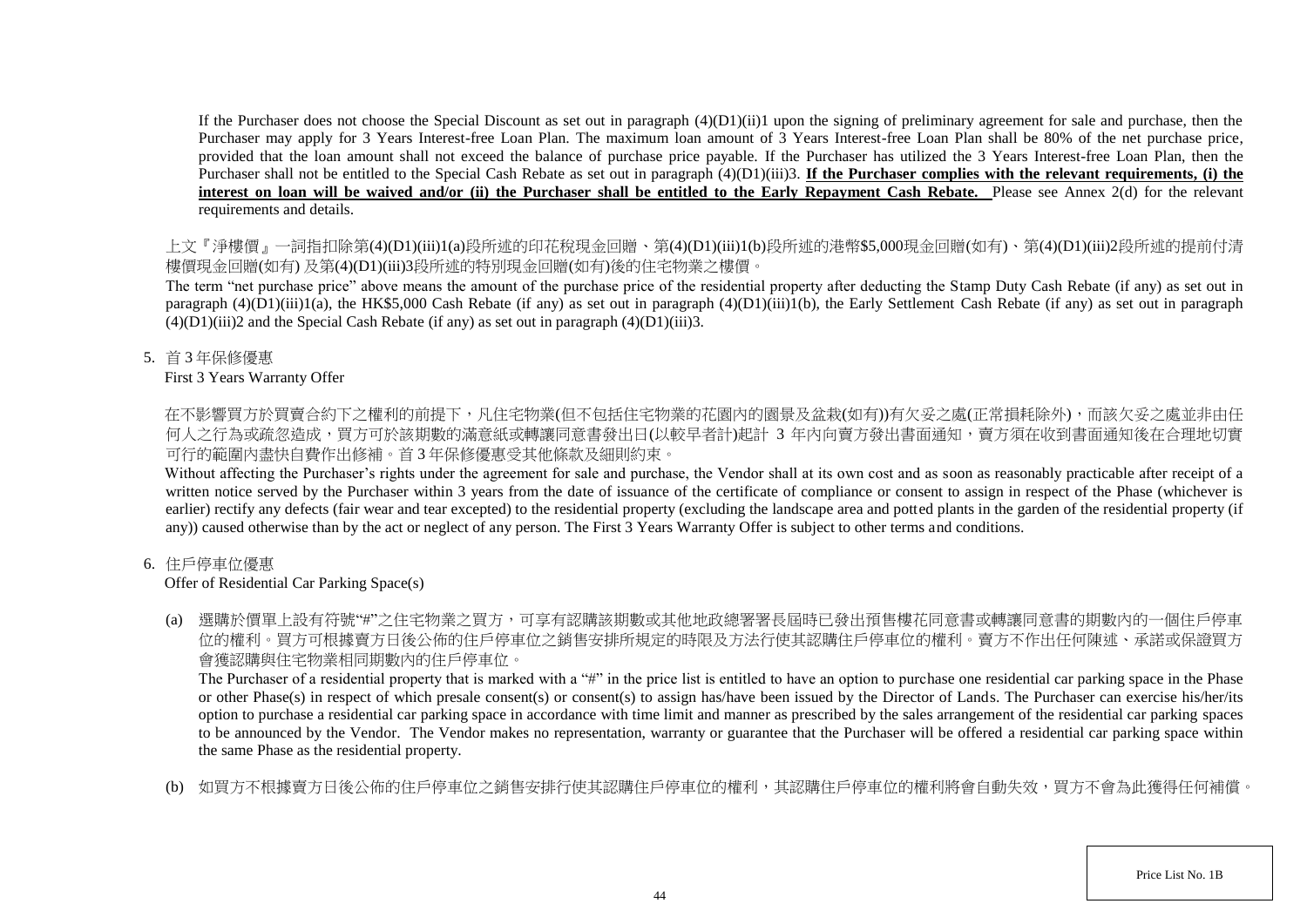If the Purchaser does not choose the Special Discount as set out in paragraph (4)(D1)(ii)1 upon the signing of preliminary agreement for sale and purchase, then the Purchaser may apply for 3 Years Interest-free Loan Plan. The maximum loan amount of 3 Years Interest-free Loan Plan shall be 80% of the net purchase price, provided that the loan amount shall not exceed the balance of purchase price payable. If the Purchaser has utilized the 3 Years Interest-free Loan Plan, then the Purchaser shall not be entitled to the Special Cash Rebate as set out in paragraph (4)(D1)(iii)3. **If the Purchaser complies with the relevant requirements, (i) the interest on loan will be waived and/or (ii) the Purchaser shall be entitled to the Early Repayment Cash Rebate.** Please see Annex 2(d) for the relevant requirements and details.

上文『淨樓價』一詞指扣除第(4)(D1)(iii)1(a)段所述的印花稅現金回贈、第(4)(D1)(iii)1(b)段所述的港幣$5,000現金回贈(如有)、第(4)(D1)(iii)2段所述的提前付清樓價現金回贈(如有) 及第(4)(D1)(iii)3段所述的特別現金回贈(如有)後的住宅物業之樓價。

The term "net purchase price" above means the amount of the purchase price of the residential property after deducting the Stamp Duty Cash Rebate (if any) as set out in paragraph (4)(D1)(iii)1(a), the HK$5,000 Cash Rebate (if any) as set out in paragraph (4)(D1)(iii)1(b), the Early Settlement Cash Rebate (if any) as set out in paragraph (4)(D1)(iii)2 and the Special Cash Rebate (if any) as set out in paragraph (4)(D1)(iii)3.

5. 首 3 年保修優惠

First 3 Years Warranty Offer

在不影響買方於買賣合約下之權利的前提下，凡住宅物業(但不包括住宅物業的花園內的園景及盆栽(如有))有欠妥之處(正常損耗除外)，而該欠妥之處並非由任何人之行為或疏忽造成，買方可於該期數的滿意紙或轉讓同意書發出日(以較早者計)起計 3 年內向賣方發出書面通知，賣方須在收到書面通知後在合理地切實可行的範圍內盡快自費作出修補。首 3 年保修優惠受其他條款及細則約束。

Without affecting the Purchaser's rights under the agreement for sale and purchase, the Vendor shall at its own cost and as soon as reasonably practicable after receipt of a written notice served by the Purchaser within 3 years from the date of issuance of the certificate of compliance or consent to assign in respect of the Phase (whichever is earlier) rectify any defects (fair wear and tear excepted) to the residential property (excluding the landscape area and potted plants in the garden of the residential property (if any)) caused otherwise than by the act or neglect of any person. The First 3 Years Warranty Offer is subject to other terms and conditions.

6. 住戶停車位優惠

Offer of Residential Car Parking Space(s)

(a) 選購於價單上設有符號"#"之住宅物業之買方，可享有認購該期數或其他地政總署署長屆時已發出預售樓花同意書或轉讓同意書的期數內的一個住戶停車位的權利。買方可根據賣方日後公佈的住戶停車位之銷售安排所規定的時限及方法行使其認購住戶停車位的權利。賣方不作出任何陳述、承諾或保證買方會獲認購與住宅物業相同期數內的住戶停車位。

The Purchaser of a residential property that is marked with a "#" in the price list is entitled to have an option to purchase one residential car parking space in the Phase or other Phase(s) in respect of which presale consent(s) or consent(s) to assign has/have been issued by the Director of Lands. The Purchaser can exercise his/her/its option to purchase a residential car parking space in accordance with time limit and manner as prescribed by the sales arrangement of the residential car parking spaces to be announced by the Vendor. The Vendor makes no representation, warranty or guarantee that the Purchaser will be offered a residential car parking space within the same Phase as the residential property.

(b) 如買方不根據賣方日後公佈的住戶停車位之銷售安排行使其認購住戶停車位的權利，其認購住戶停車位的權利將會自動失效，買方不會為此獲得任何補償。

Price List No. 1B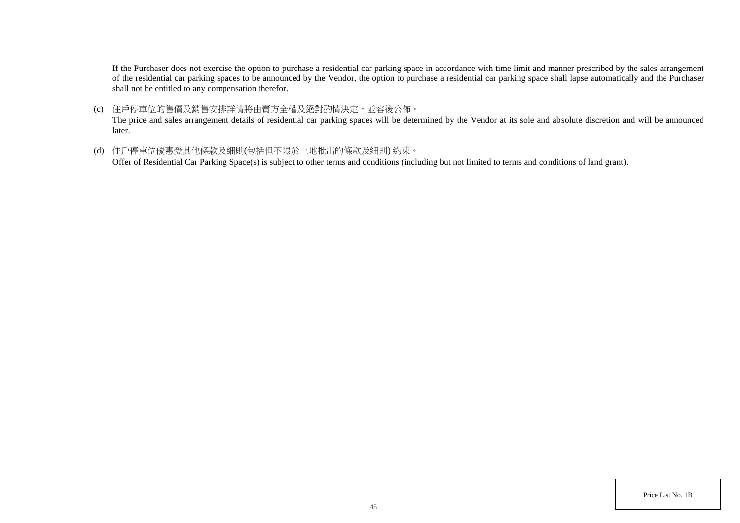If the Purchaser does not exercise the option to purchase a residential car parking space in accordance with time limit and manner prescribed by the sales arrangement of the residential car parking spaces to be announced by the Vendor, the option to purchase a residential car parking space shall lapse automatically and the Purchaser shall not be entitled to any compensation therefor.

(c) 住戶停車位的售價及銷售安排詳情將由賣方全權及絕對酌情決定，並容後公佈。
The price and sales arrangement details of residential car parking spaces will be determined by the Vendor at its sole and absolute discretion and will be announced later.

(d) 住戶停車位優惠受其他條款及細則(包括但不限於土地批出的條款及細則) 約束。
Offer of Residential Car Parking Space(s) is subject to other terms and conditions (including but not limited to terms and conditions of land grant).

Price List No. 1B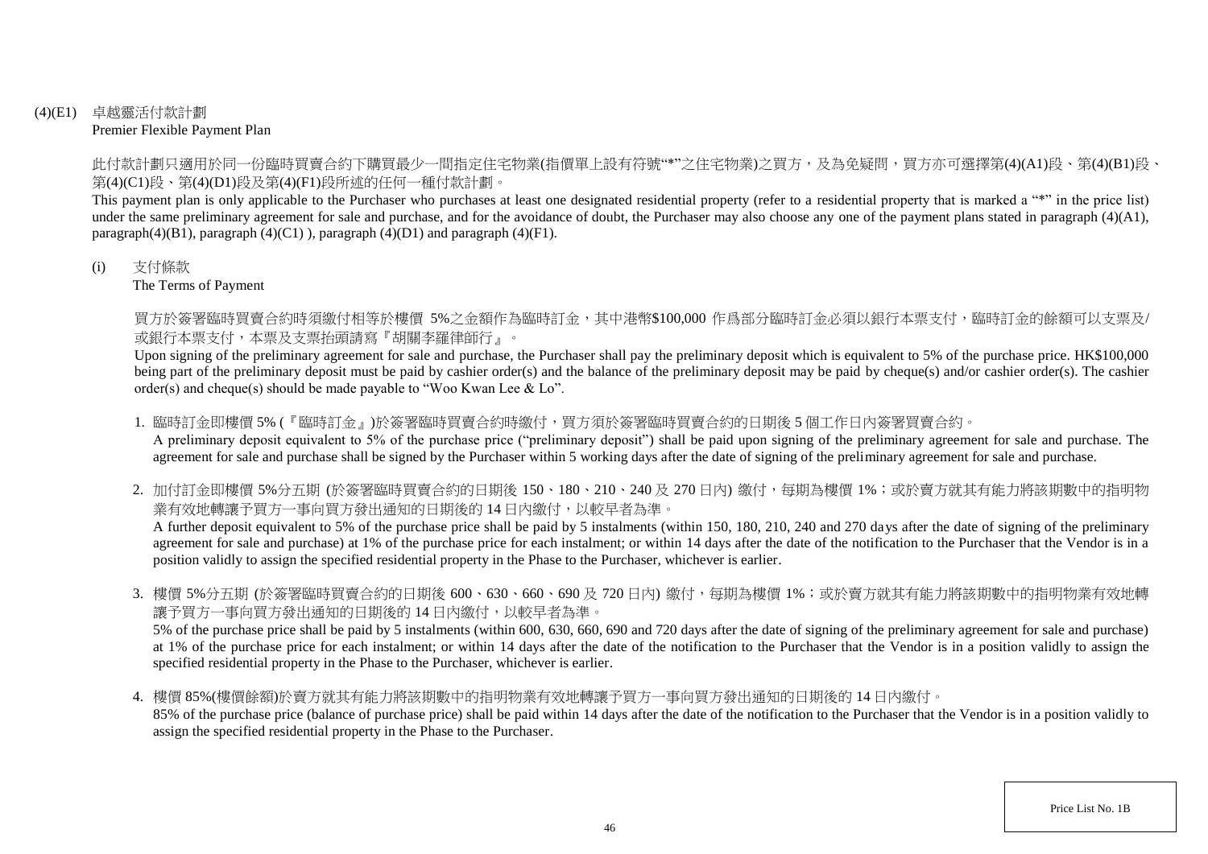(4)(E1) 卓越靈活付款計劃
Premier Flexible Payment Plan

此付款計劃只適用於同一份臨時買賣合約下購買最少一間指定住宅物業(指價單上設有符號"*"之住宅物業)之買方，及為免疑問，買方亦可選擇第(4)(A1)段、第(4)(B1)段、第(4)(C1)段、第(4)(D1)段及第(4)(F1)段所述的任何一種付款計劃。

This payment plan is only applicable to the Purchaser who purchases at least one designated residential property (refer to a residential property that is marked a "*" in the price list) under the same preliminary agreement for sale and purchase, and for the avoidance of doubt, the Purchaser may also choose any one of the payment plans stated in paragraph (4)(A1), paragraph(4)(B1), paragraph (4)(C1) ), paragraph (4)(D1) and paragraph (4)(F1).

(i) 支付條款
The Terms of Payment

買方於簽署臨時買賣合約時須繳付相等於樓價 5%之金額作為臨時訂金，其中港幣$100,000 作爲部分臨時訂金必須以銀行本票支付，臨時訂金的餘額可以支票及/或銀行本票支付，本票及支票抬頭請寫『胡關李羅律師行』。

Upon signing of the preliminary agreement for sale and purchase, the Purchaser shall pay the preliminary deposit which is equivalent to 5% of the purchase price. HK$100,000 being part of the preliminary deposit must be paid by cashier order(s) and the balance of the preliminary deposit may be paid by cheque(s) and/or cashier order(s). The cashier order(s) and cheque(s) should be made payable to "Woo Kwan Lee & Lo".

1. 臨時訂金即樓價 5% (『臨時訂金』)於簽署臨時買賣合約時繳付，買方須於簽署臨時買賣合約的日期後 5 個工作日內簽署買賣合約。
A preliminary deposit equivalent to 5% of the purchase price ("preliminary deposit") shall be paid upon signing of the preliminary agreement for sale and purchase. The agreement for sale and purchase shall be signed by the Purchaser within 5 working days after the date of signing of the preliminary agreement for sale and purchase.

2. 加付訂金即樓價 5%分五期 (於簽署臨時買賣合約的日期後 150、180、210、240 及 270 日內) 繳付，每期為樓價 1%；或於賣方就其有能力將該期數中的指明物業有效地轉讓予買方一事向買方發出通知的日期後的 14 日內繳付，以較早者為準。
A further deposit equivalent to 5% of the purchase price shall be paid by 5 instalments (within 150, 180, 210, 240 and 270 days after the date of signing of the preliminary agreement for sale and purchase) at 1% of the purchase price for each instalment; or within 14 days after the date of the notification to the Purchaser that the Vendor is in a position validly to assign the specified residential property in the Phase to the Purchaser, whichever is earlier.

3. 樓價 5%分五期 (於簽署臨時買賣合約的日期後 600、630、660、690 及 720 日內) 繳付，每期為樓價 1%；或於賣方就其有能力將該期數中的指明物業有效地轉讓予買方一事向買方發出通知的日期後的 14 日內繳付，以較早者為準。
5% of the purchase price shall be paid by 5 instalments (within 600, 630, 660, 690 and 720 days after the date of signing of the preliminary agreement for sale and purchase) at 1% of the purchase price for each instalment; or within 14 days after the date of the notification to the Purchaser that the Vendor is in a position validly to assign the specified residential property in the Phase to the Purchaser, whichever is earlier.

4. 樓價 85%(樓價餘額)於賣方就其有能力將該期數中的指明物業有效地轉讓予買方一事向買方發出通知的日期後的 14 日內繳付。
85% of the purchase price (balance of purchase price) shall be paid within 14 days after the date of the notification to the Purchaser that the Vendor is in a position validly to assign the specified residential property in the Phase to the Purchaser.

Price List No. 1B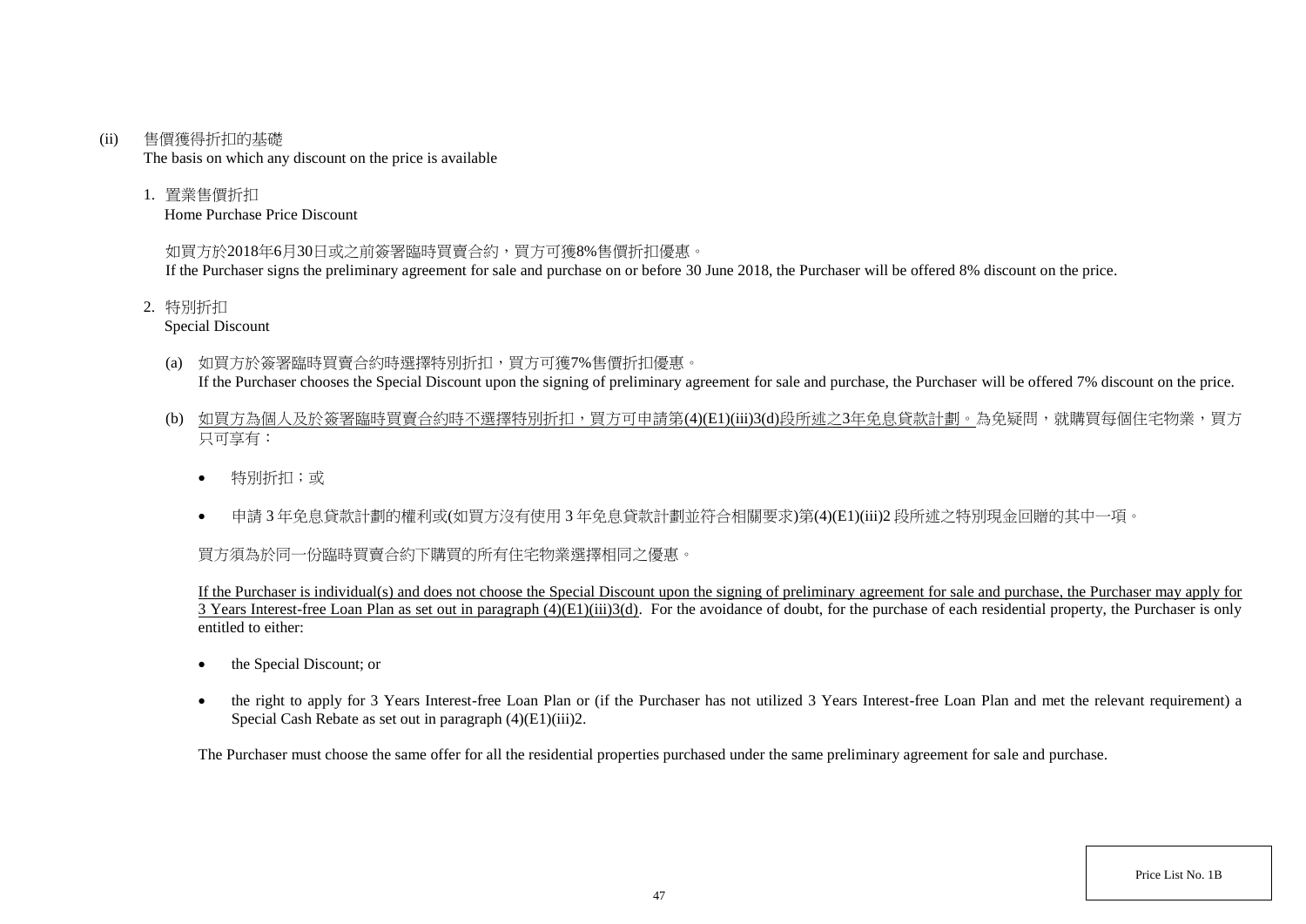(ii) 售價獲得折扣的基礎
The basis on which any discount on the price is available

1. 置業售價折扣
Home Purchase Price Discount

如買方於2018年6月30日或之前簽署臨時買賣合約，買方可獲8%售價折扣優惠。
If the Purchaser signs the preliminary agreement for sale and purchase on or before 30 June 2018, the Purchaser will be offered 8% discount on the price.

2. 特別折扣
Special Discount

(a) 如買方於簽署臨時買賣合約時選擇特別折扣，買方可獲7%售價折扣優惠。
If the Purchaser chooses the Special Discount upon the signing of preliminary agreement for sale and purchase, the Purchaser will be offered 7% discount on the price.

(b) <u>如買方為個人及於簽署臨時買賣合約時不選擇特別折扣，買方可申請第(4)(E1)(iii)3(d)段所述之3年免息貸款計劃。</u>為免疑問，就購買每個住宅物業，買方只可享有：

- 特別折扣；或
- 申請 3 年免息貸款計劃的權利或(如買方沒有使用 3 年免息貸款計劃並符合相關要求)第(4)(E1)(iii)2 段所述之特別現金回贈的其中一項。

買方須為於同一份臨時買賣合約下購買的所有住宅物業選擇相同之優惠。

<u>If the Purchaser is individual(s) and does not choose the Special Discount upon the signing of preliminary agreement for sale and purchase, the Purchaser may apply for 3 Years Interest-free Loan Plan as set out in paragraph (4)(E1)(iii)3(d).</u> For the avoidance of doubt, for the purchase of each residential property, the Purchaser is only entitled to either:

- the Special Discount; or
- the right to apply for 3 Years Interest-free Loan Plan or (if the Purchaser has not utilized 3 Years Interest-free Loan Plan and met the relevant requirement) a Special Cash Rebate as set out in paragraph (4)(E1)(iii)2.

The Purchaser must choose the same offer for all the residential properties purchased under the same preliminary agreement for sale and purchase.

Price List No. 1B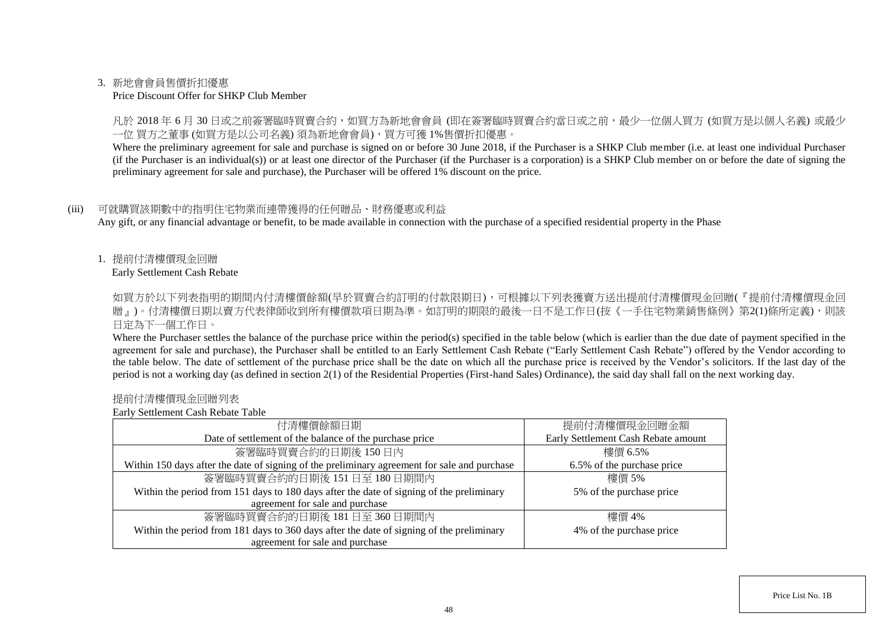3. 新地會會員售價折扣優惠
Price Discount Offer for SHKP Club Member

凡於 2018 年 6 月 30 日或之前簽署臨時買賣合約，如買方為新地會會員 (即在簽署臨時買賣合約當日或之前，最少一位個人買方 (如買方是以個人名義) 或最少一位 買方之董事 (如買方是以公司名義) 須為新地會會員)，買方可獲 1%售價折扣優惠。

Where the preliminary agreement for sale and purchase is signed on or before 30 June 2018, if the Purchaser is a SHKP Club member (i.e. at least one individual Purchaser (if the Purchaser is an individual(s)) or at least one director of the Purchaser (if the Purchaser is a corporation) is a SHKP Club member on or before the date of signing the preliminary agreement for sale and purchase), the Purchaser will be offered 1% discount on the price.

(iii) 可就購買該期數中的指明住宅物業而連帶獲得的任何贈品、財務優惠或利益
Any gift, or any financial advantage or benefit, to be made available in connection with the purchase of a specified residential property in the Phase

1. 提前付清樓價現金回贈
Early Settlement Cash Rebate

如買方於以下列表指明的期間內付清樓價餘額(早於買賣合約訂明的付款限期日)，可根據以下列表獲賣方送出提前付清樓價現金回贈(『提前付清樓價現金回贈』)。付清樓價日期以賣方代表律師收到所有樓價款項日期為準。如訂明的期限的最後一日不是工作日(按《一手住宅物業銷售條例》第2(1)條所定義)，則該日定為下一個工作日。

Where the Purchaser settles the balance of the purchase price within the period(s) specified in the table below (which is earlier than the due date of payment specified in the agreement for sale and purchase), the Purchaser shall be entitled to an Early Settlement Cash Rebate ("Early Settlement Cash Rebate") offered by the Vendor according to the table below. The date of settlement of the purchase price shall be the date on which all the purchase price is received by the Vendor's solicitors. If the last day of the period is not a working day (as defined in section 2(1) of the Residential Properties (First-hand Sales) Ordinance), the said day shall fall on the next working day.

提前付清樓價現金回贈列表
Early Settlement Cash Rebate Table

| 付清樓價餘額日期<br>Date of settlement of the balance of the purchase price | 提前付清樓價現金回贈金額<br>Early Settlement Cash Rebate amount |
|---|---|
| 簽署臨時買賣合約的日期後 150 日內<br>Within 150 days after the date of signing of the preliminary agreement for sale and purchase | 樓價 6.5%<br>6.5% of the purchase price |
| 簽署臨時買賣合約的日期後 151 日至 180 日期間內<br>Within the period from 151 days to 180 days after the date of signing of the preliminary agreement for sale and purchase | 樓價 5%<br>5% of the purchase price |
| 簽署臨時買賣合約的日期後 181 日至 360 日期間內<br>Within the period from 181 days to 360 days after the date of signing of the preliminary agreement for sale and purchase | 樓價 4%<br>4% of the purchase price |

Price List No. 1B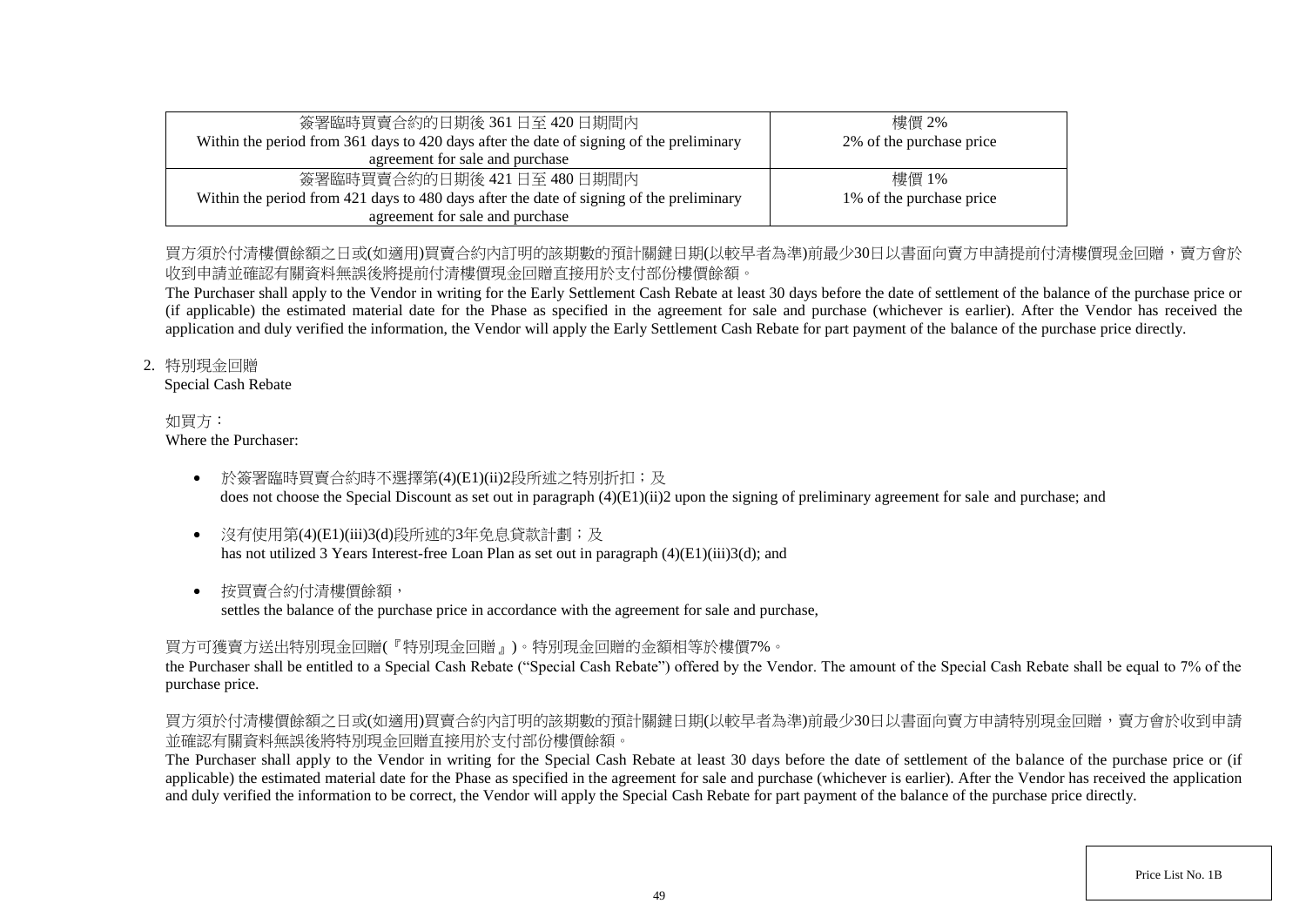| 簽署臨時買賣合約的日期後 361 日至 420 日期間內<br>Within the period from 361 days to 420 days after the date of signing of the preliminary agreement for sale and purchase | 樓價 2%<br>2% of the purchase price |
|---|---|
| 簽署臨時買賣合約的日期後 421 日至 480 日期間內<br>Within the period from 421 days to 480 days after the date of signing of the preliminary agreement for sale and purchase | 樓價 1%<br>1% of the purchase price |

買方須於付清樓價餘額之日或(如適用)買賣合約內訂明的該期數的預計關鍵日期(以較早者為準)前最少30日以書面向賣方申請提前付清樓價現金回贈，賣方會於收到申請並確認有關資料無誤後將提前付清樓價現金回贈直接用於支付部份樓價餘額。

The Purchaser shall apply to the Vendor in writing for the Early Settlement Cash Rebate at least 30 days before the date of settlement of the balance of the purchase price or (if applicable) the estimated material date for the Phase as specified in the agreement for sale and purchase (whichever is earlier). After the Vendor has received the application and duly verified the information, the Vendor will apply the Early Settlement Cash Rebate for part payment of the balance of the purchase price directly.

2. 特別現金回贈
   Special Cash Rebate

如買方：
Where the Purchaser:

- 於簽署臨時買賣合約時不選擇第(4)(E1)(ii)2段所述之特別折扣；及
  does not choose the Special Discount as set out in paragraph (4)(E1)(ii)2 upon the signing of preliminary agreement for sale and purchase; and
- 沒有使用第(4)(E1)(iii)3(d)段所述的3年免息貸款計劃；及
  has not utilized 3 Years Interest-free Loan Plan as set out in paragraph (4)(E1)(iii)3(d); and
- 按買賣合約付清樓價餘額，
  settles the balance of the purchase price in accordance with the agreement for sale and purchase,

買方可獲賣方送出特別現金回贈(『特別現金回贈』)。特別現金回贈的金額相等於樓價7%。

the Purchaser shall be entitled to a Special Cash Rebate ("Special Cash Rebate") offered by the Vendor. The amount of the Special Cash Rebate shall be equal to 7% of the purchase price.

買方須於付清樓價餘額之日或(如適用)買賣合約內訂明的該期數的預計關鍵日期(以較早者為準)前最少30日以書面向賣方申請特別現金回贈，賣方會於收到申請並確認有關資料無誤後將特別現金回贈直接用於支付部份樓價餘額。

The Purchaser shall apply to the Vendor in writing for the Special Cash Rebate at least 30 days before the date of settlement of the balance of the purchase price or (if applicable) the estimated material date for the Phase as specified in the agreement for sale and purchase (whichever is earlier). After the Vendor has received the application and duly verified the information to be correct, the Vendor will apply the Special Cash Rebate for part payment of the balance of the purchase price directly.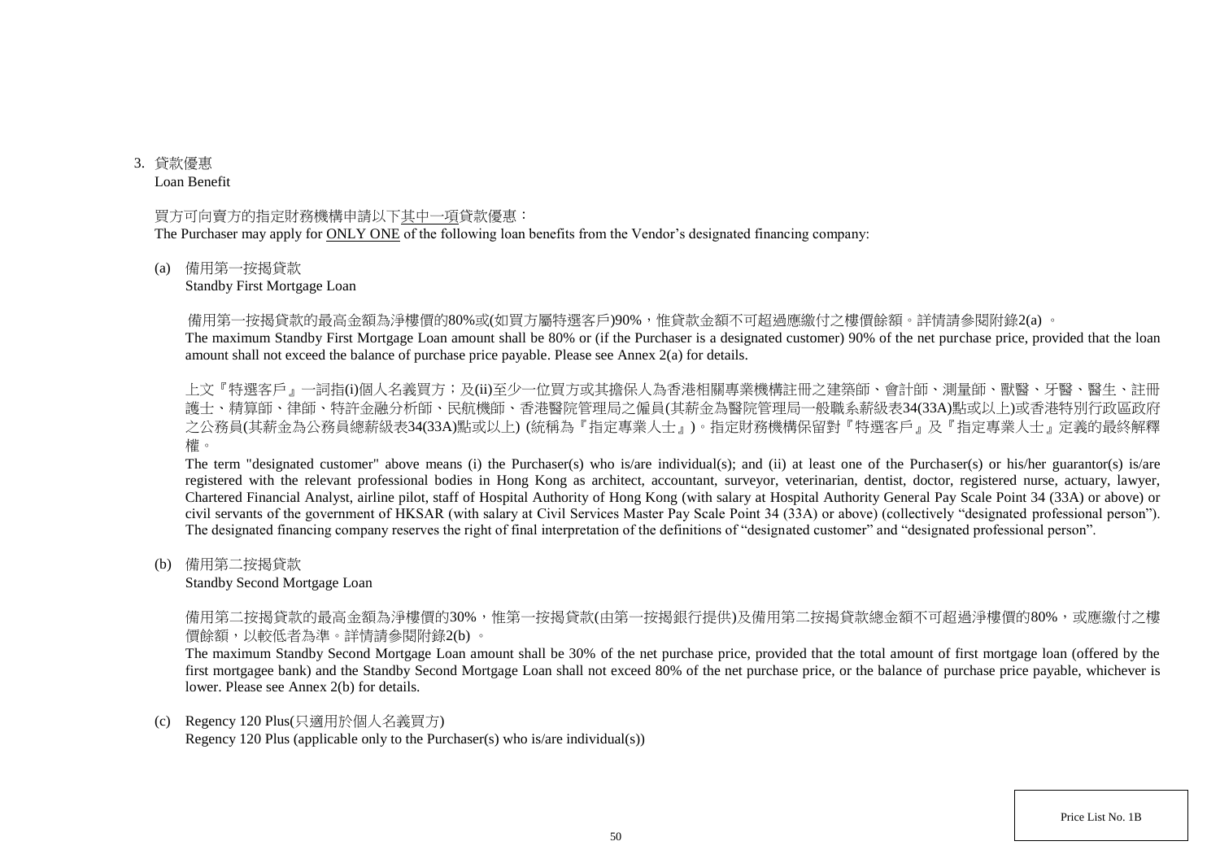3. 貸款優惠
   Loan Benefit

   買方可向賣方的指定財務機構申請以下其中一項貸款優惠：
   The Purchaser may apply for ONLY ONE of the following loan benefits from the Vendor's designated financing company:

   (a) 備用第一按揭貸款
   Standby First Mortgage Loan

   備用第一按揭貸款的最高金額為淨樓價的80%或(如買方屬特選客戶)90%，惟貸款金額不可超過應繳付之樓價餘額。詳情請參閱附錄2(a) 。
   The maximum Standby First Mortgage Loan amount shall be 80% or (if the Purchaser is a designated customer) 90% of the net purchase price, provided that the loan amount shall not exceed the balance of purchase price payable. Please see Annex 2(a) for details.

   上文『特選客戶』一詞指(i)個人名義買方；及(ii)至少一位買方或其擔保人為香港相關專業機構註冊之建築師、會計師、測量師、獸醫、牙醫、醫生、註冊護士、精算師、律師、特許金融分析師、民航機師、香港醫院管理局之僱員(其薪金為醫院管理局一般職系薪級表34(33A)點或以上)或香港特別行政區政府之公務員(其薪金為公務員總薪級表34(33A)點或以上) (統稱為『指定專業人士』)。指定財務機構保留對『特選客戶』及『指定專業人士』定義的最終解釋權。
   The term "designated customer" above means (i) the Purchaser(s) who is/are individual(s); and (ii) at least one of the Purchaser(s) or his/her guarantor(s) is/are registered with the relevant professional bodies in Hong Kong as architect, accountant, surveyor, veterinarian, dentist, doctor, registered nurse, actuary, lawyer, Chartered Financial Analyst, airline pilot, staff of Hospital Authority of Hong Kong (with salary at Hospital Authority General Pay Scale Point 34 (33A) or above) or civil servants of the government of HKSAR (with salary at Civil Services Master Pay Scale Point 34 (33A) or above) (collectively "designated professional person"). The designated financing company reserves the right of final interpretation of the definitions of "designated customer" and "designated professional person".

   (b) 備用第二按揭貸款
   Standby Second Mortgage Loan

   備用第二按揭貸款的最高金額為淨樓價的30%，惟第一按揭貸款(由第一按揭銀行提供)及備用第二按揭貸款總金額不可超過淨樓價的80%，或應繳付之樓價餘額，以較低者為準。詳情請參閱附錄2(b) 。
   The maximum Standby Second Mortgage Loan amount shall be 30% of the net purchase price, provided that the total amount of first mortgage loan (offered by the first mortgagee bank) and the Standby Second Mortgage Loan shall not exceed 80% of the net purchase price, or the balance of purchase price payable, whichever is lower. Please see Annex 2(b) for details.

   (c) Regency 120 Plus(只適用於個人名義買方)
   Regency 120 Plus (applicable only to the Purchaser(s) who is/are individual(s))

Price List No. 1B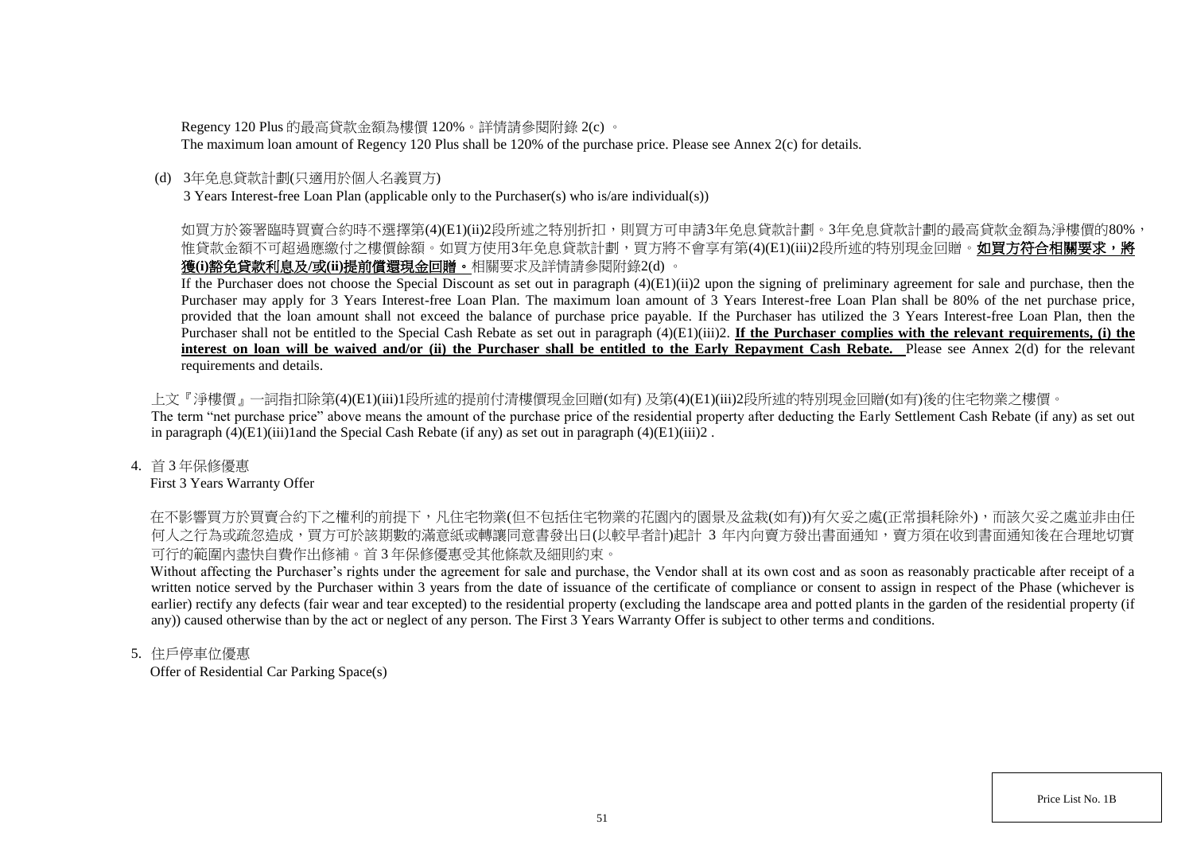Regency 120 Plus 的最高貸款金額為樓價 120%。詳情請參閱附錄 2(c) 。
The maximum loan amount of Regency 120 Plus shall be 120% of the purchase price. Please see Annex 2(c) for details.

(d) 3年免息貸款計劃(只適用於個人名義買方)
3 Years Interest-free Loan Plan (applicable only to the Purchaser(s) who is/are individual(s))

如買方於簽署臨時買賣合約時不選擇第(4)(E1)(ii)2段所述之特別折扣，則買方可申請3年免息貸款計劃。3年免息貸款計劃的最高貸款金額為淨樓價的80%，惟貸款金額不可超過應繳付之樓價餘額。如買方使用3年免息貸款計劃，買方將不會享有第(4)(E1)(iii)2段所述的特別現金回贈。**如買方符合相關要求，將獲(i)豁免貸款利息及/或(ii)提前償還現金回贈。**相關要求及詳情請參閱附錄2(d) 。
If the Purchaser does not choose the Special Discount as set out in paragraph (4)(E1)(ii)2 upon the signing of preliminary agreement for sale and purchase, then the Purchaser may apply for 3 Years Interest-free Loan Plan. The maximum loan amount of 3 Years Interest-free Loan Plan shall be 80% of the net purchase price, provided that the loan amount shall not exceed the balance of purchase price payable. If the Purchaser has utilized the 3 Years Interest-free Loan Plan, then the Purchaser shall not be entitled to the Special Cash Rebate as set out in paragraph (4)(E1)(iii)2. **If the Purchaser complies with the relevant requirements, (i) the interest on loan will be waived and/or (ii) the Purchaser shall be entitled to the Early Repayment Cash Rebate.** Please see Annex 2(d) for the relevant requirements and details.

上文『淨樓價』一詞指扣除第(4)(E1)(iii)1段所述的提前付清樓價現金回贈(如有) 及第(4)(E1)(iii)2段所述的特別現金回贈(如有)後的住宅物業之樓價。
The term "net purchase price" above means the amount of the purchase price of the residential property after deducting the Early Settlement Cash Rebate (if any) as set out in paragraph (4)(E1)(iii)1and the Special Cash Rebate (if any) as set out in paragraph (4)(E1)(iii)2 .

4. 首 3 年保修優惠
First 3 Years Warranty Offer

在不影響買方於買賣合約下之權利的前提下，凡住宅物業(但不包括住宅物業的花園內的園景及盆栽(如有))有欠妥之處(正常損耗除外)，而該欠妥之處並非由任何人之行為或疏忽造成，買方可於該期數的滿意紙或轉讓同意書發出日(以較早者計)起計 3 年內向賣方發出書面通知，賣方須在收到書面通知後在合理地切實可行的範圍內盡快自費作出修補。首 3 年保修優惠受其他條款及細則約束。
Without affecting the Purchaser's rights under the agreement for sale and purchase, the Vendor shall at its own cost and as soon as reasonably practicable after receipt of a written notice served by the Purchaser within 3 years from the date of issuance of the certificate of compliance or consent to assign in respect of the Phase (whichever is earlier) rectify any defects (fair wear and tear excepted) to the residential property (excluding the landscape area and potted plants in the garden of the residential property (if any)) caused otherwise than by the act or neglect of any person. The First 3 Years Warranty Offer is subject to other terms and conditions.

5. 住戶停車位優惠
Offer of Residential Car Parking Space(s)

Price List No. 1B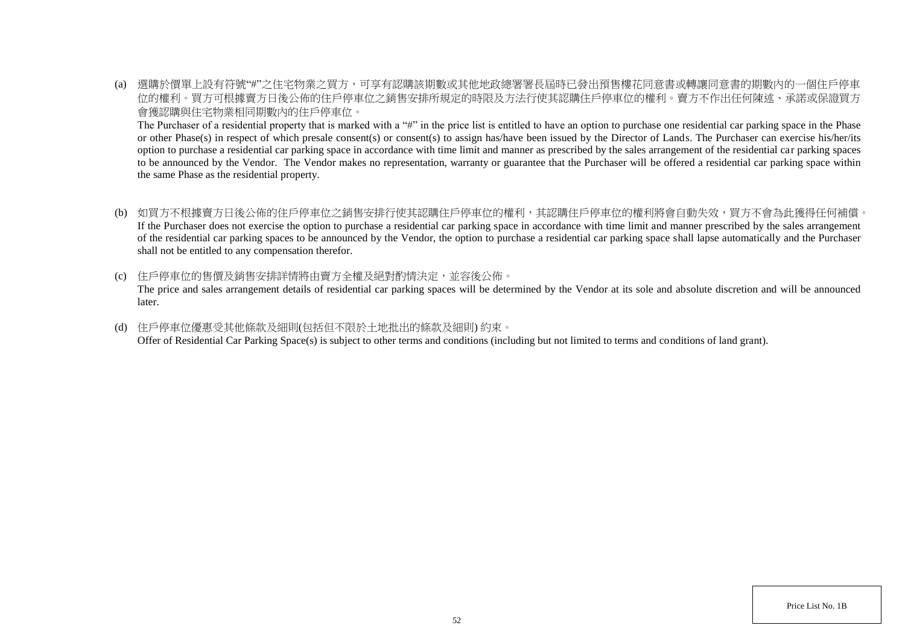(a) 選購於價單上設有符號"#"之住宅物業之買方，可享有認購該期數或其他地政總署署長屆時已發出預售樓花同意書或轉讓同意書的期數內的一個住戶停車位的權利。買方可根據賣方日後公佈的住戶停車位之銷售安排所規定的時限及方法行使其認購住戶停車位的權利。賣方不作出任何陳述、承諾或保證買方會獲認購與住宅物業相同期數內的住戶停車位。
The Purchaser of a residential property that is marked with a "#" in the price list is entitled to have an option to purchase one residential car parking space in the Phase or other Phase(s) in respect of which presale consent(s) or consent(s) to assign has/have been issued by the Director of Lands. The Purchaser can exercise his/her/its option to purchase a residential car parking space in accordance with time limit and manner as prescribed by the sales arrangement of the residential car parking spaces to be announced by the Vendor. The Vendor makes no representation, warranty or guarantee that the Purchaser will be offered a residential car parking space within the same Phase as the residential property.

(b) 如買方不根據賣方日後公佈的住戶停車位之銷售安排行使其認購住戶停車位的權利，其認購住戶停車位的權利將會自動失效，買方不會為此獲得任何補償。
If the Purchaser does not exercise the option to purchase a residential car parking space in accordance with time limit and manner prescribed by the sales arrangement of the residential car parking spaces to be announced by the Vendor, the option to purchase a residential car parking space shall lapse automatically and the Purchaser shall not be entitled to any compensation therefor.

(c) 住戶停車位的售價及銷售安排詳情將由賣方全權及絕對酌情決定，並容後公佈。
The price and sales arrangement details of residential car parking spaces will be determined by the Vendor at its sole and absolute discretion and will be announced later.

(d) 住戶停車位優惠受其他條款及細則(包括但不限於土地批出的條款及細則) 約束。
Offer of Residential Car Parking Space(s) is subject to other terms and conditions (including but not limited to terms and conditions of land grant).

Price List No. 1B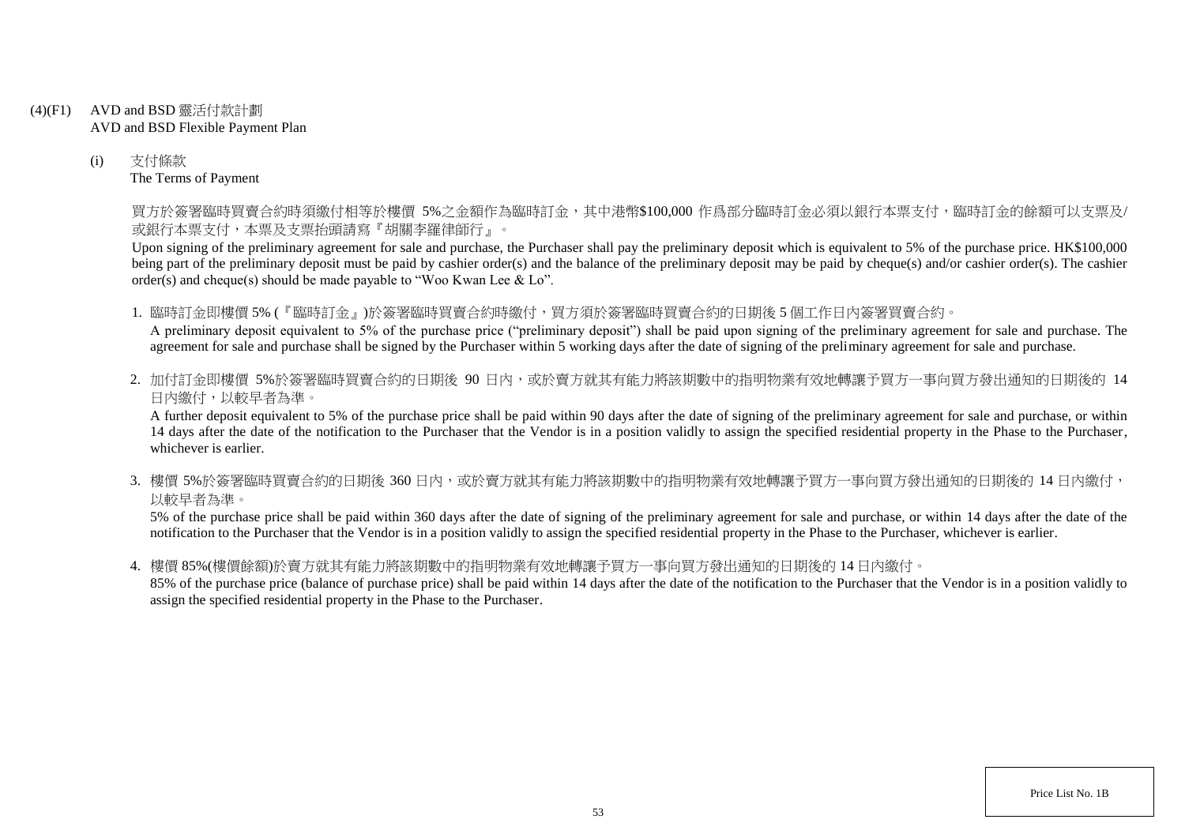(4)(F1) AVD and BSD 靈活付款計劃
AVD and BSD Flexible Payment Plan

(i) 支付條款
The Terms of Payment

買方於簽署臨時買賣合約時須繳付相等於樓價 5%之金額作為臨時訂金，其中港幣$100,000 作爲部分臨時訂金必須以銀行本票支付，臨時訂金的餘額可以支票及/或銀行本票支付，本票及支票抬頭請寫『胡關李羅律師行』。

Upon signing of the preliminary agreement for sale and purchase, the Purchaser shall pay the preliminary deposit which is equivalent to 5% of the purchase price. HK$100,000 being part of the preliminary deposit must be paid by cashier order(s) and the balance of the preliminary deposit may be paid by cheque(s) and/or cashier order(s). The cashier order(s) and cheque(s) should be made payable to "Woo Kwan Lee & Lo".

1. 臨時訂金即樓價 5% (『臨時訂金』)於簽署臨時買賣合約時繳付，買方須於簽署臨時買賣合約的日期後 5 個工作日內簽署買賣合約。
A preliminary deposit equivalent to 5% of the purchase price ("preliminary deposit") shall be paid upon signing of the preliminary agreement for sale and purchase. The agreement for sale and purchase shall be signed by the Purchaser within 5 working days after the date of signing of the preliminary agreement for sale and purchase.

2. 加付訂金即樓價 5%於簽署臨時買賣合約的日期後 90 日內，或於賣方就其有能力將該期數中的指明物業有效地轉讓予買方一事向買方發出通知的日期後的 14 日內繳付，以較早者為準。
A further deposit equivalent to 5% of the purchase price shall be paid within 90 days after the date of signing of the preliminary agreement for sale and purchase, or within 14 days after the date of the notification to the Purchaser that the Vendor is in a position validly to assign the specified residential property in the Phase to the Purchaser, whichever is earlier.

3. 樓價 5%於簽署臨時買賣合約的日期後 360 日內，或於賣方就其有能力將該期數中的指明物業有效地轉讓予買方一事向買方發出通知的日期後的 14 日內繳付，以較早者為準。
5% of the purchase price shall be paid within 360 days after the date of signing of the preliminary agreement for sale and purchase, or within 14 days after the date of the notification to the Purchaser that the Vendor is in a position validly to assign the specified residential property in the Phase to the Purchaser, whichever is earlier.

4. 樓價 85%(樓價餘額)於賣方就其有能力將該期數中的指明物業有效地轉讓予買方一事向買方發出通知的日期後的 14 日內繳付。
85% of the purchase price (balance of purchase price) shall be paid within 14 days after the date of the notification to the Purchaser that the Vendor is in a position validly to assign the specified residential property in the Phase to the Purchaser.

Price List No. 1B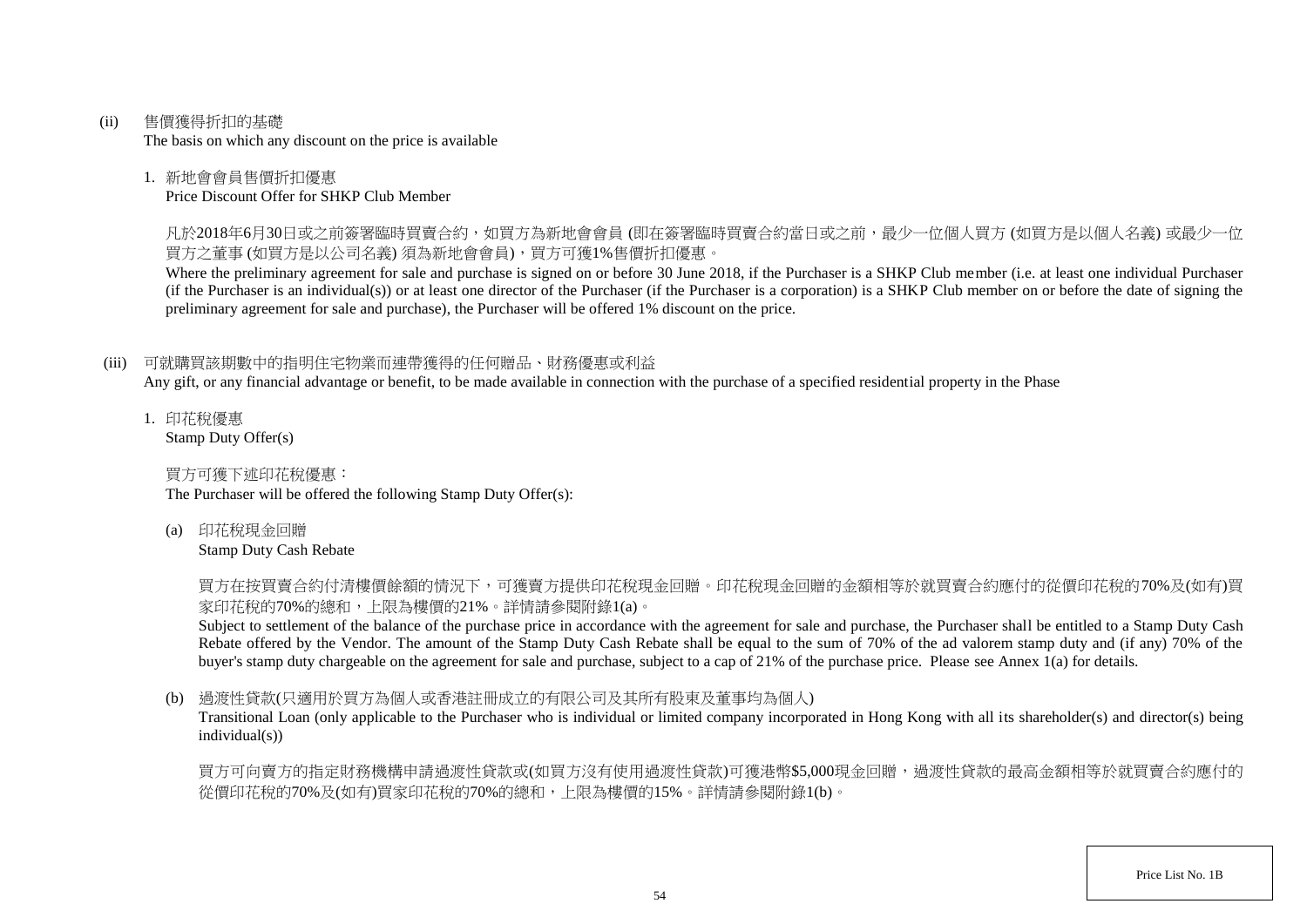(ii) 售價獲得折扣的基礎
The basis on which any discount on the price is available

1. 新地會會員售價折扣優惠
Price Discount Offer for SHKP Club Member

凡於2018年6月30日或之前簽署臨時買賣合約，如買方為新地會會員 (即在簽署臨時買賣合約當日或之前，最少一位個人買方 (如買方是以個人名義) 或最少一位買方之董事 (如買方是以公司名義) 須為新地會會員)，買方可獲1%售價折扣優惠。
Where the preliminary agreement for sale and purchase is signed on or before 30 June 2018, if the Purchaser is a SHKP Club member (i.e. at least one individual Purchaser (if the Purchaser is an individual(s)) or at least one director of the Purchaser (if the Purchaser is a corporation) is a SHKP Club member on or before the date of signing the preliminary agreement for sale and purchase), the Purchaser will be offered 1% discount on the price.

(iii) 可就購買該期數中的指明住宅物業而連帶獲得的任何贈品、財務優惠或利益
Any gift, or any financial advantage or benefit, to be made available in connection with the purchase of a specified residential property in the Phase

1. 印花稅優惠
Stamp Duty Offer(s)

買方可獲下述印花稅優惠：
The Purchaser will be offered the following Stamp Duty Offer(s):

(a) 印花稅現金回贈
Stamp Duty Cash Rebate

買方在按買賣合約付清樓價餘額的情況下，可獲賣方提供印花稅現金回贈。印花稅現金回贈的金額相等於就買賣合約應付的從價印花稅的70%及(如有)買家印花稅的70%的總和，上限為樓價的21%。詳情請參閱附錄1(a)。
Subject to settlement of the balance of the purchase price in accordance with the agreement for sale and purchase, the Purchaser shall be entitled to a Stamp Duty Cash Rebate offered by the Vendor. The amount of the Stamp Duty Cash Rebate shall be equal to the sum of 70% of the ad valorem stamp duty and (if any) 70% of the buyer's stamp duty chargeable on the agreement for sale and purchase, subject to a cap of 21% of the purchase price. Please see Annex 1(a) for details.

(b) 過渡性貸款(只適用於買方為個人或香港註冊成立的有限公司及其所有股東及董事均為個人)
Transitional Loan (only applicable to the Purchaser who is individual or limited company incorporated in Hong Kong with all its shareholder(s) and director(s) being individual(s))

買方可向賣方的指定財務機構申請過渡性貸款或(如買方沒有使用過渡性貸款)可獲港幣$5,000現金回贈，過渡性貸款的最高金額相等於就買賣合約應付的從價印花稅的70%及(如有)買家印花稅的70%的總和，上限為樓價的15%。詳情請參閱附錄1(b)。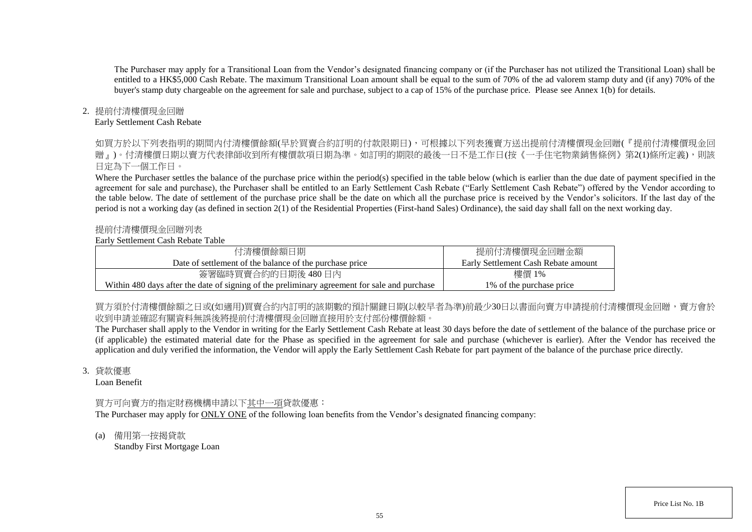The Purchaser may apply for a Transitional Loan from the Vendor's designated financing company or (if the Purchaser has not utilized the Transitional Loan) shall be entitled to a HK$5,000 Cash Rebate. The maximum Transitional Loan amount shall be equal to the sum of 70% of the ad valorem stamp duty and (if any) 70% of the buyer's stamp duty chargeable on the agreement for sale and purchase, subject to a cap of 15% of the purchase price. Please see Annex 1(b) for details.

2. 提前付清樓價現金回贈
   Early Settlement Cash Rebate

如買方於以下列表指明的期間內付清樓價餘額(早於買賣合約訂明的付款限期日)，可根據以下列表獲賣方送出提前付清樓價現金回贈(『提前付清樓價現金回贈』)。付清樓價日期以賣方代表律師收到所有樓價款項日期為準。如訂明的期限的最後一日不是工作日(按《一手住宅物業銷售條例》第2(1)條所定義)，則該日定為下一個工作日。

Where the Purchaser settles the balance of the purchase price within the period(s) specified in the table below (which is earlier than the due date of payment specified in the agreement for sale and purchase), the Purchaser shall be entitled to an Early Settlement Cash Rebate ("Early Settlement Cash Rebate") offered by the Vendor according to the table below. The date of settlement of the purchase price shall be the date on which all the purchase price is received by the Vendor's solicitors. If the last day of the period is not a working day (as defined in section 2(1) of the Residential Properties (First-hand Sales) Ordinance), the said day shall fall on the next working day.

提前付清樓價現金回贈列表
Early Settlement Cash Rebate Table

| 付清樓價餘額日期<br>Date of settlement of the balance of the purchase price | 提前付清樓價現金回贈金額<br>Early Settlement Cash Rebate amount |
|---|---|
| 簽署臨時買賣合約的日期後 480 日內<br>Within 480 days after the date of signing of the preliminary agreement for sale and purchase | 樓價 1%<br>1% of the purchase price |

買方須於付清樓價餘額之日或(如適用)買賣合約內訂明的該期數的預計關鍵日期(以較早者為準)前最少30日以書面向賣方申請提前付清樓價現金回贈，賣方會於收到申請並確認有關資料無誤後將提前付清樓價現金回贈直接用於支付部份樓價餘額。

The Purchaser shall apply to the Vendor in writing for the Early Settlement Cash Rebate at least 30 days before the date of settlement of the balance of the purchase price or (if applicable) the estimated material date for the Phase as specified in the agreement for sale and purchase (whichever is earlier). After the Vendor has received the application and duly verified the information, the Vendor will apply the Early Settlement Cash Rebate for part payment of the balance of the purchase price directly.

3. 貸款優惠
   Loan Benefit

買方可向賣方的指定財務機構申請以下其中一項貸款優惠：
The Purchaser may apply for ONLY ONE of the following loan benefits from the Vendor's designated financing company:

(a) 備用第一按揭貸款
    Standby First Mortgage Loan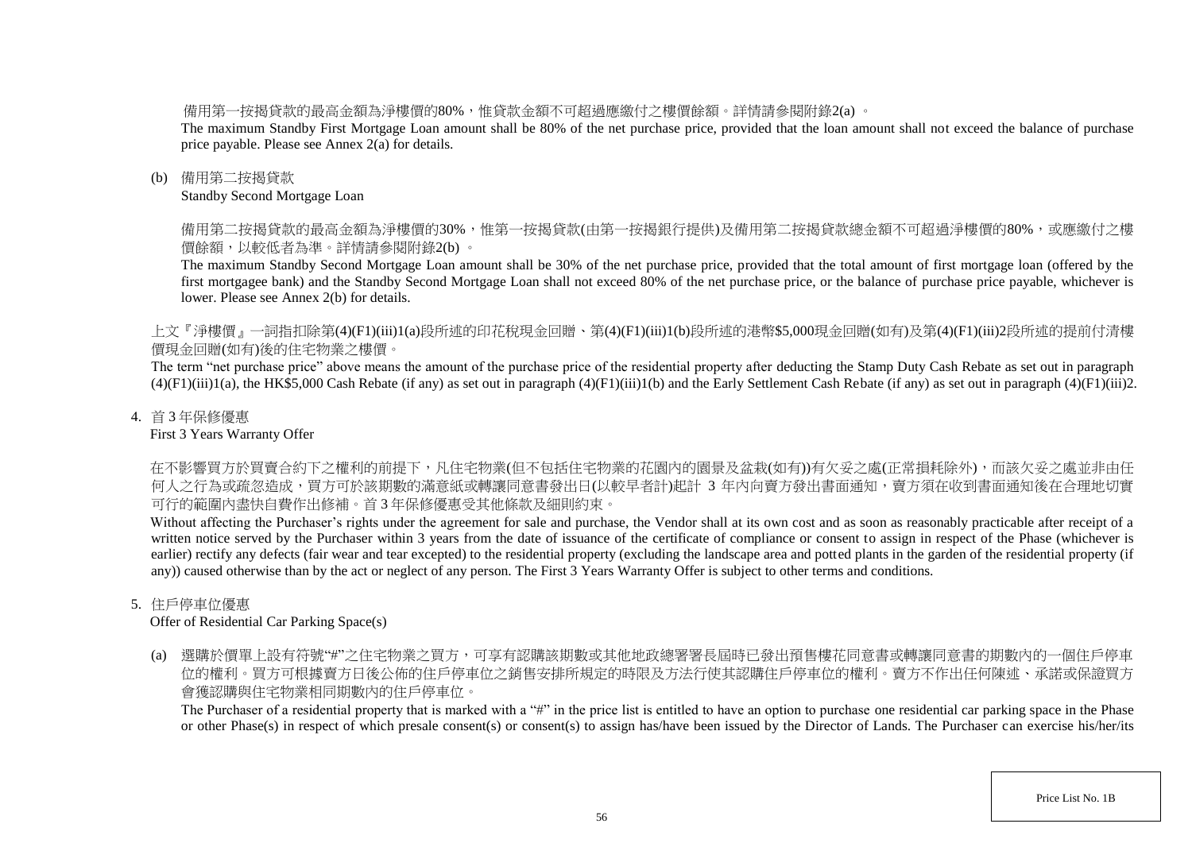備用第一按揭貸款的最高金額為淨樓價的80%，惟貸款金額不可超過應繳付之樓價餘額。詳情請參閱附錄2(a) 。

The maximum Standby First Mortgage Loan amount shall be 80% of the net purchase price, provided that the loan amount shall not exceed the balance of purchase price payable. Please see Annex 2(a) for details.

(b) 備用第二按揭貸款

Standby Second Mortgage Loan

備用第二按揭貸款的最高金額為淨樓價的30%，惟第一按揭貸款(由第一按揭銀行提供)及備用第二按揭貸款總金額不可超過淨樓價的80%，或應繳付之樓價餘額，以較低者為準。詳情請參閱附錄2(b) 。

The maximum Standby Second Mortgage Loan amount shall be 30% of the net purchase price, provided that the total amount of first mortgage loan (offered by the first mortgagee bank) and the Standby Second Mortgage Loan shall not exceed 80% of the net purchase price, or the balance of purchase price payable, whichever is lower. Please see Annex 2(b) for details.

上文『淨樓價』一詞指扣除第(4)(F1)(iii)1(a)段所述的印花稅現金回贈、第(4)(F1)(iii)1(b)段所述的港幣$5,000現金回贈(如有)及第(4)(F1)(iii)2段所述的提前付清樓價現金回贈(如有)後的住宅物業之樓價。

The term "net purchase price" above means the amount of the purchase price of the residential property after deducting the Stamp Duty Cash Rebate as set out in paragraph (4)(F1)(iii)1(a), the HK$5,000 Cash Rebate (if any) as set out in paragraph (4)(F1)(iii)1(b) and the Early Settlement Cash Rebate (if any) as set out in paragraph (4)(F1)(iii)2.

4. 首 3 年保修優惠

First 3 Years Warranty Offer

在不影響買方於買賣合約下之權利的前提下，凡住宅物業(但不包括住宅物業的花園內的園景及盆栽(如有))有欠妥之處(正常損耗除外)，而該欠妥之處並非由任何人之行為或疏忽造成，買方可於該期數的滿意紙或轉讓同意書發出日(以較早者計)起計 3 年內向賣方發出書面通知，賣方須在收到書面通知後在合理地切實可行的範圍內盡快自費作出修補。首 3 年保修優惠受其他條款及細則約束。

Without affecting the Purchaser's rights under the agreement for sale and purchase, the Vendor shall at its own cost and as soon as reasonably practicable after receipt of a written notice served by the Purchaser within 3 years from the date of issuance of the certificate of compliance or consent to assign in respect of the Phase (whichever is earlier) rectify any defects (fair wear and tear excepted) to the residential property (excluding the landscape area and potted plants in the garden of the residential property (if any)) caused otherwise than by the act or neglect of any person. The First 3 Years Warranty Offer is subject to other terms and conditions.

5. 住戶停車位優惠

Offer of Residential Car Parking Space(s)

(a) 選購於價單上設有符號"#"之住宅物業之買方，可享有認購該期數或其他地政總署署長屆時已發出預售樓花同意書或轉讓同意書的期數內的一個住戶停車位的權利。買方可根據賣方日後公佈的住戶停車位之銷售安排所規定的時限及方法行使其認購住戶停車位的權利。賣方不作出任何陳述、承諾或保證買方會獲認購與住宅物業相同期數內的住戶停車位。

The Purchaser of a residential property that is marked with a "#" in the price list is entitled to have an option to purchase one residential car parking space in the Phase or other Phase(s) in respect of which presale consent(s) or consent(s) to assign has/have been issued by the Director of Lands. The Purchaser can exercise his/her/its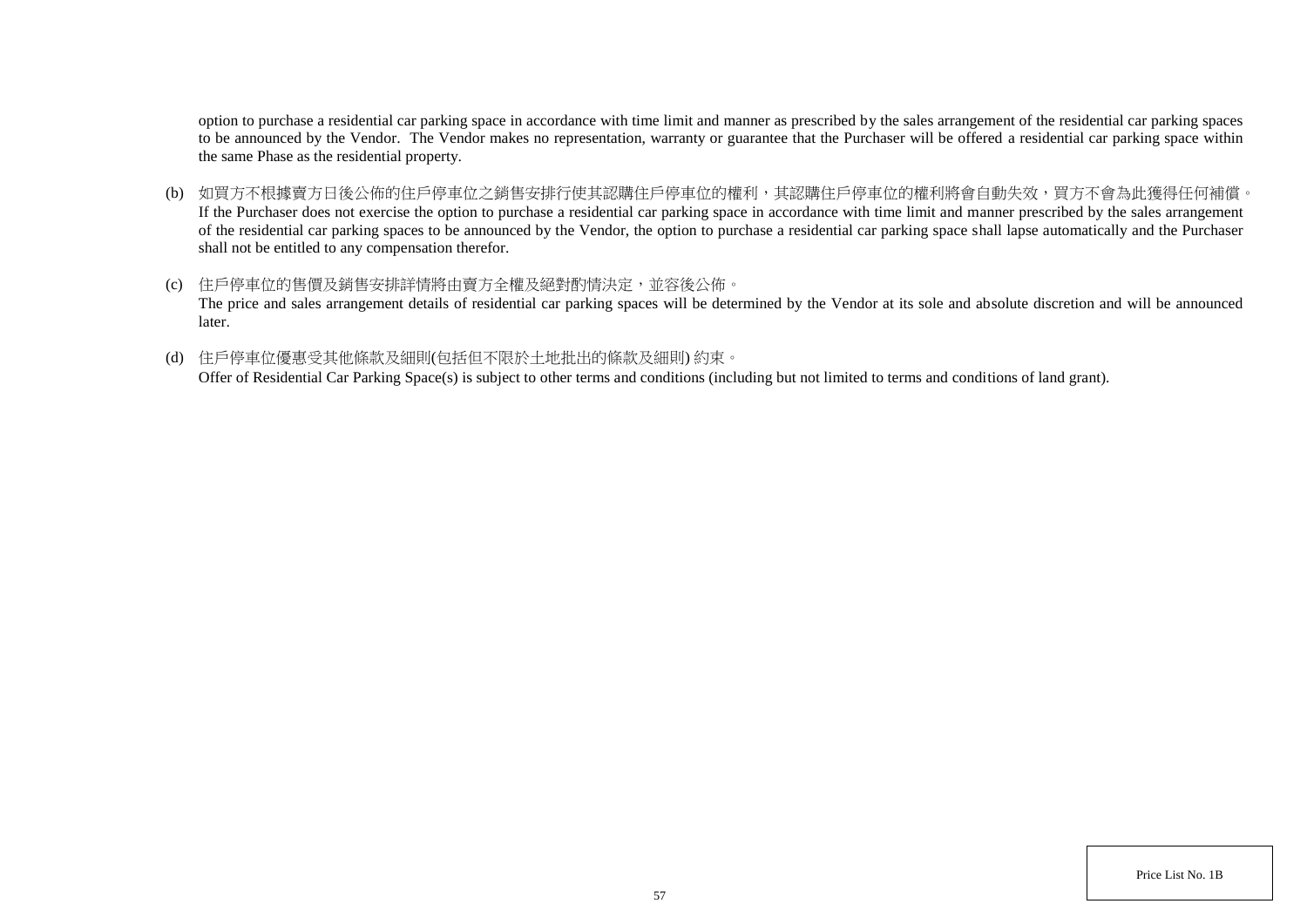option to purchase a residential car parking space in accordance with time limit and manner as prescribed by the sales arrangement of the residential car parking spaces to be announced by the Vendor. The Vendor makes no representation, warranty or guarantee that the Purchaser will be offered a residential car parking space within the same Phase as the residential property.

(b) 如買方不根據賣方日後公佈的住戶停車位之銷售安排行使其認購住戶停車位的權利，其認購住戶停車位的權利將會自動失效，買方不會為此獲得任何補償。
If the Purchaser does not exercise the option to purchase a residential car parking space in accordance with time limit and manner prescribed by the sales arrangement of the residential car parking spaces to be announced by the Vendor, the option to purchase a residential car parking space shall lapse automatically and the Purchaser shall not be entitled to any compensation therefor.

(c) 住戶停車位的售價及銷售安排詳情將由賣方全權及絕對酌情決定，並容後公佈。
The price and sales arrangement details of residential car parking spaces will be determined by the Vendor at its sole and absolute discretion and will be announced later.

(d) 住戶停車位優惠受其他條款及細則(包括但不限於土地批出的條款及細則) 約束。
Offer of Residential Car Parking Space(s) is subject to other terms and conditions (including but not limited to terms and conditions of land grant).

Price List No. 1B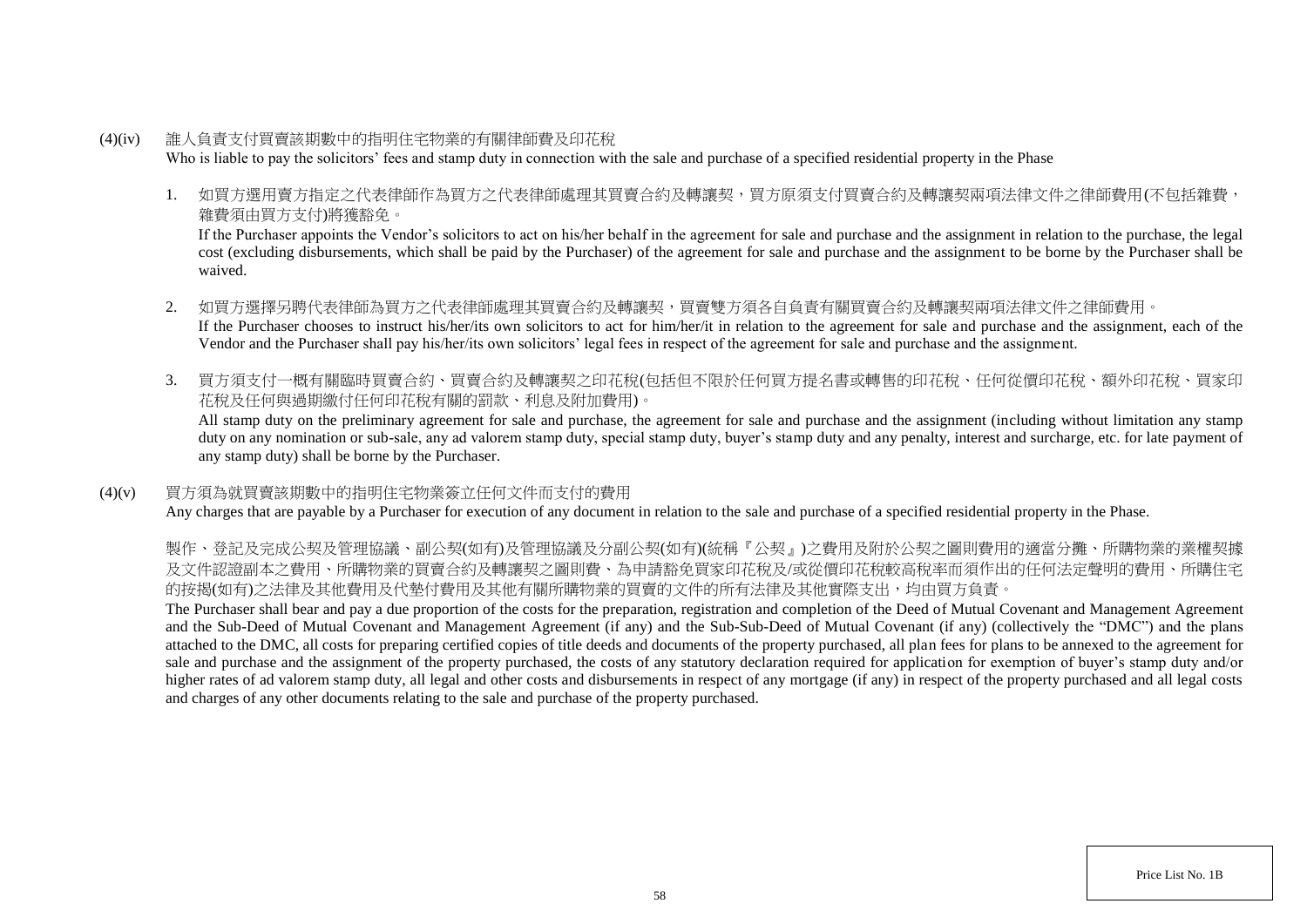(4)(iv) 誰人負責支付買賣該期數中的指明住宅物業的有關律師費及印花稅

Who is liable to pay the solicitors' fees and stamp duty in connection with the sale and purchase of a specified residential property in the Phase

1. 如買方選用賣方指定之代表律師作為買方之代表律師處理其買賣合約及轉讓契，買方原須支付買賣合約及轉讓契兩項法律文件之律師費用(不包括雜費，雜費須由買方支付)將獲豁免。

   If the Purchaser appoints the Vendor's solicitors to act on his/her behalf in the agreement for sale and purchase and the assignment in relation to the purchase, the legal cost (excluding disbursements, which shall be paid by the Purchaser) of the agreement for sale and purchase and the assignment to be borne by the Purchaser shall be waived.

2. 如買方選擇另聘代表律師為買方之代表律師處理其買賣合約及轉讓契，買賣雙方須各自負責有關買賣合約及轉讓契兩項法律文件之律師費用。

   If the Purchaser chooses to instruct his/her/its own solicitors to act for him/her/it in relation to the agreement for sale and purchase and the assignment, each of the Vendor and the Purchaser shall pay his/her/its own solicitors' legal fees in respect of the agreement for sale and purchase and the assignment.

3. 買方須支付一概有關臨時買賣合約、買賣合約及轉讓契之印花稅(包括但不限於任何買方提名書或轉售的印花稅、任何從價印花稅、額外印花稅、買家印花稅及任何與過期繳付任何印花稅有關的罰款、利息及附加費用)。

   All stamp duty on the preliminary agreement for sale and purchase, the agreement for sale and purchase and the assignment (including without limitation any stamp duty on any nomination or sub-sale, any ad valorem stamp duty, special stamp duty, buyer's stamp duty and any penalty, interest and surcharge, etc. for late payment of any stamp duty) shall be borne by the Purchaser.

(4)(v) 買方須為就買賣該期數中的指明住宅物業簽立任何文件而支付的費用

Any charges that are payable by a Purchaser for execution of any document in relation to the sale and purchase of a specified residential property in the Phase.

製作、登記及完成公契及管理協議、副公契(如有)及管理協議及分副公契(如有)(統稱『公契』)之費用及附於公契之圖則費用的適當分攤、所購物業的業權契據及文件認證副本之費用、所購物業的買賣合約及轉讓契之圖則費、為申請豁免買家印花稅及/或從價印花稅較高稅率而須作出的任何法定聲明的費用、所購住宅的按揭(如有)之法律及其他費用及代墊付費用及其他有關所購物業的買賣的文件的所有法律及其他實際支出，均由買方負責。

The Purchaser shall bear and pay a due proportion of the costs for the preparation, registration and completion of the Deed of Mutual Covenant and Management Agreement and the Sub-Deed of Mutual Covenant and Management Agreement (if any) and the Sub-Sub-Deed of Mutual Covenant (if any) (collectively the "DMC") and the plans attached to the DMC, all costs for preparing certified copies of title deeds and documents of the property purchased, all plan fees for plans to be annexed to the agreement for sale and purchase and the assignment of the property purchased, the costs of any statutory declaration required for application for exemption of buyer's stamp duty and/or higher rates of ad valorem stamp duty, all legal and other costs and disbursements in respect of any mortgage (if any) in respect of the property purchased and all legal costs and charges of any other documents relating to the sale and purchase of the property purchased.

Price List No. 1B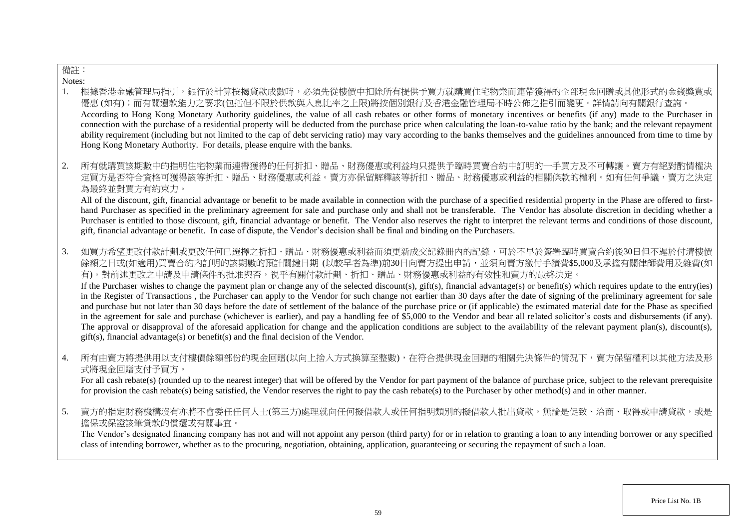備註：

Notes:

1. 根據香港金融管理局指引，銀行於計算按揭貸款成數時，必須先從樓價中扣除所有提供予買方就購買住宅物業而連帶獲得的全部現金回贈或其他形式的金錢獎賞或優惠 (如有)；而有關還款能力之要求(包括但不限於供款與入息比率之上限)將按個別銀行及香港金融管理局不時公佈之指引而變更。詳情請向有關銀行查詢。
   According to Hong Kong Monetary Authority guidelines, the value of all cash rebates or other forms of monetary incentives or benefits (if any) made to the Purchaser in connection with the purchase of a residential property will be deducted from the purchase price when calculating the loan-to-value ratio by the bank; and the relevant repayment ability requirement (including but not limited to the cap of debt servicing ratio) may vary according to the banks themselves and the guidelines announced from time to time by Hong Kong Monetary Authority. For details, please enquire with the banks.

2. 所有就購買該期數中的指明住宅物業而連帶獲得的任何折扣、贈品、財務優惠或利益均只提供予臨時買賣合約中訂明的一手買方及不可轉讓。賣方有絕對酌情權決定買方是否符合資格可獲得該等折扣、贈品、財務優惠或利益。賣方亦保留解釋該等折扣、贈品、財務優惠或利益的相關條款的權利。如有任何爭議，賣方之決定為最終並對買方有約束力。
   All of the discount, gift, financial advantage or benefit to be made available in connection with the purchase of a specified residential property in the Phase are offered to first-hand Purchaser as specified in the preliminary agreement for sale and purchase only and shall not be transferable. The Vendor has absolute discretion in deciding whether a Purchaser is entitled to those discount, gift, financial advantage or benefit. The Vendor also reserves the right to interpret the relevant terms and conditions of those discount, gift, financial advantage or benefit. In case of dispute, the Vendor's decision shall be final and binding on the Purchasers.

3. 如買方希望更改付款計劃或更改任何已選擇之折扣、贈品、財務優惠或利益而須更新成交記錄冊內的記錄，可於不早於簽署臨時買賣合約後30日但不遲於付清樓價餘額之日或(如適用)買賣合約內訂明的該期數的預計關鍵日期 (以較早者為準)前30日向賣方提出申請，並須向賣方繳付手續費$5,000及承擔有關律師費用及雜費(如有)。對前述更改之申請及申請條件的批准與否，視乎有關付款計劃、折扣、贈品、財務優惠或利益的有效性和賣方的最終決定。
   If the Purchaser wishes to change the payment plan or change any of the selected discount(s), gift(s), financial advantage(s) or benefit(s) which requires update to the entry(ies) in the Register of Transactions , the Purchaser can apply to the Vendor for such change not earlier than 30 days after the date of signing of the preliminary agreement for sale and purchase but not later than 30 days before the date of settlement of the balance of the purchase price or (if applicable) the estimated material date for the Phase as specified in the agreement for sale and purchase (whichever is earlier), and pay a handling fee of $5,000 to the Vendor and bear all related solicitor's costs and disbursements (if any). The approval or disapproval of the aforesaid application for change and the application conditions are subject to the availability of the relevant payment plan(s), discount(s), gift(s), financial advantage(s) or benefit(s) and the final decision of the Vendor.

4. 所有由賣方將提供用以支付樓價餘額部份的現金回贈(以向上捨入方式換算至整數)，在符合提供現金回贈的相關先決條件的情況下，賣方保留權利以其他方法及形式將現金回贈支付予買方。
   For all cash rebate(s) (rounded up to the nearest integer) that will be offered by the Vendor for part payment of the balance of purchase price, subject to the relevant prerequisite for provision the cash rebate(s) being satisfied, the Vendor reserves the right to pay the cash rebate(s) to the Purchaser by other method(s) and in other manner.

5. 賣方的指定財務機構沒有亦將不會委任任何人士(第三方)處理就向任何擬借款人或任何指明類別的擬借款人批出貸款，無論是促致、洽商、取得或申請貸款，或是擔保或保證該筆貸款的償還或有關事宜。
   The Vendor's designated financing company has not and will not appoint any person (third party) for or in relation to granting a loan to any intending borrower or any specified class of intending borrower, whether as to the procuring, negotiation, obtaining, application, guaranteeing or securing the repayment of such a loan.

Price List No. 1B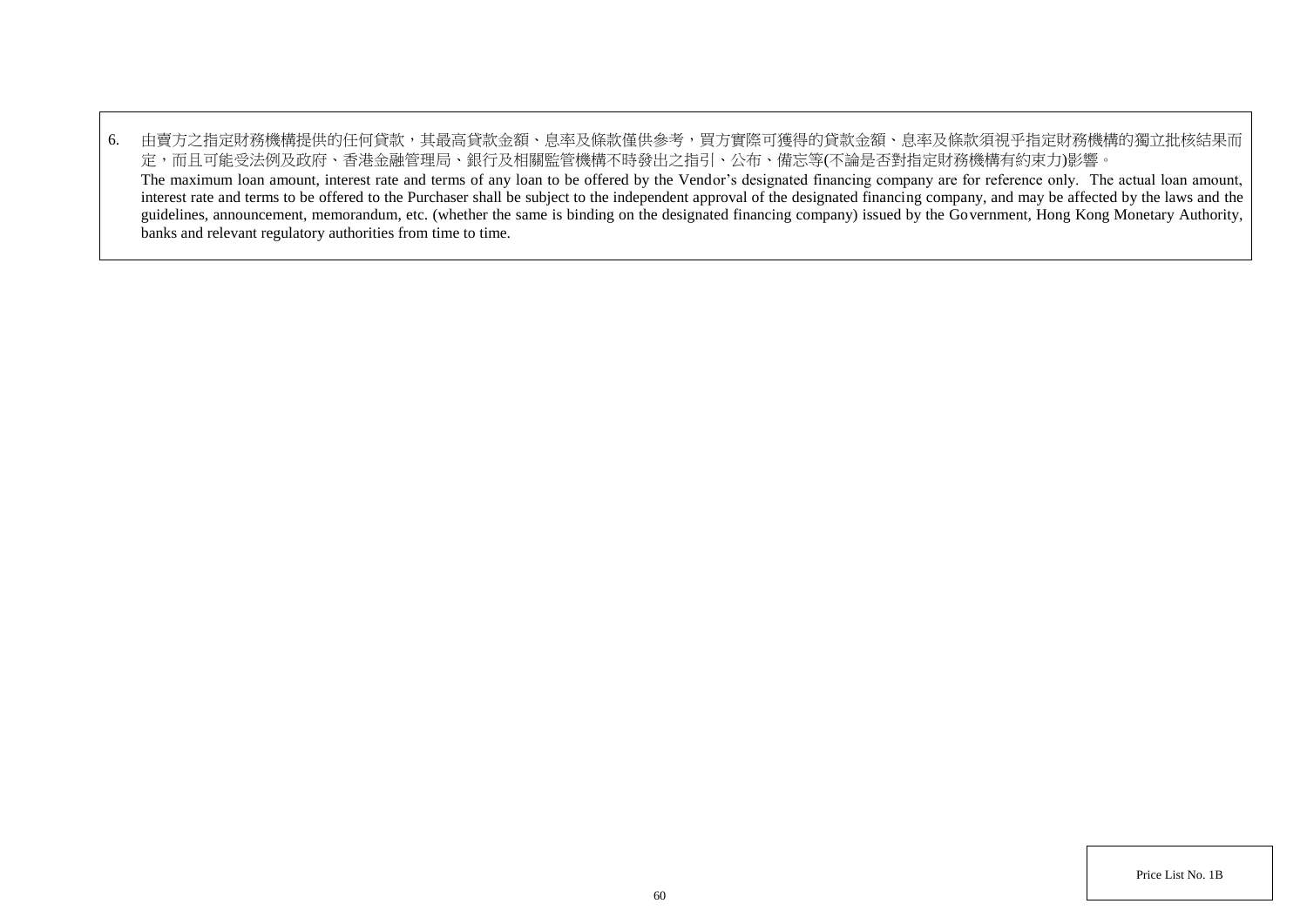6. 由賣方之指定財務機構提供的任何貸款，其最高貸款金額、息率及條款僅供參考，買方實際可獲得的貸款金額、息率及條款須視乎指定財務機構的獨立批核結果而定，而且可能受法例及政府、香港金融管理局、銀行及相關監管機構不時發出之指引、公布、備忘等(不論是否對指定財務機構有約束力)影響。
   The maximum loan amount, interest rate and terms of any loan to be offered by the Vendor's designated financing company are for reference only. The actual loan amount, interest rate and terms to be offered to the Purchaser shall be subject to the independent approval of the designated financing company, and may be affected by the laws and the guidelines, announcement, memorandum, etc. (whether the same is binding on the designated financing company) issued by the Government, Hong Kong Monetary Authority, banks and relevant regulatory authorities from time to time.

Price List No. 1B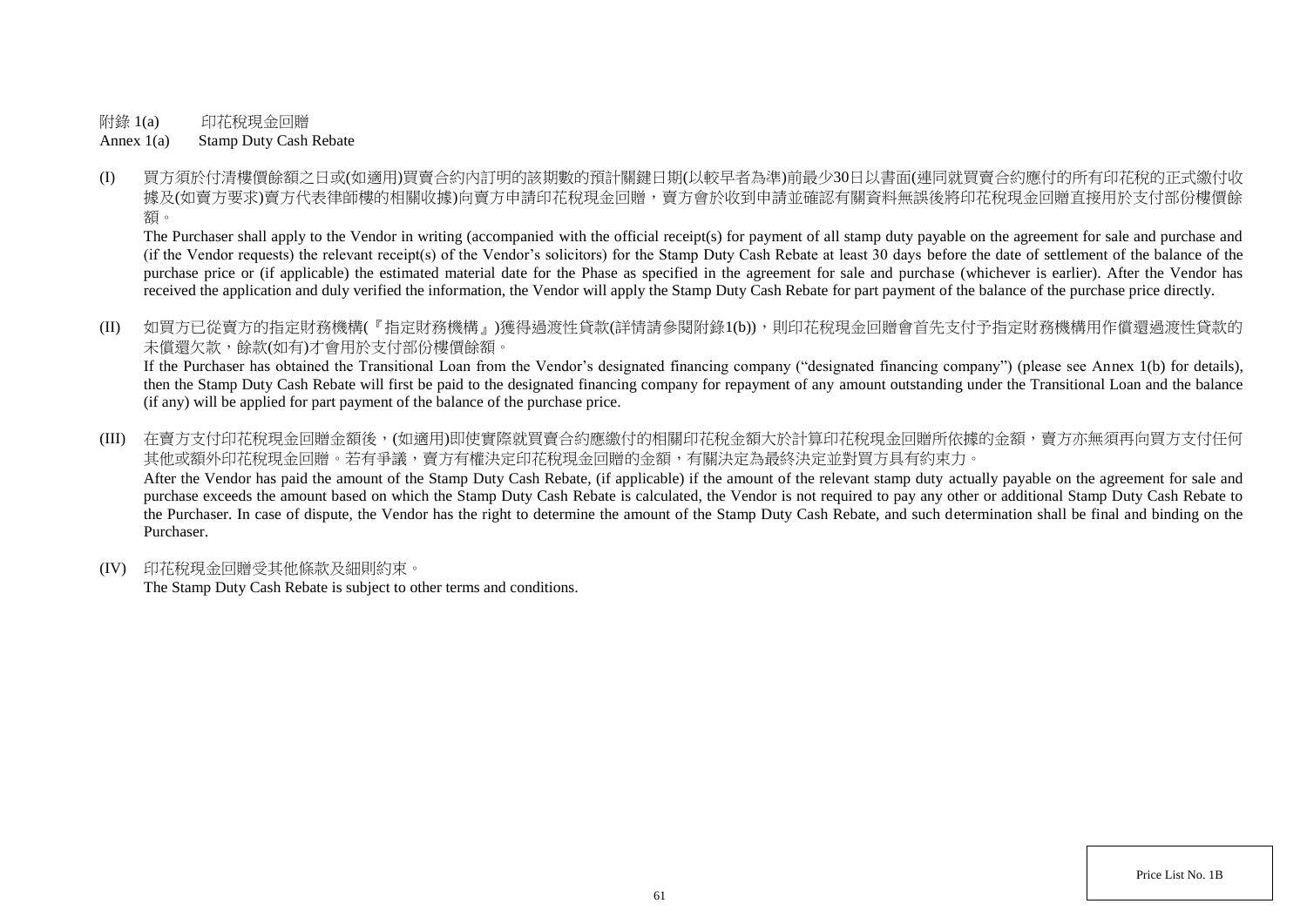附錄 1(a)　　印花稅現金回贈

Annex 1(a)　　Stamp Duty Cash Rebate

(I) 買方須於付清樓價餘額之日或(如適用)買賣合約內訂明的該期數的預計關鍵日期(以較早者為準)前最少30日以書面(連同就買賣合約應付的所有印花稅的正式繳付收據及(如賣方要求)賣方代表律師樓的相關收據)向賣方申請印花稅現金回贈，賣方會於收到申請並確認有關資料無誤後將印花稅現金回贈直接用於支付部份樓價餘額。

The Purchaser shall apply to the Vendor in writing (accompanied with the official receipt(s) for payment of all stamp duty payable on the agreement for sale and purchase and (if the Vendor requests) the relevant receipt(s) of the Vendor's solicitors) for the Stamp Duty Cash Rebate at least 30 days before the date of settlement of the balance of the purchase price or (if applicable) the estimated material date for the Phase as specified in the agreement for sale and purchase (whichever is earlier). After the Vendor has received the application and duly verified the information, the Vendor will apply the Stamp Duty Cash Rebate for part payment of the balance of the purchase price directly.

(II) 如買方已從賣方的指定財務機構(『指定財務機構』)獲得過渡性貸款(詳情請參閱附錄1(b))，則印花稅現金回贈會首先支付予指定財務機構用作償還過渡性貸款的未償還欠款，餘款(如有)才會用於支付部份樓價餘額。

If the Purchaser has obtained the Transitional Loan from the Vendor's designated financing company ("designated financing company") (please see Annex 1(b) for details), then the Stamp Duty Cash Rebate will first be paid to the designated financing company for repayment of any amount outstanding under the Transitional Loan and the balance (if any) will be applied for part payment of the balance of the purchase price.

(III) 在賣方支付印花稅現金回贈金額後，(如適用)即使實際就買賣合約應繳付的相關印花稅金額大於計算印花稅現金回贈所依據的金額，賣方亦無須再向買方支付任何其他或額外印花稅現金回贈。若有爭議，賣方有權決定印花稅現金回贈的金額，有關決定為最終決定並對買方具有約束力。

After the Vendor has paid the amount of the Stamp Duty Cash Rebate, (if applicable) if the amount of the relevant stamp duty actually payable on the agreement for sale and purchase exceeds the amount based on which the Stamp Duty Cash Rebate is calculated, the Vendor is not required to pay any other or additional Stamp Duty Cash Rebate to the Purchaser. In case of dispute, the Vendor has the right to determine the amount of the Stamp Duty Cash Rebate, and such determination shall be final and binding on the Purchaser.

(IV) 印花稅現金回贈受其他條款及細則約束。

The Stamp Duty Cash Rebate is subject to other terms and conditions.

Price List No. 1B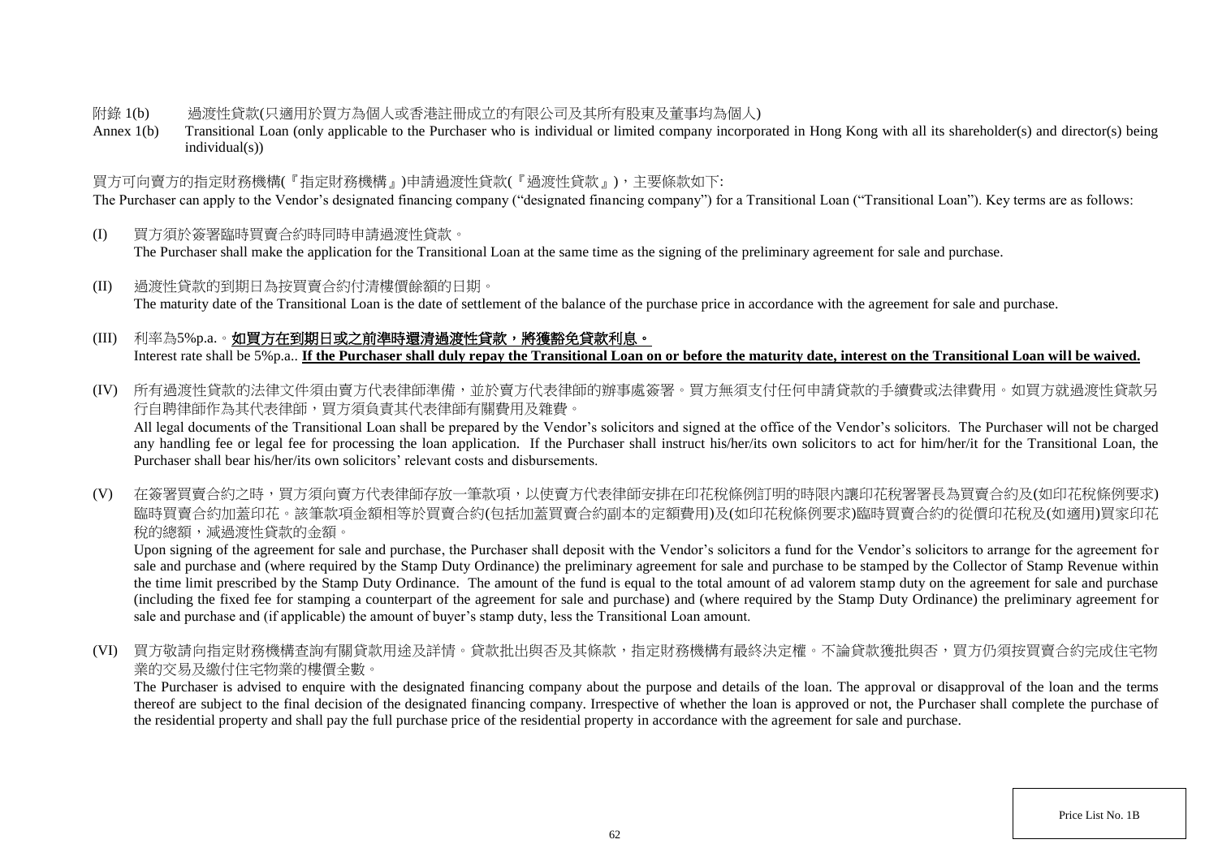附錄 1(b) 過渡性貸款(只適用於買方為個人或香港註冊成立的有限公司及其所有股東及董事均為個人)

Annex 1(b) Transitional Loan (only applicable to the Purchaser who is individual or limited company incorporated in Hong Kong with all its shareholder(s) and director(s) being individual(s))

買方可向賣方的指定財務機構(『指定財務機構』)申請過渡性貸款(『過渡性貸款』)，主要條款如下:

The Purchaser can apply to the Vendor's designated financing company ("designated financing company") for a Transitional Loan ("Transitional Loan"). Key terms are as follows:

(I) 買方須於簽署臨時買賣合約時同時申請過渡性貸款。
The Purchaser shall make the application for the Transitional Loan at the same time as the signing of the preliminary agreement for sale and purchase.

(II) 過渡性貸款的到期日為按買賣合約付清樓價餘額的日期。
The maturity date of the Transitional Loan is the date of settlement of the balance of the purchase price in accordance with the agreement for sale and purchase.

(III) 利率為5%p.a.。**如買方在到期日或之前準時還清過渡性貸款，將獲豁免貸款利息。**
Interest rate shall be 5%p.a.. **If the Purchaser shall duly repay the Transitional Loan on or before the maturity date, interest on the Transitional Loan will be waived.**

(IV) 所有過渡性貸款的法律文件須由賣方代表律師準備，並於賣方代表律師的辦事處簽署。買方無須支付任何申請貸款的手續費或法律費用。如買方就過渡性貸款另行自聘律師作為其代表律師，買方須負責其代表律師有關費用及雜費。
All legal documents of the Transitional Loan shall be prepared by the Vendor's solicitors and signed at the office of the Vendor's solicitors. The Purchaser will not be charged any handling fee or legal fee for processing the loan application. If the Purchaser shall instruct his/her/its own solicitors to act for him/her/it for the Transitional Loan, the Purchaser shall bear his/her/its own solicitors' relevant costs and disbursements.

(V) 在簽署買賣合約之時，買方須向賣方代表律師存放一筆款項，以使賣方代表律師安排在印花稅條例訂明的時限內讓印花稅署署長為買賣合約及(如印花稅條例要求)臨時買賣合約加蓋印花。該筆款項金額相等於買賣合約(包括加蓋買賣合約副本的定額費用)及(如印花稅條例要求)臨時買賣合約的從價印花稅及(如適用)買家印花稅的總額，減過渡性貸款的金額。
Upon signing of the agreement for sale and purchase, the Purchaser shall deposit with the Vendor's solicitors a fund for the Vendor's solicitors to arrange for the agreement for sale and purchase and (where required by the Stamp Duty Ordinance) the preliminary agreement for sale and purchase to be stamped by the Collector of Stamp Revenue within the time limit prescribed by the Stamp Duty Ordinance. The amount of the fund is equal to the total amount of ad valorem stamp duty on the agreement for sale and purchase (including the fixed fee for stamping a counterpart of the agreement for sale and purchase) and (where required by the Stamp Duty Ordinance) the preliminary agreement for sale and purchase and (if applicable) the amount of buyer's stamp duty, less the Transitional Loan amount.

(VI) 買方敬請向指定財務機構查詢有關貸款用途及詳情。貸款批出與否及其條款，指定財務機構有最終決定權。不論貸款獲批與否，買方仍須按買賣合約完成住宅物業的交易及繳付住宅物業的樓價全數。
The Purchaser is advised to enquire with the designated financing company about the purpose and details of the loan. The approval or disapproval of the loan and the terms thereof are subject to the final decision of the designated financing company. Irrespective of whether the loan is approved or not, the Purchaser shall complete the purchase of the residential property and shall pay the full purchase price of the residential property in accordance with the agreement for sale and purchase.

Price List No. 1B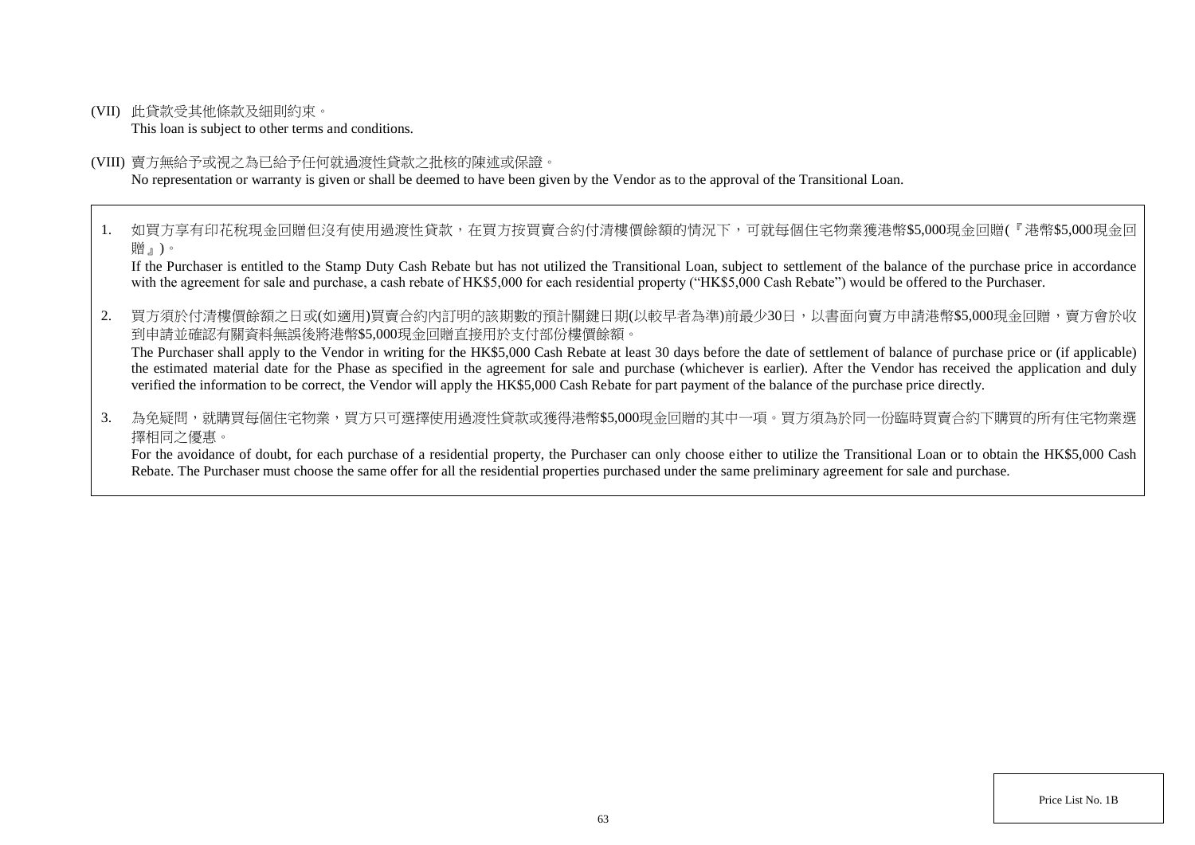(VII) 此貸款受其他條款及細則約束。
This loan is subject to other terms and conditions.

(VIII) 賣方無給予或視之為已給予任何就過渡性貸款之批核的陳述或保證。
No representation or warranty is given or shall be deemed to have been given by the Vendor as to the approval of the Transitional Loan.

1. 如買方享有印花稅現金回贈但沒有使用過渡性貸款，在買方按買賣合約付清樓價餘額的情況下，可就每個住宅物業獲港幣$5,000現金回贈(『港幣$5,000現金回贈』)。
If the Purchaser is entitled to the Stamp Duty Cash Rebate but has not utilized the Transitional Loan, subject to settlement of the balance of the purchase price in accordance with the agreement for sale and purchase, a cash rebate of HK$5,000 for each residential property ("HK$5,000 Cash Rebate") would be offered to the Purchaser.

2. 買方須於付清樓價餘額之日或(如適用)買賣合約內訂明的該期數的預計關鍵日期(以較早者為準)前最少30日，以書面向賣方申請港幣$5,000現金回贈，賣方會於收到申請並確認有關資料無誤後將港幣$5,000現金回贈直接用於支付部份樓價餘額。
The Purchaser shall apply to the Vendor in writing for the HK$5,000 Cash Rebate at least 30 days before the date of settlement of balance of purchase price or (if applicable) the estimated material date for the Phase as specified in the agreement for sale and purchase (whichever is earlier). After the Vendor has received the application and duly verified the information to be correct, the Vendor will apply the HK$5,000 Cash Rebate for part payment of the balance of the purchase price directly.

3. 為免疑問，就購買每個住宅物業，買方只可選擇使用過渡性貸款或獲得港幣$5,000現金回贈的其中一項。買方須為於同一份臨時買賣合約下購買的所有住宅物業選擇相同之優惠。
For the avoidance of doubt, for each purchase of a residential property, the Purchaser can only choose either to utilize the Transitional Loan or to obtain the HK$5,000 Cash Rebate. The Purchaser must choose the same offer for all the residential properties purchased under the same preliminary agreement for sale and purchase.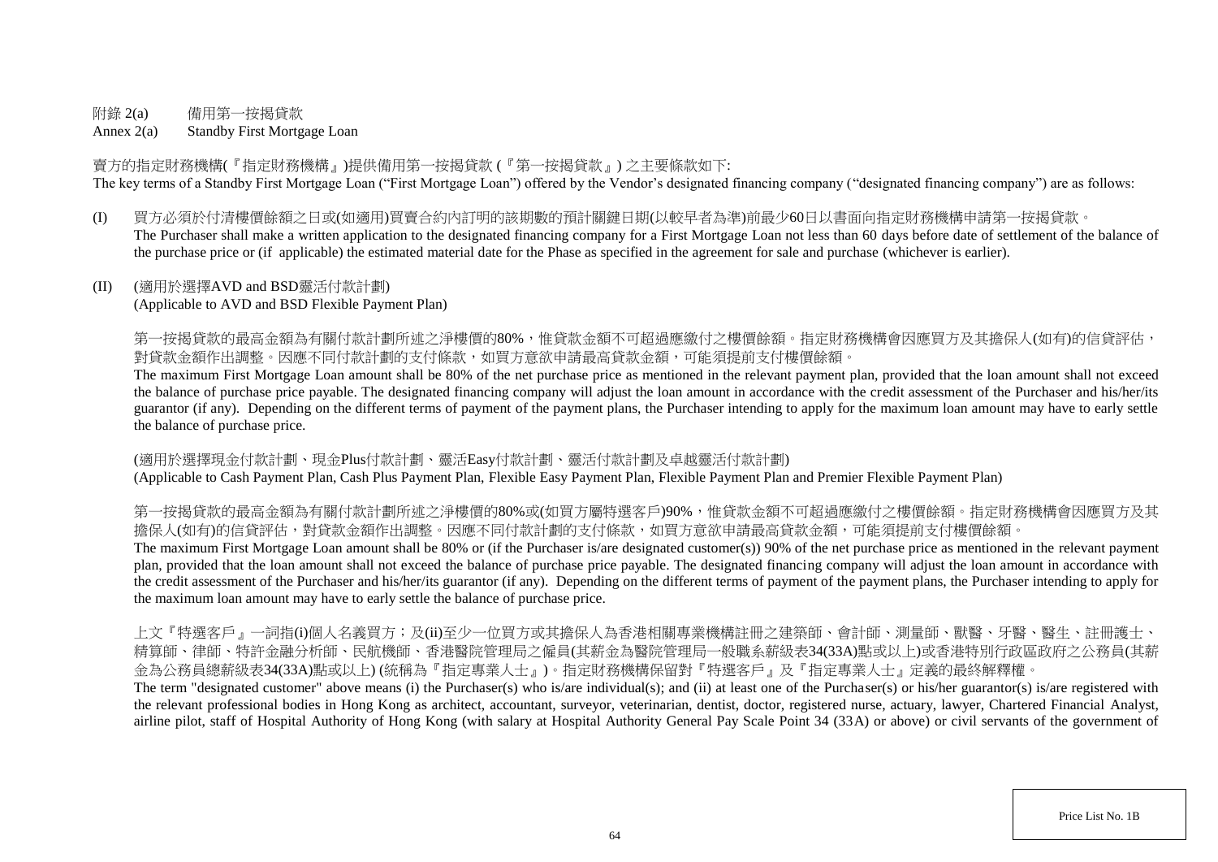附錄 2(a) 備用第一按揭貸款

Annex 2(a) Standby First Mortgage Loan

賣方的指定財務機構(『指定財務機構』)提供備用第一按揭貸款 (『第一按揭貸款』) 之主要條款如下:

The key terms of a Standby First Mortgage Loan ("First Mortgage Loan") offered by the Vendor's designated financing company ("designated financing company") are as follows:

(I) 買方必須於付清樓價餘額之日或(如適用)買賣合約內訂明的該期數的預計關鍵日期(以較早者為準)前最少60日以書面向指定財務機構申請第一按揭貸款。

The Purchaser shall make a written application to the designated financing company for a First Mortgage Loan not less than 60 days before date of settlement of the balance of the purchase price or (if applicable) the estimated material date for the Phase as specified in the agreement for sale and purchase (whichever is earlier).

(II) (適用於選擇AVD and BSD靈活付款計劃)
(Applicable to AVD and BSD Flexible Payment Plan)

第一按揭貸款的最高金額為有關付款計劃所述之淨樓價的80%，惟貸款金額不可超過應繳付之樓價餘額。指定財務機構會因應買方及其擔保人(如有)的信貸評估，對貸款金額作出調整。因應不同付款計劃的支付條款，如買方意欲申請最高貸款金額，可能須提前支付樓價餘額。

The maximum First Mortgage Loan amount shall be 80% of the net purchase price as mentioned in the relevant payment plan, provided that the loan amount shall not exceed the balance of purchase price payable. The designated financing company will adjust the loan amount in accordance with the credit assessment of the Purchaser and his/her/its guarantor (if any). Depending on the different terms of payment of the payment plans, the Purchaser intending to apply for the maximum loan amount may have to early settle the balance of purchase price.

(適用於選擇現金付款計劃、現金Plus付款計劃、靈活Easy付款計劃、靈活付款計劃及卓越靈活付款計劃)
(Applicable to Cash Payment Plan, Cash Plus Payment Plan, Flexible Easy Payment Plan, Flexible Payment Plan and Premier Flexible Payment Plan)

第一按揭貸款的最高金額為有關付款計劃所述之淨樓價的80%或(如買方屬特選客戶)90%，惟貸款金額不可超過應繳付之樓價餘額。指定財務機構會因應買方及其擔保人(如有)的信貸評估，對貸款金額作出調整。因應不同付款計劃的支付條款，如買方意欲申請最高貸款金額，可能須提前支付樓價餘額。

The maximum First Mortgage Loan amount shall be 80% or (if the Purchaser is/are designated customer(s)) 90% of the net purchase price as mentioned in the relevant payment plan, provided that the loan amount shall not exceed the balance of purchase price payable. The designated financing company will adjust the loan amount in accordance with the credit assessment of the Purchaser and his/her/its guarantor (if any). Depending on the different terms of payment of the payment plans, the Purchaser intending to apply for the maximum loan amount may have to early settle the balance of purchase price.

上文『特選客戶』一詞指(i)個人名義買方；及(ii)至少一位買方或其擔保人為香港相關專業機構註冊之建築師、會計師、測量師、獸醫、牙醫、醫生、註冊護士、精算師、律師、特許金融分析師、民航機師、香港醫院管理局之僱員(其薪金為醫院管理局一般職系薪級表34(33A)點或以上)或香港特別行政區政府之公務員(其薪金為公務員總薪級表34(33A)點或以上) (統稱為『指定專業人士』)。指定財務機構保留對『特選客戶』及『指定專業人士』定義的最終解釋權。

The term "designated customer" above means (i) the Purchaser(s) who is/are individual(s); and (ii) at least one of the Purchaser(s) or his/her guarantor(s) is/are registered with the relevant professional bodies in Hong Kong as architect, accountant, surveyor, veterinarian, dentist, doctor, registered nurse, actuary, lawyer, Chartered Financial Analyst, airline pilot, staff of Hospital Authority of Hong Kong (with salary at Hospital Authority General Pay Scale Point 34 (33A) or above) or civil servants of the government of

Price List No. 1B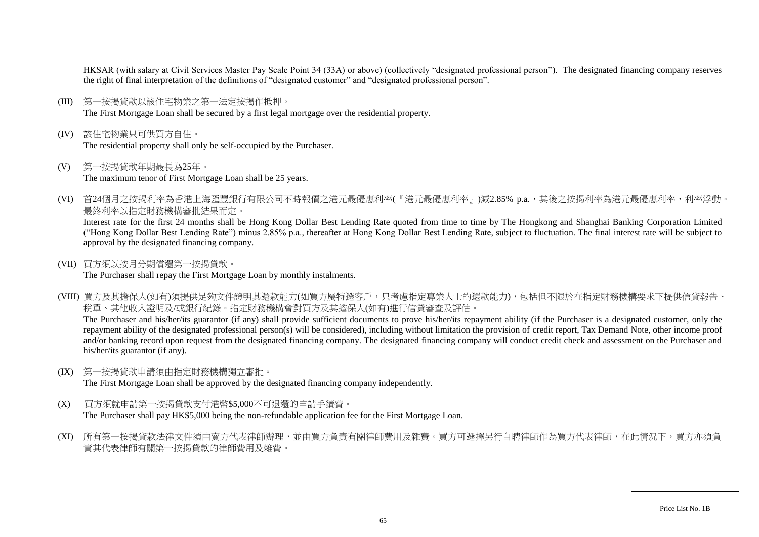HKSAR (with salary at Civil Services Master Pay Scale Point 34 (33A) or above) (collectively "designated professional person"). The designated financing company reserves the right of final interpretation of the definitions of "designated customer" and "designated professional person".

(III) 第一按揭貸款以該住宅物業之第一法定按揭作抵押。
The First Mortgage Loan shall be secured by a first legal mortgage over the residential property.

(IV) 該住宅物業只可供買方自住。
The residential property shall only be self-occupied by the Purchaser.

(V) 第一按揭貸款年期最長為25年。
The maximum tenor of First Mortgage Loan shall be 25 years.

(VI) 首24個月之按揭利率為香港上海匯豐銀行有限公司不時報價之港元最優惠利率(『港元最優惠利率』)減2.85% p.a.，其後之按揭利率為港元最優惠利率，利率浮動。最終利率以指定財務機構審批結果而定。
Interest rate for the first 24 months shall be Hong Kong Dollar Best Lending Rate quoted from time to time by The Hongkong and Shanghai Banking Corporation Limited ("Hong Kong Dollar Best Lending Rate") minus 2.85% p.a., thereafter at Hong Kong Dollar Best Lending Rate, subject to fluctuation. The final interest rate will be subject to approval by the designated financing company.

(VII) 買方須以按月分期償還第一按揭貸款。
The Purchaser shall repay the First Mortgage Loan by monthly instalments.

(VIII) 買方及其擔保人(如有)須提供足夠文件證明其還款能力(如買方屬特選客戶，只考慮指定專業人士的還款能力)，包括但不限於在指定財務機構要求下提供信貸報告、稅單、其他收入證明及/或銀行紀錄。指定財務機構會對買方及其擔保人(如有)進行信貸審查及評估。
The Purchaser and his/her/its guarantor (if any) shall provide sufficient documents to prove his/her/its repayment ability (if the Purchaser is a designated customer, only the repayment ability of the designated professional person(s) will be considered), including without limitation the provision of credit report, Tax Demand Note, other income proof and/or banking record upon request from the designated financing company. The designated financing company will conduct credit check and assessment on the Purchaser and his/her/its guarantor (if any).

(IX) 第一按揭貸款申請須由指定財務機構獨立審批。
The First Mortgage Loan shall be approved by the designated financing company independently.

(X) 買方須就申請第一按揭貸款支付港幣$5,000不可退還的申請手續費。
The Purchaser shall pay HK$5,000 being the non-refundable application fee for the First Mortgage Loan.

(XI) 所有第一按揭貸款法律文件須由賣方代表律師辦理，並由買方負責有關律師費用及雜費。買方可選擇另行自聘律師作為買方代表律師，在此情況下，買方亦須負責其代表律師有關第一按揭貸款的律師費用及雜費。

Price List No. 1B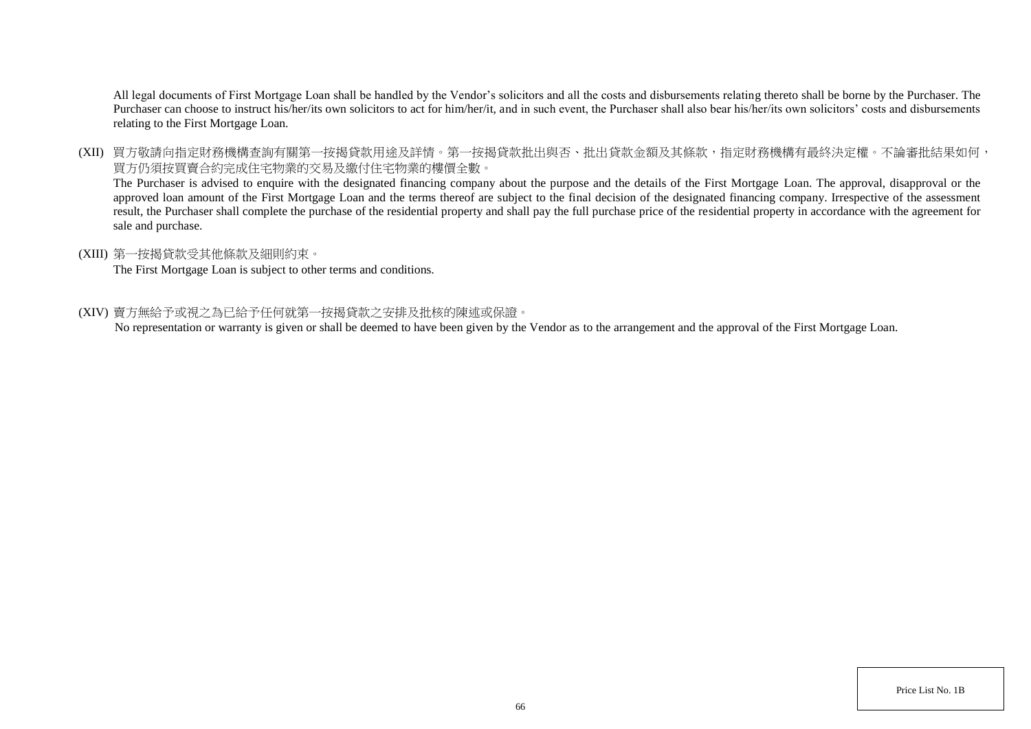All legal documents of First Mortgage Loan shall be handled by the Vendor's solicitors and all the costs and disbursements relating thereto shall be borne by the Purchaser. The Purchaser can choose to instruct his/her/its own solicitors to act for him/her/it, and in such event, the Purchaser shall also bear his/her/its own solicitors' costs and disbursements relating to the First Mortgage Loan.

(XII) 買方敬請向指定財務機構查詢有關第一按揭貸款用途及詳情。第一按揭貸款批出與否、批出貸款金額及其條款，指定財務機構有最終決定權。不論審批結果如何，買方仍須按買賣合約完成住宅物業的交易及繳付住宅物業的樓價全數。

The Purchaser is advised to enquire with the designated financing company about the purpose and the details of the First Mortgage Loan. The approval, disapproval or the approved loan amount of the First Mortgage Loan and the terms thereof are subject to the final decision of the designated financing company. Irrespective of the assessment result, the Purchaser shall complete the purchase of the residential property and shall pay the full purchase price of the residential property in accordance with the agreement for sale and purchase.

(XIII) 第一按揭貸款受其他條款及細則約束。

The First Mortgage Loan is subject to other terms and conditions.

(XIV) 賣方無給予或視之為已給予任何就第一按揭貸款之安排及批核的陳述或保證。

No representation or warranty is given or shall be deemed to have been given by the Vendor as to the arrangement and the approval of the First Mortgage Loan.

Price List No. 1B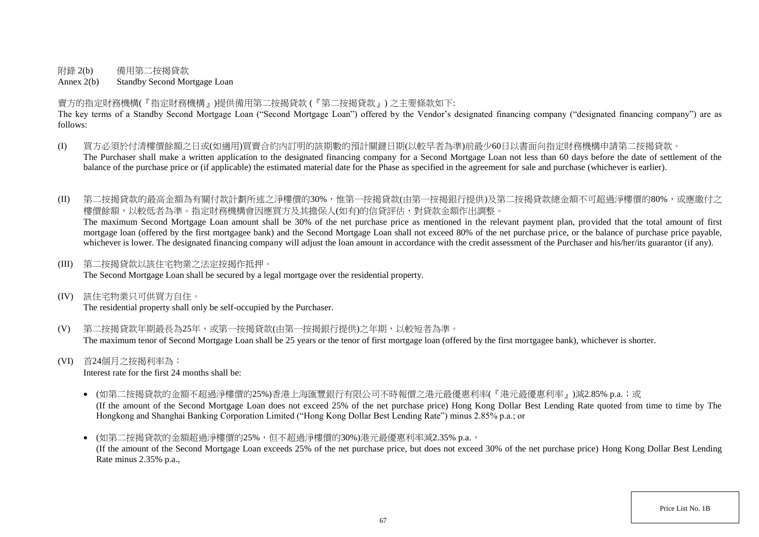附錄 2(b)　　備用第二按揭貸款

Annex 2(b)　　Standby Second Mortgage Loan

賣方的指定財務機構(『指定財務機構』)提供備用第二按揭貸款 (『第二按揭貸款』) 之主要條款如下:

The key terms of a Standby Second Mortgage Loan ("Second Mortgage Loan") offered by the Vendor's designated financing company ("designated financing company") are as follows:

(I) 買方必須於付清樓價餘額之日或(如適用)買賣合約內訂明的該期數的預計關鍵日期(以較早者為準)前最少60日以書面向指定財務機構申請第二按揭貸款。
The Purchaser shall make a written application to the designated financing company for a Second Mortgage Loan not less than 60 days before the date of settlement of the balance of the purchase price or (if applicable) the estimated material date for the Phase as specified in the agreement for sale and purchase (whichever is earlier).

(II) 第二按揭貸款的最高金額為有關付款計劃所述之淨樓價的30%，惟第一按揭貸款(由第一按揭銀行提供)及第二按揭貸款總金額不可超過淨樓價的80%，或應繳付之樓價餘額，以較低者為準。指定財務機構會因應買方及其擔保人(如有)的信貸評估，對貸款金額作出調整。
The maximum Second Mortgage Loan amount shall be 30% of the net purchase price as mentioned in the relevant payment plan, provided that the total amount of first mortgage loan (offered by the first mortgagee bank) and the Second Mortgage Loan shall not exceed 80% of the net purchase price, or the balance of purchase price payable, whichever is lower. The designated financing company will adjust the loan amount in accordance with the credit assessment of the Purchaser and his/her/its guarantor (if any).

(III) 第二按揭貸款以該住宅物業之法定按揭作抵押。
The Second Mortgage Loan shall be secured by a legal mortgage over the residential property.

(IV) 該住宅物業只可供買方自住。
The residential property shall only be self-occupied by the Purchaser.

(V) 第二按揭貸款年期最長為25年，或第一按揭貸款(由第一按揭銀行提供)之年期，以較短者為準。
The maximum tenor of Second Mortgage Loan shall be 25 years or the tenor of first mortgage loan (offered by the first mortgagee bank), whichever is shorter.

(VI) 首24個月之按揭利率為：
Interest rate for the first 24 months shall be:

- (如第二按揭貸款的金額不超過淨樓價的25%)香港上海匯豐銀行有限公司不時報價之港元最優惠利率(『港元最優惠利率』)減2.85% p.a.；或
(If the amount of the Second Mortgage Loan does not exceed 25% of the net purchase price) Hong Kong Dollar Best Lending Rate quoted from time to time by The Hongkong and Shanghai Banking Corporation Limited ("Hong Kong Dollar Best Lending Rate") minus 2.85% p.a.; or

- (如第二按揭貸款的金額超過淨樓價的25%，但不超過淨樓價的30%)港元最優惠利率減2.35% p.a.，
(If the amount of the Second Mortgage Loan exceeds 25% of the net purchase price, but does not exceed 30% of the net purchase price) Hong Kong Dollar Best Lending Rate minus 2.35% p.a.,

Price List No. 1B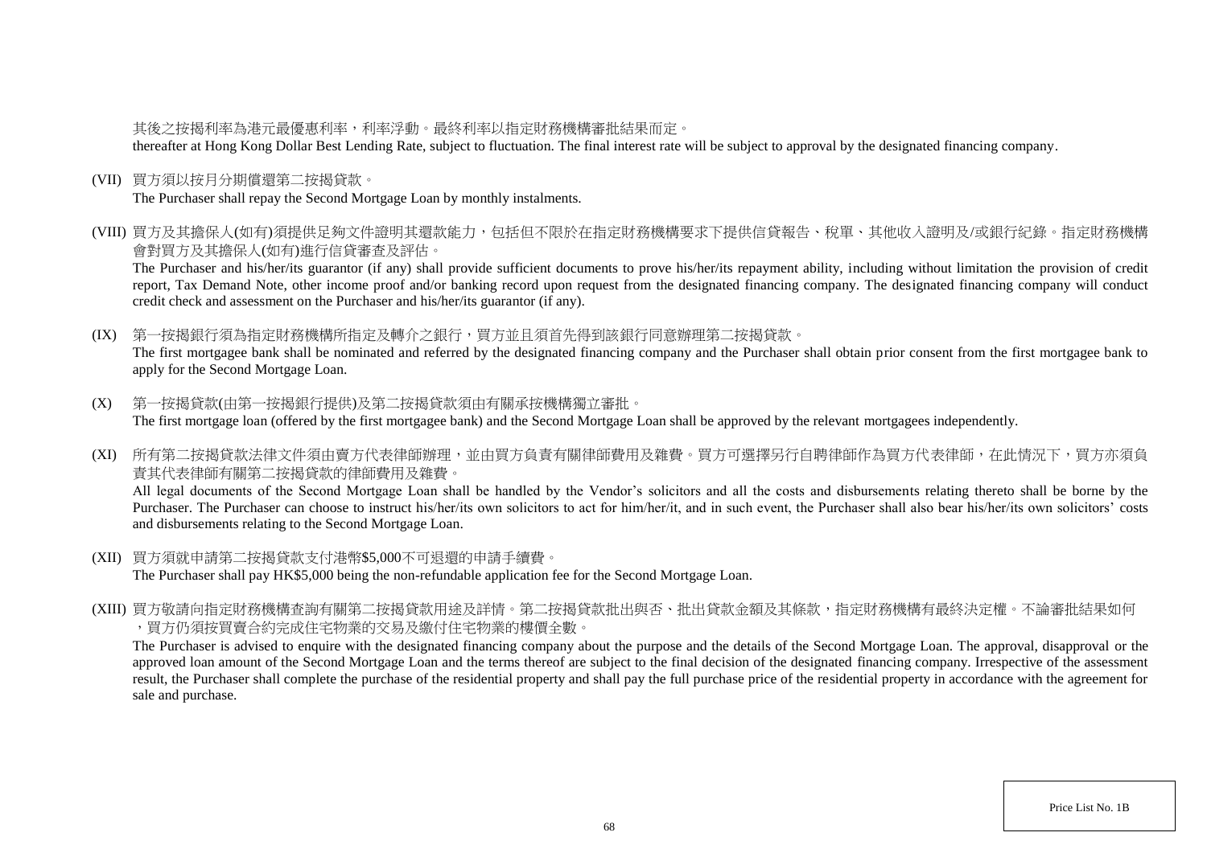其後之按揭利率為港元最優惠利率，利率浮動。最終利率以指定財務機構審批結果而定。
thereafter at Hong Kong Dollar Best Lending Rate, subject to fluctuation. The final interest rate will be subject to approval by the designated financing company.

(VII) 買方須以按月分期償還第二按揭貸款。
The Purchaser shall repay the Second Mortgage Loan by monthly instalments.

(VIII) 買方及其擔保人(如有)須提供足夠文件證明其還款能力，包括但不限於在指定財務機構要求下提供信貸報告、稅單、其他收入證明及/或銀行紀錄。指定財務機構會對買方及其擔保人(如有)進行信貸審查及評估。
The Purchaser and his/her/its guarantor (if any) shall provide sufficient documents to prove his/her/its repayment ability, including without limitation the provision of credit report, Tax Demand Note, other income proof and/or banking record upon request from the designated financing company. The designated financing company will conduct credit check and assessment on the Purchaser and his/her/its guarantor (if any).

(IX) 第一按揭銀行須為指定財務機構所指定及轉介之銀行，買方並且須首先得到該銀行同意辦理第二按揭貸款。
The first mortgagee bank shall be nominated and referred by the designated financing company and the Purchaser shall obtain prior consent from the first mortgagee bank to apply for the Second Mortgage Loan.

(X) 第一按揭貸款(由第一按揭銀行提供)及第二按揭貸款須由有關承按機構獨立審批。
The first mortgage loan (offered by the first mortgagee bank) and the Second Mortgage Loan shall be approved by the relevant mortgagees independently.

(XI) 所有第二按揭貸款法律文件須由賣方代表律師辦理，並由買方負責有關律師費用及雜費。買方可選擇另行自聘律師作為買方代表律師，在此情況下，買方亦須負責其代表律師有關第二按揭貸款的律師費用及雜費。
All legal documents of the Second Mortgage Loan shall be handled by the Vendor's solicitors and all the costs and disbursements relating thereto shall be borne by the Purchaser. The Purchaser can choose to instruct his/her/its own solicitors to act for him/her/it, and in such event, the Purchaser shall also bear his/her/its own solicitors' costs and disbursements relating to the Second Mortgage Loan.

(XII) 買方須就申請第二按揭貸款支付港幣$5,000不可退還的申請手續費。
The Purchaser shall pay HK$5,000 being the non-refundable application fee for the Second Mortgage Loan.

(XIII) 買方敬請向指定財務機構查詢有關第二按揭貸款用途及詳情。第二按揭貸款批出與否、批出貸款金額及其條款，指定財務機構有最終決定權。不論審批結果如何，買方仍須按買賣合約完成住宅物業的交易及繳付住宅物業的樓價全數。
The Purchaser is advised to enquire with the designated financing company about the purpose and the details of the Second Mortgage Loan. The approval, disapproval or the approved loan amount of the Second Mortgage Loan and the terms thereof are subject to the final decision of the designated financing company. Irrespective of the assessment result, the Purchaser shall complete the purchase of the residential property and shall pay the full purchase price of the residential property in accordance with the agreement for sale and purchase.

Price List No. 1B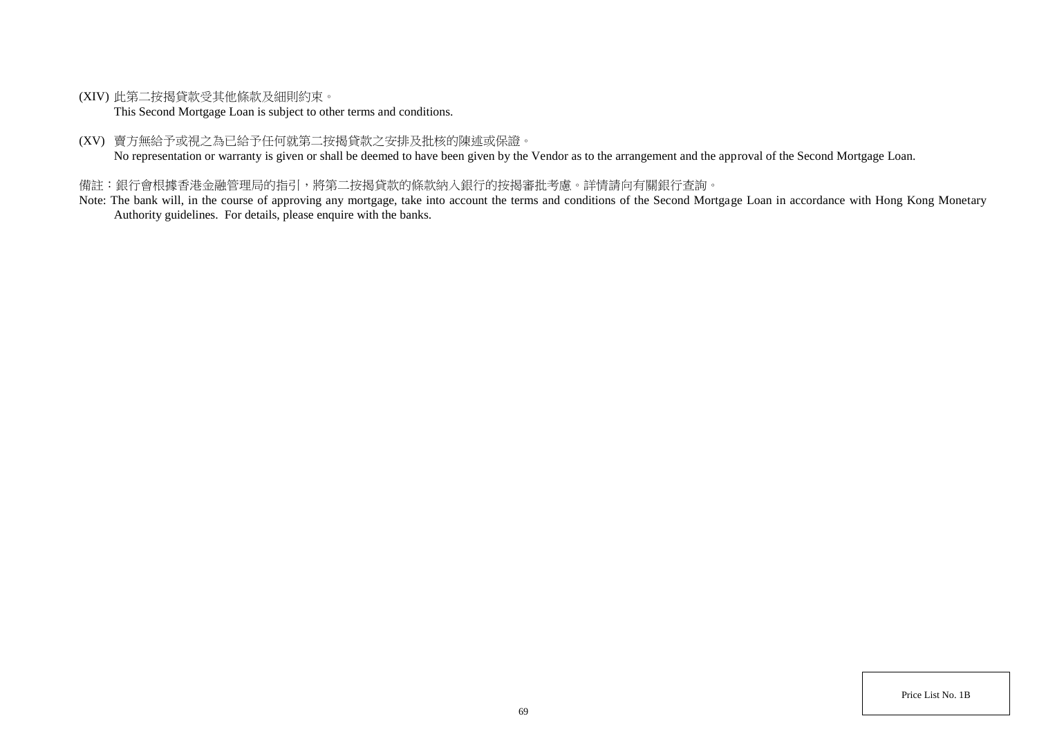(XIV) 此第二按揭貸款受其他條款及細則約束。
This Second Mortgage Loan is subject to other terms and conditions.

(XV) 賣方無給予或視之為已給予任何就第二按揭貸款之安排及批核的陳述或保證。
No representation or warranty is given or shall be deemed to have been given by the Vendor as to the arrangement and the approval of the Second Mortgage Loan.

備註：銀行會根據香港金融管理局的指引，將第二按揭貸款的條款納入銀行的按揭審批考慮。詳情請向有關銀行查詢。

Note: The bank will, in the course of approving any mortgage, take into account the terms and conditions of the Second Mortgage Loan in accordance with Hong Kong Monetary Authority guidelines. For details, please enquire with the banks.

Price List No. 1B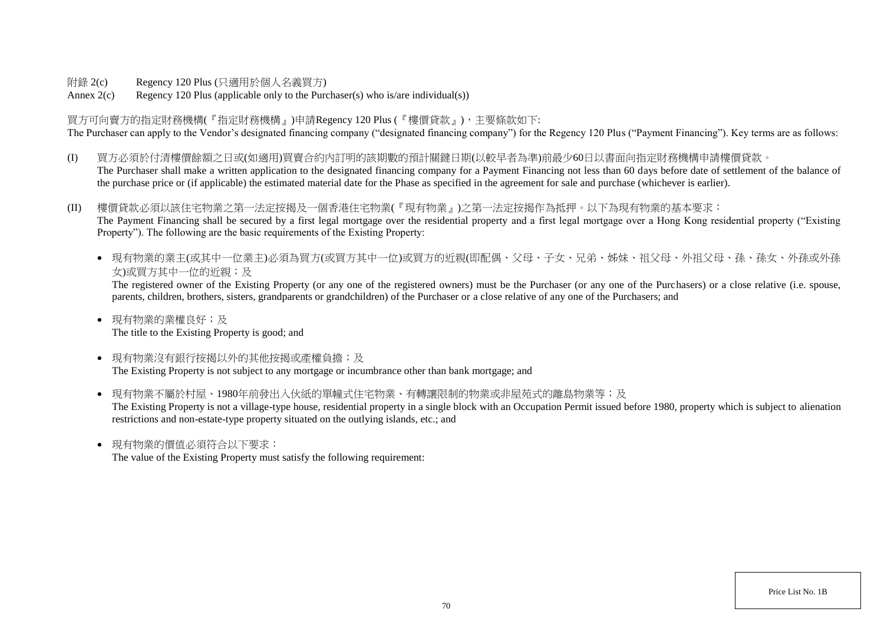附錄 2(c)　　Regency 120 Plus (只適用於個人名義買方)

Annex 2(c)　　Regency 120 Plus (applicable only to the Purchaser(s) who is/are individual(s))

買方可向賣方的指定財務機構(『指定財務機構』)申請Regency 120 Plus (『樓價貸款』)，主要條款如下:

The Purchaser can apply to the Vendor's designated financing company ("designated financing company") for the Regency 120 Plus ("Payment Financing"). Key terms are as follows:

(I) 買方必須於付清樓價餘額之日或(如適用)買賣合約內訂明的該期數的預計關鍵日期(以較早者為準)前最少60日以書面向指定財務機構申請樓價貸款。
The Purchaser shall make a written application to the designated financing company for a Payment Financing not less than 60 days before date of settlement of the balance of the purchase price or (if applicable) the estimated material date for the Phase as specified in the agreement for sale and purchase (whichever is earlier).

(II) 樓價貸款必須以該住宅物業之第一法定按揭及一個香港住宅物業(『現有物業』)之第一法定按揭作為抵押。以下為現有物業的基本要求：
The Payment Financing shall be secured by a first legal mortgage over the residential property and a first legal mortgage over a Hong Kong residential property ("Existing Property"). The following are the basic requirements of the Existing Property:

- 現有物業的業主(或其中一位業主)必須為買方(或買方其中一位)或買方的近親(即配偶、父母、子女、兄弟、姊妹、祖父母、外祖父母、孫、孫女、外孫或外孫女)或買方其中一位的近親；及
  The registered owner of the Existing Property (or any one of the registered owners) must be the Purchaser (or any one of the Purchasers) or a close relative (i.e. spouse, parents, children, brothers, sisters, grandparents or grandchildren) of the Purchaser or a close relative of any one of the Purchasers; and

- 現有物業的業權良好；及
  The title to the Existing Property is good; and

- 現有物業沒有銀行按揭以外的其他按揭或產權負擔；及
  The Existing Property is not subject to any mortgage or incumbrance other than bank mortgage; and

- 現有物業不屬於村屋、1980年前發出入伙紙的單幢式住宅物業、有轉讓限制的物業或非屋苑式的離島物業等；及
  The Existing Property is not a village-type house, residential property in a single block with an Occupation Permit issued before 1980, property which is subject to alienation restrictions and non-estate-type property situated on the outlying islands, etc.; and

- 現有物業的價值必須符合以下要求：
  The value of the Existing Property must satisfy the following requirement: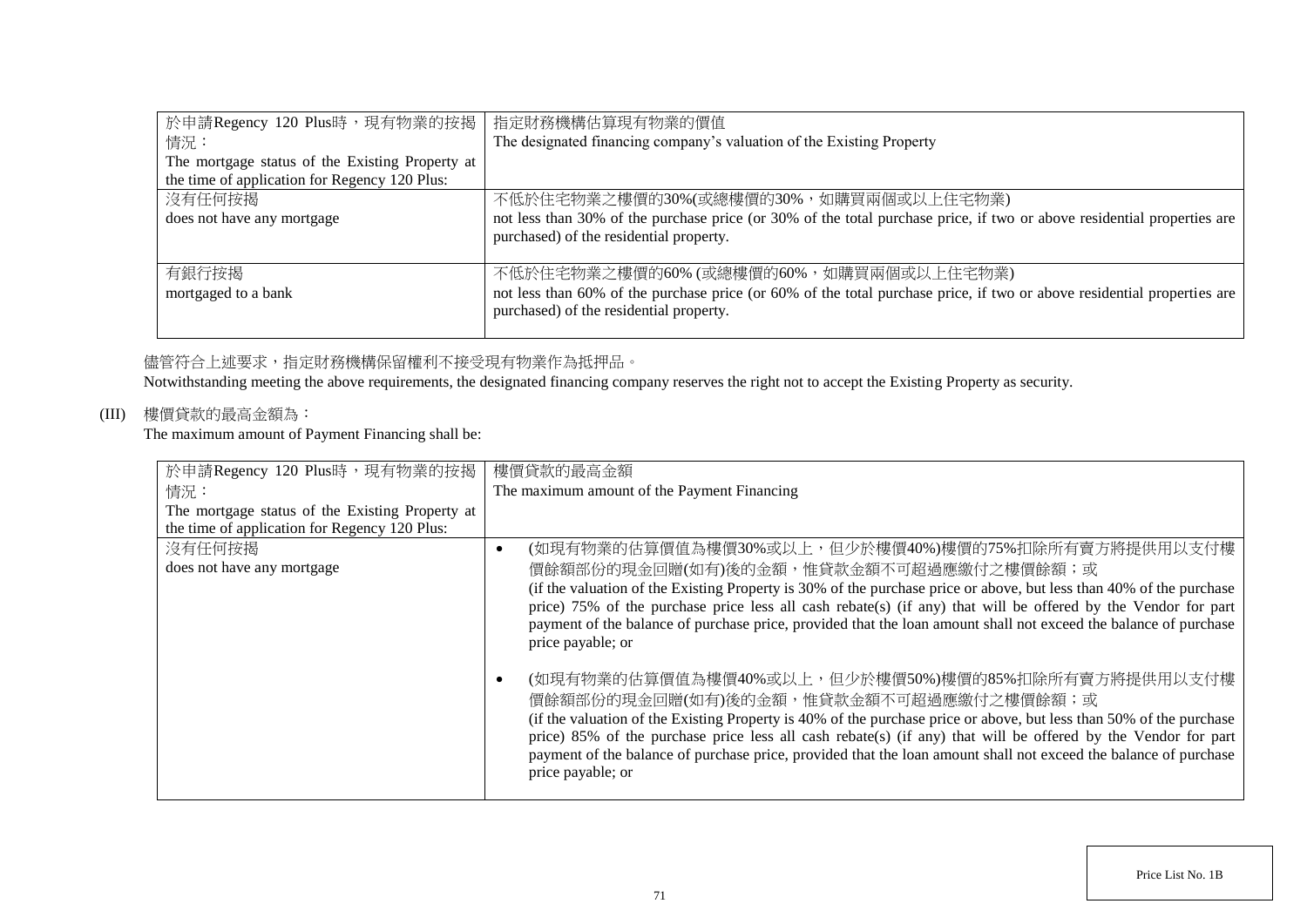| 於申請Regency 120 Plus時，現有物業的按揭情況：<br>The mortgage status of the Existing Property at the time of application for Regency 120 Plus: | 指定財務機構估算現有物業的價值<br>The designated financing company's valuation of the Existing Property |
| --- | --- |
| 沒有任何按揭<br>does not have any mortgage | 不低於住宅物業之樓價的30%(或總樓價的30%，如購買兩個或以上住宅物業)<br>not less than 30% of the purchase price (or 30% of the total purchase price, if two or above residential properties are purchased) of the residential property. |
| 有銀行按揭<br>mortgaged to a bank | 不低於住宅物業之樓價的60% (或總樓價的60%，如購買兩個或以上住宅物業)<br>not less than 60% of the purchase price (or 60% of the total purchase price, if two or above residential properties are purchased) of the residential property. |

儘管符合上述要求，指定財務機構保留權利不接受現有物業作為抵押品。

Notwithstanding meeting the above requirements, the designated financing company reserves the right not to accept the Existing Property as security.

(III) 樓價貸款的最高金額為：

The maximum amount of Payment Financing shall be:

| 於申請Regency 120 Plus時，現有物業的按揭情況：<br>The mortgage status of the Existing Property at the time of application for Regency 120 Plus: | 樓價貸款的最高金額<br>The maximum amount of the Payment Financing |
| --- | --- |
| 沒有任何按揭<br>does not have any mortgage | • (如現有物業的估算價值為樓價30%或以上，但少於樓價40%)樓價的75%扣除所有賣方將提供用以支付樓價餘額部份的現金回贈(如有)後的金額，惟貸款金額不可超過應繳付之樓價餘額；或<br>(if the valuation of the Existing Property is 30% of the purchase price or above, but less than 40% of the purchase price) 75% of the purchase price less all cash rebate(s) (if any) that will be offered by the Vendor for part payment of the balance of purchase price, provided that the loan amount shall not exceed the balance of purchase price payable; or<br><br>• (如現有物業的估算價值為樓價40%或以上，但少於樓價50%)樓價的85%扣除所有賣方將提供用以支付樓價餘額部份的現金回贈(如有)後的金額，惟貸款金額不可超過應繳付之樓價餘額；或<br>(if the valuation of the Existing Property is 40% of the purchase price or above, but less than 50% of the purchase price) 85% of the purchase price less all cash rebate(s) (if any) that will be offered by the Vendor for part payment of the balance of purchase price, provided that the loan amount shall not exceed the balance of purchase price payable; or |

Price List No. 1B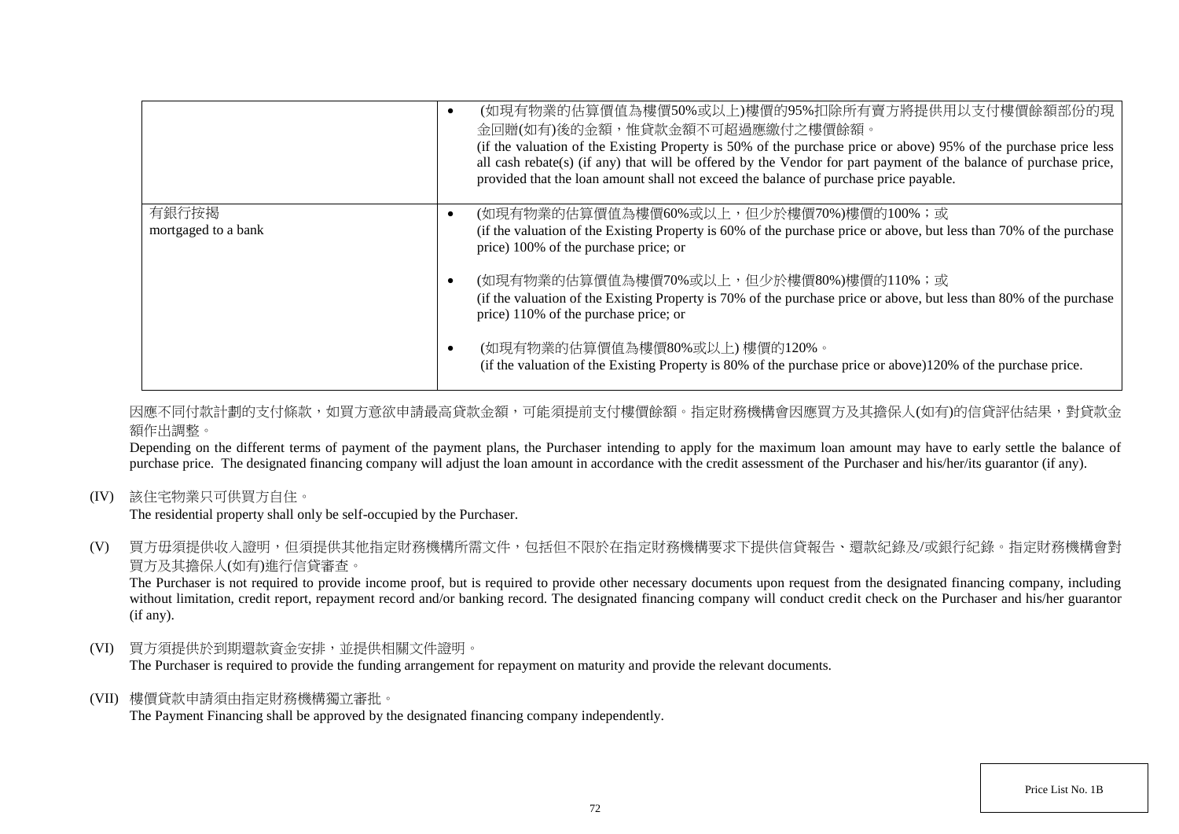| | |
|---|---|
| | • (如現有物業的估算價值為樓價50%或以上)樓價的95%扣除所有賣方將提供用以支付樓價餘額部份的現金回贈(如有)後的金額，惟貸款金額不可超過應繳付之樓價餘額。<br>(if the valuation of the Existing Property is 50% of the purchase price or above) 95% of the purchase price less all cash rebate(s) (if any) that will be offered by the Vendor for part payment of the balance of purchase price, provided that the loan amount shall not exceed the balance of purchase price payable. |
| 有銀行按揭<br>mortgaged to a bank | • (如現有物業的估算價值為樓價60%或以上，但少於樓價70%)樓價的100%；或<br>(if the valuation of the Existing Property is 60% of the purchase price or above, but less than 70% of the purchase price) 100% of the purchase price; or<br><br>• (如現有物業的估算價值為樓價70%或以上，但少於樓價80%)樓價的110%；或<br>(if the valuation of the Existing Property is 70% of the purchase price or above, but less than 80% of the purchase price) 110% of the purchase price; or<br><br>• (如現有物業的估算價值為樓價80%或以上) 樓價的120%。<br>(if the valuation of the Existing Property is 80% of the purchase price or above)120% of the purchase price. |

因應不同付款計劃的支付條款，如買方意欲申請最高貸款金額，可能須提前支付樓價餘額。指定財務機構會因應買方及其擔保人(如有)的信貸評估結果，對貸款金額作出調整。

Depending on the different terms of payment of the payment plans, the Purchaser intending to apply for the maximum loan amount may have to early settle the balance of purchase price. The designated financing company will adjust the loan amount in accordance with the credit assessment of the Purchaser and his/her/its guarantor (if any).

(IV) 該住宅物業只可供買方自住。
The residential property shall only be self-occupied by the Purchaser.

(V) 買方毋須提供收入證明，但須提供其他指定財務機構所需文件，包括但不限於在指定財務機構要求下提供信貸報告、還款紀錄及/或銀行紀錄。指定財務機構會對買方及其擔保人(如有)進行信貸審查。
The Purchaser is not required to provide income proof, but is required to provide other necessary documents upon request from the designated financing company, including without limitation, credit report, repayment record and/or banking record. The designated financing company will conduct credit check on the Purchaser and his/her guarantor (if any).

(VI) 買方須提供於到期還款資金安排，並提供相關文件證明。
The Purchaser is required to provide the funding arrangement for repayment on maturity and provide the relevant documents.

(VII) 樓價貸款申請須由指定財務機構獨立審批。
The Payment Financing shall be approved by the designated financing company independently.

Price List No. 1B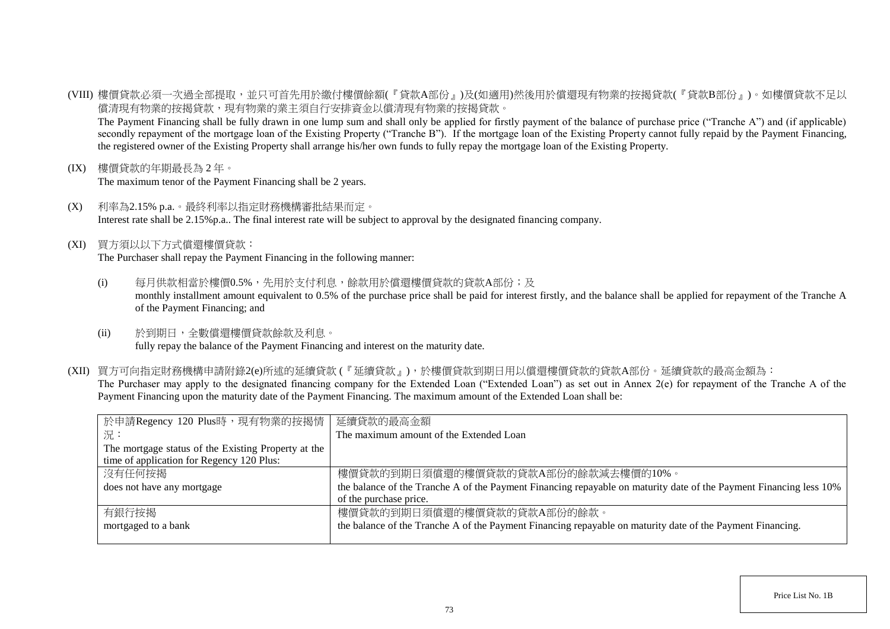(VIII) 樓價貸款必須一次過全部提取，並只可首先用於繳付樓價餘額(『貸款A部份』)及(如適用)然後用於償還現有物業的按揭貸款(『貸款B部份』)。如樓價貸款不足以償清現有物業的按揭貸款，現有物業的業主須自行安排資金以償清現有物業的按揭貸款。
The Payment Financing shall be fully drawn in one lump sum and shall only be applied for firstly payment of the balance of purchase price ("Tranche A") and (if applicable) secondly repayment of the mortgage loan of the Existing Property ("Tranche B"). If the mortgage loan of the Existing Property cannot fully repaid by the Payment Financing, the registered owner of the Existing Property shall arrange his/her own funds to fully repay the mortgage loan of the Existing Property.

(IX) 樓價貸款的年期最長為 2 年。
The maximum tenor of the Payment Financing shall be 2 years.

(X) 利率為2.15% p.a.。最終利率以指定財務機構審批結果而定。
Interest rate shall be 2.15%p.a.. The final interest rate will be subject to approval by the designated financing company.

(XI) 買方須以以下方式償還樓價貸款：
The Purchaser shall repay the Payment Financing in the following manner:

(i) 每月供款相當於樓價0.5%，先用於支付利息，餘款用於償還樓價貸款的貸款A部份；及
monthly installment amount equivalent to 0.5% of the purchase price shall be paid for interest firstly, and the balance shall be applied for repayment of the Tranche A of the Payment Financing; and

(ii) 於到期日，全數償還樓價貸款餘款及利息。
fully repay the balance of the Payment Financing and interest on the maturity date.

(XII) 買方可向指定財務機構申請附錄2(e)所述的延續貸款 (『延續貸款』)，於樓價貸款到期日用以償還樓價貸款的貸款A部份。延續貸款的最高金額為：
The Purchaser may apply to the designated financing company for the Extended Loan ("Extended Loan") as set out in Annex 2(e) for repayment of the Tranche A of the Payment Financing upon the maturity date of the Payment Financing. The maximum amount of the Extended Loan shall be:

| 於申請Regency 120 Plus時，現有物業的按揭情況：<br>The mortgage status of the Existing Property at the time of application for Regency 120 Plus: | 延續貸款的最高金額<br>The maximum amount of the Extended Loan |
|---|---|
| 沒有任何按揭<br>does not have any mortgage | 樓價貸款的到期日須償還的樓價貸款的貸款A部份的餘款減去樓價的10%。<br>the balance of the Tranche A of the Payment Financing repayable on maturity date of the Payment Financing less 10% of the purchase price. |
| 有銀行按揭<br>mortgaged to a bank | 樓價貸款的到期日須償還的樓價貸款的貸款A部份的餘款。<br>the balance of the Tranche A of the Payment Financing repayable on maturity date of the Payment Financing. |

Price List No. 1B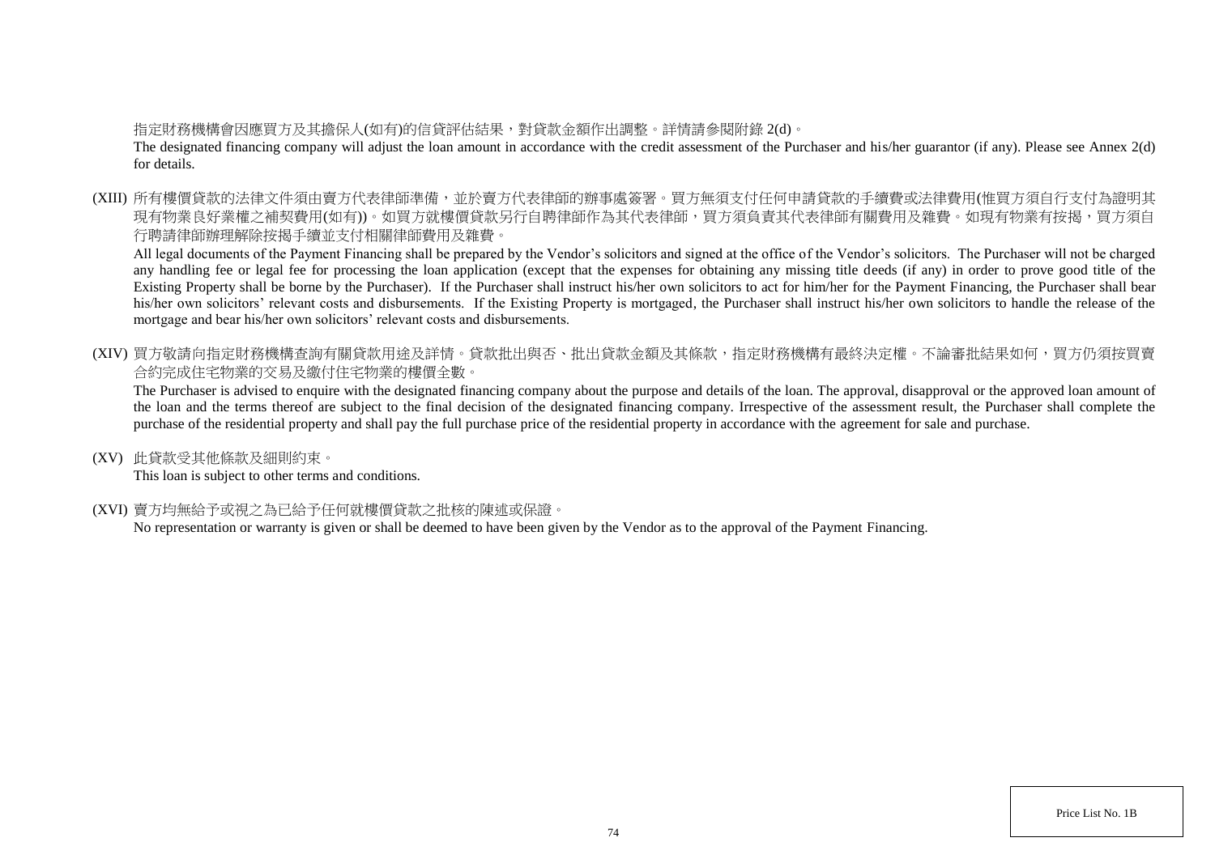指定財務機構會因應買方及其擔保人(如有)的信貸評估結果，對貸款金額作出調整。詳情請參閱附錄 2(d)。

The designated financing company will adjust the loan amount in accordance with the credit assessment of the Purchaser and his/her guarantor (if any). Please see Annex 2(d) for details.

(XIII) 所有樓價貸款的法律文件須由賣方代表律師準備，並於賣方代表律師的辦事處簽署。買方無須支付任何申請貸款的手續費或法律費用(惟買方須自行支付為證明其現有物業良好業權之補契費用(如有))。如買方就樓價貸款另行自聘律師作為其代表律師，買方須負責其代表律師有關費用及雜費。如現有物業有按揭，買方須自行聘請律師辦理解除按揭手續並支付相關律師費用及雜費。

All legal documents of the Payment Financing shall be prepared by the Vendor's solicitors and signed at the office of the Vendor's solicitors. The Purchaser will not be charged any handling fee or legal fee for processing the loan application (except that the expenses for obtaining any missing title deeds (if any) in order to prove good title of the Existing Property shall be borne by the Purchaser). If the Purchaser shall instruct his/her own solicitors to act for him/her for the Payment Financing, the Purchaser shall bear his/her own solicitors' relevant costs and disbursements. If the Existing Property is mortgaged, the Purchaser shall instruct his/her own solicitors to handle the release of the mortgage and bear his/her own solicitors' relevant costs and disbursements.

(XIV) 買方敬請向指定財務機構查詢有關貸款用途及詳情。貸款批出與否、批出貸款金額及其條款，指定財務機構有最終決定權。不論審批結果如何，買方仍須按買賣合約完成住宅物業的交易及繳付住宅物業的樓價全數。

The Purchaser is advised to enquire with the designated financing company about the purpose and details of the loan. The approval, disapproval or the approved loan amount of the loan and the terms thereof are subject to the final decision of the designated financing company. Irrespective of the assessment result, the Purchaser shall complete the purchase of the residential property and shall pay the full purchase price of the residential property in accordance with the agreement for sale and purchase.

(XV) 此貸款受其他條款及細則約束。

This loan is subject to other terms and conditions.

(XVI) 賣方均無給予或視之為已給予任何就樓價貸款之批核的陳述或保證。

No representation or warranty is given or shall be deemed to have been given by the Vendor as to the approval of the Payment Financing.

Price List No. 1B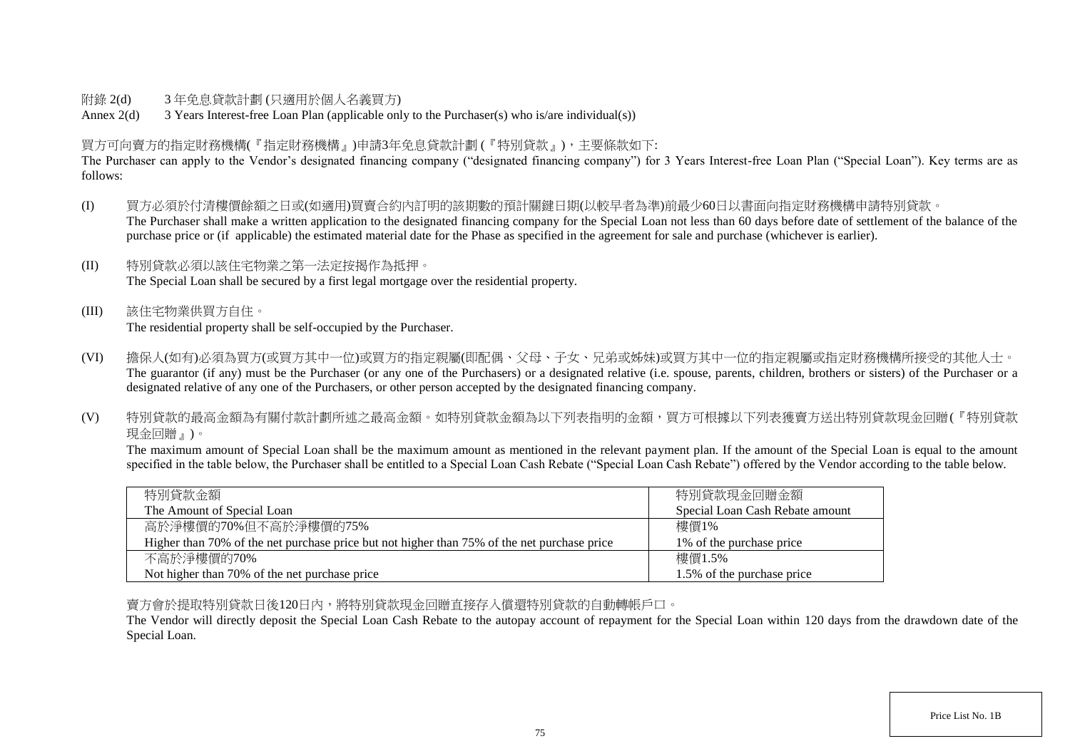附錄 2(d) 3 年免息貸款計劃 (只適用於個人名義買方)

Annex 2(d) 3 Years Interest-free Loan Plan (applicable only to the Purchaser(s) who is/are individual(s))

買方可向賣方的指定財務機構(『指定財務機構』)申請3年免息貸款計劃 (『特別貸款』)，主要條款如下:

The Purchaser can apply to the Vendor's designated financing company ("designated financing company") for 3 Years Interest-free Loan Plan ("Special Loan"). Key terms are as follows:

(I) 買方必須於付清樓價餘額之日或(如適用)買賣合約內訂明的該期數的預計關鍵日期(以較早者為準)前最少60日以書面向指定財務機構申請特別貸款。
The Purchaser shall make a written application to the designated financing company for the Special Loan not less than 60 days before date of settlement of the balance of the purchase price or (if applicable) the estimated material date for the Phase as specified in the agreement for sale and purchase (whichever is earlier).

(II) 特別貸款必須以該住宅物業之第一法定按揭作為抵押。
The Special Loan shall be secured by a first legal mortgage over the residential property.

(III) 該住宅物業供買方自住。
The residential property shall be self-occupied by the Purchaser.

(VI) 擔保人(如有)必須為買方(或買方其中一位)或買方的指定親屬(即配偶、父母、子女、兄弟或姊妹)或買方其中一位的指定親屬或指定財務機構所接受的其他人士。
The guarantor (if any) must be the Purchaser (or any one of the Purchasers) or a designated relative (i.e. spouse, parents, children, brothers or sisters) of the Purchaser or a designated relative of any one of the Purchasers, or other person accepted by the designated financing company.

(V) 特別貸款的最高金額為有關付款計劃所述之最高金額。如特別貸款金額為以下列表指明的金額，買方可根據以下列表獲賣方送出特別貸款現金回贈(『特別貸款現金回贈』)。
The maximum amount of Special Loan shall be the maximum amount as mentioned in the relevant payment plan. If the amount of the Special Loan is equal to the amount specified in the table below, the Purchaser shall be entitled to a Special Loan Cash Rebate ("Special Loan Cash Rebate") offered by the Vendor according to the table below.

| 特別貸款金額<br>The Amount of Special Loan | 特別貸款現金回贈金額<br>Special Loan Cash Rebate amount |
|---|---|
| 高於淨樓價的70%但不高於淨樓價的75%<br>Higher than 70% of the net purchase price but not higher than 75% of the net purchase price | 樓價1%<br>1% of the purchase price |
| 不高於淨樓價的70%<br>Not higher than 70% of the net purchase price | 樓價1.5%<br>1.5% of the purchase price |

賣方會於提取特別貸款日後120日內，將特別貸款現金回贈直接存入償還特別貸款的自動轉帳戶口。

The Vendor will directly deposit the Special Loan Cash Rebate to the autopay account of repayment for the Special Loan within 120 days from the drawdown date of the Special Loan.

Price List No. 1B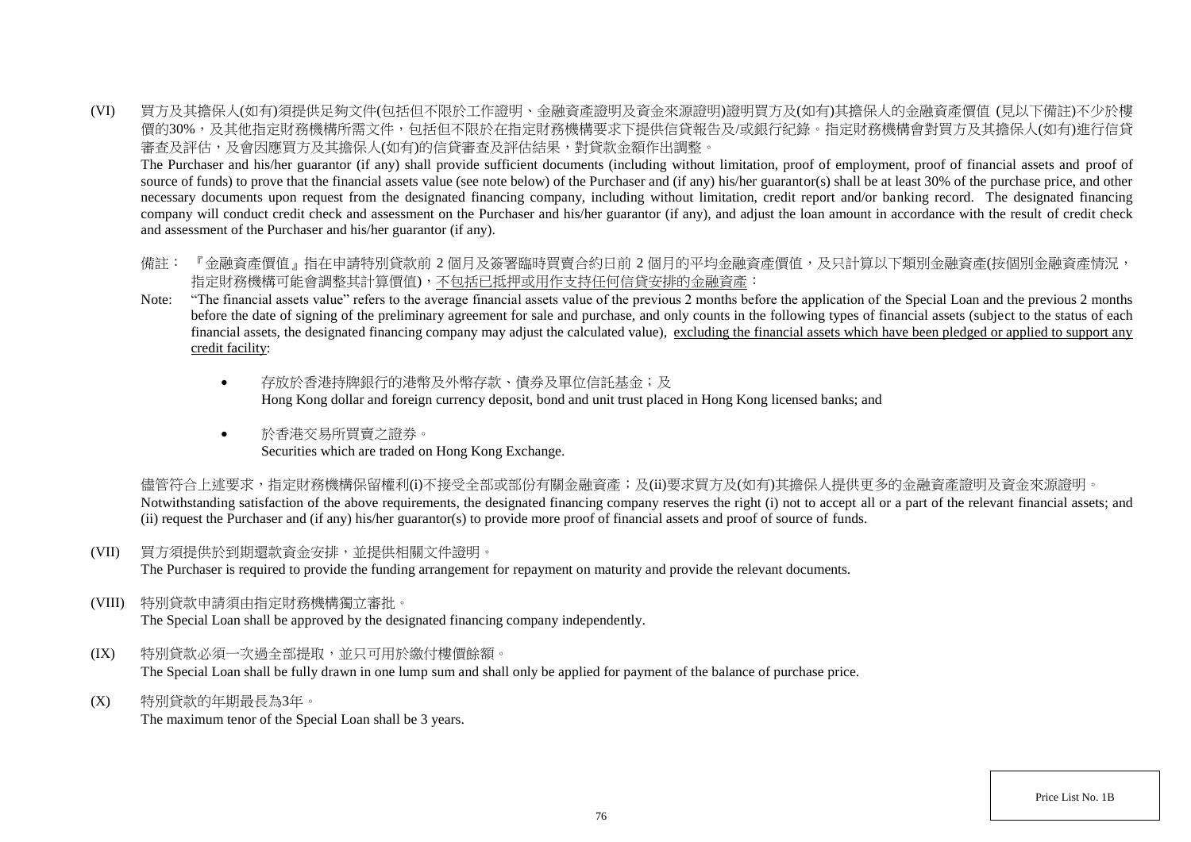(VI) 買方及其擔保人(如有)須提供足夠文件(包括但不限於工作證明、金融資產證明及資金來源證明)證明買方及(如有)其擔保人的金融資產價值 (見以下備註)不少於樓價的30%，及其他指定財務機構所需文件，包括但不限於在指定財務機構要求下提供信貸報告及/或銀行紀錄。指定財務機構會對買方及其擔保人(如有)進行信貸審查及評估，及會因應買方及其擔保人(如有)的信貸審查及評估結果，對貸款金額作出調整。

The Purchaser and his/her guarantor (if any) shall provide sufficient documents (including without limitation, proof of employment, proof of financial assets and proof of source of funds) to prove that the financial assets value (see note below) of the Purchaser and (if any) his/her guarantor(s) shall be at least 30% of the purchase price, and other necessary documents upon request from the designated financing company, including without limitation, credit report and/or banking record. The designated financing company will conduct credit check and assessment on the Purchaser and his/her guarantor (if any), and adjust the loan amount in accordance with the result of credit check and assessment of the Purchaser and his/her guarantor (if any).

備註：『金融資產價值』指在申請特別貸款前 2 個月及簽署臨時買賣合約日前 2 個月的平均金融資產價值，及只計算以下類別金融資產(按個別金融資產情況，指定財務機構可能會調整其計算價值)，<u>不包括已抵押或用作支持任何信貸安排的金融資產</u>：

Note: "The financial assets value" refers to the average financial assets value of the previous 2 months before the application of the Special Loan and the previous 2 months before the date of signing of the preliminary agreement for sale and purchase, and only counts in the following types of financial assets (subject to the status of each financial assets, the designated financing company may adjust the calculated value), <u>excluding the financial assets which have been pledged or applied to support any credit facility</u>:

- 存放於香港持牌銀行的港幣及外幣存款、債券及單位信託基金；及
  Hong Kong dollar and foreign currency deposit, bond and unit trust placed in Hong Kong licensed banks; and
- 於香港交易所買賣之證券。
  Securities which are traded on Hong Kong Exchange.

儘管符合上述要求，指定財務機構保留權利(i)不接受全部或部份有關金融資產；及(ii)要求買方及(如有)其擔保人提供更多的金融資產證明及資金來源證明。

Notwithstanding satisfaction of the above requirements, the designated financing company reserves the right (i) not to accept all or a part of the relevant financial assets; and (ii) request the Purchaser and (if any) his/her guarantor(s) to provide more proof of financial assets and proof of source of funds.

(VII) 買方須提供於到期還款資金安排，並提供相關文件證明。

The Purchaser is required to provide the funding arrangement for repayment on maturity and provide the relevant documents.

(VIII) 特別貸款申請須由指定財務機構獨立審批。

The Special Loan shall be approved by the designated financing company independently.

(IX) 特別貸款必須一次過全部提取，並只可用於繳付樓價餘額。

The Special Loan shall be fully drawn in one lump sum and shall only be applied for payment of the balance of purchase price.

(X) 特別貸款的年期最長為3年。

The maximum tenor of the Special Loan shall be 3 years.

Price List No. 1B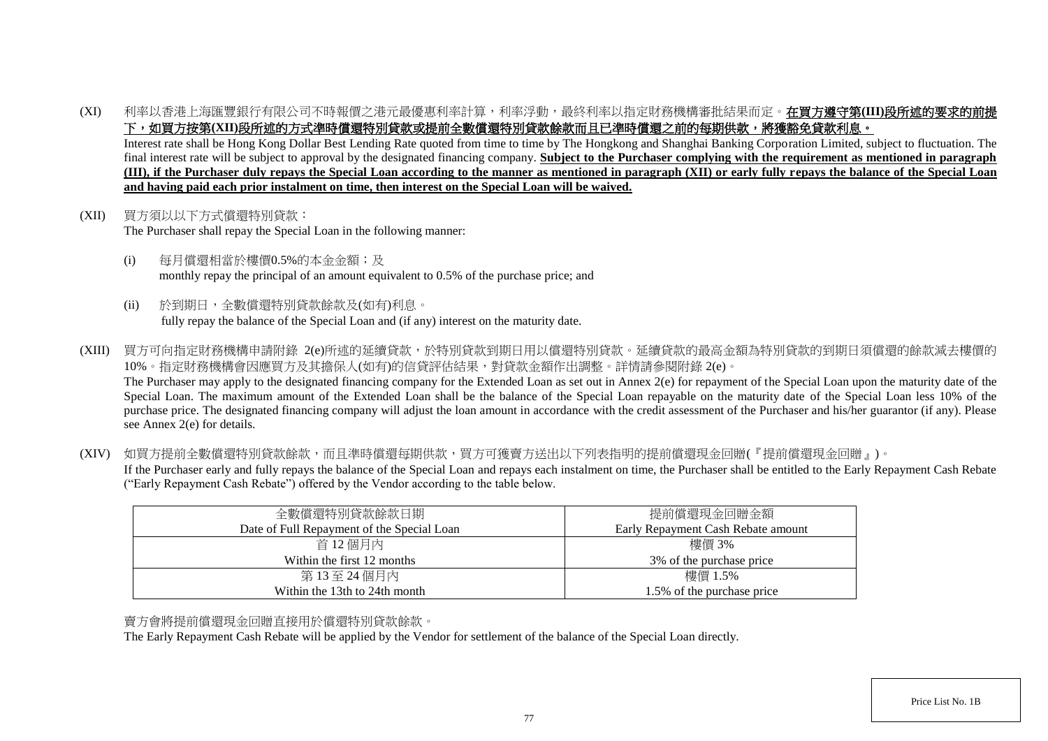(XI) 利率以香港上海匯豐銀行有限公司不時報價之港元最優惠利率計算，利率浮動，最終利率以指定財務機構審批結果而定。**在買方遵守第(III)段所述的要求的前提下，如買方按第(XII)段所述的方式準時償還特別貸款或提前全數償還特別貸款餘款而且已準時償還之前的每期供款，將獲豁免貸款利息。**
Interest rate shall be Hong Kong Dollar Best Lending Rate quoted from time to time by The Hongkong and Shanghai Banking Corporation Limited, subject to fluctuation. The final interest rate will be subject to approval by the designated financing company. **Subject to the Purchaser complying with the requirement as mentioned in paragraph (III), if the Purchaser duly repays the Special Loan according to the manner as mentioned in paragraph (XII) or early fully repays the balance of the Special Loan and having paid each prior instalment on time, then interest on the Special Loan will be waived.**

(XII) 買方須以以下方式償還特別貸款：
The Purchaser shall repay the Special Loan in the following manner:

(i) 每月償還相當於樓價0.5%的本金金額；及
monthly repay the principal of an amount equivalent to 0.5% of the purchase price; and

(ii) 於到期日，全數償還特別貸款餘款及(如有)利息。
fully repay the balance of the Special Loan and (if any) interest on the maturity date.

(XIII) 買方可向指定財務機構申請附錄 2(e)所述的延續貸款，於特別貸款到期日用以償還特別貸款。延續貸款的最高金額為特別貸款的到期日須償還的餘款減去樓價的10%。指定財務機構會因應買方及其擔保人(如有)的信貸評估結果，對貸款金額作出調整。詳情請參閱附錄 2(e)。
The Purchaser may apply to the designated financing company for the Extended Loan as set out in Annex 2(e) for repayment of the Special Loan upon the maturity date of the Special Loan. The maximum amount of the Extended Loan shall be the balance of the Special Loan repayable on the maturity date of the Special Loan less 10% of the purchase price. The designated financing company will adjust the loan amount in accordance with the credit assessment of the Purchaser and his/her guarantor (if any). Please see Annex 2(e) for details.

(XIV) 如買方提前全數償還特別貸款餘款，而且準時償還每期供款，買方可獲賣方送出以下列表指明的提前償還現金回贈(『提前償還現金回贈』)。
If the Purchaser early and fully repays the balance of the Special Loan and repays each instalment on time, the Purchaser shall be entitled to the Early Repayment Cash Rebate ("Early Repayment Cash Rebate") offered by the Vendor according to the table below.

| 全數償還特別貸款餘款日期<br>Date of Full Repayment of the Special Loan | 提前償還現金回贈金額<br>Early Repayment Cash Rebate amount |
|---|---|
| 首 12 個月內<br>Within the first 12 months | 樓價 3%<br>3% of the purchase price |
| 第 13 至 24 個月內<br>Within the 13th to 24th month | 樓價 1.5%<br>1.5% of the purchase price |

賣方會將提前償還現金回贈直接用於償還特別貸款餘款。
The Early Repayment Cash Rebate will be applied by the Vendor for settlement of the balance of the Special Loan directly.

Price List No. 1B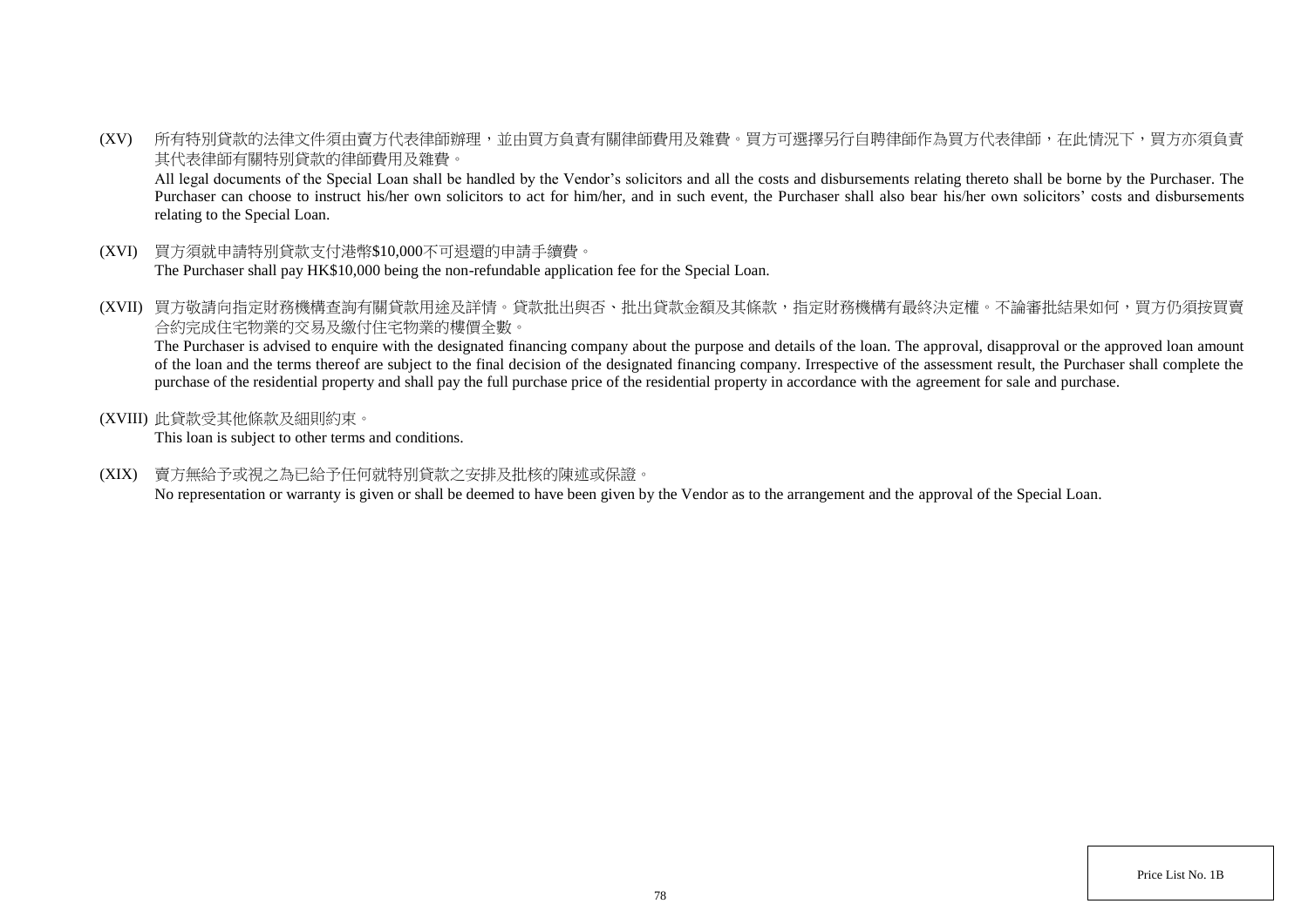(XV) 所有特別貸款的法律文件須由賣方代表律師辦理，並由買方負責有關律師費用及雜費。買方可選擇另行自聘律師作為買方代表律師，在此情況下，買方亦須負責其代表律師有關特別貸款的律師費用及雜費。
All legal documents of the Special Loan shall be handled by the Vendor's solicitors and all the costs and disbursements relating thereto shall be borne by the Purchaser. The Purchaser can choose to instruct his/her own solicitors to act for him/her, and in such event, the Purchaser shall also bear his/her own solicitors' costs and disbursements relating to the Special Loan.

(XVI) 買方須就申請特別貸款支付港幣$10,000不可退還的申請手續費。
The Purchaser shall pay HK$10,000 being the non-refundable application fee for the Special Loan.

(XVII) 買方敬請向指定財務機構查詢有關貸款用途及詳情。貸款批出與否、批出貸款金額及其條款，指定財務機構有最終決定權。不論審批結果如何，買方仍須按買賣合約完成住宅物業的交易及繳付住宅物業的樓價全數。
The Purchaser is advised to enquire with the designated financing company about the purpose and details of the loan. The approval, disapproval or the approved loan amount of the loan and the terms thereof are subject to the final decision of the designated financing company. Irrespective of the assessment result, the Purchaser shall complete the purchase of the residential property and shall pay the full purchase price of the residential property in accordance with the agreement for sale and purchase.

(XVIII) 此貸款受其他條款及細則約束。
This loan is subject to other terms and conditions.

(XIX) 賣方無給予或視之為已給予任何就特別貸款之安排及批核的陳述或保證。
No representation or warranty is given or shall be deemed to have been given by the Vendor as to the arrangement and the approval of the Special Loan.

Price List No. 1B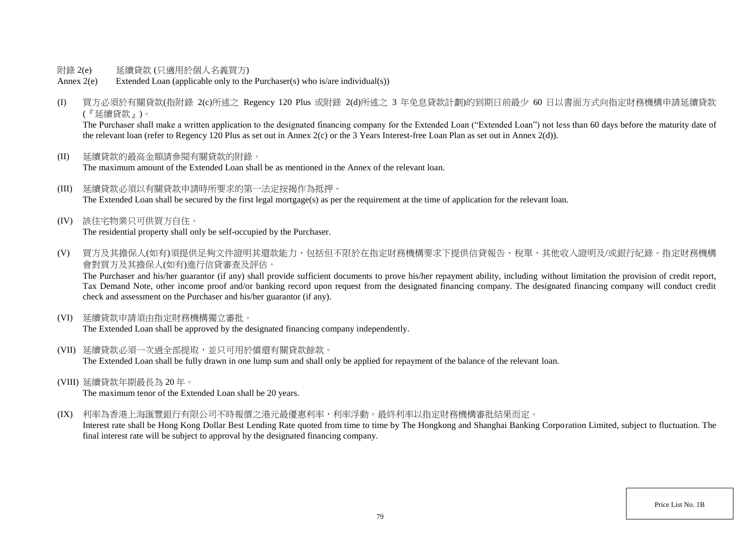附錄 2(e)　　延續貸款 (只適用於個人名義買方)

Annex 2(e)　　Extended Loan (applicable only to the Purchaser(s) who is/are individual(s))

(I) 買方必須於有關貸款(指附錄 2(c)所述之 Regency 120 Plus 或附錄 2(d)所述之 3 年免息貸款計劃)的到期日前最少 60 日以書面方式向指定財務機構申請延續貸款(『延續貸款』)。

The Purchaser shall make a written application to the designated financing company for the Extended Loan ("Extended Loan") not less than 60 days before the maturity date of the relevant loan (refer to Regency 120 Plus as set out in Annex 2(c) or the 3 Years Interest-free Loan Plan as set out in Annex 2(d)).

(II) 延續貸款的最高金額請參閱有關貸款的附錄。

The maximum amount of the Extended Loan shall be as mentioned in the Annex of the relevant loan.

(III) 延續貸款必須以有關貸款申請時所要求的第一法定按揭作為抵押。

The Extended Loan shall be secured by the first legal mortgage(s) as per the requirement at the time of application for the relevant loan.

(IV) 該住宅物業只可供買方自住。

The residential property shall only be self-occupied by the Purchaser.

(V) 買方及其擔保人(如有)須提供足夠文件證明其還款能力，包括但不限於在指定財務機構要求下提供信貸報告、稅單、其他收入證明及/或銀行紀錄。指定財務機構會對買方及其擔保人(如有)進行信貸審查及評估。

The Purchaser and his/her guarantor (if any) shall provide sufficient documents to prove his/her repayment ability, including without limitation the provision of credit report, Tax Demand Note, other income proof and/or banking record upon request from the designated financing company. The designated financing company will conduct credit check and assessment on the Purchaser and his/her guarantor (if any).

(VI) 延續貸款申請須由指定財務機構獨立審批。

The Extended Loan shall be approved by the designated financing company independently.

(VII) 延續貸款必須一次過全部提取，並只可用於償還有關貸款餘款。

The Extended Loan shall be fully drawn in one lump sum and shall only be applied for repayment of the balance of the relevant loan.

(VIII) 延續貸款年期最長為 20 年。

The maximum tenor of the Extended Loan shall be 20 years.

(IX) 利率為香港上海匯豐銀行有限公司不時報價之港元最優惠利率，利率浮動。最終利率以指定財務機構審批結果而定。

Interest rate shall be Hong Kong Dollar Best Lending Rate quoted from time to time by The Hongkong and Shanghai Banking Corporation Limited, subject to fluctuation. The final interest rate will be subject to approval by the designated financing company.

Price List No. 1B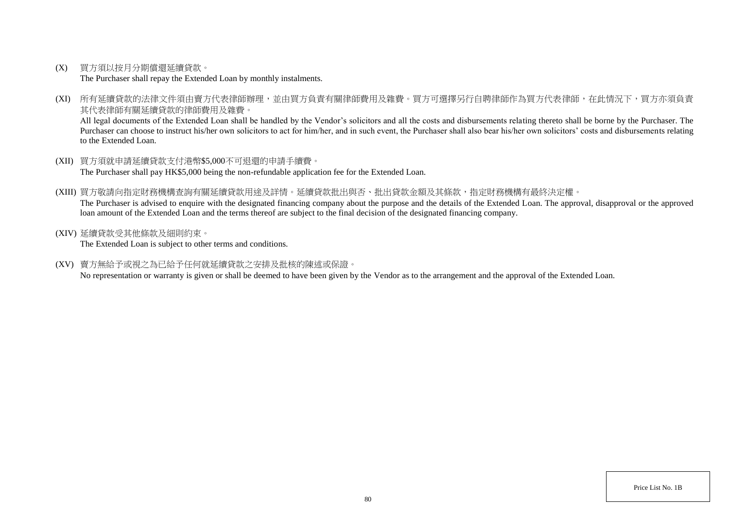(X) 買方須以按月分期償還延續貸款。
The Purchaser shall repay the Extended Loan by monthly instalments.

(XI) 所有延續貸款的法律文件須由賣方代表律師辦理，並由買方負責有關律師費用及雜費。買方可選擇另行自聘律師作為買方代表律師，在此情況下，買方亦須負責其代表律師有關延續貸款的律師費用及雜費。
All legal documents of the Extended Loan shall be handled by the Vendor's solicitors and all the costs and disbursements relating thereto shall be borne by the Purchaser. The Purchaser can choose to instruct his/her own solicitors to act for him/her, and in such event, the Purchaser shall also bear his/her own solicitors' costs and disbursements relating to the Extended Loan.

(XII) 買方須就申請延續貸款支付港幣$5,000不可退還的申請手續費。
The Purchaser shall pay HK$5,000 being the non-refundable application fee for the Extended Loan.

(XIII) 買方敬請向指定財務機構查詢有關延續貸款用途及詳情。延續貸款批出與否、批出貸款金額及其條款，指定財務機構有最終決定權。
The Purchaser is advised to enquire with the designated financing company about the purpose and the details of the Extended Loan. The approval, disapproval or the approved loan amount of the Extended Loan and the terms thereof are subject to the final decision of the designated financing company.

(XIV) 延續貸款受其他條款及細則約束。
The Extended Loan is subject to other terms and conditions.

(XV) 賣方無給予或視之為已給予任何就延續貸款之安排及批核的陳述或保證。
No representation or warranty is given or shall be deemed to have been given by the Vendor as to the arrangement and the approval of the Extended Loan.

Price List No. 1B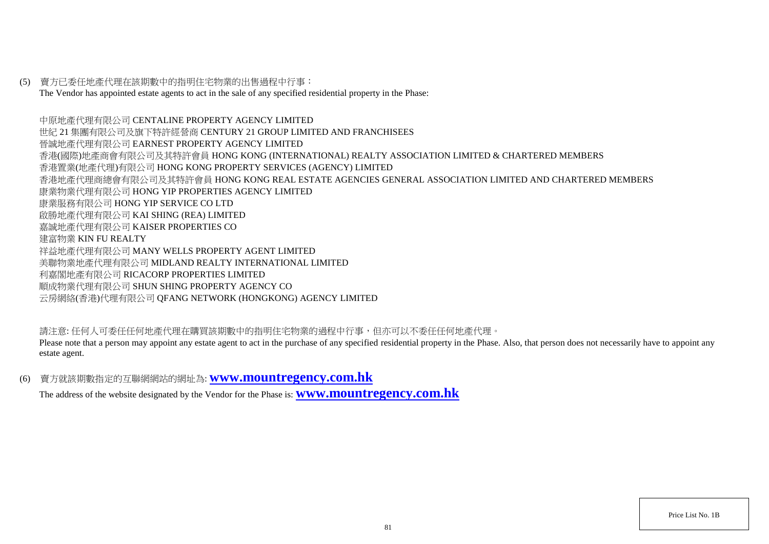(5) 賣方已委任地產代理在該期數中的指明住宅物業的出售過程中行事：
The Vendor has appointed estate agents to act in the sale of any specified residential property in the Phase:

中原地產代理有限公司 CENTALINE PROPERTY AGENCY LIMITED
世紀 21 集團有限公司及旗下特許經營商 CENTURY 21 GROUP LIMITED AND FRANCHISEES
晉誠地產代理有限公司 EARNEST PROPERTY AGENCY LIMITED
香港(國際)地產商會有限公司及其特許會員 HONG KONG (INTERNATIONAL) REALTY ASSOCIATION LIMITED & CHARTERED MEMBERS
香港置業(地產代理)有限公司 HONG KONG PROPERTY SERVICES (AGENCY) LIMITED
香港地產代理商總會有限公司及其特許會員 HONG KONG REAL ESTATE AGENCIES GENERAL ASSOCIATION LIMITED AND CHARTERED MEMBERS
康業物業代理有限公司 HONG YIP PROPERTIES AGENCY LIMITED
康業服務有限公司 HONG YIP SERVICE CO LTD
啟勝地產代理有限公司 KAI SHING (REA) LIMITED
嘉誠地產代理有限公司 KAISER PROPERTIES CO
建富物業 KIN FU REALTY
祥益地產代理有限公司 MANY WELLS PROPERTY AGENT LIMITED
美聯物業地產代理有限公司 MIDLAND REALTY INTERNATIONAL LIMITED
利嘉閣地產有限公司 RICACORP PROPERTIES LIMITED
順成物業代理有限公司 SHUN SHING PROPERTY AGENCY CO
云房網絡(香港)代理有限公司 QFANG NETWORK (HONGKONG) AGENCY LIMITED

請注意: 任何人可委任任何地產代理在購買該期數中的指明住宅物業的過程中行事，但亦可以不委任任何地產代理。
Please note that a person may appoint any estate agent to act in the purchase of any specified residential property in the Phase. Also, that person does not necessarily have to appoint any estate agent.

(6) 賣方就該期數指定的互聯網網站的網址為: **www.mountregency.com.hk**
The address of the website designated by the Vendor for the Phase is: **www.mountregency.com.hk**

Price List No. 1B